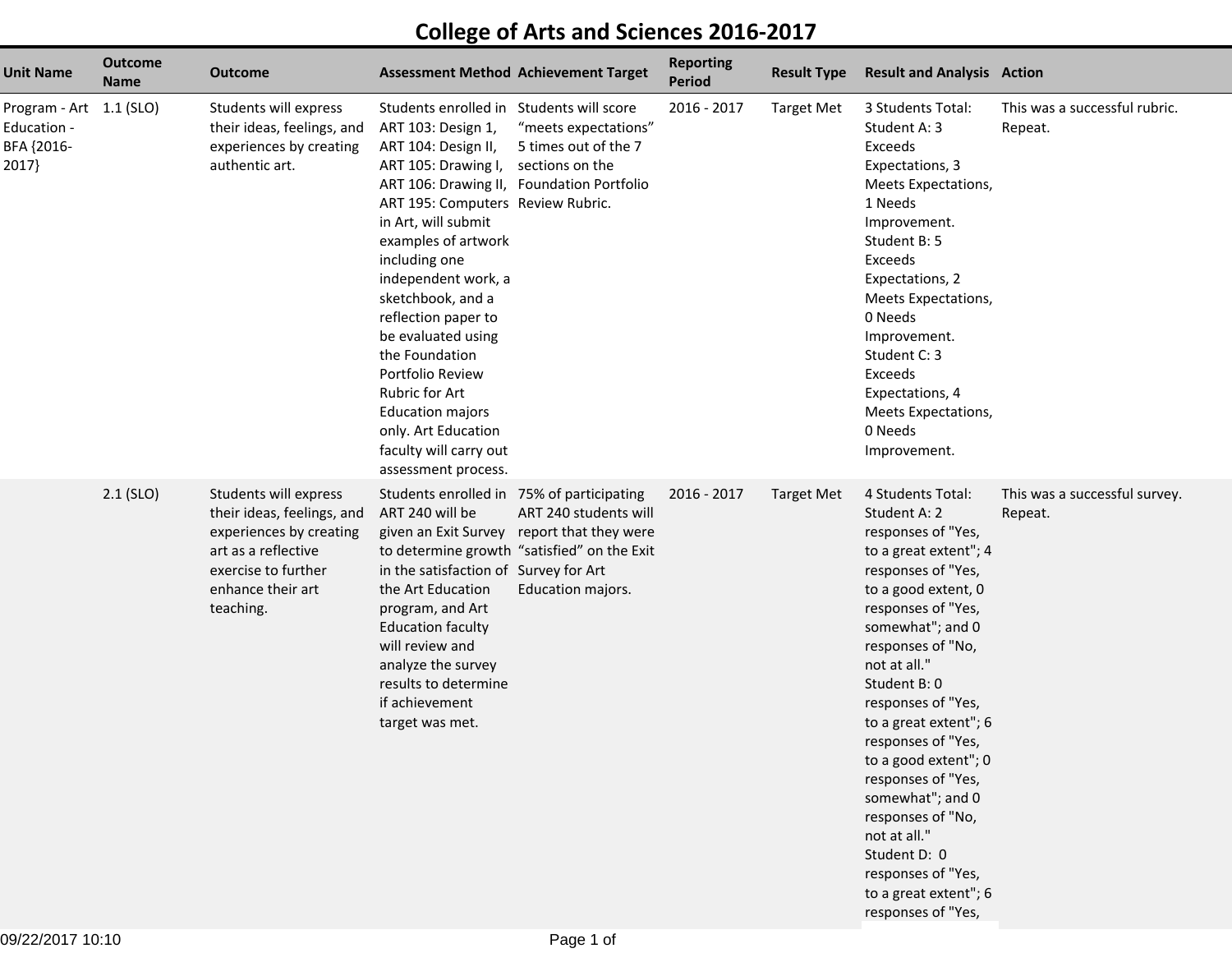# College of Arts and Sciences 2016-2017

| Unit Name | Outcome Name | Outcome | Assessment Method | Achievement Target | Reporting Period | Result Type | Result and Analysis | Action |
|---|---|---|---|---|---|---|---|---|
| Program - Art Education - BFA {2016-2017} | 1.1 (SLO) | Students will express their ideas, feelings, and experiences by creating authentic art. | Students enrolled in ART 103: Design 1, ART 104: Design II, ART 105: Drawing I, ART 106: Drawing II, ART 195: Computers in Art, will submit examples of artwork including one independent work, a sketchbook, and a reflection paper to be evaluated using the Foundation Portfolio Review Rubric for Art Education majors only. Art Education faculty will carry out assessment process. | Students will score “meets expectations” 5 times out of the 7 sections on the Foundation Portfolio Review Rubric. | 2016 - 2017 | Target Met | 3 Students Total: Student A: 3 Exceeds Expectations, 3 Meets Expectations, 1 Needs Improvement. Student B: 5 Exceeds Expectations, 2 Meets Expectations, 0 Needs Improvement. Student C: 3 Exceeds Expectations, 4 Meets Expectations, 0 Needs Improvement. | This was a successful rubric. Repeat. |
| | 2.1 (SLO) | Students will express their ideas, feelings, and experiences by creating art as a reflective exercise to further enhance their art teaching. | Students enrolled in ART 240 will be given an Exit Survey to determine growth in the satisfaction of the Art Education program, and Art Education faculty will review and analyze the survey results to determine if achievement target was met. | 75% of participating ART 240 students will report that they were “satisfied” on the Exit Survey for Art Education majors. | 2016 - 2017 | Target Met | 4 Students Total: Student A: 2 responses of "Yes, to a great extent"; 4 responses of "Yes, to a good extent, 0 responses of "Yes, somewhat"; and 0 responses of "No, not at all." Student B: 0 responses of "Yes, to a great extent"; 6 responses of "Yes, to a good extent"; 0 responses of "Yes, somewhat"; and 0 responses of "No, not at all." Student D: 0 responses of "Yes, to a great extent"; 6 responses of "Yes, | This was a successful survey. Repeat. |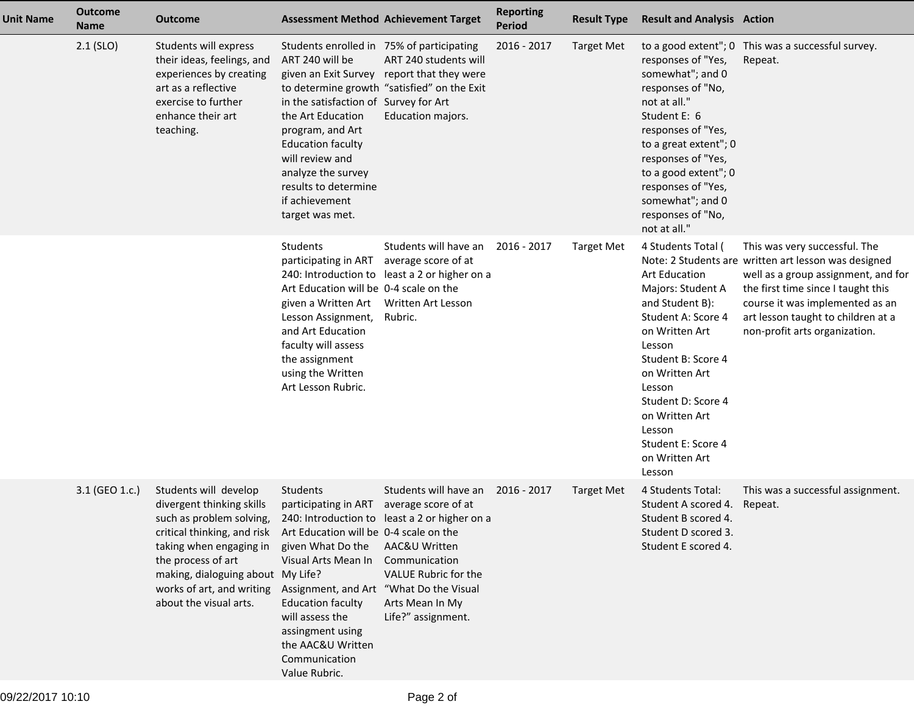| Unit Name | Outcome Name | Outcome | Assessment Method | Achievement Target | Reporting Period | Result Type | Result and Analysis | Action |
|---|---|---|---|---|---|---|---|---|
| | 2.1 (SLO) | Students will express their ideas, feelings, and experiences by creating art as a reflective exercise to further enhance their art teaching. | Students enrolled in ART 240 will be given an Exit Survey to determine growth in the satisfaction of the Art Education program, and Art Education faculty will review and analyze the survey results to determine if achievement target was met. | 75% of participating ART 240 students will report that they were "satisfied" on the Exit Survey for Art Education majors. | 2016 - 2017 | Target Met | to a good extent"; 0 responses of "Yes, somewhat"; and 0 responses of "No, not at all."<br>Student E: 6 responses of "Yes, to a great extent"; 0 responses of "Yes, to a good extent"; 0 responses of "Yes, somewhat"; and 0 responses of "No, not at all." | This was a successful survey. Repeat. |
| | | | Students participating in ART 240: Introduction to Art Education will be given a Written Art Lesson Assignment, and Art Education faculty will assess the assignment using the Written Art Lesson Rubric. | Students will have an average score of at least a 2 or higher on a 0-4 scale on the Written Art Lesson Rubric. | 2016 - 2017 | Target Met | 4 Students Total ( Note: 2 Students are Art Education Majors: Student A and Student B):<br>Student A: Score 4 on Written Art Lesson<br>Student B: Score 4 on Written Art Lesson<br>Student D: Score 4 on Written Art Lesson<br>Student E: Score 4 on Written Art Lesson | This was very successful. The written art lesson was designed well as a group assignment, and for the first time since I taught this course it was implemented as an art lesson taught to children at a non-profit arts organization. |
| | 3.1 (GEO 1.c.) | Students will develop divergent thinking skills such as problem solving, critical thinking, and risk taking when engaging in the process of art making, dialoguing about works of art, and writing about the visual arts. | Students participating in ART 240: Introduction to Art Education will be given What Do the Visual Arts Mean In My Life? Assignment, and Art Education faculty will assess the assingment using the AAC&U Written Communication Value Rubric. | Students will have an average score of at least a 2 or higher on a 0-4 scale on the AAC&U Written Communication VALUE Rubric for the "What Do the Visual Arts Mean In My Life?" assignment. | 2016 - 2017 | Target Met | 4 Students Total:<br>Student A scored 4.<br>Student B scored 4.<br>Student D scored 3.<br>Student E scored 4. | This was a successful assignment. Repeat. |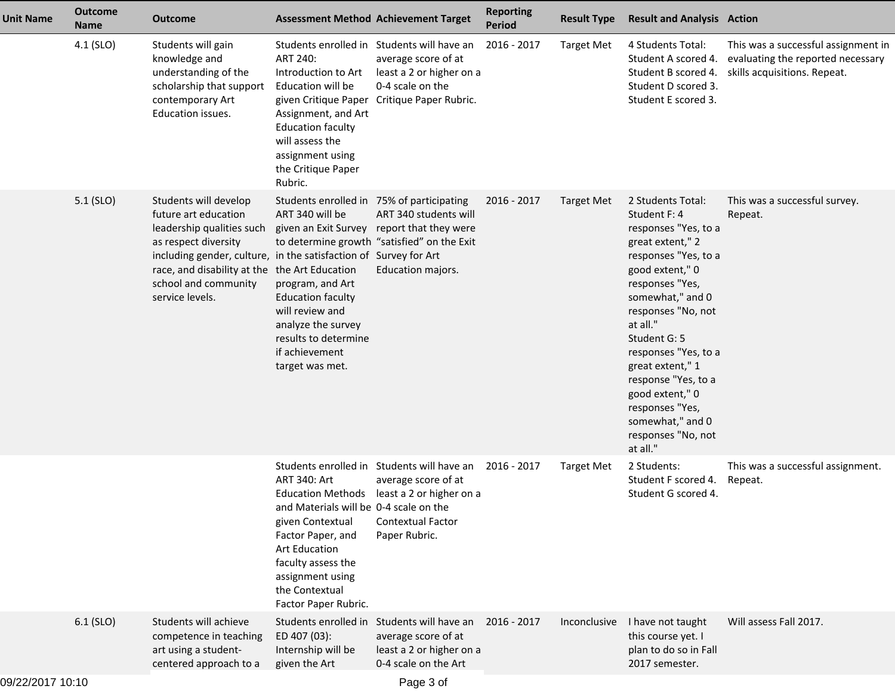| Unit Name | Outcome Name | Outcome | Assessment Method | Achievement Target | Reporting Period | Result Type | Result and Analysis | Action |
|---|---|---|---|---|---|---|---|---|
| | 4.1 (SLO) | Students will gain knowledge and understanding of the scholarship that support contemporary Art Education issues. | Students enrolled in ART 240: Introduction to Art Education will be given Critique Paper Assignment, and Art Education faculty will assess the assignment using the Critique Paper Rubric. | Students will have an average score of at least a 2 or higher on a 0-4 scale on the Critique Paper Rubric. | 2016 - 2017 | Target Met | 4 Students Total: Student A scored 4. Student B scored 4. Student D scored 3. Student E scored 3. | This was a successful assignment in evaluating the reported necessary skills acquisitions. Repeat. |
| | 5.1 (SLO) | Students will develop future art education leadership qualities such as respect diversity including gender, culture, race, and disability at the school and community service levels. | Students enrolled in ART 340 will be given an Exit Survey to determine growth in the satisfaction of the Art Education program, and Art Education faculty will review and analyze the survey results to determine if achievement target was met. | 75% of participating ART 340 students will report that they were "satisfied" on the Exit Survey for Art Education majors. | 2016 - 2017 | Target Met | 2 Students Total: Student F: 4 responses "Yes, to a great extent," 2 responses "Yes, to a good extent," 0 responses "Yes, somewhat," and 0 responses "No, not at all." Student G: 5 responses "Yes, to a great extent," 1 response "Yes, to a good extent," 0 responses "Yes, somewhat," and 0 responses "No, not at all." | This was a successful survey. Repeat. |
| | | | Students enrolled in ART 340: Art Education Methods and Materials will be given Contextual Factor Paper, and Art Education faculty assess the assignment using the Contextual Factor Paper Rubric. | Students will have an average score of at least a 2 or higher on a 0-4 scale on the Contextual Factor Paper Rubric. | 2016 - 2017 | Target Met | 2 Students: Student F scored 4. Student G scored 4. | This was a successful assignment. Repeat. |
| | 6.1 (SLO) | Students will achieve competence in teaching art using a student-centered approach to a | Students enrolled in ED 407 (03): Internship will be given the Art | Students will have an average score of at least a 2 or higher on a 0-4 scale on the Art | 2016 - 2017 | Inconclusive | I have not taught this course yet. I plan to do so in Fall 2017 semester. | Will assess Fall 2017. |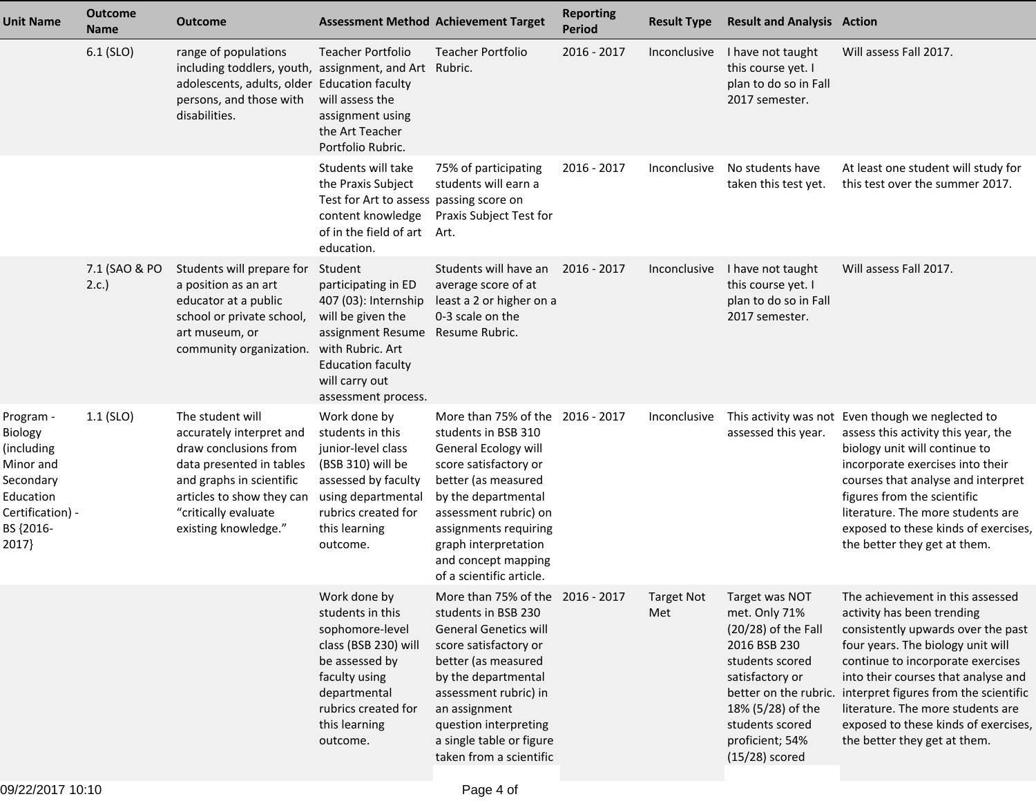| Unit Name | Outcome Name | Outcome | Assessment Method | Achievement Target | Reporting Period | Result Type | Result and Analysis | Action |
|---|---|---|---|---|---|---|---|---|
| | 6.1 (SLO) | range of populations including toddlers, youth, adolescents, adults, older persons, and those with disabilities. | Teacher Portfolio assignment, and Art Education faculty will assess the assignment using the Art Teacher Portfolio Rubric. | Teacher Portfolio Rubric. | 2016 - 2017 | Inconclusive | I have not taught this course yet. I plan to do so in Fall 2017 semester. | Will assess Fall 2017. |
| | | | Students will take the Praxis Subject Test for Art to assess content knowledge of in the field of art education. | 75% of participating students will earn a passing score on Praxis Subject Test for Art. | 2016 - 2017 | Inconclusive | No students have taken this test yet. | At least one student will study for this test over the summer 2017. |
| | 7.1 (SAO & PO 2.c.) | Students will prepare for a position as an art educator at a public school or private school, art museum, or community organization. | Student participating in ED 407 (03): Internship will be given the assignment Resume with Rubric. Art Education faculty will carry out assessment process. | Students will have an average score of at least a 2 or higher on a 0-3 scale on the Resume Rubric. | 2016 - 2017 | Inconclusive | I have not taught this course yet. I plan to do so in Fall 2017 semester. | Will assess Fall 2017. |
| Program - Biology (including Minor and Secondary Education Certification) - BS {2016-2017} | 1.1 (SLO) | The student will accurately interpret and draw conclusions from data presented in tables and graphs in scientific articles to show they can "critically evaluate existing knowledge." | Work done by students in this junior-level class (BSB 310) will be assessed by faculty using departmental rubrics created for this learning outcome. | More than 75% of the students in BSB 310 General Ecology will score satisfactory or better (as measured by the departmental assessment rubric) on assignments requiring graph interpretation and concept mapping of a scientific article. | 2016 - 2017 | Inconclusive | This activity was not assessed this year. | Even though we neglected to assess this activity this year, the biology unit will continue to incorporate exercises into their courses that analyse and interpret figures from the scientific literature. The more students are exposed to these kinds of exercises, the better they get at them. |
| | | | Work done by students in this sophomore-level class (BSB 230) will be assessed by faculty using departmental rubrics created for this learning outcome. | More than 75% of the students in BSB 230 General Genetics will score satisfactory or better (as measured by the departmental assessment rubric) in an assignment question interpreting a single table or figure taken from a scientific | 2016 - 2017 | Target Not Met | Target was NOT met. Only 71% (20/28) of the Fall 2016 BSB 230 students scored satisfactory or better on the rubric. 18% (5/28) of the students scored proficient; 54% (15/28) scored | The achievement in this assessed activity has been trending consistently upwards over the past four years. The biology unit will continue to incorporate exercises into their courses that analyse and interpret figures from the scientific literature. The more students are exposed to these kinds of exercises, the better they get at them. |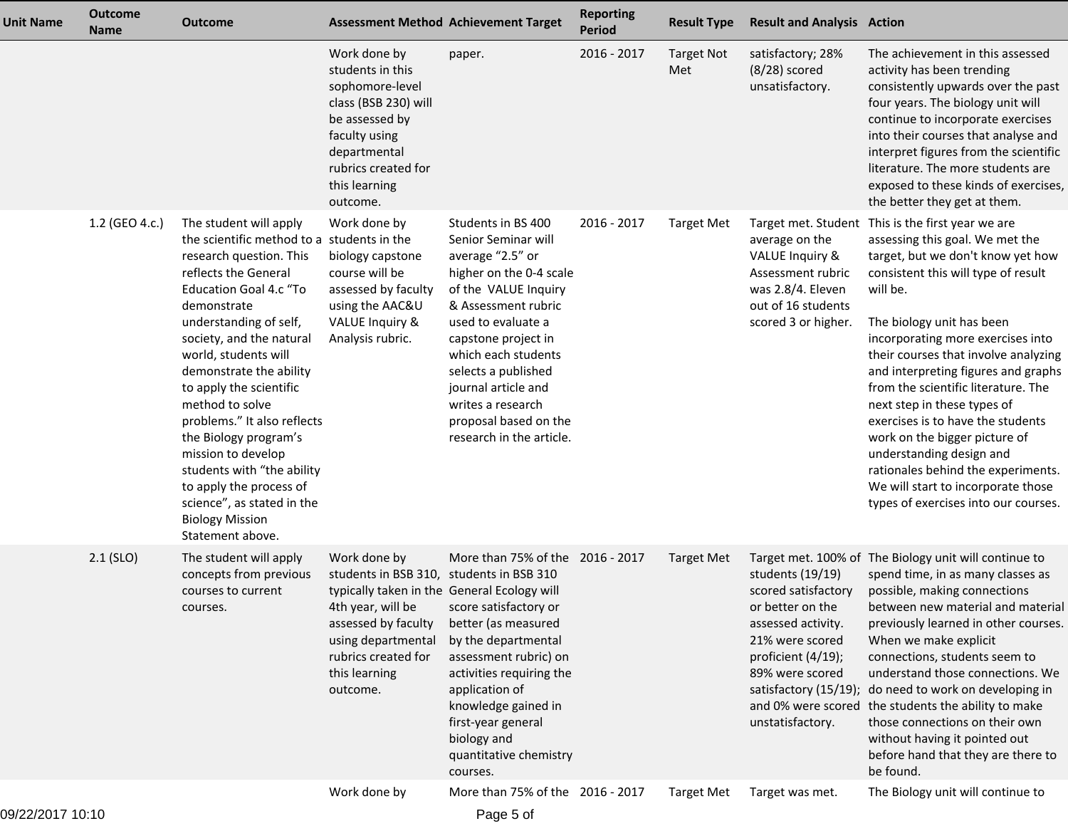| Unit Name | Outcome Name | Outcome | Assessment Method | Achievement Target | Reporting Period | Result Type | Result and Analysis | Action |
|---|---|---|---|---|---|---|---|---|
| | | | Work done by students in this sophomore-level class (BSB 230) will be assessed by faculty using departmental rubrics created for this learning outcome. | paper. | 2016 - 2017 | Target Not Met | satisfactory; 28% (8/28) scored unsatisfactory. | The achievement in this assessed activity has been trending consistently upwards over the past four years. The biology unit will continue to incorporate exercises into their courses that analyse and interpret figures from the scientific literature. The more students are exposed to these kinds of exercises, the better they get at them. |
| | 1.2 (GEO 4.c.) | The student will apply the scientific method to a research question. This reflects the General Education Goal 4.c "To demonstrate understanding of self, society, and the natural world, students will demonstrate the ability to apply the scientific method to solve problems." It also reflects the Biology program's mission to develop students with "the ability to apply the process of science", as stated in the Biology Mission Statement above. | Work done by students in the biology capstone course will be assessed by faculty using the AAC&U VALUE Inquiry & Analysis rubric. | Students in BS 400 Senior Seminar will average "2.5" or higher on the 0-4 scale of the VALUE Inquiry & Assessment rubric used to evaluate a capstone project in which each students selects a published journal article and writes a research proposal based on the research in the article. | 2016 - 2017 | Target Met | Target met. Student average on the VALUE Inquiry & Assessment rubric was 2.8/4. Eleven out of 16 students scored 3 or higher. | This is the first year we are assessing this goal. We met the target, but we don't know yet how consistent this will type of result will be.<br><br>The biology unit has been incorporating more exercises into their courses that involve analyzing and interpreting figures and graphs from the scientific literature. The next step in these types of exercises is to have the students work on the bigger picture of understanding design and rationales behind the experiments. We will start to incorporate those types of exercises into our courses. |
| | 2.1 (SLO) | The student will apply concepts from previous courses to current courses. | Work done by students in BSB 310, typically taken in the 4th year, will be assessed by faculty using departmental rubrics created for this learning outcome. | More than 75% of the students in BSB 310 General Ecology will score satisfactory or better (as measured by the departmental assessment rubric) on activities requiring the application of knowledge gained in first-year general biology and quantitative chemistry courses. | 2016 - 2017 | Target Met | Target met. 100% of students (19/19) scored satisfactory or better on the assessed activity. 21% were scored proficient (4/19); 89% were scored satisfactory (15/19); and 0% were scored unsatisfactory. | The Biology unit will continue to spend time, in as many classes as possible, making connections between new material and material previously learned in other courses. When we make explicit connections, students seem to understand those connections. We do need to work on developing in the students the ability to make those connections on their own without having it pointed out before hand that they are there to be found. |
| | | | Work done by | More than 75% of the | 2016 - 2017 | Target Met | Target was met. | The Biology unit will continue to |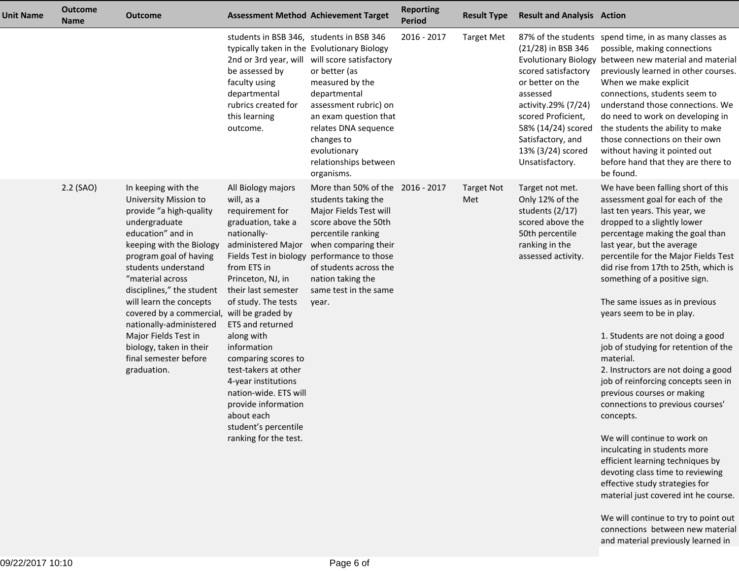| Unit Name | Outcome Name | Outcome | Assessment Method | Achievement Target | Reporting Period | Result Type | Result and Analysis | Action |
| --- | --- | --- | --- | --- | --- | --- | --- | --- |
| | | | students in BSB 346, typically taken in the 2nd or 3rd year, will be assessed by faculty using departmental rubrics created for this learning outcome. | students in BSB 346 Evolutionary Biology will score satisfactory or better (as measured by the departmental assessment rubric) on an exam question that relates DNA sequence changes to evolutionary relationships between organisms. | 2016 - 2017 | Target Met | 87% of the students (21/28) in BSB 346 Evolutionary Biology scored satisfactory or better on the assessed activity.29% (7/24) scored Proficient, 58% (14/24) scored Satisfactory, and 13% (3/24) scored Unsatisfactory. | spend time, in as many classes as possible, making connections between new material and material previously learned in other courses. When we make explicit connections, students seem to understand those connections. We do need to work on developing in the students the ability to make those connections on their own without having it pointed out before hand that they are there to be found. |
| | 2.2 (SAO) | In keeping with the University Mission to provide "a high-quality undergraduate education" and in keeping with the Biology program goal of having students understand "material across disciplines," the student will learn the concepts covered by a commercial, nationally-administered Major Fields Test in biology, taken in their final semester before graduation. | All Biology majors will, as a requirement for graduation, take a nationally-administered Major Fields Test in biology from ETS in Princeton, NJ, in their last semester of study. The tests will be graded by ETS and returned along with information comparing scores to test-takers at other 4-year institutions nation-wide. ETS will provide information about each student's percentile ranking for the test. | More than 50% of the students taking the Major Fields Test will score above the 50th percentile ranking when comparing their performance to those of students across the nation taking the same test in the same year. | 2016 - 2017 | Target Not Met | Target not met. Only 12% of the students (2/17) scored above the 50th percentile ranking in the assessed activity. | We have been falling short of this assessment goal for each of the last ten years. This year, we dropped to a slightly lower percentage making the goal than last year, but the average percentile for the Major Fields Test did rise from 17th to 25th, which is something of a positive sign.<br><br>The same issues as in previous years seem to be in play.<br><br>1. Students are not doing a good job of studying for retention of the material.<br>2. Instructors are not doing a good job of reinforcing concepts seen in previous courses or making connections to previous courses' concepts.<br><br>We will continue to work on inculcating in students more efficient learning techniques by devoting class time to reviewing effective study strategies for material just covered int he course.<br><br>We will continue to try to point out connections between new material and material previously learned in |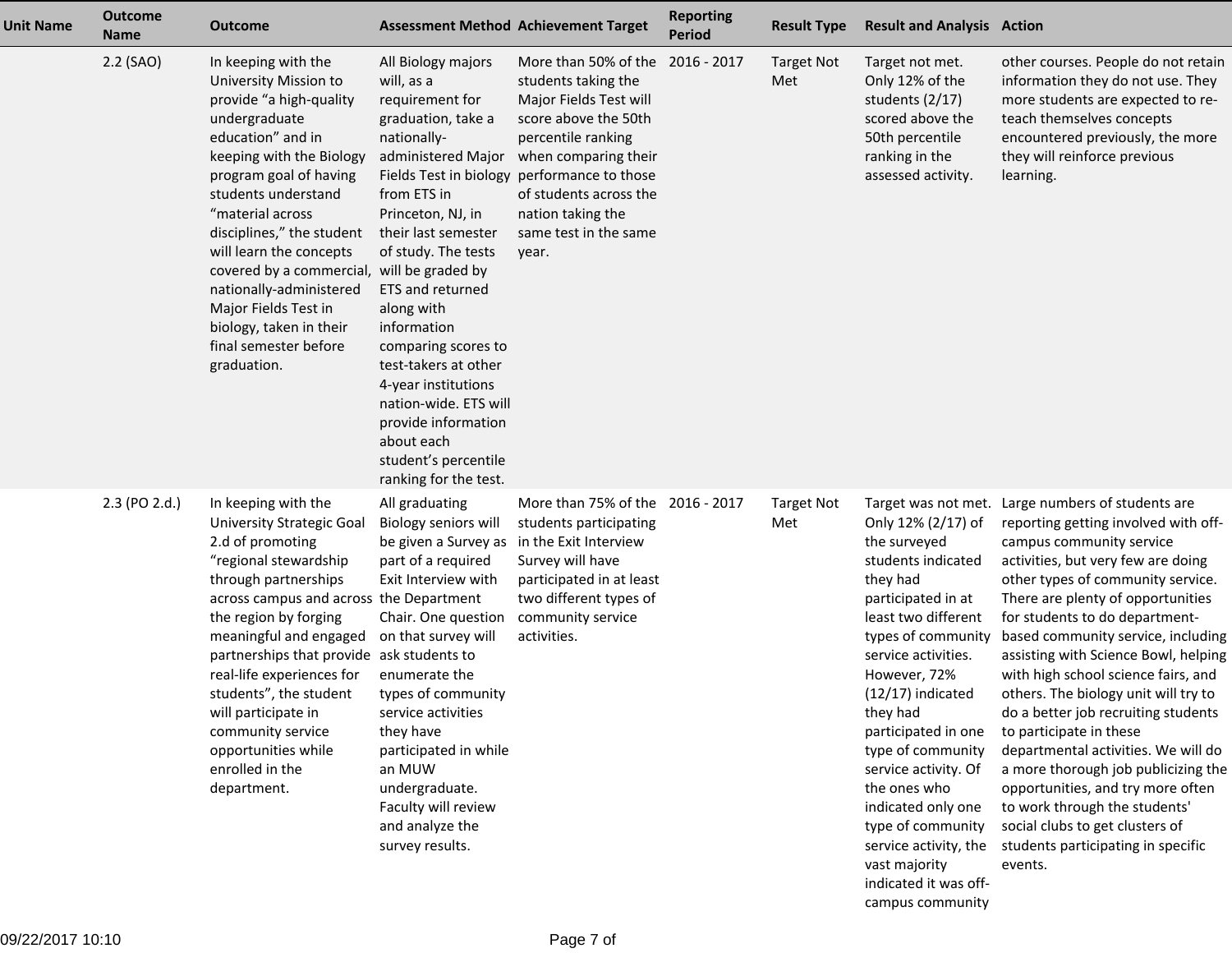| Unit Name | Outcome Name | Outcome | Assessment Method | Achievement Target | Reporting Period | Result Type | Result and Analysis | Action |
|---|---|---|---|---|---|---|---|---|
| | 2.2 (SAO) | In keeping with the University Mission to provide "a high-quality undergraduate education" and in keeping with the Biology program goal of having students understand "material across disciplines," the student will learn the concepts covered by a commercial, nationally-administered Major Fields Test in biology, taken in their final semester before graduation. | All Biology majors will, as a requirement for graduation, take a nationally-administered Major Fields Test in biology from ETS in Princeton, NJ, in their last semester of study. The tests will be graded by ETS and returned along with information comparing scores to test-takers at other 4-year institutions nation-wide. ETS will provide information about each student's percentile ranking for the test. | More than 50% of the students taking the Major Fields Test will score above the 50th percentile ranking when comparing their performance to those of students across the nation taking the same test in the same year. | 2016 - 2017 | Target Not Met | Target not met. Only 12% of the students (2/17) scored above the 50th percentile ranking in the assessed activity. | other courses. People do not retain information they do not use. They more students are expected to re-teach themselves concepts encountered previously, the more they will reinforce previous learning. |
| | 2.3 (PO 2.d.) | In keeping with the University Strategic Goal 2.d of promoting "regional stewardship through partnerships across campus and across the region by forging meaningful and engaged partnerships that provide real-life experiences for students", the student will participate in community service opportunities while enrolled in the department. | All graduating Biology seniors will be given a Survey as part of a required Exit Interview with the Department Chair. One question on that survey will ask students to enumerate the types of community service activities they have participated in while an MUW undergraduate. Faculty will review and analyze the survey results. | More than 75% of the students participating in the Exit Interview Survey will have participated in at least two different types of community service activities. | 2016 - 2017 | Target Not Met | Target was not met. Only 12% (2/17) of the surveyed students indicated they had participated in at least two different types of community service activities. However, 72% (12/17) indicated they had participated in one type of community service activity. Of the ones who indicated only one type of community service activity, the vast majority indicated it was off-campus community | Large numbers of students are reporting getting involved with off-campus community service activities, but very few are doing other types of community service. There are plenty of opportunities for students to do department-based community service, including assisting with Science Bowl, helping with high school science fairs, and others. The biology unit will try to do a better job recruiting students to participate in these departmental activities. We will do a more thorough job publicizing the opportunities, and try more often to work through the students' social clubs to get clusters of students participating in specific events. |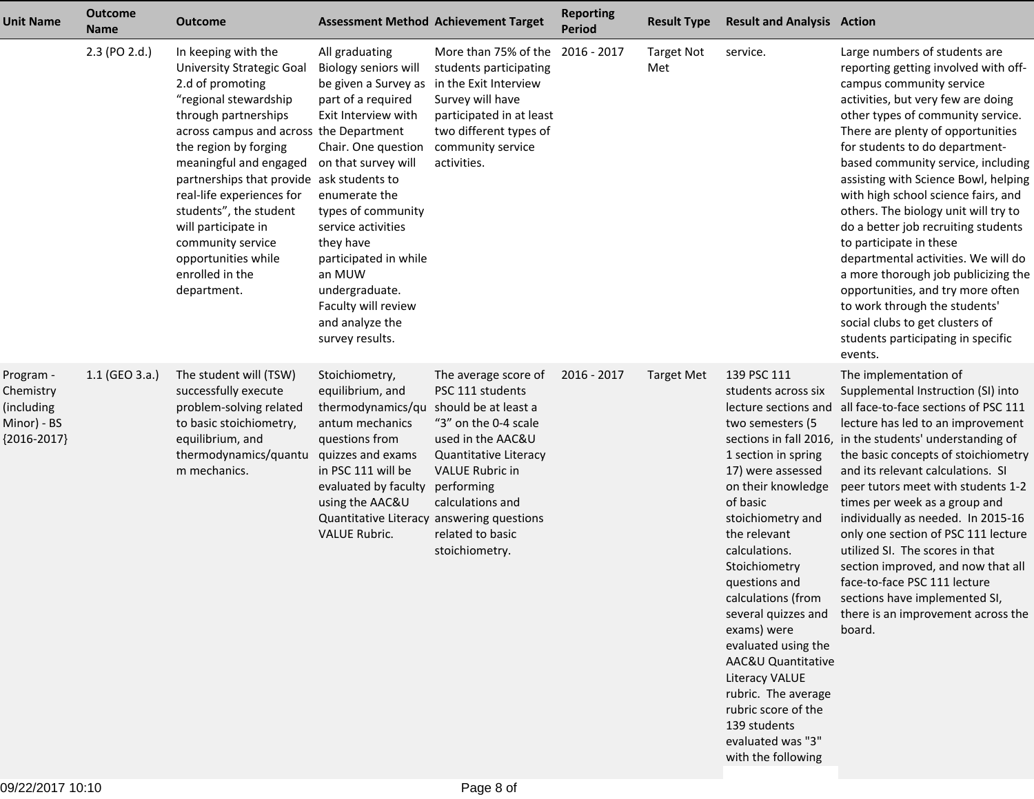| Unit Name | Outcome Name | Outcome | Assessment Method | Achievement Target | Reporting Period | Result Type | Result and Analysis | Action |
|---|---|---|---|---|---|---|---|---|
| | 2.3 (PO 2.d.) | In keeping with the University Strategic Goal 2.d of promoting “regional stewardship through partnerships across campus and across the region by forging meaningful and engaged partnerships that provide real-life experiences for students”, the student will participate in community service opportunities while enrolled in the department. | All graduating Biology seniors will be given a Survey as part of a required Exit Interview with the Department Chair. One question on that survey will ask students to enumerate the types of community service activities they have participated in while an MUW undergraduate. Faculty will review and analyze the survey results. | More than 75% of the students participating in the Exit Interview Survey will have participated in at least two different types of community service activities. | 2016 - 2017 | Target Not Met | service. | Large numbers of students are reporting getting involved with off-campus community service activities, but very few are doing other types of community service. There are plenty of opportunities for students to do department-based community service, including assisting with Science Bowl, helping with high school science fairs, and others. The biology unit will try to do a better job recruiting students to participate in these departmental activities. We will do a more thorough job publicizing the opportunities, and try more often to work through the students' social clubs to get clusters of students participating in specific events. |
| Program - Chemistry (including Minor) - BS {2016-2017} | 1.1 (GEO 3.a.) | The student will (TSW) successfully execute problem-solving related to basic stoichiometry, equilibrium, and thermodynamics/quantum mechanics. | Stoichiometry, equilibrium, and thermodynamics/quantum mechanics questions from quizzes and exams in PSC 111 will be evaluated by faculty using the AAC&U Quantitative Literacy VALUE Rubric. | The average score of PSC 111 students should be at least a “3” on the 0-4 scale used in the AAC&U Quantitative Literacy VALUE Rubric in performing calculations and answering questions related to basic stoichiometry. | 2016 - 2017 | Target Met | 139 PSC 111 students across six lecture sections and two semesters (5 sections in fall 2016, 1 section in spring 17) were assessed on their knowledge of basic stoichiometry and the relevant calculations. Stoichiometry questions and calculations (from several quizzes and exams) were evaluated using the AAC&U Quantitative Literacy VALUE rubric. The average rubric score of the 139 students evaluated was "3" with the following | The implementation of Supplemental Instruction (SI) into all face-to-face sections of PSC 111 lecture has led to an improvement in the students' understanding of the basic concepts of stoichiometry and its relevant calculations. SI peer tutors meet with students 1-2 times per week as a group and individually as needed. In 2015-16 only one section of PSC 111 lecture utilized SI. The scores in that section improved, and now that all face-to-face PSC 111 lecture sections have implemented SI, there is an improvement across the board. |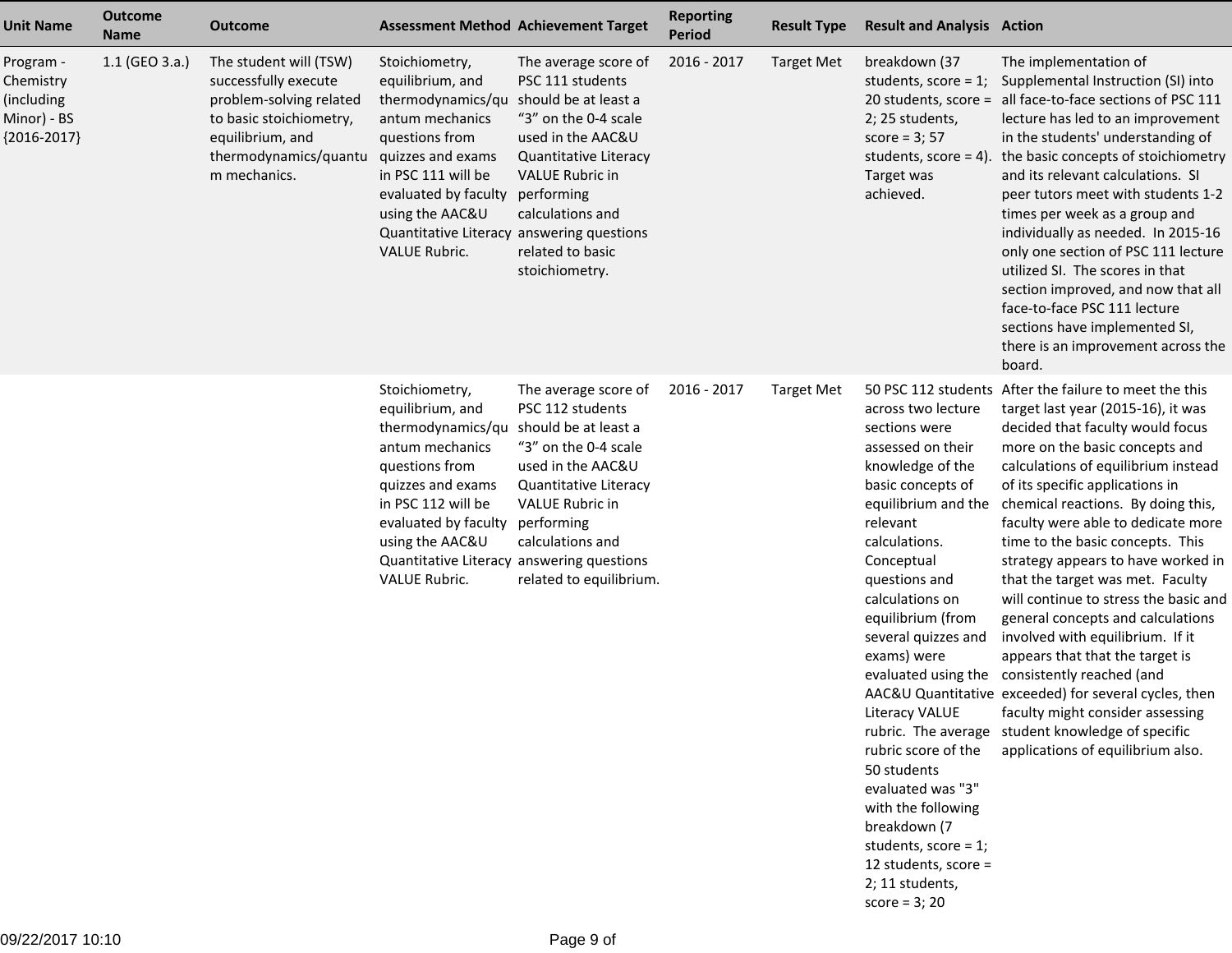| Unit Name | Outcome Name | Outcome | Assessment Method | Achievement Target | Reporting Period | Result Type | Result and Analysis | Action |
|---|---|---|---|---|---|---|---|---|
| Program - Chemistry (including Minor) - BS {2016-2017} | 1.1 (GEO 3.a.) | The student will (TSW) successfully execute problem-solving related to basic stoichiometry, equilibrium, and thermodynamics/quantum mechanics. | Stoichiometry, equilibrium, and thermodynamics/quantum mechanics questions from quizzes and exams in PSC 111 will be evaluated by faculty using the AAC&U Quantitative Literacy VALUE Rubric. | The average score of PSC 111 students should be at least a "3" on the 0-4 scale used in the AAC&U Quantitative Literacy VALUE Rubric in performing calculations and answering questions related to basic stoichiometry. | 2016 - 2017 | Target Met | breakdown (37 students, score = 1; 20 students, score = 2; 25 students, score = 3; 57 students, score = 4). Target was achieved. | The implementation of Supplemental Instruction (SI) into all face-to-face sections of PSC 111 lecture has led to an improvement in the students' understanding of the basic concepts of stoichiometry and its relevant calculations. SI peer tutors meet with students 1-2 times per week as a group and individually as needed. In 2015-16 only one section of PSC 111 lecture utilized SI. The scores in that section improved, and now that all face-to-face PSC 111 lecture sections have implemented SI, there is an improvement across the board. |
| | | | Stoichiometry, equilibrium, and thermodynamics/quantum mechanics questions from quizzes and exams in PSC 112 will be evaluated by faculty using the AAC&U Quantitative Literacy VALUE Rubric. | The average score of PSC 112 students should be at least a "3" on the 0-4 scale used in the AAC&U Quantitative Literacy VALUE Rubric in performing calculations and answering questions related to equilibrium. | 2016 - 2017 | Target Met | 50 PSC 112 students across two lecture sections were assessed on their knowledge of the basic concepts of equilibrium and the relevant calculations. Conceptual questions and calculations on equilibrium (from several quizzes and exams) were evaluated using the AAC&U Quantitative Literacy VALUE rubric. The average rubric score of the 50 students evaluated was "3" with the following breakdown (7 students, score = 1; 12 students, score = 2; 11 students, score = 3; 20 | After the failure to meet the this target last year (2015-16), it was decided that faculty would focus more on the basic concepts and calculations of equilibrium instead of its specific applications in chemical reactions. By doing this, faculty were able to dedicate more time to the basic concepts. This strategy appears to have worked in that the target was met. Faculty will continue to stress the basic and general concepts and calculations involved with equilibrium. If it appears that that the target is consistently reached (and exceeded) for several cycles, then faculty might consider assessing student knowledge of specific applications of equilibrium also. |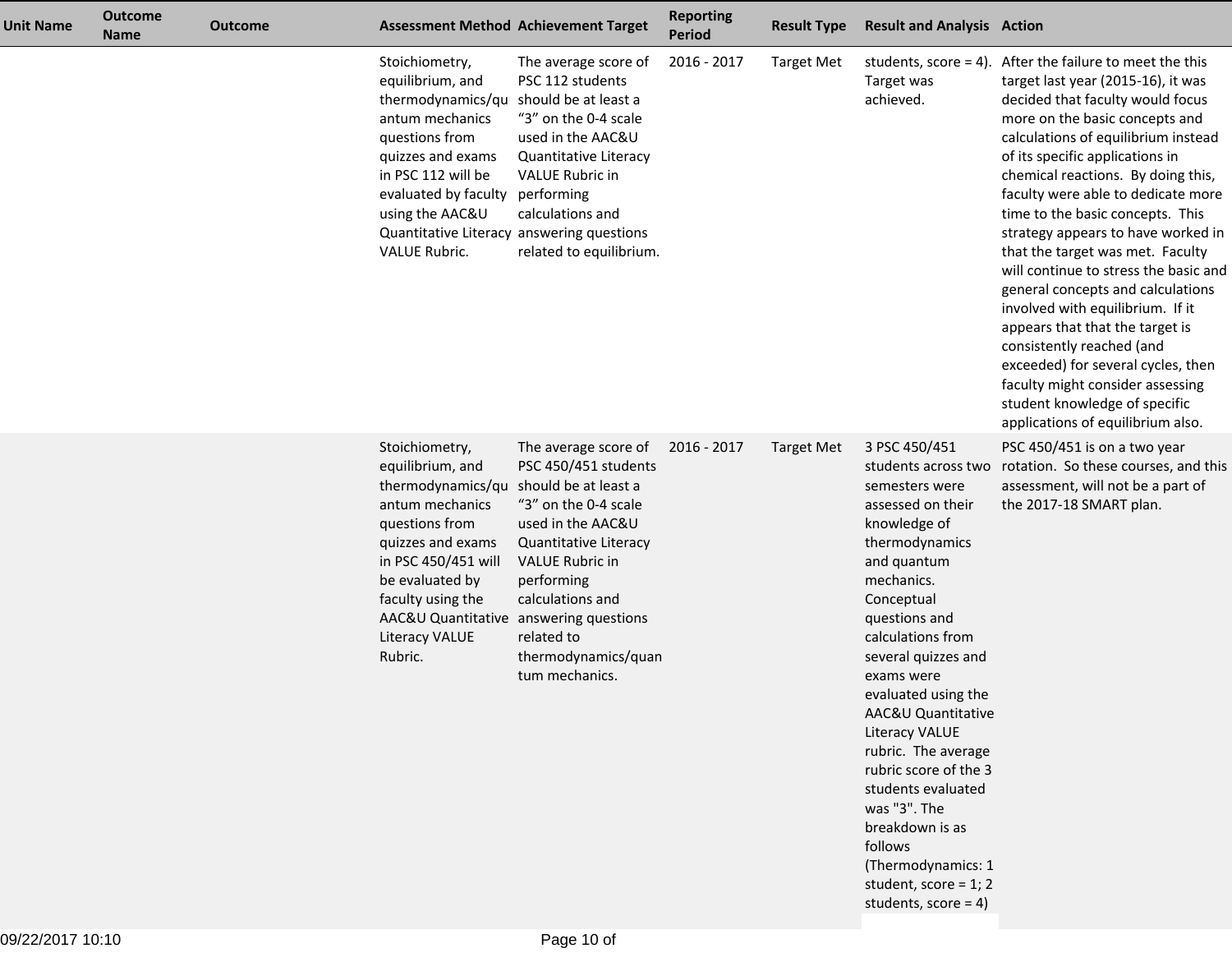| Unit Name | Outcome Name | Outcome | Assessment Method | Achievement Target | Reporting Period | Result Type | Result and Analysis | Action |
|---|---|---|---|---|---|---|---|---|
| | | | Stoichiometry, equilibrium, and thermodynamics/quantum mechanics questions from quizzes and exams in PSC 112 will be evaluated by faculty using the AAC&U Quantitative Literacy VALUE Rubric. | The average score of PSC 112 students should be at least a “3” on the 0-4 scale used in the AAC&U Quantitative Literacy VALUE Rubric in performing calculations and answering questions related to equilibrium. | 2016 - 2017 | Target Met | students, score = 4). Target was achieved. | After the failure to meet the this target last year (2015-16), it was decided that faculty would focus more on the basic concepts and calculations of equilibrium instead of its specific applications in chemical reactions. By doing this, faculty were able to dedicate more time to the basic concepts. This strategy appears to have worked in that the target was met. Faculty will continue to stress the basic and general concepts and calculations involved with equilibrium. If it appears that that the target is consistently reached (and exceeded) for several cycles, then faculty might consider assessing student knowledge of specific applications of equilibrium also. |
| | | | Stoichiometry, equilibrium, and thermodynamics/quantum mechanics questions from quizzes and exams in PSC 450/451 will be evaluated by faculty using the AAC&U Quantitative Literacy VALUE Rubric. | The average score of PSC 450/451 students should be at least a “3” on the 0-4 scale used in the AAC&U Quantitative Literacy VALUE Rubric in performing calculations and answering questions related to thermodynamics/quantum mechanics. | 2016 - 2017 | Target Met | 3 PSC 450/451 students across two semesters were assessed on their knowledge of thermodynamics and quantum mechanics. Conceptual questions and calculations from several quizzes and exams were evaluated using the AAC&U Quantitative Literacy VALUE rubric. The average rubric score of the 3 students evaluated was "3". The breakdown is as follows (Thermodynamics: 1 student, score = 1; 2 students, score = 4) | PSC 450/451 is on a two year rotation. So these courses, and this assessment, will not be a part of the 2017-18 SMART plan. |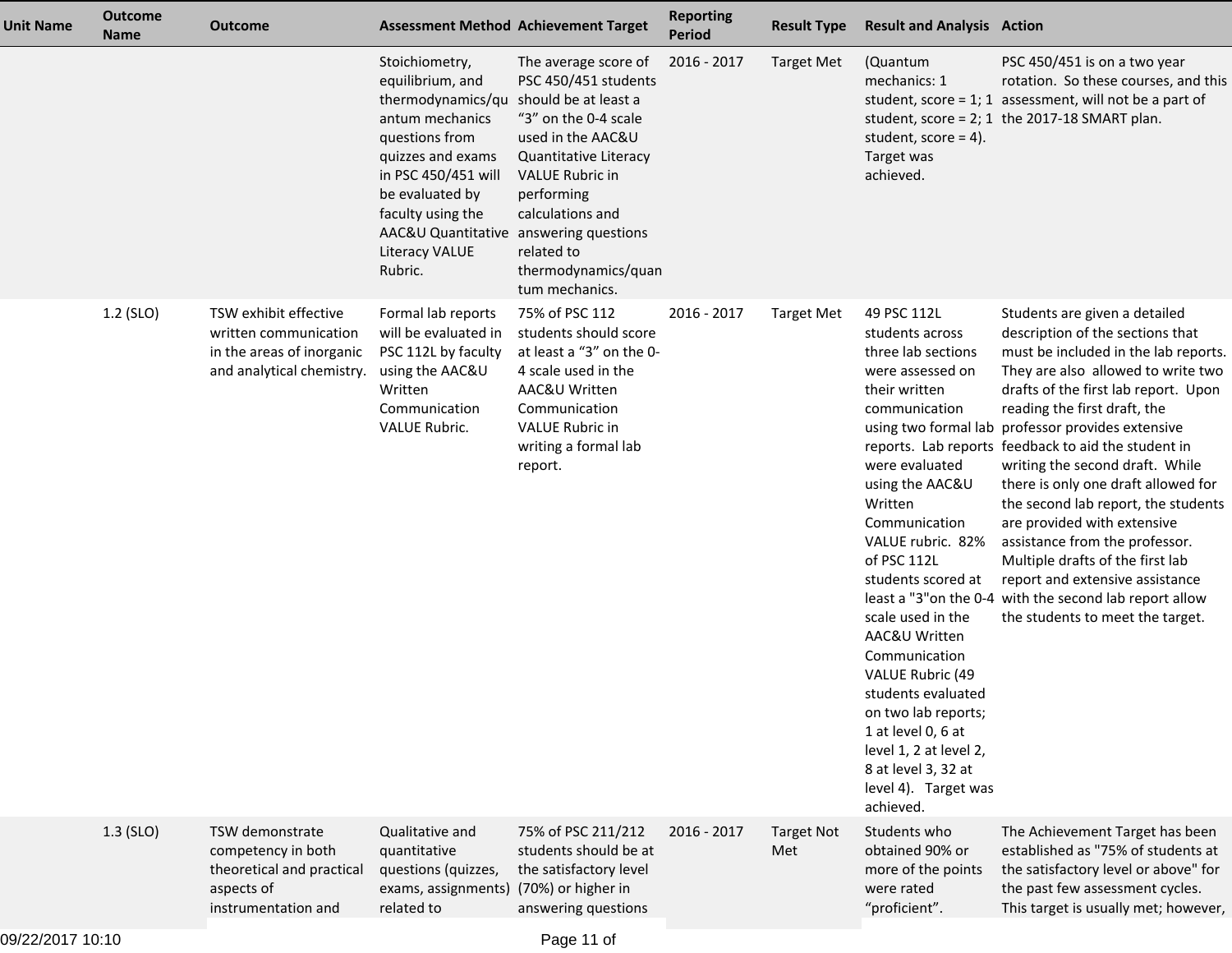| Unit Name | Outcome Name | Outcome | Assessment Method | Achievement Target | Reporting Period | Result Type | Result and Analysis | Action |
|---|---|---|---|---|---|---|---|---|
| | | | Stoichiometry, equilibrium, and thermodynamics/quantum mechanics questions from quizzes and exams in PSC 450/451 will be evaluated by faculty using the AAC&U Quantitative Literacy VALUE Rubric. | The average score of PSC 450/451 students should be at least a "3" on the 0-4 scale used in the AAC&U Quantitative Literacy VALUE Rubric in performing calculations and answering questions related to thermodynamics/quantum mechanics. | 2016 - 2017 | Target Met | (Quantum mechanics: 1 student, score = 1; 1 student, score = 2; 1 student, score = 4). Target was achieved. | PSC 450/451 is on a two year rotation. So these courses, and this assessment, will not be a part of the 2017-18 SMART plan. |
| | 1.2 (SLO) | TSW exhibit effective written communication in the areas of inorganic and analytical chemistry. | Formal lab reports will be evaluated in PSC 112L by faculty using the AAC&U Written Communication VALUE Rubric. | 75% of PSC 112 students should score at least a "3" on the 0-4 scale used in the AAC&U Written Communication VALUE Rubric in writing a formal lab report. | 2016 - 2017 | Target Met | 49 PSC 112L students across three lab sections were assessed on their written communication using two formal lab reports. Lab reports were evaluated using the AAC&U Written Communication VALUE rubric. 82% of PSC 112L students scored at least a "3"on the 0-4 scale used in the AAC&U Written Communication VALUE Rubric (49 students evaluated on two lab reports; 1 at level 0, 6 at level 1, 2 at level 2, 8 at level 3, 32 at level 4). Target was achieved. | Students are given a detailed description of the sections that must be included in the lab reports. They are also allowed to write two drafts of the first lab report. Upon reading the first draft, the professor provides extensive feedback to aid the student in writing the second draft. While there is only one draft allowed for the second lab report, the students are provided with extensive assistance from the professor. Multiple drafts of the first lab report and extensive assistance with the second lab report allow the students to meet the target. |
| | 1.3 (SLO) | TSW demonstrate competency in both theoretical and practical aspects of instrumentation and | Qualitative and quantitative questions (quizzes, exams, assignments) related to | 75% of PSC 211/212 students should be at the satisfactory level (70%) or higher in answering questions | 2016 - 2017 | Target Not Met | Students who obtained 90% or more of the points were rated "proficient". | The Achievement Target has been established as "75% of students at the satisfactory level or above" for the past few assessment cycles. This target is usually met; however, |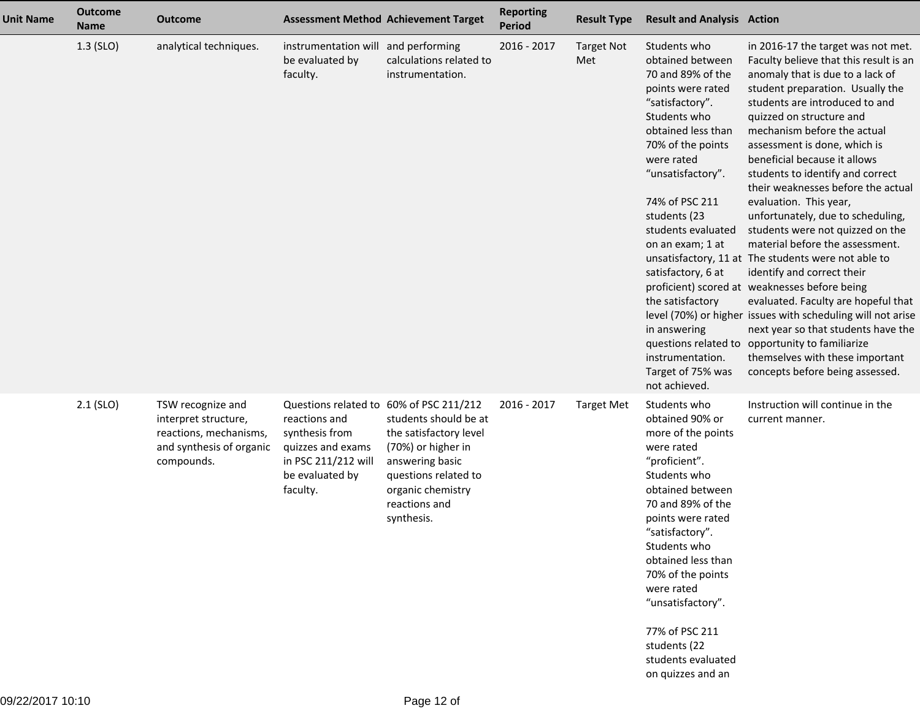| Unit Name | Outcome Name | Outcome | Assessment Method | Achievement Target | Reporting Period | Result Type | Result and Analysis | Action |
|---|---|---|---|---|---|---|---|---|
| | 1.3 (SLO) | analytical techniques. | instrumentation will be evaluated by faculty. | and performing calculations related to instrumentation. | 2016 - 2017 | Target Not Met | Students who obtained between 70 and 89% of the points were rated "satisfactory". Students who obtained less than 70% of the points were rated "unsatisfactory".<br><br>74% of PSC 211 students (23 students evaluated on an exam; 1 at unsatisfactory, 11 at satisfactory, 6 at proficient) scored at the satisfactory level (70%) or higher in answering questions related to instrumentation. Target of 75% was not achieved. | in 2016-17 the target was not met. Faculty believe that this result is an anomaly that is due to a lack of student preparation. Usually the students are introduced to and quizzed on structure and mechanism before the actual assessment is done, which is beneficial because it allows students to identify and correct their weaknesses before the actual evaluation. This year, unfortunately, due to scheduling, students were not quizzed on the material before the assessment. The students were not able to identify and correct their weaknesses before being evaluated. Faculty are hopeful that issues with scheduling will not arise next year so that students have the opportunity to familiarize themselves with these important concepts before being assessed. |
| | 2.1 (SLO) | TSW recognize and interpret structure, reactions, mechanisms, and synthesis of organic compounds. | Questions related to reactions and synthesis from quizzes and exams in PSC 211/212 will be evaluated by faculty. | 60% of PSC 211/212 students should be at the satisfactory level (70%) or higher in answering basic questions related to organic chemistry reactions and synthesis. | 2016 - 2017 | Target Met | Students who obtained 90% or more of the points were rated "proficient". Students who obtained between 70 and 89% of the points were rated "satisfactory". Students who obtained less than 70% of the points were rated "unsatisfactory".<br><br>77% of PSC 211 students (22 students evaluated on quizzes and an | Instruction will continue in the current manner. |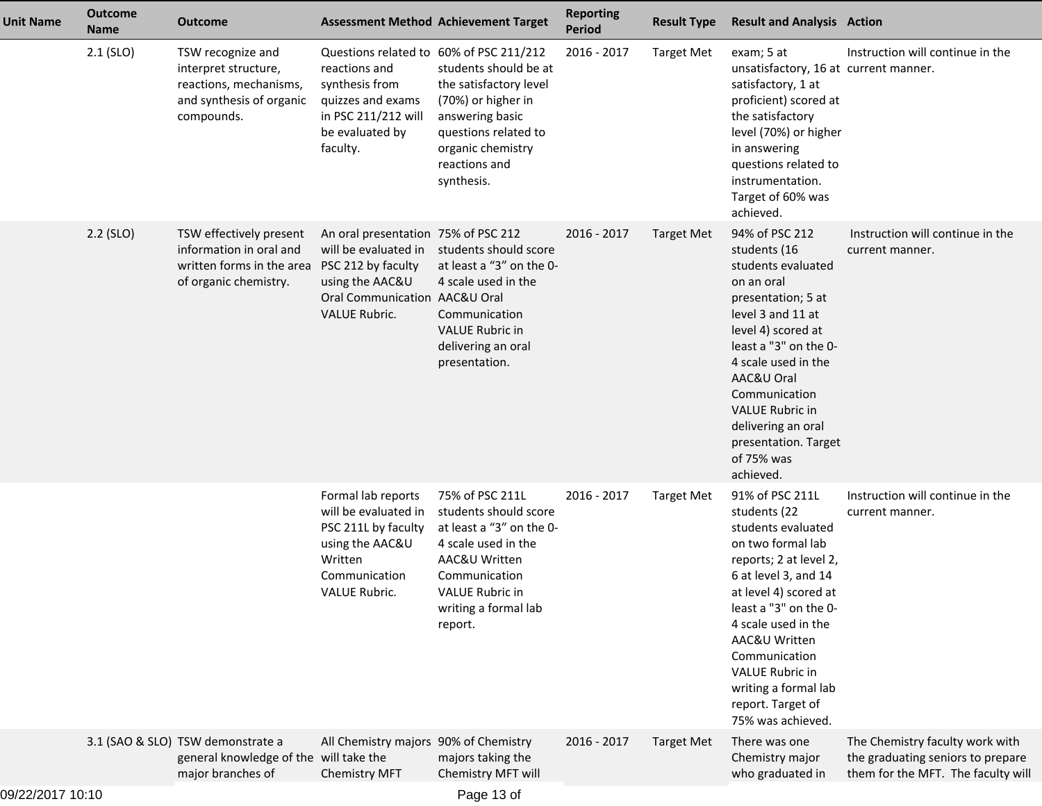| Unit Name | Outcome Name | Outcome | Assessment Method | Achievement Target | Reporting Period | Result Type | Result and Analysis | Action |
|---|---|---|---|---|---|---|---|---|
| | 2.1 (SLO) | TSW recognize and interpret structure, reactions, mechanisms, and synthesis of organic compounds. | Questions related to reactions and synthesis from quizzes and exams in PSC 211/212 will be evaluated by faculty. | 60% of PSC 211/212 students should be at the satisfactory level (70%) or higher in answering basic questions related to organic chemistry reactions and synthesis. | 2016 - 2017 | Target Met | exam; 5 at unsatisfactory, 16 at satisfactory, 1 at proficient) scored at the satisfactory level (70%) or higher in answering questions related to instrumentation. Target of 60% was achieved. | Instruction will continue in the current manner. |
| | 2.2 (SLO) | TSW effectively present information in oral and written forms in the area of organic chemistry. | An oral presentation will be evaluated in PSC 212 by faculty using the AAC&U Oral Communication VALUE Rubric. | 75% of PSC 212 students should score at least a "3" on the 0-4 scale used in the AAC&U Oral Communication VALUE Rubric in delivering an oral presentation. | 2016 - 2017 | Target Met | 94% of PSC 212 students (16 students evaluated on an oral presentation; 5 at level 3 and 11 at level 4) scored at least a "3" on the 0-4 scale used in the AAC&U Oral Communication VALUE Rubric in delivering an oral presentation. Target of 75% was achieved. | Instruction will continue in the current manner. |
| | | | Formal lab reports will be evaluated in PSC 211L by faculty using the AAC&U Written Communication VALUE Rubric. | 75% of PSC 211L students should score at least a "3" on the 0-4 scale used in the AAC&U Written Communication VALUE Rubric in writing a formal lab report. | 2016 - 2017 | Target Met | 91% of PSC 211L students (22 students evaluated on two formal lab reports; 2 at level 2, 6 at level 3, and 14 at level 4) scored at least a "3" on the 0-4 scale used in the AAC&U Written Communication VALUE Rubric in writing a formal lab report. Target of 75% was achieved. | Instruction will continue in the current manner. |
| | 3.1 (SAO & SLO) | TSW demonstrate a general knowledge of the major branches of | All Chemistry majors will take the Chemistry MFT | 90% of Chemistry majors taking the Chemistry MFT will | 2016 - 2017 | Target Met | There was one Chemistry major who graduated in | The Chemistry faculty work with the graduating seniors to prepare them for the MFT. The faculty will |

09/22/2017 10:10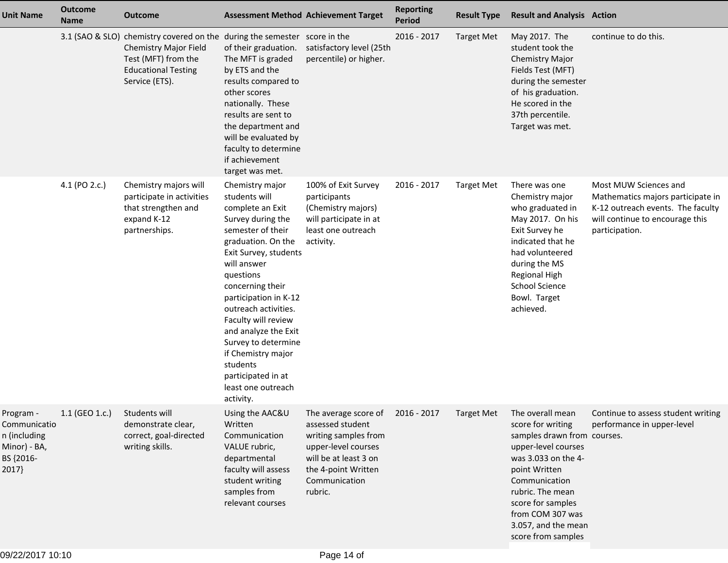| Unit Name | Outcome Name | Outcome | Assessment Method | Achievement Target | Reporting Period | Result Type | Result and Analysis | Action |
|---|---|---|---|---|---|---|---|---|
| | 3.1 (SAO & SLO) | chemistry covered on the Chemistry Major Field Test (MFT) from the Educational Testing Service (ETS). | during the semester of their graduation. The MFT is graded by ETS and the results compared to other scores nationally. These results are sent to the department and will be evaluated by faculty to determine if achievement target was met. | score in the satisfactory level (25th percentile) or higher. | 2016 - 2017 | Target Met | May 2017. The student took the Chemistry Major Fields Test (MFT) during the semester of his graduation. He scored in the 37th percentile. Target was met. | continue to do this. |
| | 4.1 (PO 2.c.) | Chemistry majors will participate in activities that strengthen and expand K-12 partnerships. | Chemistry major students will complete an Exit Survey during the semester of their graduation. On the Exit Survey, students will answer questions concerning their participation in K-12 outreach activities. Faculty will review and analyze the Exit Survey to determine if Chemistry major students participated in at least one outreach activity. | 100% of Exit Survey participants (Chemistry majors) will participate in at least one outreach activity. | 2016 - 2017 | Target Met | There was one Chemistry major who graduated in May 2017. On his Exit Survey he indicated that he had volunteered during the MS Regional High School Science Bowl. Target achieved. | Most MUW Sciences and Mathematics majors participate in K-12 outreach events. The faculty will continue to encourage this participation. |
| Program - Communication (including Minor) - BA, BS {2016-2017} | 1.1 (GEO 1.c.) | Students will demonstrate clear, correct, goal-directed writing skills. | Using the AAC&U Written Communication VALUE rubric, departmental faculty will assess student writing samples from relevant courses | The average score of assessed student writing samples from upper-level courses will be at least 3 on the 4-point Written Communication rubric. | 2016 - 2017 | Target Met | The overall mean score for writing samples drawn from upper-level courses was 3.033 on the 4-point Written Communication rubric. The mean score for samples from COM 307 was 3.057, and the mean score from samples | Continue to assess student writing performance in upper-level courses. |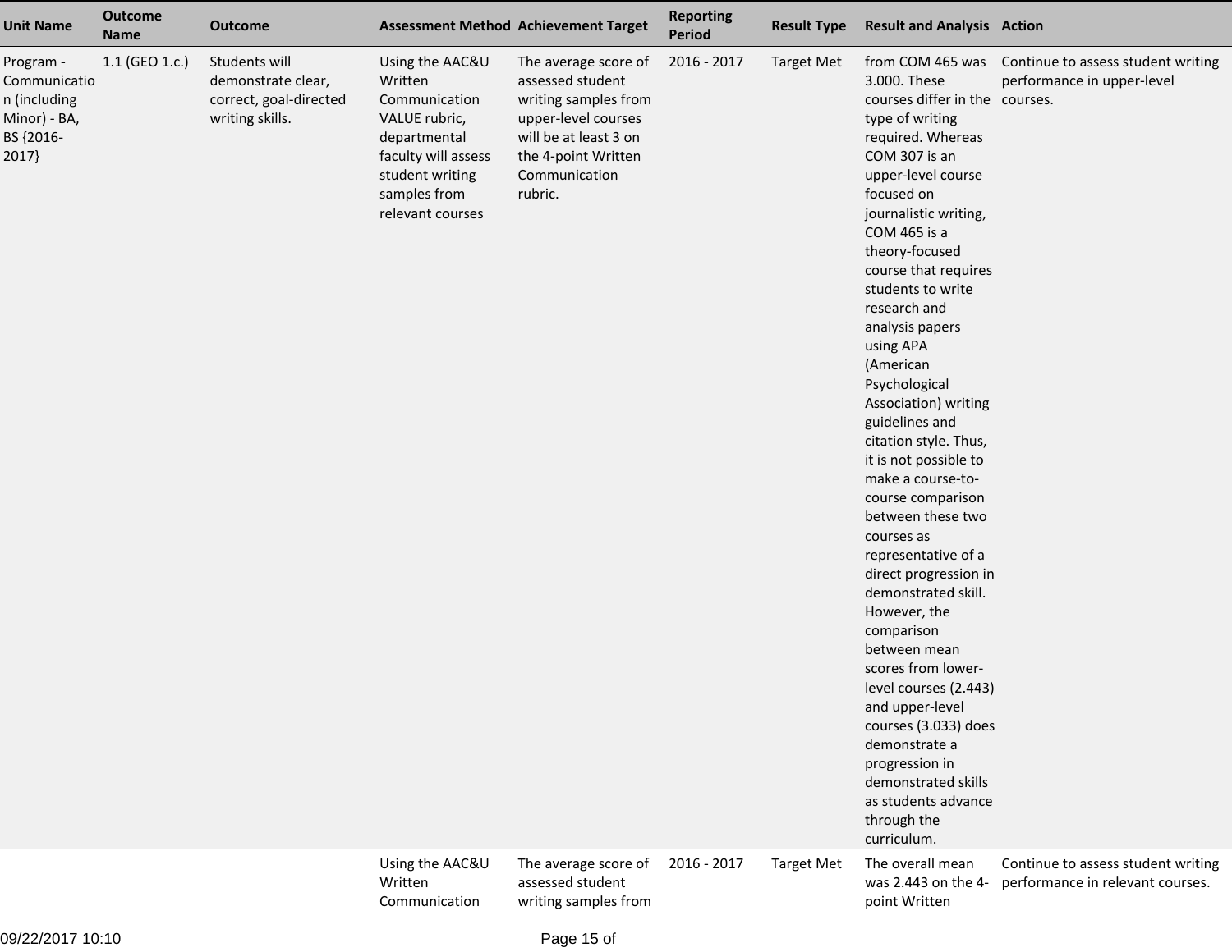| Unit Name | Outcome Name | Outcome | Assessment Method | Achievement Target | Reporting Period | Result Type | Result and Analysis | Action |
|---|---|---|---|---|---|---|---|---|
| Program - Communication (including Minor) - BA, BS {2016-2017} | 1.1 (GEO 1.c.) | Students will demonstrate clear, correct, goal-directed writing skills. | Using the AAC&U Written Communication VALUE rubric, departmental faculty will assess student writing samples from relevant courses | The average score of assessed student writing samples from upper-level courses will be at least 3 on the 4-point Written Communication rubric. | 2016 - 2017 | Target Met | from COM 465 was 3.000. These courses differ in the type of writing required. Whereas COM 307 is an upper-level course focused on journalistic writing, COM 465 is a theory-focused course that requires students to write research and analysis papers using APA (American Psychological Association) writing guidelines and citation style. Thus, it is not possible to make a course-to-course comparison between these two courses as representative of a direct progression in demonstrated skill. However, the comparison between mean scores from lower-level courses (2.443) and upper-level courses (3.033) does demonstrate a progression in demonstrated skills as students advance through the curriculum. | Continue to assess student writing performance in upper-level courses. |
| | | | Using the AAC&U Written Communication | The average score of assessed student writing samples from | 2016 - 2017 | Target Met | The overall mean was 2.443 on the 4-point Written | Continue to assess student writing performance in relevant courses. |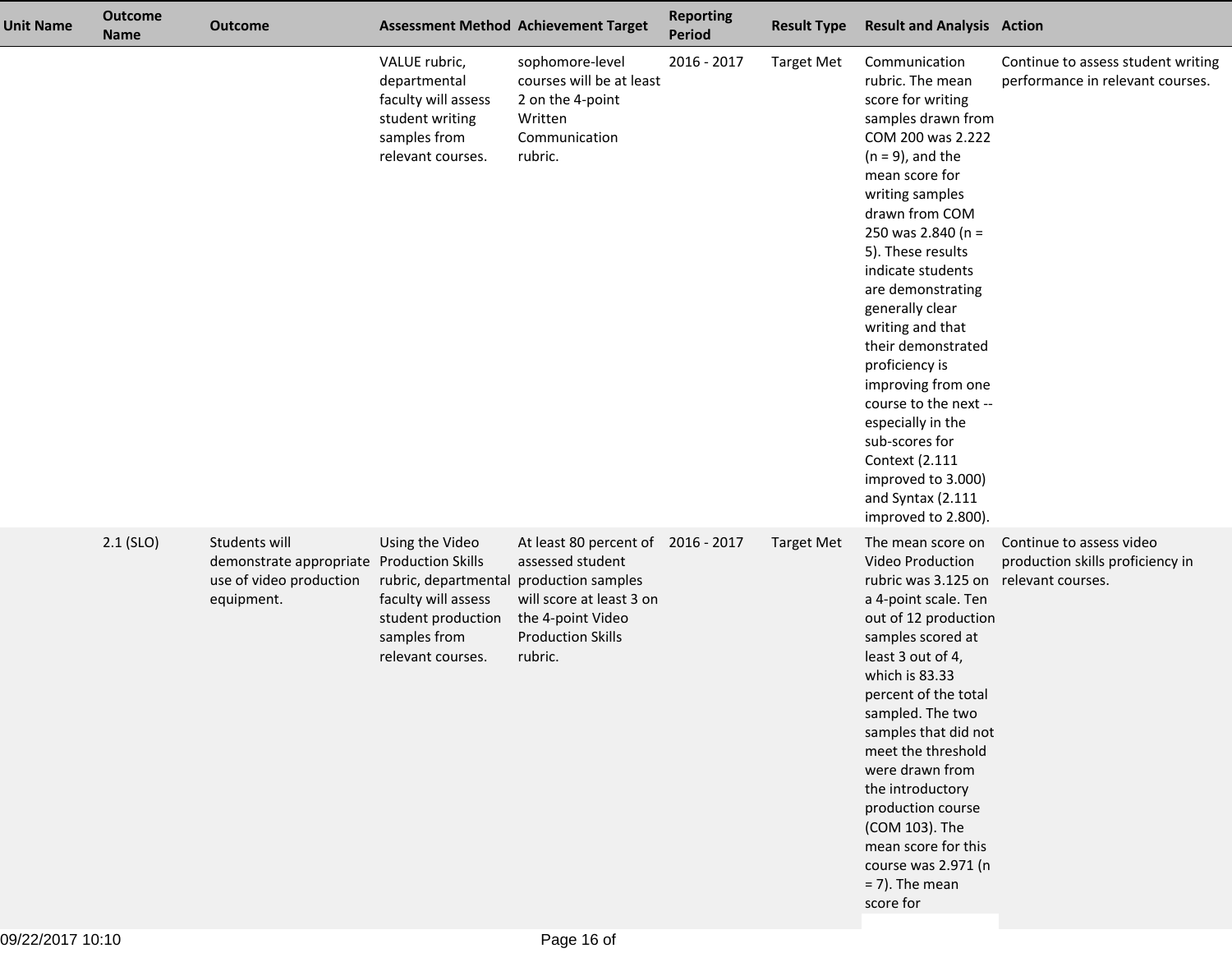| Unit Name | Outcome Name | Outcome | Assessment Method | Achievement Target | Reporting Period | Result Type | Result and Analysis | Action |
|---|---|---|---|---|---|---|---|---|
| | | | VALUE rubric, departmental faculty will assess student writing samples from relevant courses. | sophomore-level courses will be at least 2 on the 4-point Written Communication rubric. | 2016 - 2017 | Target Met | Communication rubric. The mean score for writing samples drawn from COM 200 was 2.222 (n = 9), and the mean score for writing samples drawn from COM 250 was 2.840 (n = 5). These results indicate students are demonstrating generally clear writing and that their demonstrated proficiency is improving from one course to the next -- especially in the sub-scores for Context (2.111 improved to 3.000) and Syntax (2.111 improved to 2.800). | Continue to assess student writing performance in relevant courses. |
| | 2.1 (SLO) | Students will demonstrate appropriate use of video production equipment. | Using the Video Production Skills rubric, departmental faculty will assess student production samples from relevant courses. | At least 80 percent of assessed student production samples will score at least 3 on the 4-point Video Production Skills rubric. | 2016 - 2017 | Target Met | The mean score on Video Production rubric was 3.125 on a 4-point scale. Ten out of 12 production samples scored at least 3 out of 4, which is 83.33 percent of the total sampled. The two samples that did not meet the threshold were drawn from the introductory production course (COM 103). The mean score for this course was 2.971 (n = 7). The mean score for | Continue to assess video production skills proficiency in relevant courses. |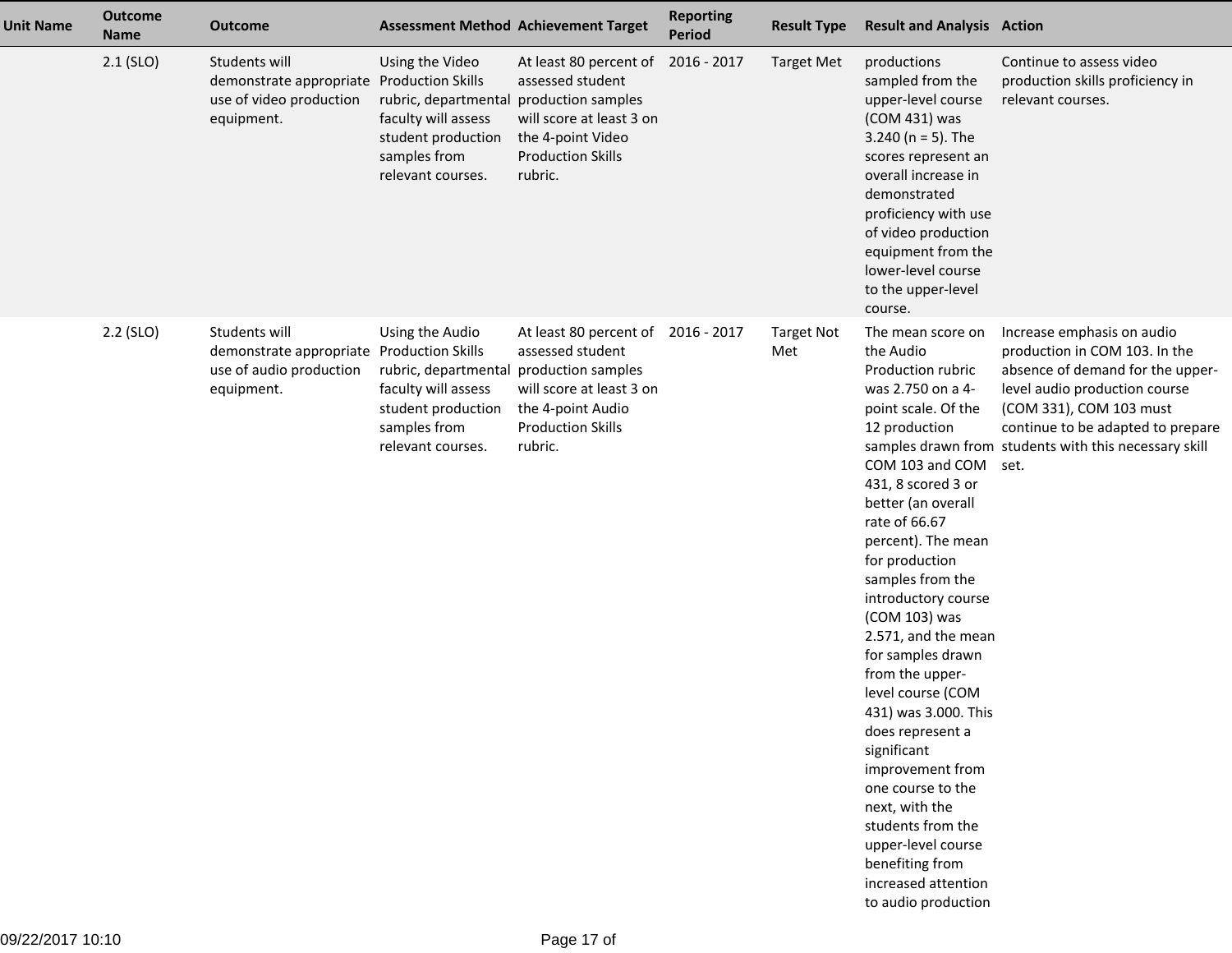| Unit Name | Outcome Name | Outcome | Assessment Method | Achievement Target | Reporting Period | Result Type | Result and Analysis | Action |
|---|---|---|---|---|---|---|---|---|
| | 2.1 (SLO) | Students will demonstrate appropriate use of video production equipment. | Using the Video Production Skills rubric, departmental faculty will assess student production samples from relevant courses. | At least 80 percent of assessed student production samples will score at least 3 on the 4-point Video Production Skills rubric. | 2016 - 2017 | Target Met | productions sampled from the upper-level course (COM 431) was 3.240 (n = 5). The scores represent an overall increase in demonstrated proficiency with use of video production equipment from the lower-level course to the upper-level course. | Continue to assess video production skills proficiency in relevant courses. |
| | 2.2 (SLO) | Students will demonstrate appropriate use of audio production equipment. | Using the Audio Production Skills rubric, departmental faculty will assess student production samples from relevant courses. | At least 80 percent of assessed student production samples will score at least 3 on the 4-point Audio Production Skills rubric. | 2016 - 2017 | Target Not Met | The mean score on the Audio Production rubric was 2.750 on a 4-point scale. Of the 12 production samples drawn from COM 103 and COM 431, 8 scored 3 or better (an overall rate of 66.67 percent). The mean for production samples from the introductory course (COM 103) was 2.571, and the mean for samples drawn from the upper-level course (COM 431) was 3.000. This does represent a significant improvement from one course to the next, with the students from the upper-level course benefiting from increased attention to audio production | Increase emphasis on audio production in COM 103. In the absence of demand for the upper-level audio production course (COM 331), COM 103 must continue to be adapted to prepare students with this necessary skill set. |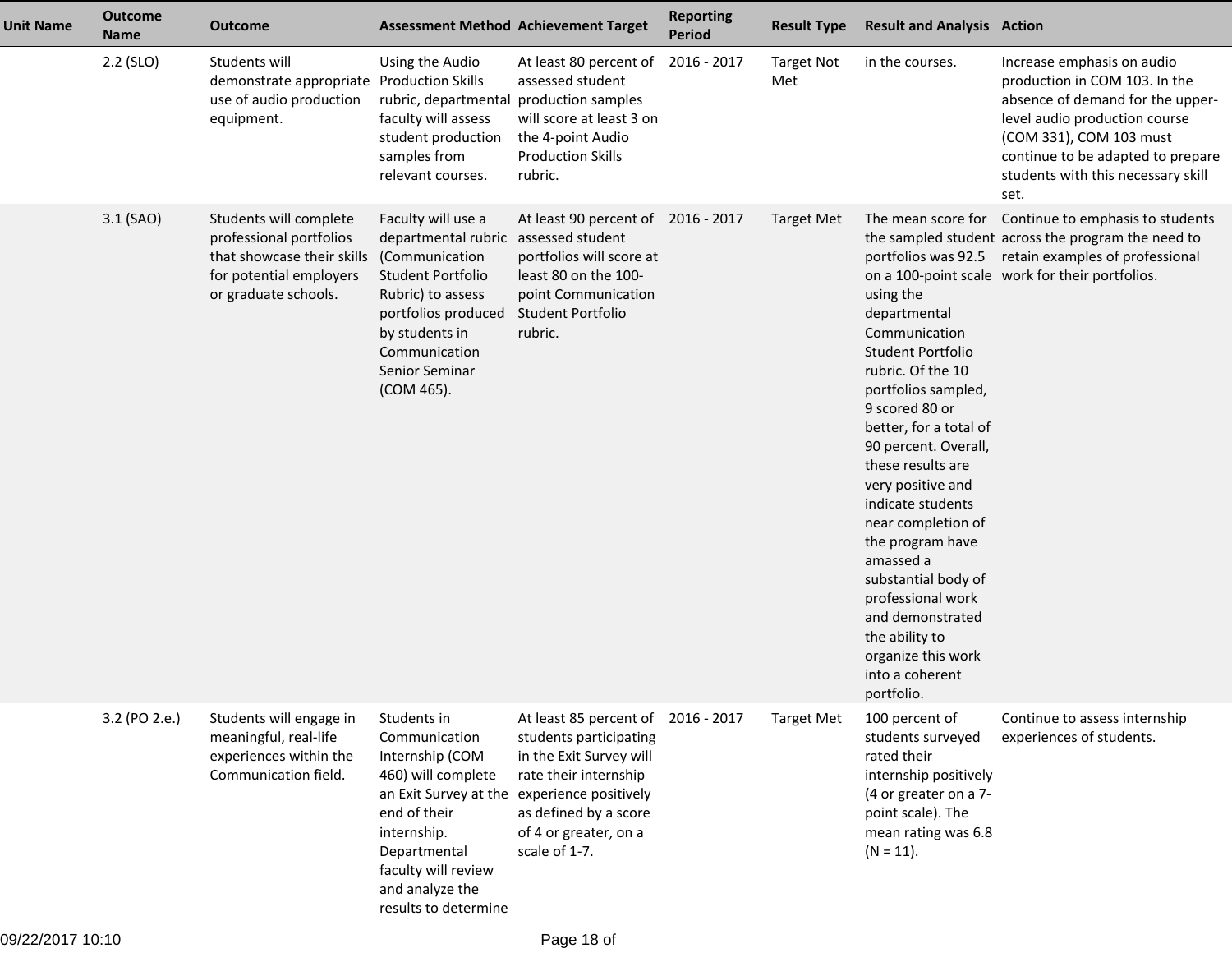| Unit Name | Outcome Name | Outcome | Assessment Method | Achievement Target | Reporting Period | Result Type | Result and Analysis | Action |
|---|---|---|---|---|---|---|---|---|
| | 2.2 (SLO) | Students will demonstrate appropriate use of audio production equipment. | Using the Audio Production Skills rubric, departmental faculty will assess student production samples from relevant courses. | At least 80 percent of assessed student production samples will score at least 3 on the 4-point Audio Production Skills rubric. | 2016 - 2017 | Target Not Met | in the courses. | Increase emphasis on audio production in COM 103. In the absence of demand for the upper-level audio production course (COM 331), COM 103 must continue to be adapted to prepare students with this necessary skill set. |
| | 3.1 (SAO) | Students will complete professional portfolios that showcase their skills for potential employers or graduate schools. | Faculty will use a departmental rubric (Communication Student Portfolio Rubric) to assess portfolios produced by students in Communication Senior Seminar (COM 465). | At least 90 percent of assessed student portfolios will score at least 80 on the 100-point Communication Student Portfolio rubric. | 2016 - 2017 | Target Met | The mean score for the sampled student portfolios was 92.5 on a 100-point scale using the departmental Communication Student Portfolio rubric. Of the 10 portfolios sampled, 9 scored 80 or better, for a total of 90 percent. Overall, these results are very positive and indicate students near completion of the program have amassed a substantial body of professional work and demonstrated the ability to organize this work into a coherent portfolio. | Continue to emphasis to students across the program the need to retain examples of professional work for their portfolios. |
| | 3.2 (PO 2.e.) | Students will engage in meaningful, real-life experiences within the Communication field. | Students in Communication Internship (COM 460) will complete an Exit Survey at the end of their internship. Departmental faculty will review and analyze the results to determine | At least 85 percent of students participating in the Exit Survey will rate their internship experience positively as defined by a score of 4 or greater, on a scale of 1-7. | 2016 - 2017 | Target Met | 100 percent of students surveyed rated their internship positively (4 or greater on a 7-point scale). The mean rating was 6.8 (N = 11). | Continue to assess internship experiences of students. |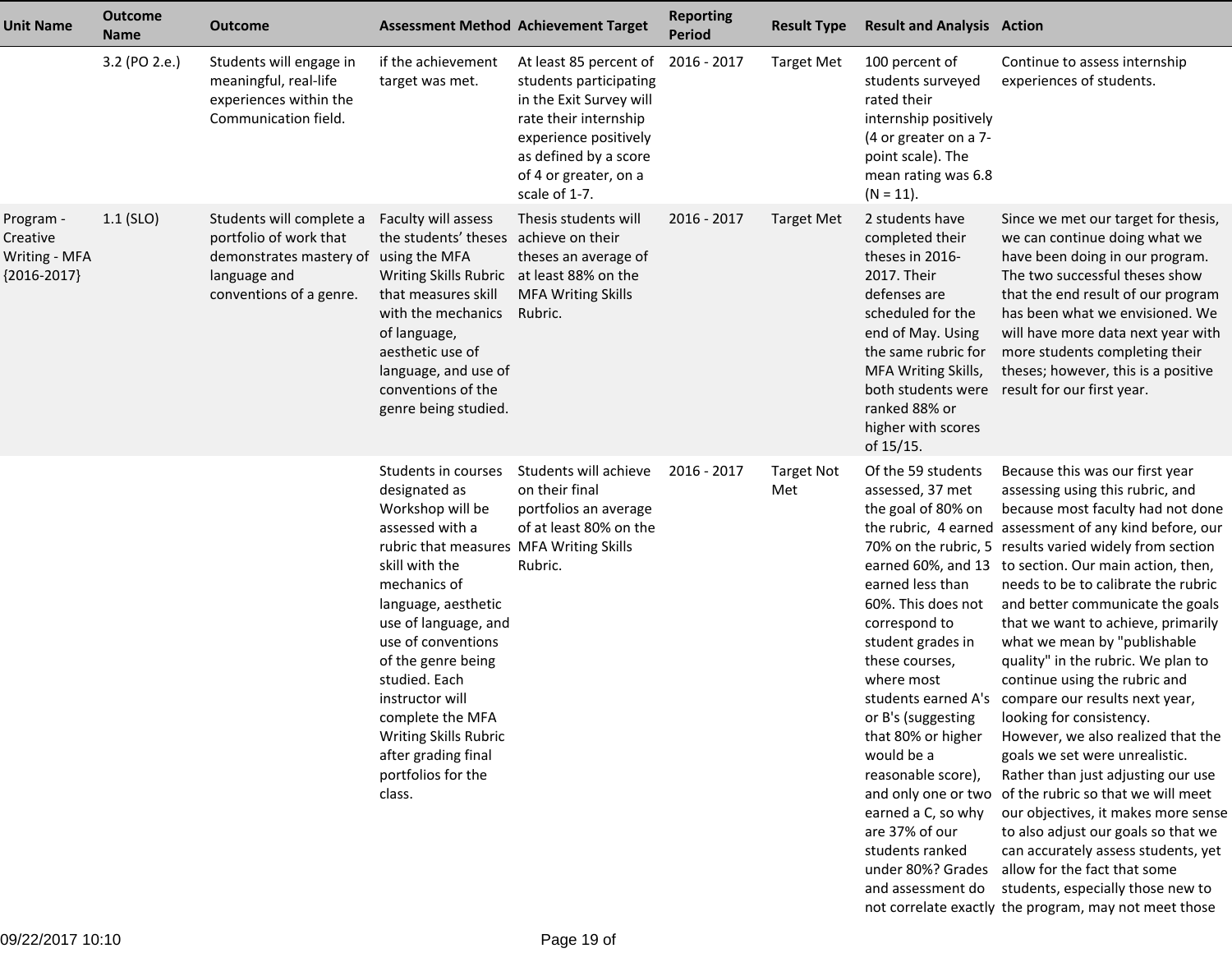| Unit Name | Outcome Name | Outcome | Assessment Method | Achievement Target | Reporting Period | Result Type | Result and Analysis | Action |
|---|---|---|---|---|---|---|---|---|
| | 3.2 (PO 2.e.) | Students will engage in meaningful, real-life experiences within the Communication field. | if the achievement target was met. | At least 85 percent of students participating in the Exit Survey will rate their internship experience positively as defined by a score of 4 or greater, on a scale of 1-7. | 2016 - 2017 | Target Met | 100 percent of students surveyed rated their internship positively (4 or greater on a 7-point scale). The mean rating was 6.8 (N = 11). | Continue to assess internship experiences of students. |
| Program - Creative Writing - MFA {2016-2017} | 1.1 (SLO) | Students will complete a portfolio of work that demonstrates mastery of language and conventions of a genre. | Faculty will assess the students' theses using the MFA Writing Skills Rubric that measures skill with the mechanics of language, aesthetic use of language, and use of conventions of the genre being studied. | Thesis students will achieve on their theses an average of at least 88% on the MFA Writing Skills Rubric. | 2016 - 2017 | Target Met | 2 students have completed their theses in 2016-2017. Their defenses are scheduled for the end of May. Using the same rubric for MFA Writing Skills, both students were ranked 88% or higher with scores of 15/15. | Since we met our target for thesis, we can continue doing what we have been doing in our program. The two successful theses show that the end result of our program has been what we envisioned. We will have more data next year with more students completing their theses; however, this is a positive result for our first year. |
| | | | Students in courses designated as Workshop will be assessed with a rubric that measures skill with the mechanics of language, aesthetic use of language, and use of conventions of the genre being studied. Each instructor will complete the MFA Writing Skills Rubric after grading final portfolios for the class. | Students will achieve on their final portfolios an average of at least 80% on the MFA Writing Skills Rubric. | 2016 - 2017 | Target Not Met | Of the 59 students assessed, 37 met the goal of 80% on the rubric, 4 earned 70% on the rubric, 5 earned 60%, and 13 earned less than 60%. This does not correspond to student grades in these courses, where most students earned A's or B's (suggesting that 80% or higher would be a reasonable score), and only one or two earned a C, so why are 37% of our students ranked under 80%? Grades and assessment do not correlate exactly | Because this was our first year assessing using this rubric, and because most faculty had not done assessment of any kind before, our results varied widely from section to section. Our main action, then, needs to be to calibrate the rubric and better communicate the goals that we want to achieve, primarily what we mean by "publishable quality" in the rubric. We plan to continue using the rubric and compare our results next year, looking for consistency.<br>However, we also realized that the goals we set were unrealistic. Rather than just adjusting our use of the rubric so that we will meet our objectives, it makes more sense to also adjust our goals so that we can accurately assess students, yet allow for the fact that some students, especially those new to the program, may not meet those |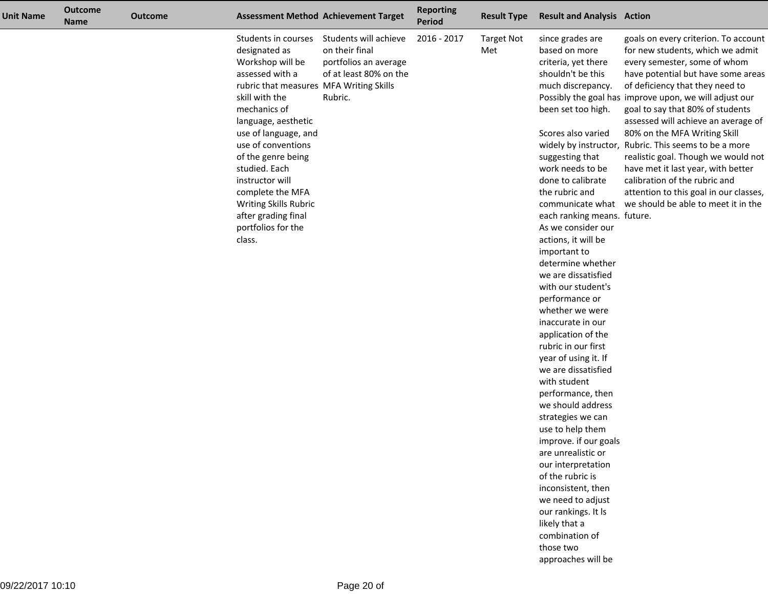| Unit Name | Outcome Name | Outcome | Assessment Method | Achievement Target | Reporting Period | Result Type | Result and Analysis | Action |
|---|---|---|---|---|---|---|---|---|
| | | | Students in courses designated as Workshop will be assessed with a rubric that measures skill with the mechanics of language, aesthetic use of language, and use of conventions of the genre being studied. Each instructor will complete the MFA Writing Skills Rubric after grading final portfolios for the class. | Students will achieve on their final portfolios an average of at least 80% on the MFA Writing Skills Rubric. | 2016 - 2017 | Target Not Met | since grades are based on more criteria, yet there shouldn't be this much discrepancy. Possibly the goal has been set too high.<br><br>Scores also varied widely by instructor, suggesting that work needs to be done to calibrate the rubric and communicate what each ranking means. As we consider our actions, it will be important to determine whether we are dissatisfied with our student's performance or whether we were inaccurate in our application of the rubric in our first year of using it. If we are dissatisfied with student performance, then we should address strategies we can use to help them improve. if our goals are unrealistic or our interpretation of the rubric is inconsistent, then we need to adjust our rankings. It Is likely that a combination of those two approaches will be | goals on every criterion. To account for new students, which we admit every semester, some of whom have potential but have some areas of deficiency that they need to improve upon, we will adjust our goal to say that 80% of students assessed will achieve an average of 80% on the MFA Writing Skill Rubric. This seems to be a more realistic goal. Though we would not have met it last year, with better calibration of the rubric and attention to this goal in our classes, we should be able to meet it in the future. |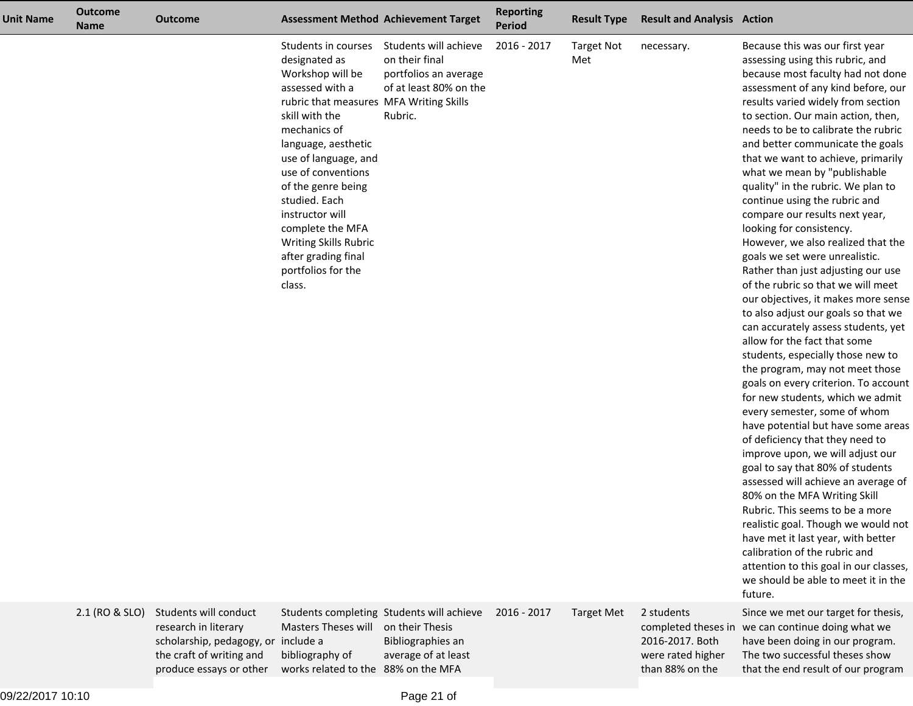| Unit Name | Outcome Name | Outcome | Assessment Method | Achievement Target | Reporting Period | Result Type | Result and Analysis | Action |
|---|---|---|---|---|---|---|---|---|
| | | | Students in courses designated as Workshop will be assessed with a rubric that measures skill with the mechanics of language, aesthetic use of language, and use of conventions of the genre being studied. Each instructor will complete the MFA Writing Skills Rubric after grading final portfolios for the class. | Students will achieve on their final portfolios an average of at least 80% on the MFA Writing Skills Rubric. | 2016 - 2017 | Target Not Met | necessary. | Because this was our first year assessing using this rubric, and because most faculty had not done assessment of any kind before, our results varied widely from section to section. Our main action, then, needs to be to calibrate the rubric and better communicate the goals that we want to achieve, primarily what we mean by "publishable quality" in the rubric. We plan to continue using the rubric and compare our results next year, looking for consistency. However, we also realized that the goals we set were unrealistic. Rather than just adjusting our use of the rubric so that we will meet our objectives, it makes more sense to also adjust our goals so that we can accurately assess students, yet allow for the fact that some students, especially those new to the program, may not meet those goals on every criterion. To account for new students, which we admit every semester, some of whom have potential but have some areas of deficiency that they need to improve upon, we will adjust our goal to say that 80% of students assessed will achieve an average of 80% on the MFA Writing Skill Rubric. This seems to be a more realistic goal. Though we would not have met it last year, with better calibration of the rubric and attention to this goal in our classes, we should be able to meet it in the future. |
| | 2.1 (RO & SLO) | Students will conduct research in literary scholarship, pedagogy, or the craft of writing and produce essays or other | Students completing Masters Theses will include a bibliography of works related to the | Students will achieve on their Thesis Bibliographies an average of at least 88% on the MFA | 2016 - 2017 | Target Met | 2 students completed theses in 2016-2017. Both were rated higher than 88% on the | Since we met our target for thesis, we can continue doing what we have been doing in our program. The two successful theses show that the end result of our program |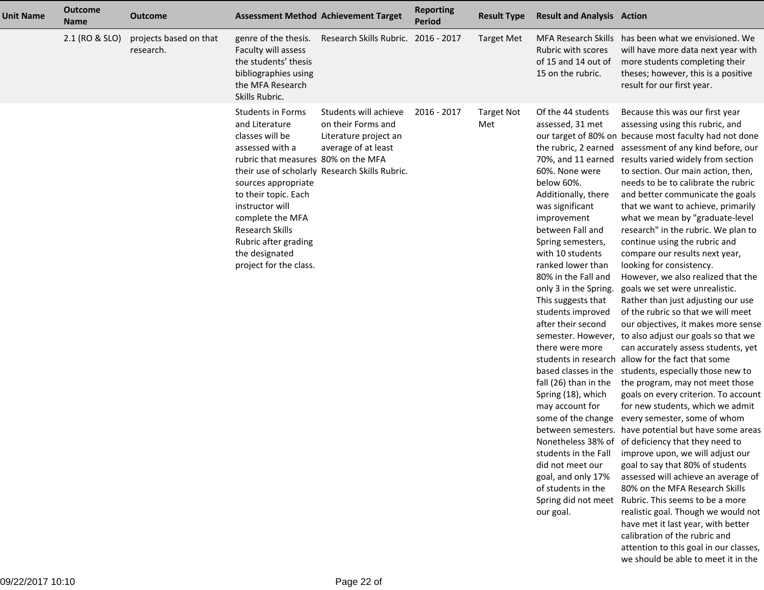| Unit Name | Outcome Name | Outcome | Assessment Method | Achievement Target | Reporting Period | Result Type | Result and Analysis | Action |
|---|---|---|---|---|---|---|---|---|
| | 2.1 (RO & SLO) | projects based on that research. | genre of the thesis. Faculty will assess the students' thesis bibliographies using the MFA Research Skills Rubric. | Research Skills Rubric. | 2016 - 2017 | Target Met | MFA Research Skills Rubric with scores of 15 and 14 out of 15 on the rubric. | has been what we envisioned. We will have more data next year with more students completing their theses; however, this is a positive result for our first year. |
| | | | Students in Forms and Literature classes will be assessed with a rubric that measures their use of scholarly sources appropriate to their topic. Each instructor will complete the MFA Research Skills Rubric after grading the designated project for the class. | Students will achieve on their Forms and Literature project an average of at least 80% on the MFA Research Skills Rubric. | 2016 - 2017 | Target Not Met | Of the 44 students assessed, 31 met our target of 80% on the rubric, 2 earned 70%, and 11 earned 60%. None were below 60%. Additionally, there was significant improvement between Fall and Spring semesters, with 10 students ranked lower than 80% in the Fall and only 3 in the Spring. This suggests that students improved after their second semester. However, there were more students in research based classes in the fall (26) than in the Spring (18), which may account for some of the change between semesters. Nonetheless 38% of students in the Fall did not meet our goal, and only 17% of students in the Spring did not meet our goal. | Because this was our first year assessing using this rubric, and because most faculty had not done assessment of any kind before, our results varied widely from section to section. Our main action, then, needs to be to calibrate the rubric and better communicate the goals that we want to achieve, primarily what we mean by "graduate-level research" in the rubric. We plan to continue using the rubric and compare our results next year, looking for consistency. However, we also realized that the goals we set were unrealistic. Rather than just adjusting our use of the rubric so that we will meet our objectives, it makes more sense to also adjust our goals so that we can accurately assess students, yet allow for the fact that some students, especially those new to the program, may not meet those goals on every criterion. To account for new students, which we admit every semester, some of whom have potential but have some areas of deficiency that they need to improve upon, we will adjust our goal to say that 80% of students assessed will achieve an average of 80% on the MFA Research Skills Rubric. This seems to be a more realistic goal. Though we would not have met it last year, with better calibration of the rubric and attention to this goal in our classes, we should be able to meet it in the |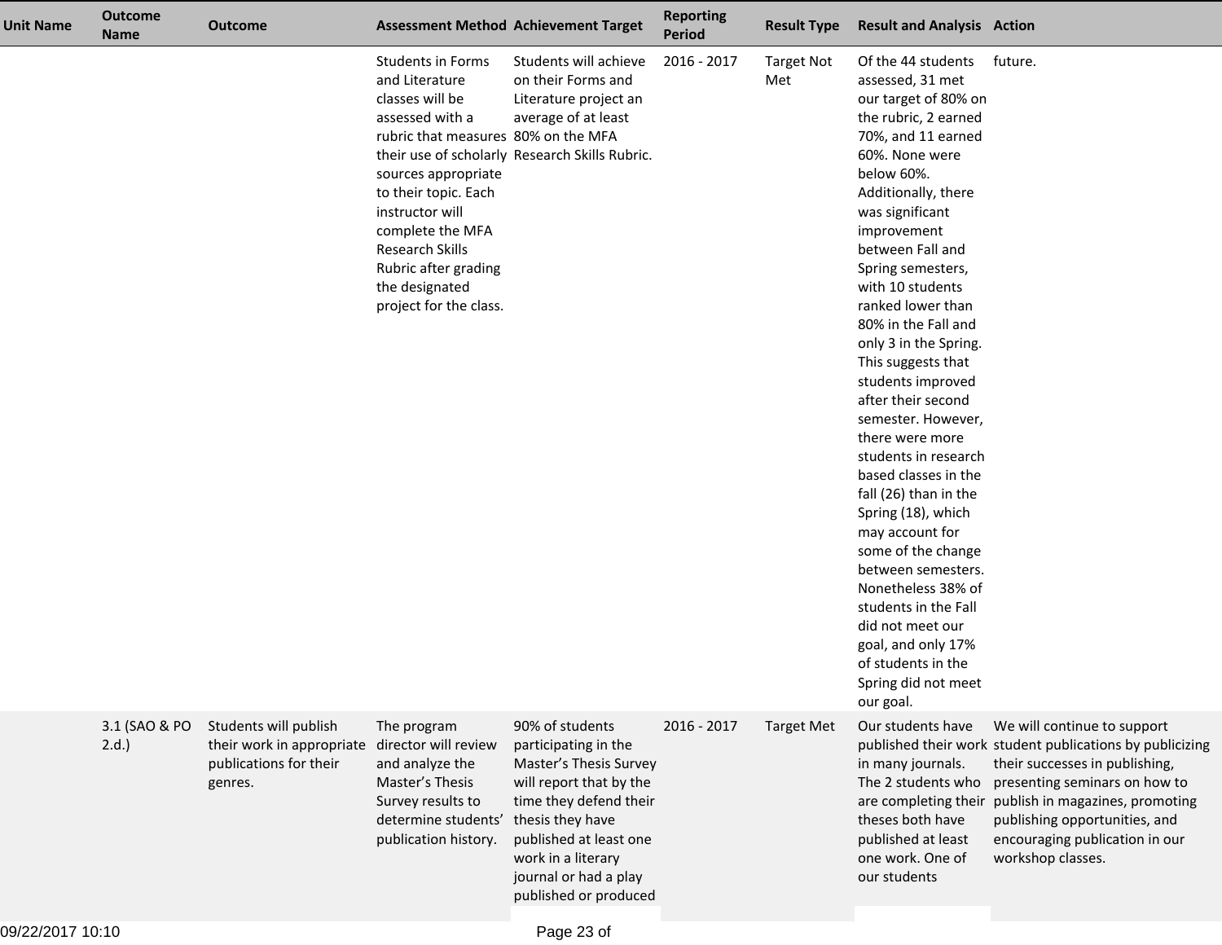| Unit Name | Outcome Name | Outcome | Assessment Method | Achievement Target | Reporting Period | Result Type | Result and Analysis | Action |
|---|---|---|---|---|---|---|---|---|
| | | | Students in Forms and Literature classes will be assessed with a rubric that measures their use of scholarly sources appropriate to their topic. Each instructor will complete the MFA Research Skills Rubric after grading the designated project for the class. | Students will achieve on their Forms and Literature project an average of at least 80% on the MFA Research Skills Rubric. | 2016 - 2017 | Target Not Met | Of the 44 students assessed, 31 met our target of 80% on the rubric, 2 earned 70%, and 11 earned 60%. None were below 60%. Additionally, there was significant improvement between Fall and Spring semesters, with 10 students ranked lower than 80% in the Fall and only 3 in the Spring. This suggests that students improved after their second semester. However, there were more students in research based classes in the fall (26) than in the Spring (18), which may account for some of the change between semesters. Nonetheless 38% of students in the Fall did not meet our goal, and only 17% of students in the Spring did not meet our goal. | future. |
| | 3.1 (SAO & PO 2.d.) | Students will publish their work in appropriate publications for their genres. | The program director will review and analyze the Master's Thesis Survey results to determine students' publication history. | 90% of students participating in the Master's Thesis Survey will report that by the time they defend their thesis they have published at least one work in a literary journal or had a play published or produced | 2016 - 2017 | Target Met | Our students have published their work in many journals. The 2 students who are completing their theses both have published at least one work. One of our students | We will continue to support student publications by publicizing their successes in publishing, presenting seminars on how to publish in magazines, promoting publishing opportunities, and encouraging publication in our workshop classes. |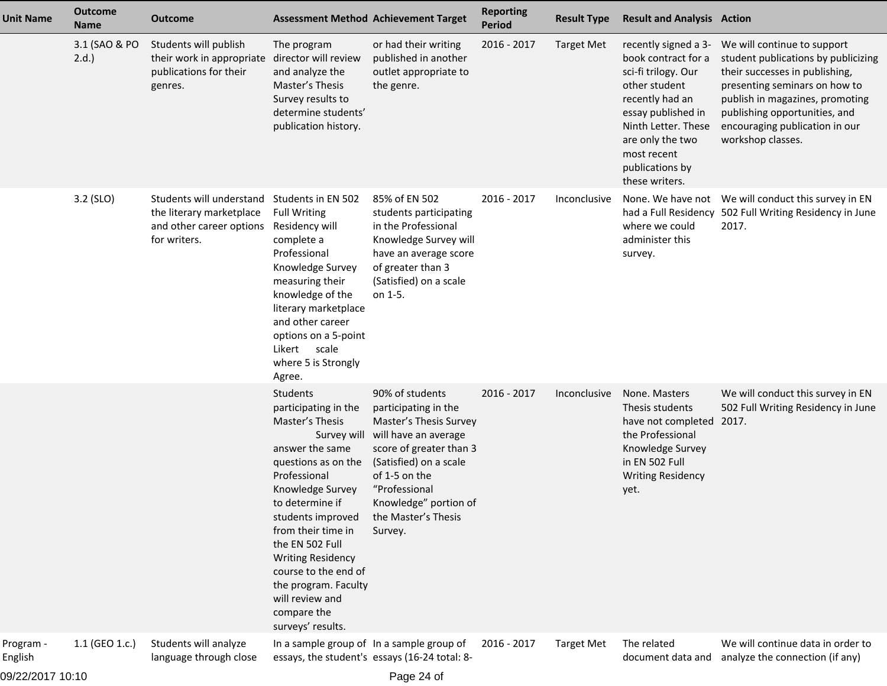| Unit Name | Outcome Name | Outcome | Assessment Method | Achievement Target | Reporting Period | Result Type | Result and Analysis | Action |
|---|---|---|---|---|---|---|---|---|
| | 3.1 (SAO & PO 2.d.) | Students will publish their work in appropriate publications for their genres. | The program director will review and analyze the Master's Thesis Survey results to determine students' publication history. | or had their writing published in another outlet appropriate to the genre. | 2016 - 2017 | Target Met | recently signed a 3-book contract for a sci-fi trilogy. Our other student recently had an essay published in Ninth Letter. These are only the two most recent publications by these writers. | We will continue to support student publications by publicizing their successes in publishing, presenting seminars on how to publish in magazines, promoting publishing opportunities, and encouraging publication in our workshop classes. |
| | 3.2 (SLO) | Students will understand the literary marketplace and other career options for writers. | Students in EN 502 Full Writing Residency will complete a Professional Knowledge Survey measuring their knowledge of the literary marketplace and other career options on a 5-point Likert scale where 5 is Strongly Agree. | 85% of EN 502 students participating in the Professional Knowledge Survey will have an average score of greater than 3 (Satisfied) on a scale on 1-5. | 2016 - 2017 | Inconclusive | None. We have not had a Full Residency where we could administer this survey. | We will conduct this survey in EN 502 Full Writing Residency in June 2017. |
| | | | Students participating in the Master's Thesis Survey will answer the same questions as on the Professional Knowledge Survey to determine if students improved from their time in the EN 502 Full Writing Residency course to the end of the program. Faculty will review and compare the surveys' results. | 90% of students participating in the Master's Thesis Survey will have an average score of greater than 3 (Satisfied) on a scale of 1-5 on the "Professional Knowledge" portion of the Master's Thesis Survey. | 2016 - 2017 | Inconclusive | None. Masters Thesis students have not completed the Professional Knowledge Survey in EN 502 Full Writing Residency yet. | We will conduct this survey in EN 502 Full Writing Residency in June 2017. |
| Program - English | 1.1 (GEO 1.c.) | Students will analyze language through close | In a sample group of essays, the student's | In a sample group of essays (16-24 total: 8- | 2016 - 2017 | Target Met | The related document data and | We will continue data in order to analyze the connection (if any) |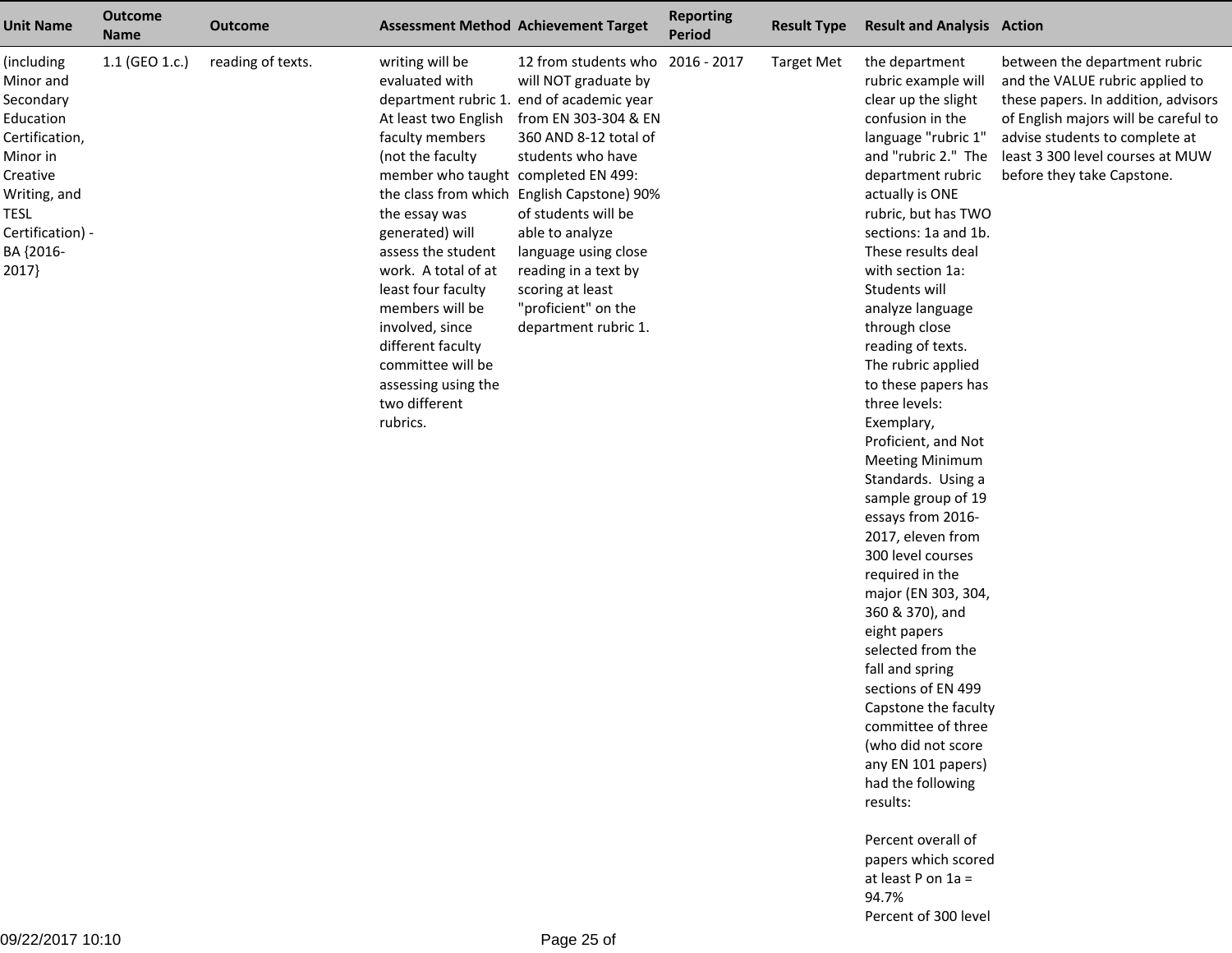| Unit Name | Outcome Name | Outcome | Assessment Method | Achievement Target | Reporting Period | Result Type | Result and Analysis | Action |
| --- | --- | --- | --- | --- | --- | --- | --- | --- |
| (including Minor and Secondary Education Certification, Minor in Creative Writing, and TESL Certification) - BA {2016-2017} | 1.1 (GEO 1.c.) | reading of texts. | writing will be evaluated with department rubric 1. At least two English faculty members (not the faculty member who taught the class from which the essay was generated) will assess the student work. A total of at least four faculty members will be involved, since different faculty committee will be assessing using the two different rubrics. | 12 from students who will NOT graduate by end of academic year from EN 303-304 & EN 360 AND 8-12 total of students who have completed EN 499: English Capstone) 90% of students will be able to analyze language using close reading in a text by scoring at least "proficient" on the department rubric 1. | 2016 - 2017 | Target Met | the department rubric example will clear up the slight confusion in the language "rubric 1" and "rubric 2." The department rubric actually is ONE rubric, but has TWO sections: 1a and 1b. These results deal with section 1a: Students will analyze language through close reading of texts. The rubric applied to these papers has three levels: Exemplary, Proficient, and Not Meeting Minimum Standards. Using a sample group of 19 essays from 2016-2017, eleven from 300 level courses required in the major (EN 303, 304, 360 & 370), and eight papers selected from the fall and spring sections of EN 499 Capstone the faculty committee of three (who did not score any EN 101 papers) had the following results:<br><br>Percent overall of papers which scored at least P on 1a = 94.7%<br>Percent of 300 level | between the department rubric and the VALUE rubric applied to these papers. In addition, advisors of English majors will be careful to advise students to complete at least 3 300 level courses at MUW before they take Capstone. |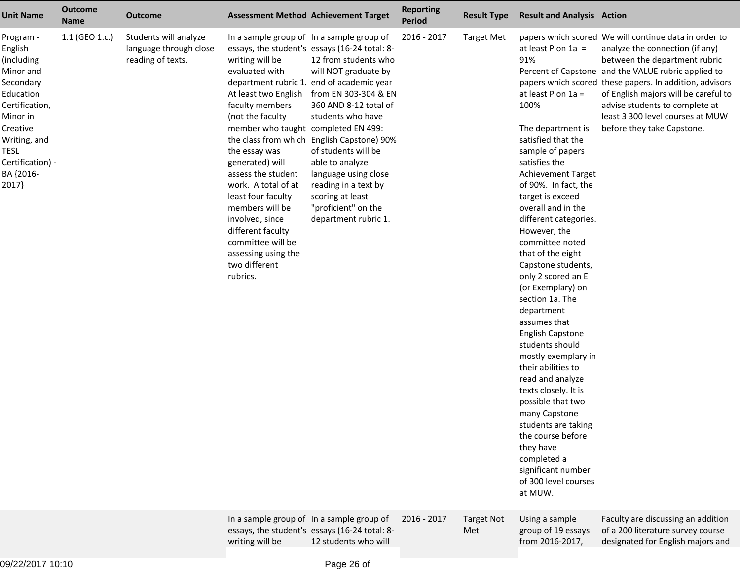| Unit Name | Outcome Name | Outcome | Assessment Method | Achievement Target | Reporting Period | Result Type | Result and Analysis | Action |
|---|---|---|---|---|---|---|---|---|
| Program - English (including Minor and Secondary Education Certification, Minor in Creative Writing, and TESL Certification) - BA {2016-2017} | 1.1 (GEO 1.c.) | Students will analyze language through close reading of texts. | In a sample group of essays, the student's writing will be evaluated with department rubric 1. At least two English faculty members (not the faculty member who taught the class from which the essay was generated) will assess the student work. A total of at least four faculty members will be involved, since different faculty committee will be assessing using the two different rubrics. | In a sample group of essays (16-24 total: 8-12 from students who will NOT graduate by end of academic year from EN 303-304 & EN 360 AND 8-12 total of students who have completed EN 499: English Capstone) 90% of students will be able to analyze language using close reading in a text by scoring at least "proficient" on the department rubric 1. | 2016 - 2017 | Target Met | papers which scored at least P on 1a = 91%<br>Percent of Capstone papers which scored at least P on 1a = 100%<br><br>The department is satisfied that the sample of papers satisfies the Achievement Target of 90%. In fact, the target is exceed overall and in the different categories. However, the committee noted that of the eight Capstone students, only 2 scored an E (or Exemplary) on section 1a. The department assumes that English Capstone students should mostly exemplary in their abilities to read and analyze texts closely. It is possible that two many Capstone students are taking the course before they have completed a significant number of 300 level courses at MUW. | We will continue data in order to analyze the connection (if any) between the department rubric and the VALUE rubric applied to these papers. In addition, advisors of English majors will be careful to advise students to complete at least 3 300 level courses at MUW before they take Capstone. |
| | | | In a sample group of essays, the student's writing will be | In a sample group of essays (16-24 total: 8-12 students who will | 2016 - 2017 | Target Not Met | Using a sample group of 19 essays from 2016-2017, | Faculty are discussing an addition of a 200 literature survey course designated for English majors and |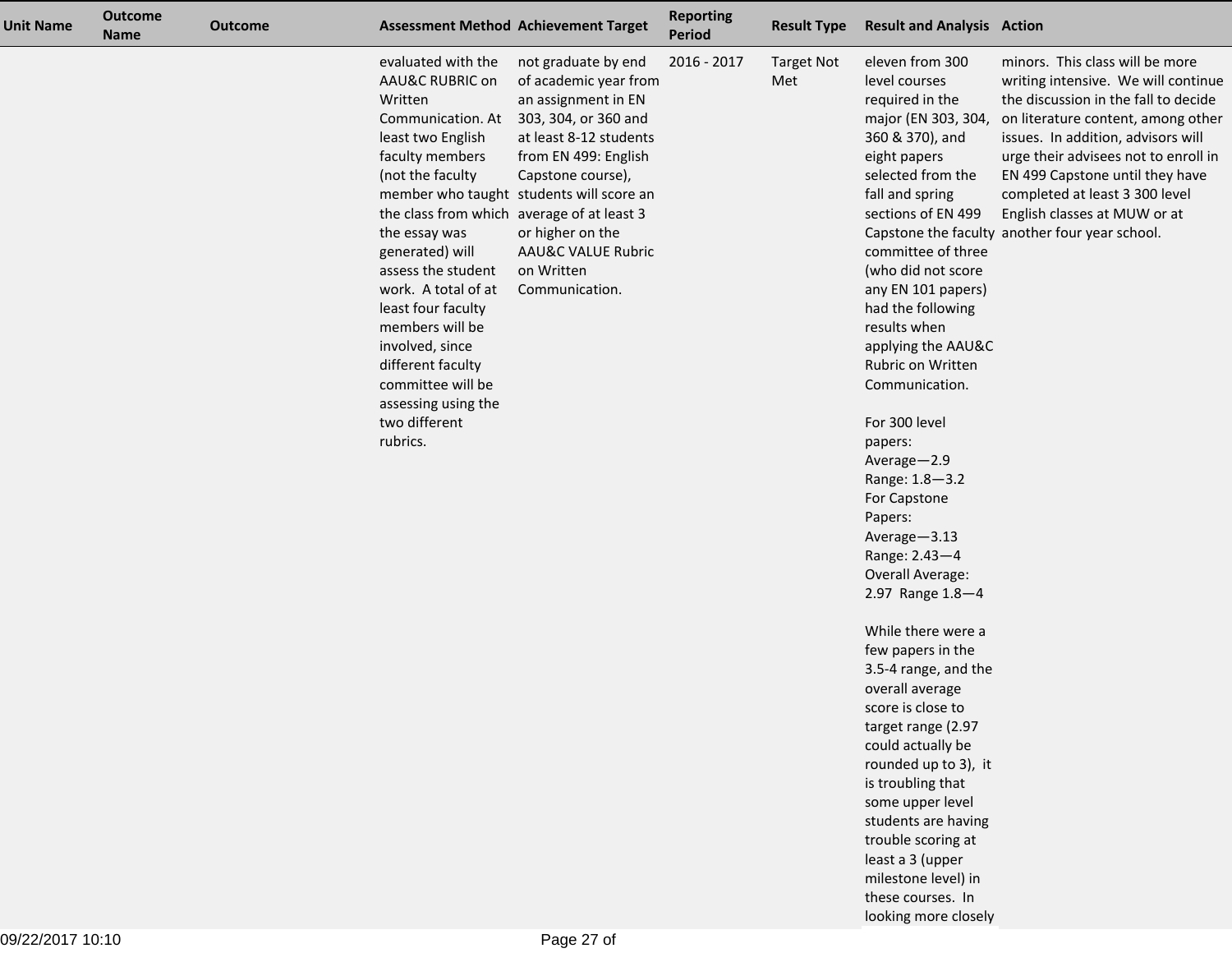| Unit Name | Outcome Name | Outcome | Assessment Method | Achievement Target | Reporting Period | Result Type | Result and Analysis | Action |
|---|---|---|---|---|---|---|---|---|
| | | | evaluated with the AAU&C RUBRIC on Written Communication. At least two English faculty members (not the faculty member who taught the class from which the essay was generated) will assess the student work. A total of at least four faculty members will be involved, since different faculty committee will be assessing using the two different rubrics. | not graduate by end of academic year from an assignment in EN 303, 304, or 360 and at least 8-12 students from EN 499: English Capstone course), students will score an average of at least 3 or higher on the AAU&C VALUE Rubric on Written Communication. | 2016 - 2017 | Target Not Met | eleven from 300 level courses required in the major (EN 303, 304, 360 & 370), and eight papers selected from the fall and spring sections of EN 499 Capstone the faculty committee of three (who did not score any EN 101 papers) had the following results when applying the AAU&C Rubric on Written Communication.<br><br>For 300 level papers:<br>Average—2.9<br>Range: 1.8—3.2<br>For Capstone Papers:<br>Average—3.13<br>Range: 2.43—4<br>Overall Average: 2.97 Range 1.8—4<br><br>While there were a few papers in the 3.5-4 range, and the overall average score is close to target range (2.97 could actually be rounded up to 3), it is troubling that some upper level students are having trouble scoring at least a 3 (upper milestone level) in these courses. In looking more closely | minors. This class will be more writing intensive. We will continue the discussion in the fall to decide on literature content, among other issues. In addition, advisors will urge their advisees not to enroll in EN 499 Capstone until they have completed at least 3 300 level English classes at MUW or at another four year school. |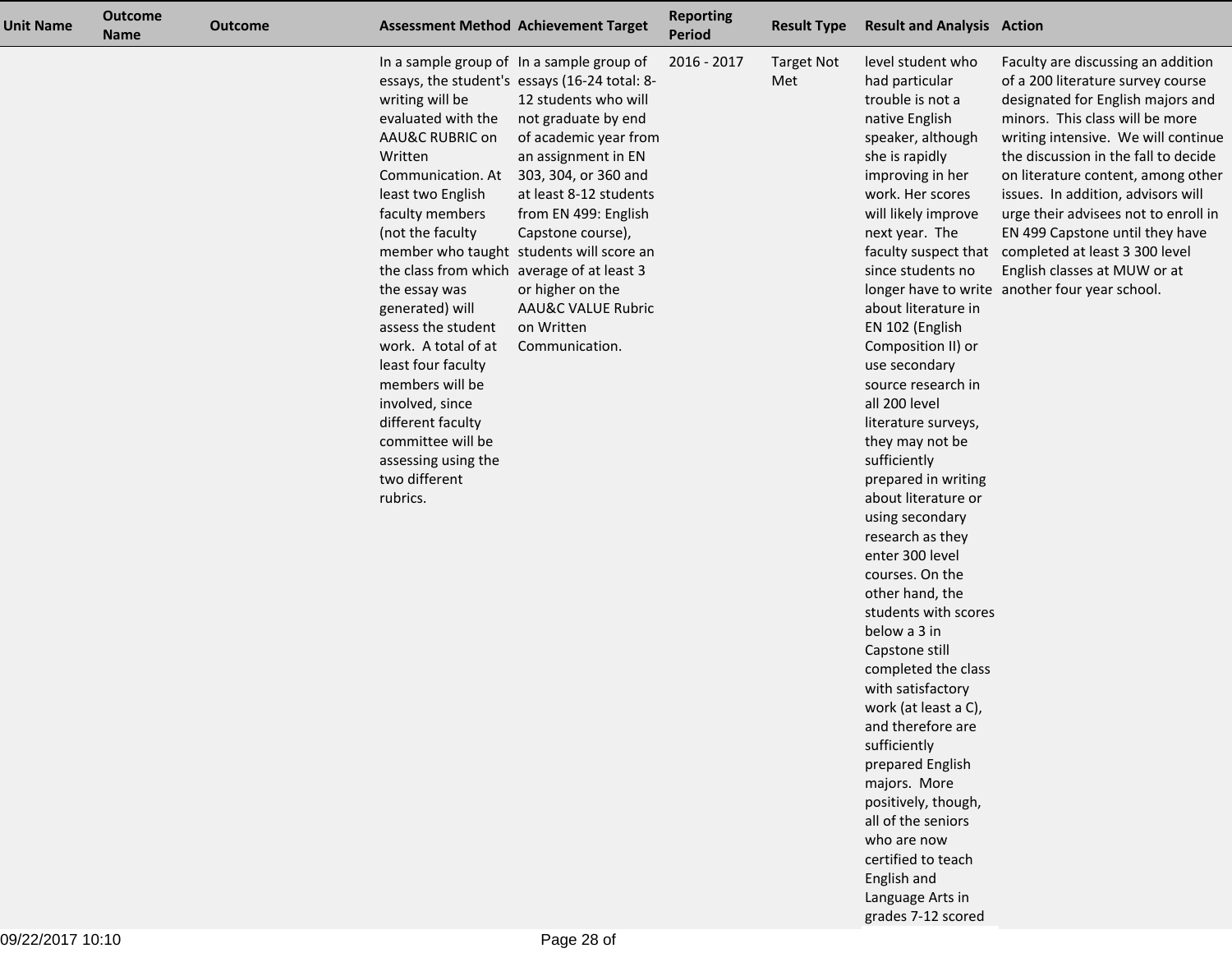| Unit Name | Outcome Name | Outcome | Assessment Method | Achievement Target | Reporting Period | Result Type | Result and Analysis | Action |
|---|---|---|---|---|---|---|---|---|
| | | | In a sample group of essays, the student's writing will be evaluated with the AAU&C RUBRIC on Written Communication. At least two English faculty members (not the faculty member who taught the class from which the essay was generated) will assess the student work. A total of at least four faculty members will be involved, since different faculty committee will be assessing using the two different rubrics. | In a sample group of essays (16-24 total: 8-12 students who will not graduate by end of academic year from an assignment in EN 303, 304, or 360 and at least 8-12 students from EN 499: English Capstone course), students will score an average of at least 3 or higher on the AAU&C VALUE Rubric on Written Communication. | 2016 - 2017 | Target Not Met | level student who had particular trouble is not a native English speaker, although she is rapidly improving in her work. Her scores will likely improve next year. The faculty suspect that since students no longer have to write about literature in EN 102 (English Composition II) or use secondary source research in all 200 level literature surveys, they may not be sufficiently prepared in writing about literature or using secondary research as they enter 300 level courses. On the other hand, the students with scores below a 3 in Capstone still completed the class with satisfactory work (at least a C), and therefore are sufficiently prepared English majors. More positively, though, all of the seniors who are now certified to teach English and Language Arts in grades 7-12 scored | Faculty are discussing an addition of a 200 literature survey course designated for English majors and minors. This class will be more writing intensive. We will continue the discussion in the fall to decide on literature content, among other issues. In addition, advisors will urge their advisees not to enroll in EN 499 Capstone until they have completed at least 3 300 level English classes at MUW or at another four year school. |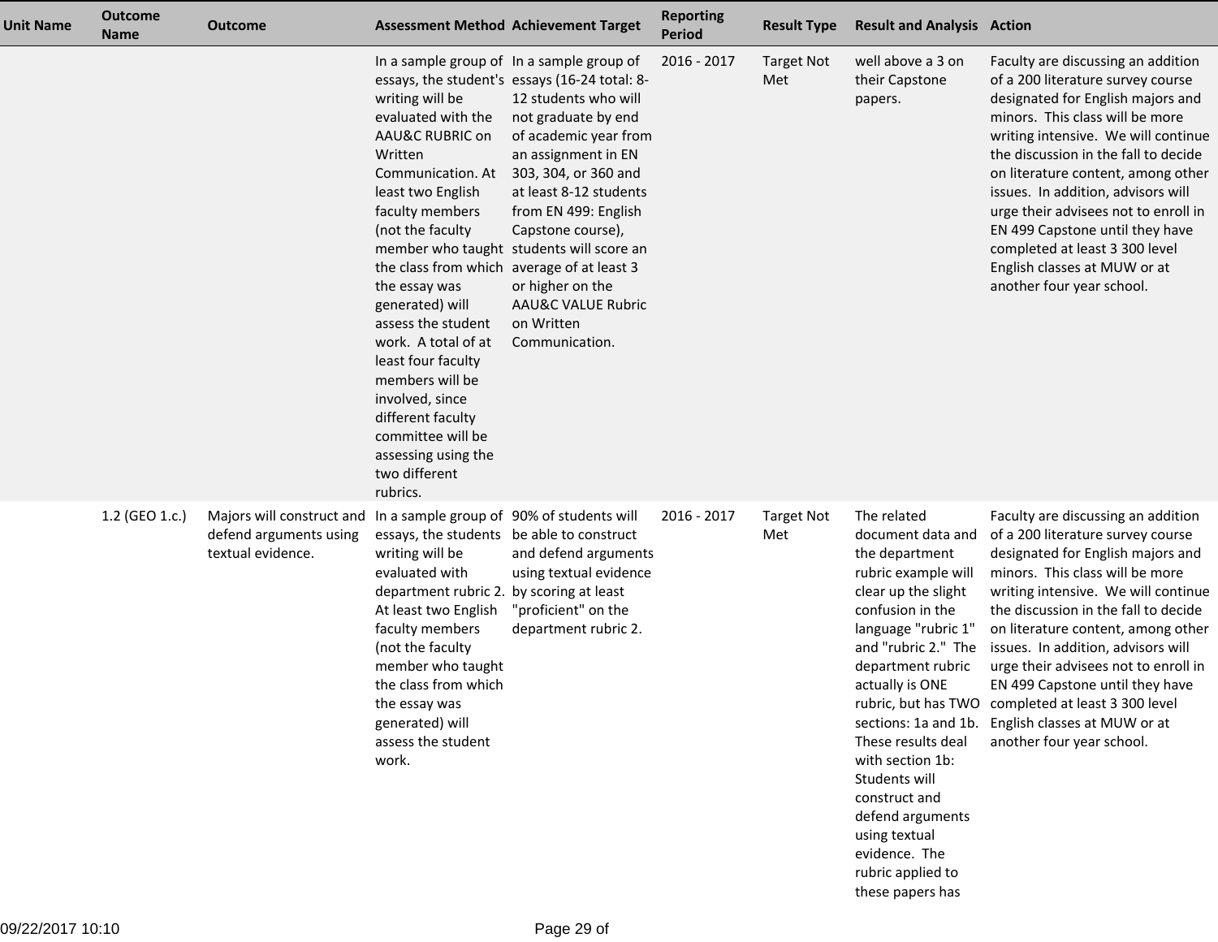| Unit Name | Outcome Name | Outcome | Assessment Method | Achievement Target | Reporting Period | Result Type | Result and Analysis | Action |
|---|---|---|---|---|---|---|---|---|
| | | | In a sample group of essays, the student's writing will be evaluated with the AAU&C RUBRIC on Written Communication. At least two English faculty members (not the faculty member who taught the class from which the essay was generated) will assess the student work. A total of at least four faculty members will be involved, since different faculty committee will be assessing using the two different rubrics. | In a sample group of essays (16-24 total: 8-12 students who will not graduate by end of academic year from an assignment in EN 303, 304, or 360 and at least 8-12 students from EN 499: English Capstone course), students will score an average of at least 3 or higher on the AAU&C VALUE Rubric on Written Communication. | 2016 - 2017 | Target Not Met | well above a 3 on their Capstone papers. | Faculty are discussing an addition of a 200 literature survey course designated for English majors and minors. This class will be more writing intensive. We will continue the discussion in the fall to decide on literature content, among other issues. In addition, advisors will urge their advisees not to enroll in EN 499 Capstone until they have completed at least 3 300 level English classes at MUW or at another four year school. |
| | 1.2 (GEO 1.c.) | Majors will construct and defend arguments using textual evidence. | In a sample group of essays, the students writing will be evaluated with department rubric 2. At least two English faculty members (not the faculty member who taught the class from which the essay was generated) will assess the student work. | 90% of students will be able to construct and defend arguments using textual evidence by scoring at least "proficient" on the department rubric 2. | 2016 - 2017 | Target Not Met | The related document data and the department rubric example will clear up the slight confusion in the language "rubric 1" and "rubric 2." The department rubric actually is ONE rubric, but has TWO sections: 1a and 1b. These results deal with section 1b: Students will construct and defend arguments using textual evidence. The rubric applied to these papers has | Faculty are discussing an addition of a 200 literature survey course designated for English majors and minors. This class will be more writing intensive. We will continue the discussion in the fall to decide on literature content, among other issues. In addition, advisors will urge their advisees not to enroll in EN 499 Capstone until they have completed at least 3 300 level English classes at MUW or at another four year school. |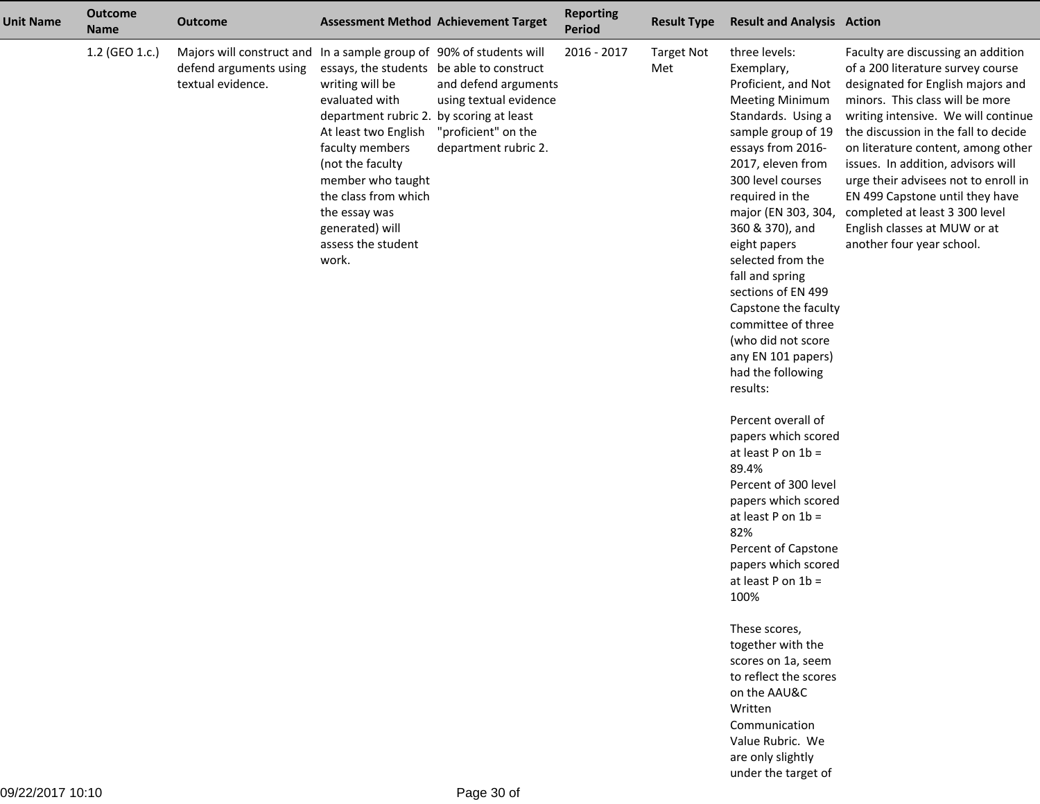| Unit Name | Outcome Name | Outcome | Assessment Method | Achievement Target | Reporting Period | Result Type | Result and Analysis | Action |
|---|---|---|---|---|---|---|---|---|
| | 1.2 (GEO 1.c.) | Majors will construct and defend arguments using textual evidence. | In a sample group of essays, the students writing will be evaluated with department rubric 2. At least two English faculty members (not the faculty member who taught the class from which the essay was generated) will assess the student work. | 90% of students will be able to construct and defend arguments using textual evidence by scoring at least "proficient" on the department rubric 2. | 2016 - 2017 | Target Not Met | three levels: Exemplary, Proficient, and Not Meeting Minimum Standards. Using a sample group of 19 essays from 2016-2017, eleven from 300 level courses required in the major (EN 303, 304, 360 & 370), and eight papers selected from the fall and spring sections of EN 499 Capstone the faculty committee of three (who did not score any EN 101 papers) had the following results:<br><br>Percent overall of papers which scored at least P on 1b = 89.4%<br>Percent of 300 level papers which scored at least P on 1b = 82%<br>Percent of Capstone papers which scored at least P on 1b = 100%<br><br>These scores, together with the scores on 1a, seem to reflect the scores on the AAU&C Written Communication Value Rubric. We are only slightly under the target of | Faculty are discussing an addition of a 200 literature survey course designated for English majors and minors. This class will be more writing intensive. We will continue the discussion in the fall to decide on literature content, among other issues. In addition, advisors will urge their advisees not to enroll in EN 499 Capstone until they have completed at least 3 300 level English classes at MUW or at another four year school. |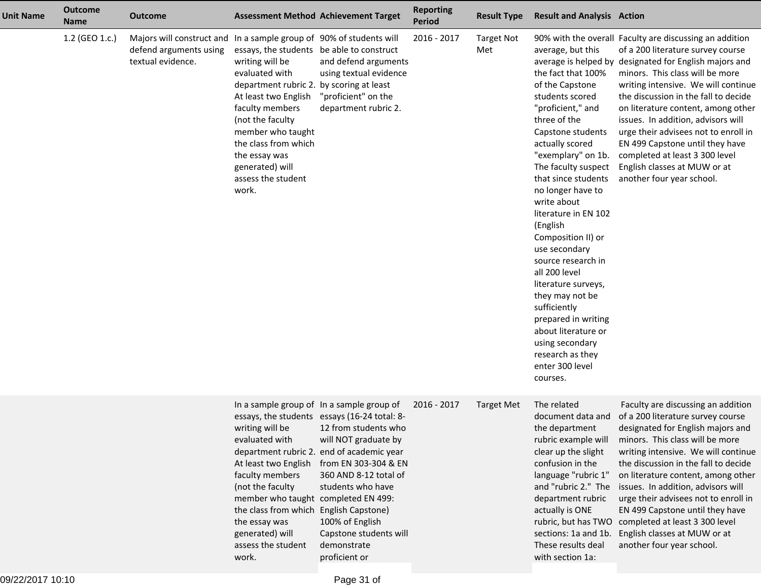| Unit Name | Outcome Name | Outcome | Assessment Method | Achievement Target | Reporting Period | Result Type | Result and Analysis | Action |
|---|---|---|---|---|---|---|---|---|
| | 1.2 (GEO 1.c.) | Majors will construct and defend arguments using textual evidence. | In a sample group of essays, the students writing will be evaluated with department rubric 2. At least two English faculty members (not the faculty member who taught the class from which the essay was generated) will assess the student work. | 90% of students will be able to construct and defend arguments using textual evidence by scoring at least "proficient" on the department rubric 2. | 2016 - 2017 | Target Not Met | 90% with the overall average, but this average is helped by the fact that 100% of the Capstone students scored "proficient," and three of the Capstone students actually scored "exemplary" on 1b. The faculty suspect that since students no longer have to write about literature in EN 102 (English Composition II) or use secondary source research in all 200 level literature surveys, they may not be sufficiently prepared in writing about literature or using secondary research as they enter 300 level courses. | Faculty are discussing an addition of a 200 literature survey course designated for English majors and minors. This class will be more writing intensive. We will continue the discussion in the fall to decide on literature content, among other issues. In addition, advisors will urge their advisees not to enroll in EN 499 Capstone until they have completed at least 3 300 level English classes at MUW or at another four year school. |
| | | | In a sample group of essays, the students writing will be evaluated with department rubric 2. At least two English faculty members (not the faculty member who taught the class from which the essay was generated) will assess the student work. | In a sample group of essays (16-24 total: 8-12 from students who will NOT graduate by end of academic year from EN 303-304 & EN 360 AND 8-12 total of students who have completed EN 499: English Capstone) 100% of English Capstone students will demonstrate proficient or | 2016 - 2017 | Target Met | The related document data and the department rubric example will clear up the slight confusion in the language "rubric 1" and "rubric 2." The department rubric actually is ONE rubric, but has TWO sections: 1a and 1b. These results deal with section 1a: | Faculty are discussing an addition of a 200 literature survey course designated for English majors and minors. This class will be more writing intensive. We will continue the discussion in the fall to decide on literature content, among other issues. In addition, advisors will urge their advisees not to enroll in EN 499 Capstone until they have completed at least 3 300 level English classes at MUW or at another four year school. |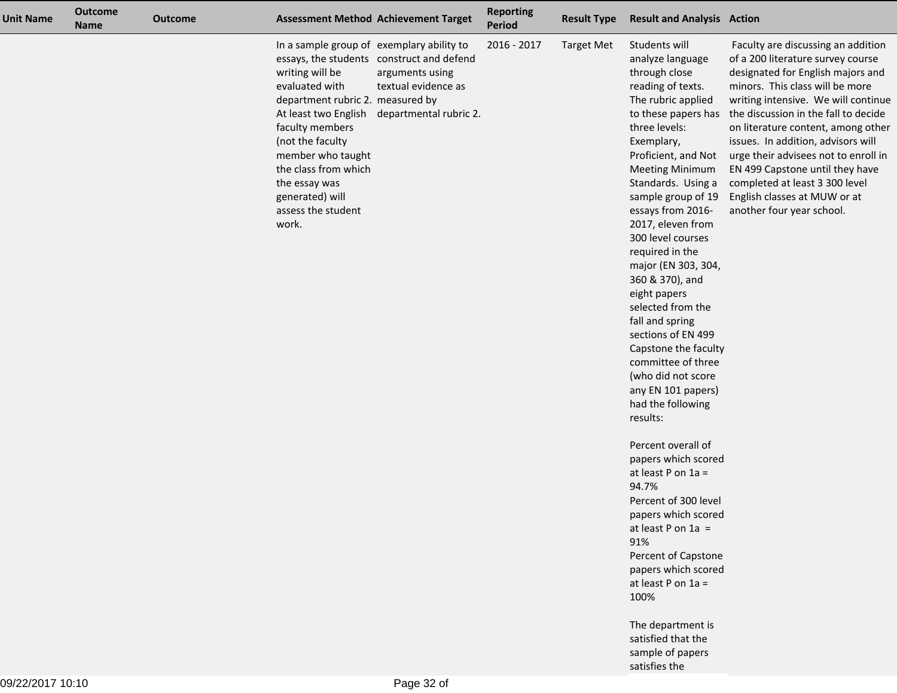| Unit Name | Outcome Name | Outcome | Assessment Method | Achievement Target | Reporting Period | Result Type | Result and Analysis | Action |
| --- | --- | --- | --- | --- | --- | --- | --- | --- |
| | | | In a sample group of essays, the students writing will be evaluated with department rubric 2. At least two English faculty members (not the faculty member who taught the class from which the essay was generated) will assess the student work. | exemplary ability to construct and defend arguments using textual evidence as measured by departmental rubric 2. | 2016 - 2017 | Target Met | Students will analyze language through close reading of texts. The rubric applied to these papers has three levels: Exemplary, Proficient, and Not Meeting Minimum Standards. Using a sample group of 19 essays from 2016-2017, eleven from 300 level courses required in the major (EN 303, 304, 360 & 370), and eight papers selected from the fall and spring sections of EN 499 Capstone the faculty committee of three (who did not score any EN 101 papers) had the following results:<br><br>Percent overall of papers which scored at least P on 1a = 94.7%<br>Percent of 300 level papers which scored at least P on 1a = 91%<br>Percent of Capstone papers which scored at least P on 1a = 100%<br><br>The department is satisfied that the sample of papers satisfies the | Faculty are discussing an addition of a 200 literature survey course designated for English majors and minors. This class will be more writing intensive. We will continue the discussion in the fall to decide on literature content, among other issues. In addition, advisors will urge their advisees not to enroll in EN 499 Capstone until they have completed at least 3 300 level English classes at MUW or at another four year school. |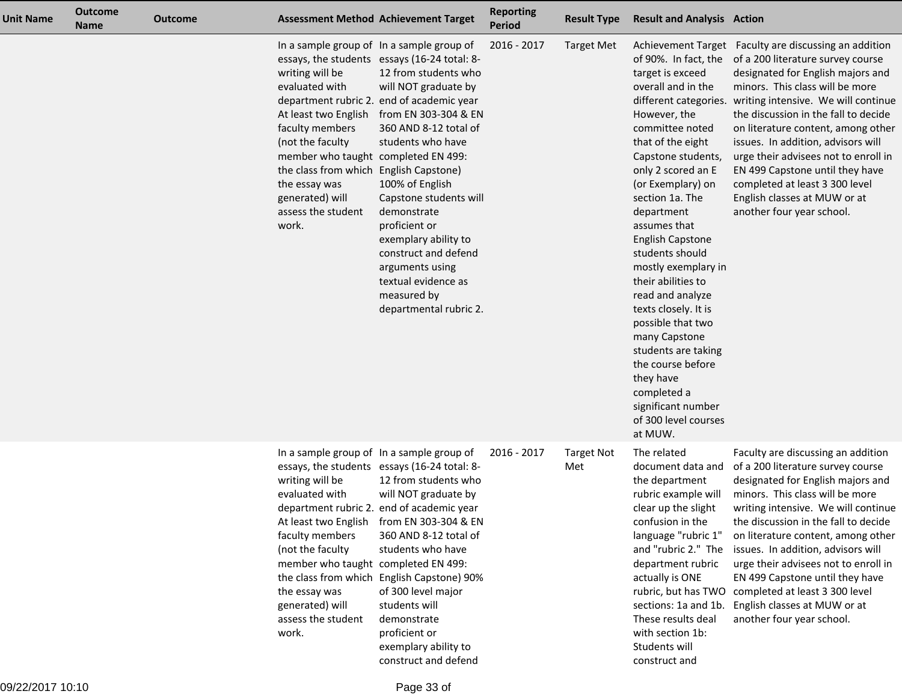| Unit Name | Outcome Name | Outcome | Assessment Method | Achievement Target | Reporting Period | Result Type | Result and Analysis | Action |
|---|---|---|---|---|---|---|---|---|
| | | | In a sample group of essays, the students writing will be evaluated with department rubric 2. At least two English faculty members (not the faculty member who taught the class from which the essay was generated) will assess the student work. | In a sample group of essays (16-24 total: 8-12 from students who will NOT graduate by end of academic year from EN 303-304 & EN 360 AND 8-12 total of students who have completed EN 499: English Capstone) 100% of English Capstone students will demonstrate proficient or exemplary ability to construct and defend arguments using textual evidence as measured by departmental rubric 2. | 2016 - 2017 | Target Met | Achievement Target of 90%. In fact, the target is exceed overall and in the different categories. However, the committee noted that of the eight Capstone students, only 2 scored an E (or Exemplary) on section 1a. The department assumes that English Capstone students should mostly exemplary in their abilities to read and analyze texts closely. It is possible that two many Capstone students are taking the course before they have completed a significant number of 300 level courses at MUW. | Faculty are discussing an addition of a 200 literature survey course designated for English majors and minors. This class will be more writing intensive. We will continue the discussion in the fall to decide on literature content, among other issues. In addition, advisors will urge their advisees not to enroll in EN 499 Capstone until they have completed at least 3 300 level English classes at MUW or at another four year school. |
| | | | In a sample group of essays, the students writing will be evaluated with department rubric 2. At least two English faculty members (not the faculty member who taught the class from which the essay was generated) will assess the student work. | In a sample group of essays (16-24 total: 8-12 from students who will NOT graduate by end of academic year from EN 303-304 & EN 360 AND 8-12 total of students who have completed EN 499: English Capstone) 90% of 300 level major students will demonstrate proficient or exemplary ability to construct and defend | 2016 - 2017 | Target Not Met | The related document data and the department rubric example will clear up the slight confusion in the language "rubric 1" and "rubric 2." The department rubric actually is ONE rubric, but has TWO sections: 1a and 1b. These results deal with section 1b: Students will construct and | Faculty are discussing an addition of a 200 literature survey course designated for English majors and minors. This class will be more writing intensive. We will continue the discussion in the fall to decide on literature content, among other issues. In addition, advisors will urge their advisees not to enroll in EN 499 Capstone until they have completed at least 3 300 level English classes at MUW or at another four year school. |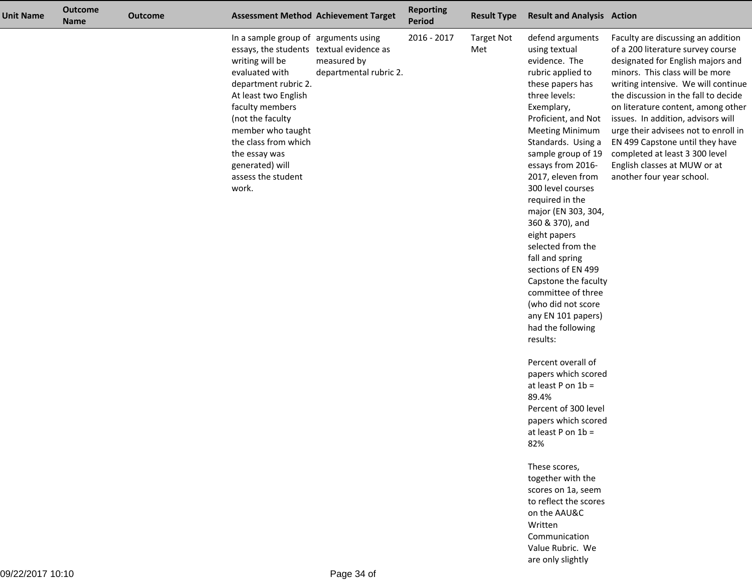| Unit Name | Outcome Name | Outcome | Assessment Method | Achievement Target | Reporting Period | Result Type | Result and Analysis | Action |
|---|---|---|---|---|---|---|---|---|
| | | | In a sample group of essays, the students writing will be evaluated with department rubric 2. At least two English faculty members (not the faculty member who taught the class from which the essay was generated) will assess the student work. | arguments using textual evidence as measured by departmental rubric 2. | 2016 - 2017 | Target Not Met | defend arguments using textual evidence. The rubric applied to these papers has three levels: Exemplary, Proficient, and Not Meeting Minimum Standards. Using a sample group of 19 essays from 2016-2017, eleven from 300 level courses required in the major (EN 303, 304, 360 & 370), and eight papers selected from the fall and spring sections of EN 499 Capstone the faculty committee of three (who did not score any EN 101 papers) had the following results:<br><br>Percent overall of papers which scored at least P on 1b = 89.4%<br>Percent of 300 level papers which scored at least P on 1b = 82%<br><br>These scores, together with the scores on 1a, seem to reflect the scores on the AAU&C Written Communication Value Rubric. We are only slightly | Faculty are discussing an addition of a 200 literature survey course designated for English majors and minors. This class will be more writing intensive. We will continue the discussion in the fall to decide on literature content, among other issues. In addition, advisors will urge their advisees not to enroll in EN 499 Capstone until they have completed at least 3 300 level English classes at MUW or at another four year school. |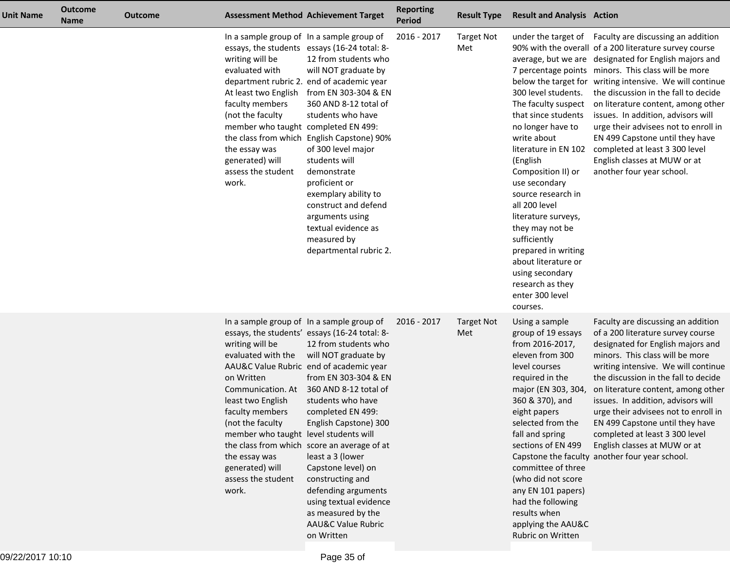| Unit Name | Outcome Name | Outcome | Assessment Method | Achievement Target | Reporting Period | Result Type | Result and Analysis | Action |
|---|---|---|---|---|---|---|---|---|
| | | | In a sample group of essays, the students writing will be evaluated with department rubric 2. At least two English faculty members (not the faculty member who taught the class from which the essay was generated) will assess the student work. | In a sample group of essays (16-24 total: 8-12 from students who will NOT graduate by end of academic year from EN 303-304 & EN 360 AND 8-12 total of students who have completed EN 499: English Capstone) 90% of 300 level major students will demonstrate proficient or exemplary ability to construct and defend arguments using textual evidence as measured by departmental rubric 2. | 2016 - 2017 | Target Not Met | under the target of 90% with the overall average, but we are 7 percentage points below the target for 300 level students. The faculty suspect that since students no longer have to write about literature in EN 102 (English Composition II) or use secondary source research in all 200 level literature surveys, they may not be sufficiently prepared in writing about literature or using secondary research as they enter 300 level courses. | Faculty are discussing an addition of a 200 literature survey course designated for English majors and minors. This class will be more writing intensive. We will continue the discussion in the fall to decide on literature content, among other issues. In addition, advisors will urge their advisees not to enroll in EN 499 Capstone until they have completed at least 3 300 level English classes at MUW or at another four year school. |
| | | | In a sample group of essays, the students' writing will be evaluated with the AAU&C Value Rubric on Written Communication. At least two English faculty members (not the faculty member who taught the class from which the essay was generated) will assess the student work. | In a sample group of essays (16-24 total: 8-12 from students who will NOT graduate by end of academic year from EN 303-304 & EN 360 AND 8-12 total of students who have completed EN 499: English Capstone) 300 level students will score an average of at least a 3 (lower Capstone level) on constructing and defending arguments using textual evidence as measured by the AAU&C Value Rubric on Written | 2016 - 2017 | Target Not Met | Using a sample group of 19 essays from 2016-2017, eleven from 300 level courses required in the major (EN 303, 304, 360 & 370), and eight papers selected from the fall and spring sections of EN 499 Capstone the faculty committee of three (who did not score any EN 101 papers) had the following results when applying the AAU&C Rubric on Written | Faculty are discussing an addition of a 200 literature survey course designated for English majors and minors. This class will be more writing intensive. We will continue the discussion in the fall to decide on literature content, among other issues. In addition, advisors will urge their advisees not to enroll in EN 499 Capstone until they have completed at least 3 300 level English classes at MUW or at another four year school. |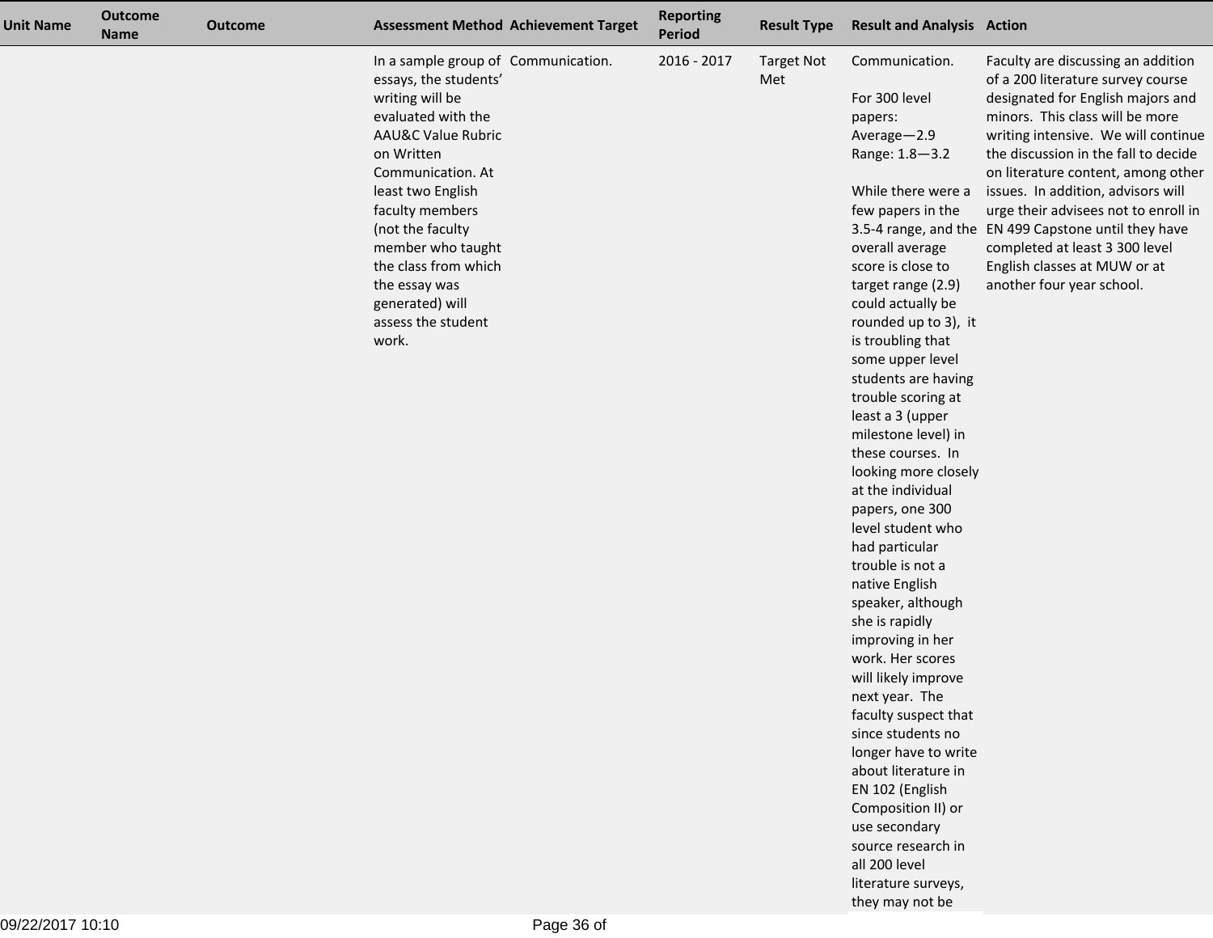| Unit Name | Outcome Name | Outcome | Assessment Method | Achievement Target | Reporting Period | Result Type | Result and Analysis | Action |
|---|---|---|---|---|---|---|---|---|
| | | | In a sample group of essays, the students' writing will be evaluated with the AAU&C Value Rubric on Written Communication. At least two English faculty members (not the faculty member who taught the class from which the essay was generated) will assess the student work. | Communication. | 2016 - 2017 | Target Not Met | Communication.<br><br>For 300 level papers:<br>Average—2.9<br>Range: 1.8—3.2<br><br>While there were a few papers in the 3.5-4 range, and the overall average score is close to target range (2.9) could actually be rounded up to 3), it is troubling that some upper level students are having trouble scoring at least a 3 (upper milestone level) in these courses. In looking more closely at the individual papers, one 300 level student who had particular trouble is not a native English speaker, although she is rapidly improving in her work. Her scores will likely improve next year. The faculty suspect that since students no longer have to write about literature in EN 102 (English Composition II) or use secondary source research in all 200 level literature surveys, they may not be | Faculty are discussing an addition of a 200 literature survey course designated for English majors and minors. This class will be more writing intensive. We will continue the discussion in the fall to decide on literature content, among other issues. In addition, advisors will urge their advisees not to enroll in EN 499 Capstone until they have completed at least 3 300 level English classes at MUW or at another four year school. |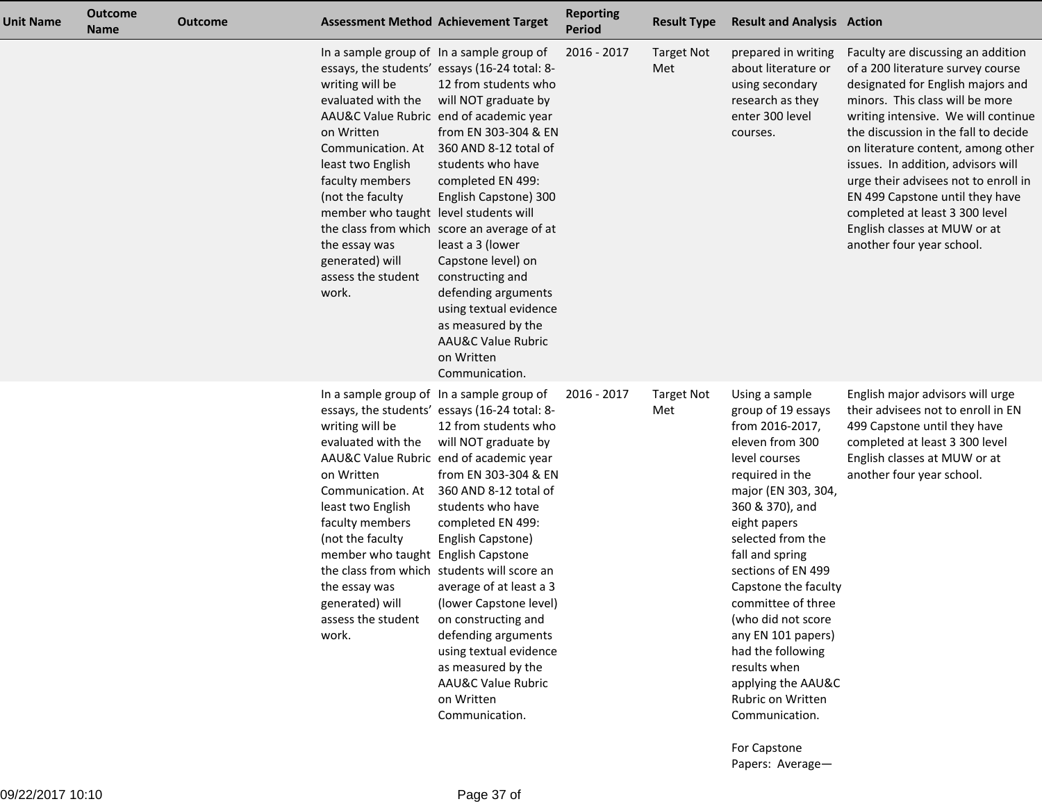| Unit Name | Outcome Name | Outcome | Assessment Method | Achievement Target | Reporting Period | Result Type | Result and Analysis | Action |
|---|---|---|---|---|---|---|---|---|
| | | | In a sample group of essays, the students' writing will be evaluated with the AAU&C Value Rubric on Written Communication. At least two English faculty members (not the faculty member who taught the class from which the essay was generated) will assess the student work. | In a sample group of essays (16-24 total: 8-12 from students who will NOT graduate by end of academic year from EN 303-304 & EN 360 AND 8-12 total of students who have completed EN 499: English Capstone) 300 level students will score an average of at least a 3 (lower Capstone level) on constructing and defending arguments using textual evidence as measured by the AAU&C Value Rubric on Written Communication. | 2016 - 2017 | Target Not Met | prepared in writing about literature or using secondary research as they enter 300 level courses. | Faculty are discussing an addition of a 200 literature survey course designated for English majors and minors. This class will be more writing intensive. We will continue the discussion in the fall to decide on literature content, among other issues. In addition, advisors will urge their advisees not to enroll in EN 499 Capstone until they have completed at least 3 300 level English classes at MUW or at another four year school. |
| | | | In a sample group of essays, the students' writing will be evaluated with the AAU&C Value Rubric on Written Communication. At least two English faculty members (not the faculty member who taught the class from which the essay was generated) will assess the student work. | In a sample group of essays (16-24 total: 8-12 from students who will NOT graduate by end of academic year from EN 303-304 & EN 360 AND 8-12 total of students who have completed EN 499: English Capstone) English Capstone students will score an average of at least a 3 (lower Capstone level) on constructing and defending arguments using textual evidence as measured by the AAU&C Value Rubric on Written Communication. | 2016 - 2017 | Target Not Met | Using a sample group of 19 essays from 2016-2017, eleven from 300 level courses required in the major (EN 303, 304, 360 & 370), and eight papers selected from the fall and spring sections of EN 499 Capstone the faculty committee of three (who did not score any EN 101 papers) had the following results when applying the AAU&C Rubric on Written Communication.<br><br>For Capstone Papers: Average— | English major advisors will urge their advisees not to enroll in EN 499 Capstone until they have completed at least 3 300 level English classes at MUW or at another four year school. |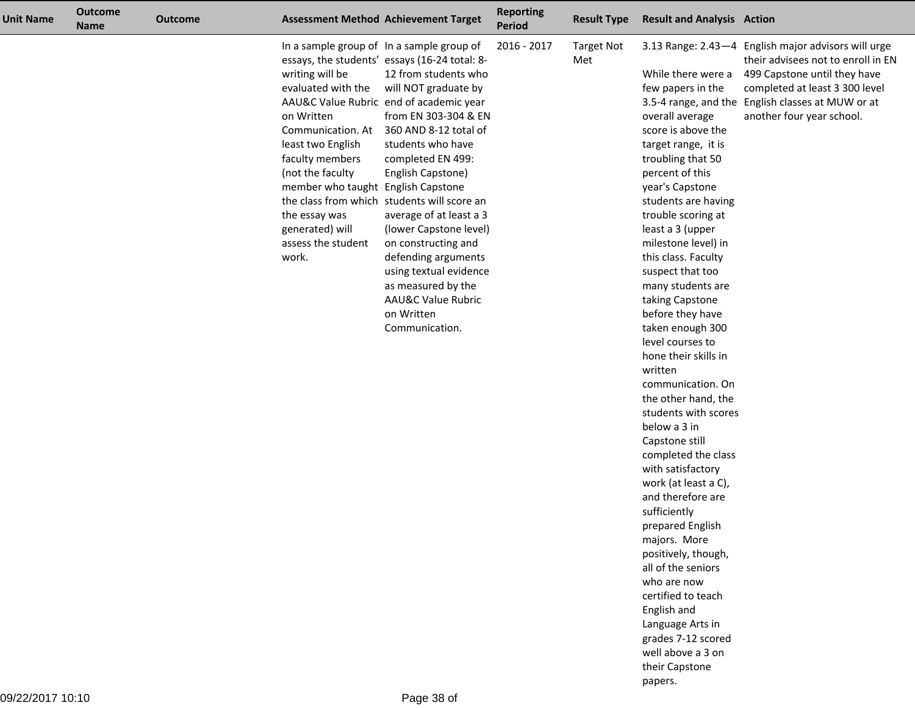| Unit Name | Outcome Name | Outcome | Assessment Method | Achievement Target | Reporting Period | Result Type | Result and Analysis | Action |
|---|---|---|---|---|---|---|---|---|
| | | | In a sample group of essays, the students' writing will be evaluated with the AAU&C Value Rubric on Written Communication. At least two English faculty members (not the faculty member who taught the class from which the essay was generated) will assess the student work. | In a sample group of essays (16-24 total: 8-12 from students who will NOT graduate by end of academic year from EN 303-304 & EN 360 AND 8-12 total of students who have completed EN 499: English Capstone) English Capstone students will score an average of at least a 3 (lower Capstone level) on constructing and defending arguments using textual evidence as measured by the AAU&C Value Rubric on Written Communication. | 2016 - 2017 | Target Not Met | 3.13 Range: 2.43—4<br><br>While there were a few papers in the 3.5-4 range, and the overall average score is above the target range, it is troubling that 50 percent of this year's Capstone students are having trouble scoring at least a 3 (upper milestone level) in this class. Faculty suspect that too many students are taking Capstone before they have taken enough 300 level courses to hone their skills in written communication. On the other hand, the students with scores below a 3 in Capstone still completed the class with satisfactory work (at least a C), and therefore are sufficiently prepared English majors. More positively, though, all of the seniors who are now certified to teach English and Language Arts in grades 7-12 scored well above a 3 on their Capstone papers. | English major advisors will urge their advisees not to enroll in EN 499 Capstone until they have completed at least 3 300 level English classes at MUW or at another four year school. |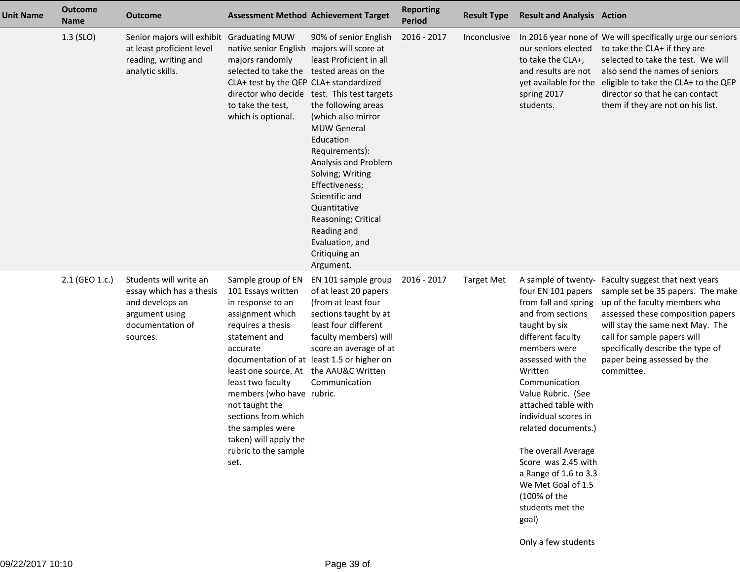| Unit Name | Outcome Name | Outcome | Assessment Method | Achievement Target | Reporting Period | Result Type | Result and Analysis | Action |
|---|---|---|---|---|---|---|---|---|
| | 1.3 (SLO) | Senior majors will exhibit at least proficient level reading, writing and analytic skills. | Graduating MUW native senior English majors randomly selected to take the CLA+ test by the QEP director who decide to take the test, which is optional. | 90% of senior English majors will score at least Proficient in all tested areas on the CLA+ standardized test. This test targets the following areas (which also mirror MUW General Education Requirements): Analysis and Problem Solving; Writing Effectiveness; Scientific and Quantitative Reasoning; Critical Reading and Evaluation, and Critiquing an Argument. | 2016 - 2017 | Inconclusive | In 2016 year none of our seniors elected to take the CLA+, and results are not yet available for the spring 2017 students. | We will specifically urge our seniors to take the CLA+ if they are selected to take the test. We will also send the names of seniors eligible to take the CLA+ to the QEP director so that he can contact them if they are not on his list. |
| | 2.1 (GEO 1.c.) | Students will write an essay which has a thesis and develops an argument using documentation of sources. | Sample group of EN 101 Essays written in response to an assignment which requires a thesis statement and accurate documentation of at least one source. At least two faculty members (who have not taught the sections from which the samples were taken) will apply the rubric to the sample set. | EN 101 sample group of at least 20 papers (from at least four sections taught by at least four different faculty members) will score an average of at least 1.5 or higher on the AAU&C Written Communication rubric. | 2016 - 2017 | Target Met | A sample of twenty-four EN 101 papers from fall and spring and from sections taught by six different faculty members were assessed with the Written Communication Value Rubric. (See attached table with individual scores in related documents.)<br><br>The overall Average Score was 2.45 with a Range of 1.6 to 3.3 We Met Goal of 1.5 (100% of the students met the goal)<br><br>Only a few students | Faculty suggest that next years sample set be 35 papers. The make up of the faculty members who assessed these composition papers will stay the same next May. The call for sample papers will specifically describe the type of paper being assessed by the committee. |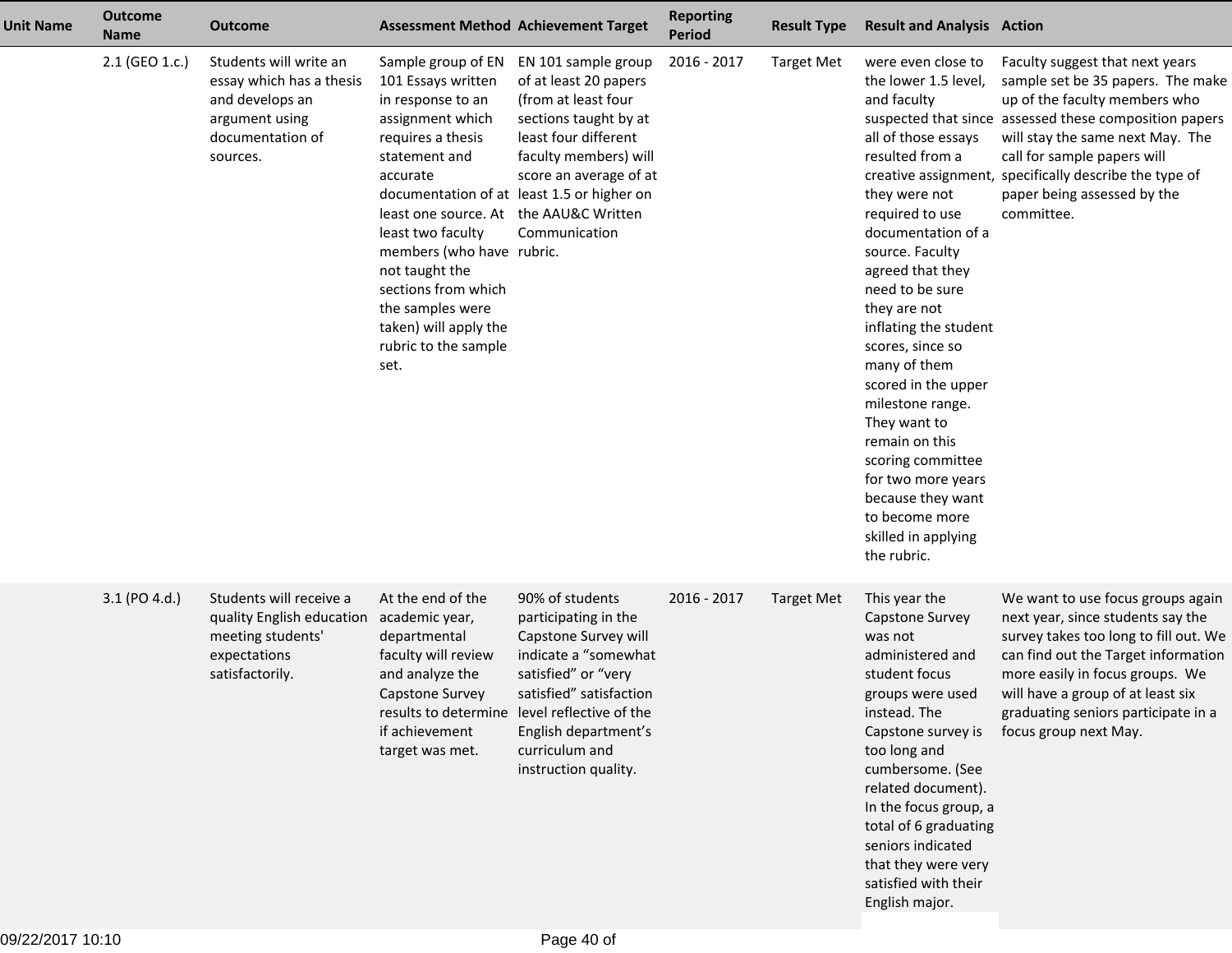| Unit Name | Outcome Name | Outcome | Assessment Method | Achievement Target | Reporting Period | Result Type | Result and Analysis | Action |
|---|---|---|---|---|---|---|---|---|
| | 2.1 (GEO 1.c.) | Students will write an essay which has a thesis and develops an argument using documentation of sources. | Sample group of EN 101 Essays written in response to an assignment which requires a thesis statement and accurate documentation of at least one source. At least two faculty members (who have not taught the sections from which the samples were taken) will apply the rubric to the sample set. | EN 101 sample group of at least 20 papers (from at least four sections taught by at least four different faculty members) will score an average of at least 1.5 or higher on the AAU&C Written Communication rubric. | 2016 - 2017 | Target Met | were even close to the lower 1.5 level, and faculty suspected that since all of those essays resulted from a creative assignment, they were not required to use documentation of a source. Faculty agreed that they need to be sure they are not inflating the student scores, since so many of them scored in the upper milestone range. They want to remain on this scoring committee for two more years because they want to become more skilled in applying the rubric. | Faculty suggest that next years sample set be 35 papers. The make up of the faculty members who assessed these composition papers will stay the same next May. The call for sample papers will specifically describe the type of paper being assessed by the committee. |
| | 3.1 (PO 4.d.) | Students will receive a quality English education meeting students' expectations satisfactorily. | At the end of the academic year, departmental faculty will review and analyze the Capstone Survey results to determine if achievement target was met. | 90% of students participating in the Capstone Survey will indicate a "somewhat satisfied" or "very satisfied" satisfaction level reflective of the English department's curriculum and instruction quality. | 2016 - 2017 | Target Met | This year the Capstone Survey was not administered and student focus groups were used instead. The Capstone survey is too long and cumbersome. (See related document). In the focus group, a total of 6 graduating seniors indicated that they were very satisfied with their English major. | We want to use focus groups again next year, since students say the survey takes too long to fill out. We can find out the Target information more easily in focus groups. We will have a group of at least six graduating seniors participate in a focus group next May. |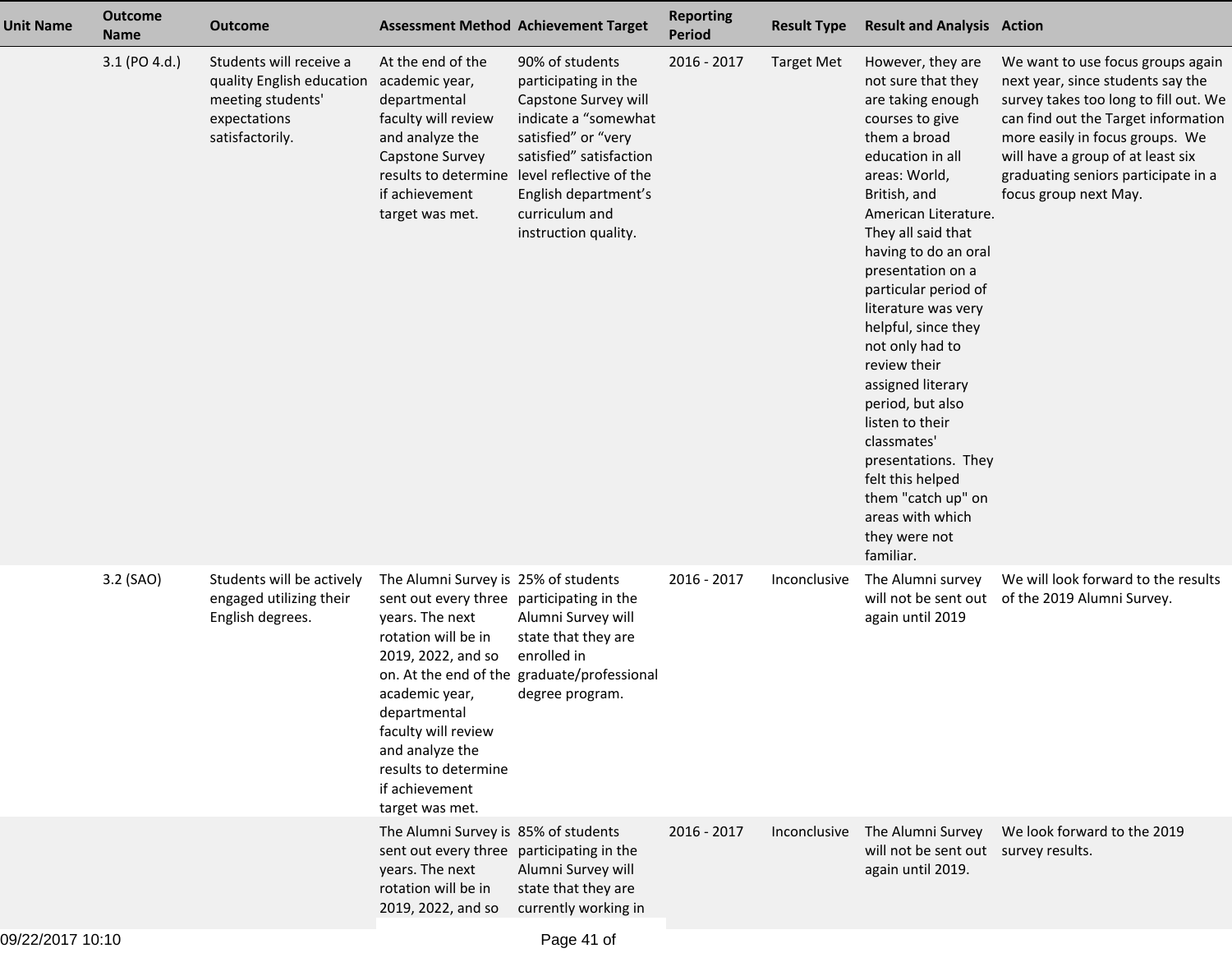| Unit Name | Outcome Name | Outcome | Assessment Method | Achievement Target | Reporting Period | Result Type | Result and Analysis | Action |
|---|---|---|---|---|---|---|---|---|
| | 3.1 (PO 4.d.) | Students will receive a quality English education meeting students' expectations satisfactorily. | At the end of the academic year, departmental faculty will review and analyze the Capstone Survey results to determine if achievement target was met. | 90% of students participating in the Capstone Survey will indicate a "somewhat satisfied" or "very satisfied" satisfaction level reflective of the English department's curriculum and instruction quality. | 2016 - 2017 | Target Met | However, they are not sure that they are taking enough courses to give them a broad education in all areas: World, British, and American Literature. They all said that having to do an oral presentation on a particular period of literature was very helpful, since they not only had to review their assigned literary period, but also listen to their classmates' presentations. They felt this helped them "catch up" on areas with which they were not familiar. | We want to use focus groups again next year, since students say the survey takes too long to fill out. We can find out the Target information more easily in focus groups. We will have a group of at least six graduating seniors participate in a focus group next May. |
| | 3.2 (SAO) | Students will be actively engaged utilizing their English degrees. | The Alumni Survey is sent out every three years. The next rotation will be in 2019, 2022, and so on. At the end of the academic year, departmental faculty will review and analyze the results to determine if achievement target was met. | 25% of students participating in the Alumni Survey will state that they are enrolled in graduate/professional degree program. | 2016 - 2017 | Inconclusive | The Alumni survey will not be sent out again until 2019 | We will look forward to the results of the 2019 Alumni Survey. |
| | | | The Alumni Survey is sent out every three years. The next rotation will be in 2019, 2022, and so | 85% of students participating in the Alumni Survey will state that they are currently working in | 2016 - 2017 | Inconclusive | The Alumni Survey will not be sent out again until 2019. | We look forward to the 2019 survey results. |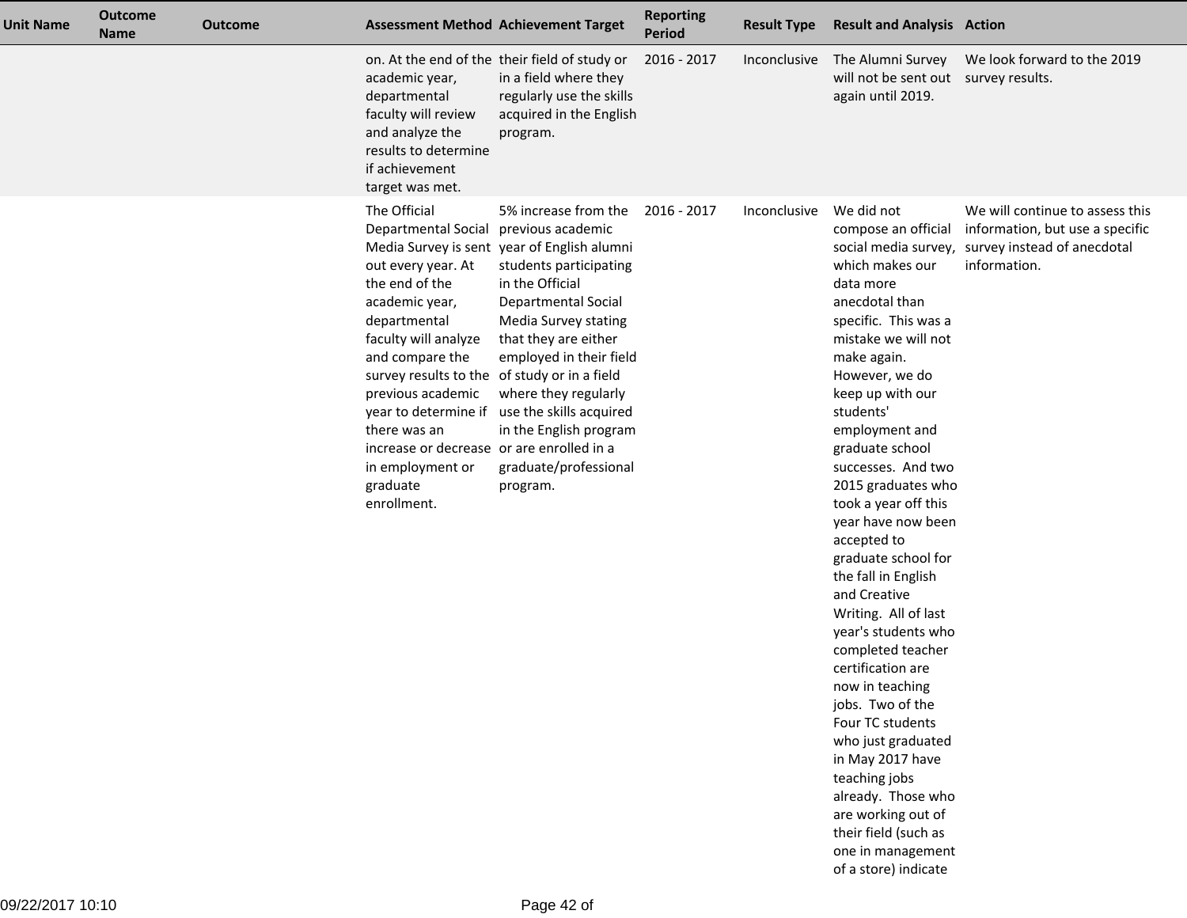| Unit Name | Outcome Name | Outcome | Assessment Method | Achievement Target | Reporting Period | Result Type | Result and Analysis | Action |
|---|---|---|---|---|---|---|---|---|
| | | | on. At the end of the academic year, departmental faculty will review and analyze the results to determine if achievement target was met. | their field of study or in a field where they regularly use the skills acquired in the English program. | 2016 - 2017 | Inconclusive | The Alumni Survey will not be sent out again until 2019. | We look forward to the 2019 survey results. |
| | | | The Official Departmental Social Media Survey is sent out every year. At the end of the academic year, departmental faculty will analyze and compare the survey results to the previous academic year to determine if there was an increase or decrease in employment or graduate enrollment. | 5% increase from the previous academic year of English alumni students participating in the Official Departmental Social Media Survey stating that they are either employed in their field of study or in a field where they regularly use the skills acquired in the English program or are enrolled in a graduate/professional program. | 2016 - 2017 | Inconclusive | We did not compose an official social media survey, which makes our data more anecdotal than specific. This was a mistake we will not make again. However, we do keep up with our students' employment and graduate school successes. And two 2015 graduates who took a year off this year have now been accepted to graduate school for the fall in English and Creative Writing. All of last year's students who completed teacher certification are now in teaching jobs. Two of the Four TC students who just graduated in May 2017 have teaching jobs already. Those who are working out of their field (such as one in management of a store) indicate | We will continue to assess this information, but use a specific survey instead of anecdotal information. |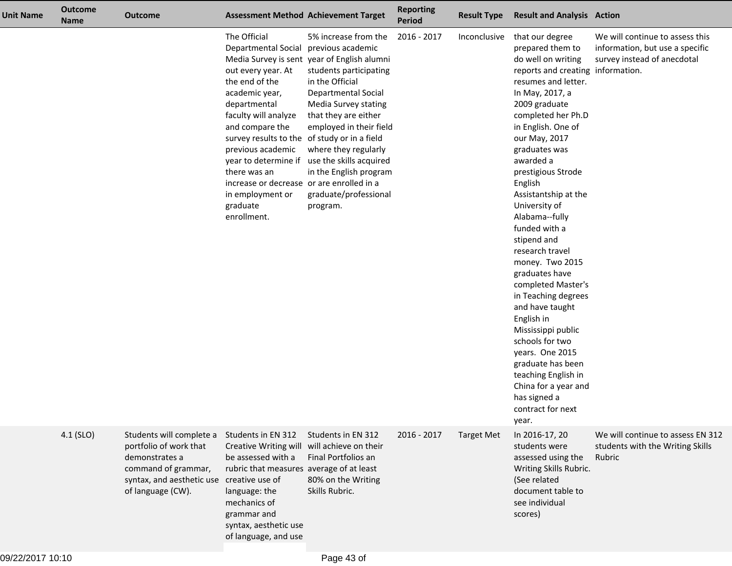| Unit Name | Outcome Name | Outcome | Assessment Method | Achievement Target | Reporting Period | Result Type | Result and Analysis | Action |
|---|---|---|---|---|---|---|---|---|
| | | | The Official Departmental Social Media Survey is sent out every year. At the end of the academic year, departmental faculty will analyze and compare the survey results to the previous academic year to determine if there was an increase or decrease in employment or graduate enrollment. | 5% increase from the previous academic year of English alumni students participating in the Official Departmental Social Media Survey stating that they are either employed in their field of study or in a field where they regularly use the skills acquired in the English program or are enrolled in a graduate/professional program. | 2016 - 2017 | Inconclusive | that our degree prepared them to do well on writing reports and creating resumes and letter. In May, 2017, a 2009 graduate completed her Ph.D in English. One of our May, 2017 graduates was awarded a prestigious Strode English Assistantship at the University of Alabama--fully funded with a stipend and research travel money. Two 2015 graduates have completed Master's in Teaching degrees and have taught English in Mississippi public schools for two years. One 2015 graduate has been teaching English in China for a year and has signed a contract for next year. | We will continue to assess this information, but use a specific survey instead of anecdotal information. |
| | 4.1 (SLO) | Students will complete a portfolio of work that demonstrates a command of grammar, syntax, and aesthetic use of language (CW). | Students in EN 312 Creative Writing will be assessed with a rubric that measures creative use of language: the mechanics of grammar and syntax, aesthetic use of language, and use | Students in EN 312 will achieve on their Final Portfolios an average of at least 80% on the Writing Skills Rubric. | 2016 - 2017 | Target Met | In 2016-17, 20 students were assessed using the Writing Skills Rubric. (See related document table to see individual scores) | We will continue to assess EN 312 students with the Writing Skills Rubric |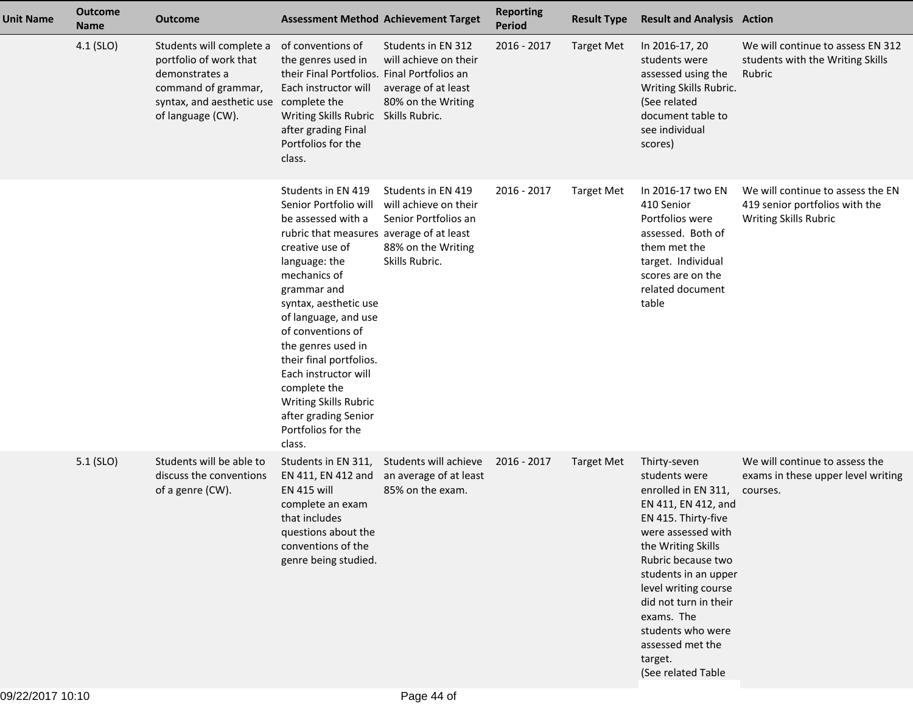| Unit Name | Outcome Name | Outcome | Assessment Method | Achievement Target | Reporting Period | Result Type | Result and Analysis | Action |
|---|---|---|---|---|---|---|---|---|
| | 4.1 (SLO) | Students will complete a portfolio of work that demonstrates a command of grammar, syntax, and aesthetic use of language (CW). | of conventions of the genres used in their Final Portfolios. Each instructor will complete the Writing Skills Rubric after grading Final Portfolios for the class. | Students in EN 312 will achieve on their Final Portfolios an average of at least 80% on the Writing Skills Rubric. | 2016 - 2017 | Target Met | In 2016-17, 20 students were assessed using the Writing Skills Rubric. (See related document table to see individual scores) | We will continue to assess EN 312 students with the Writing Skills Rubric |
| | | | Students in EN 419 Senior Portfolio will be assessed with a rubric that measures creative use of language: the mechanics of grammar and syntax, aesthetic use of language, and use of conventions of the genres used in their final portfolios. Each instructor will complete the Writing Skills Rubric after grading Senior Portfolios for the class. | Students in EN 419 will achieve on their Senior Portfolios an average of at least 88% on the Writing Skills Rubric. | 2016 - 2017 | Target Met | In 2016-17 two EN 410 Senior Portfolios were assessed. Both of them met the target. Individual scores are on the related document table | We will continue to assess the EN 419 senior portfolios with the Writing Skills Rubric |
| | 5.1 (SLO) | Students will be able to discuss the conventions of a genre (CW). | Students in EN 311, EN 411, EN 412 and EN 415 will complete an exam that includes questions about the conventions of the genre being studied. | Students will achieve an average of at least 85% on the exam. | 2016 - 2017 | Target Met | Thirty-seven students were enrolled in EN 311, EN 411, EN 412, and EN 415. Thirty-five were assessed with the Writing Skills Rubric because two students in an upper level writing course did not turn in their exams. The students who were assessed met the target. (See related Table | We will continue to assess the exams in these upper level writing courses. |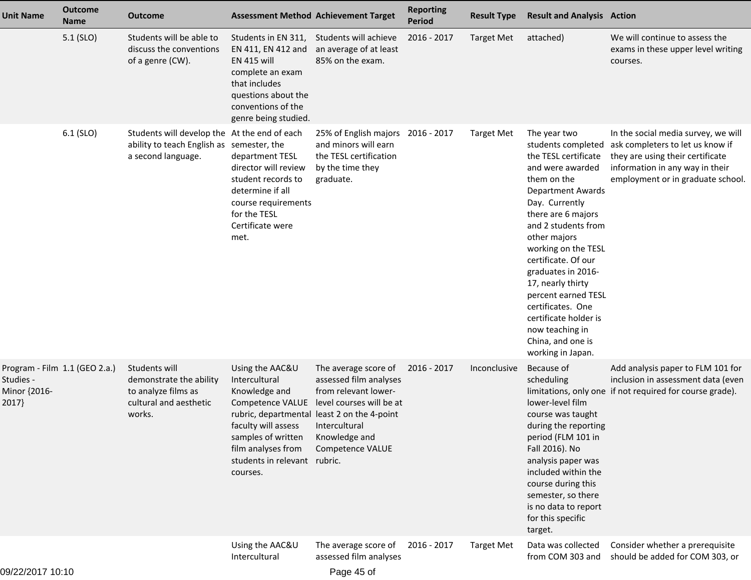| Unit Name | Outcome Name | Outcome | Assessment Method | Achievement Target | Reporting Period | Result Type | Result and Analysis | Action |
|---|---|---|---|---|---|---|---|---|
| | 5.1 (SLO) | Students will be able to discuss the conventions of a genre (CW). | Students in EN 311, EN 411, EN 412 and EN 415 will complete an exam that includes questions about the conventions of the genre being studied. | Students will achieve an average of at least 85% on the exam. | 2016 - 2017 | Target Met | attached) | We will continue to assess the exams in these upper level writing courses. |
| | 6.1 (SLO) | Students will develop the ability to teach English as a second language. | At the end of each semester, the department TESL director will review student records to determine if all course requirements for the TESL Certificate were met. | 25% of English majors and minors will earn the TESL certification by the time they graduate. | 2016 - 2017 | Target Met | The year two students completed the TESL certificate and were awarded them on the Department Awards Day. Currently there are 6 majors and 2 students from other majors working on the TESL certificate. Of our graduates in 2016-17, nearly thirty percent earned TESL certificates. One certificate holder is now teaching in China, and one is working in Japan. | In the social media survey, we will ask completers to let us know if they are using their certificate information in any way in their employment or in graduate school. |
| Program - Film Studies - Minor {2016-2017} | 1.1 (GEO 2.a.) | Students will demonstrate the ability to analyze films as cultural and aesthetic works. | Using the AAC&U Intercultural Knowledge and Competence VALUE rubric, departmental faculty will assess samples of written film analyses from students in relevant courses. | The average score of assessed film analyses from relevant lower-level courses will be at least 2 on the 4-point Intercultural Knowledge and Competence VALUE rubric. | 2016 - 2017 | Inconclusive | Because of scheduling limitations, only one lower-level film course was taught during the reporting period (FLM 101 in Fall 2016). No analysis paper was included within the course during this semester, so there is no data to report for this specific target. | Add analysis paper to FLM 101 for inclusion in assessment data (even if not required for course grade). |
| | | | Using the AAC&U Intercultural | The average score of assessed film analyses | 2016 - 2017 | Target Met | Data was collected from COM 303 and | Consider whether a prerequisite should be added for COM 303, or |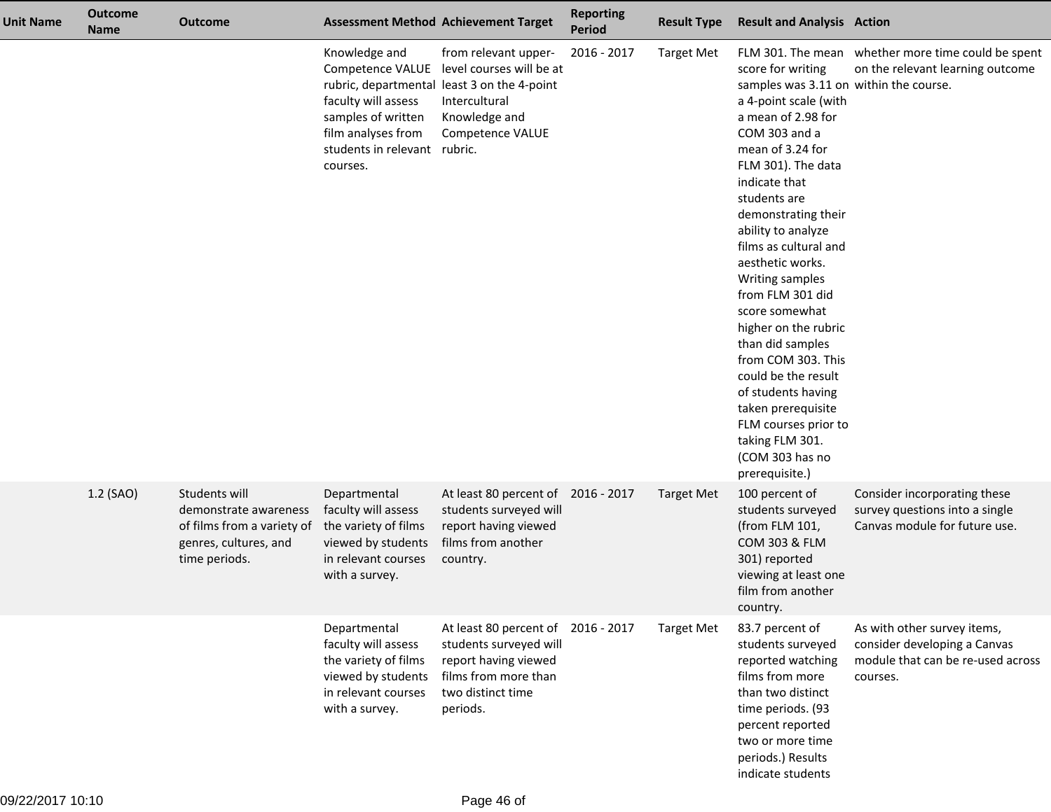| Unit Name | Outcome Name | Outcome | Assessment Method | Achievement Target | Reporting Period | Result Type | Result and Analysis | Action |
|---|---|---|---|---|---|---|---|---|
| | | | Knowledge and Competence VALUE rubric, departmental faculty will assess samples of written film analyses from students in relevant courses. | from relevant upper-level courses will be at least 3 on the 4-point Intercultural Knowledge and Competence VALUE rubric. | 2016 - 2017 | Target Met | FLM 301. The mean score for writing samples was 3.11 on a 4-point scale (with a mean of 2.98 for COM 303 and a mean of 3.24 for FLM 301). The data indicate that students are demonstrating their ability to analyze films as cultural and aesthetic works. Writing samples from FLM 301 did score somewhat higher on the rubric than did samples from COM 303. This could be the result of students having taken prerequisite FLM courses prior to taking FLM 301. (COM 303 has no prerequisite.) | whether more time could be spent on the relevant learning outcome within the course. |
| | 1.2 (SAO) | Students will demonstrate awareness of films from a variety of genres, cultures, and time periods. | Departmental faculty will assess the variety of films viewed by students in relevant courses with a survey. | At least 80 percent of students surveyed will report having viewed films from another country. | 2016 - 2017 | Target Met | 100 percent of students surveyed (from FLM 101, COM 303 & FLM 301) reported viewing at least one film from another country. | Consider incorporating these survey questions into a single Canvas module for future use. |
| | | | Departmental faculty will assess the variety of films viewed by students in relevant courses with a survey. | At least 80 percent of students surveyed will report having viewed films from more than two distinct time periods. | 2016 - 2017 | Target Met | 83.7 percent of students surveyed reported watching films from more than two distinct time periods. (93 percent reported two or more time periods.) Results indicate students | As with other survey items, consider developing a Canvas module that can be re-used across courses. |

09/22/2017 10:10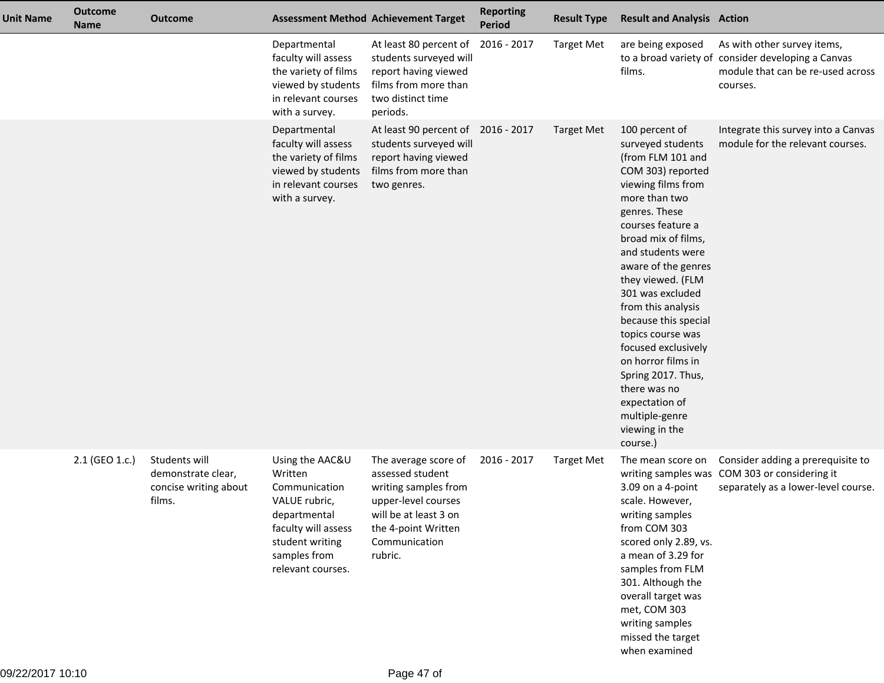| Unit Name | Outcome Name | Outcome | Assessment Method | Achievement Target | Reporting Period | Result Type | Result and Analysis | Action |
|---|---|---|---|---|---|---|---|---|
| | | | Departmental faculty will assess the variety of films viewed by students in relevant courses with a survey. | At least 80 percent of students surveyed will report having viewed films from more than two distinct time periods. | 2016 - 2017 | Target Met | are being exposed to a broad variety of films. | As with other survey items, consider developing a Canvas module that can be re-used across courses. |
| | | | Departmental faculty will assess the variety of films viewed by students in relevant courses with a survey. | At least 90 percent of students surveyed will report having viewed films from more than two genres. | 2016 - 2017 | Target Met | 100 percent of surveyed students (from FLM 101 and COM 303) reported viewing films from more than two genres. These courses feature a broad mix of films, and students were aware of the genres they viewed. (FLM 301 was excluded from this analysis because this special topics course was focused exclusively on horror films in Spring 2017. Thus, there was no expectation of multiple-genre viewing in the course.) | Integrate this survey into a Canvas module for the relevant courses. |
| | 2.1 (GEO 1.c.) | Students will demonstrate clear, concise writing about films. | Using the AAC&U Written Communication VALUE rubric, departmental faculty will assess student writing samples from relevant courses. | The average score of assessed student writing samples from upper-level courses will be at least 3 on the 4-point Written Communication rubric. | 2016 - 2017 | Target Met | The mean score on writing samples was 3.09 on a 4-point scale. However, writing samples from COM 303 scored only 2.89, vs. a mean of 3.29 for samples from FLM 301. Although the overall target was met, COM 303 writing samples missed the target when examined | Consider adding a prerequisite to COM 303 or considering it separately as a lower-level course. |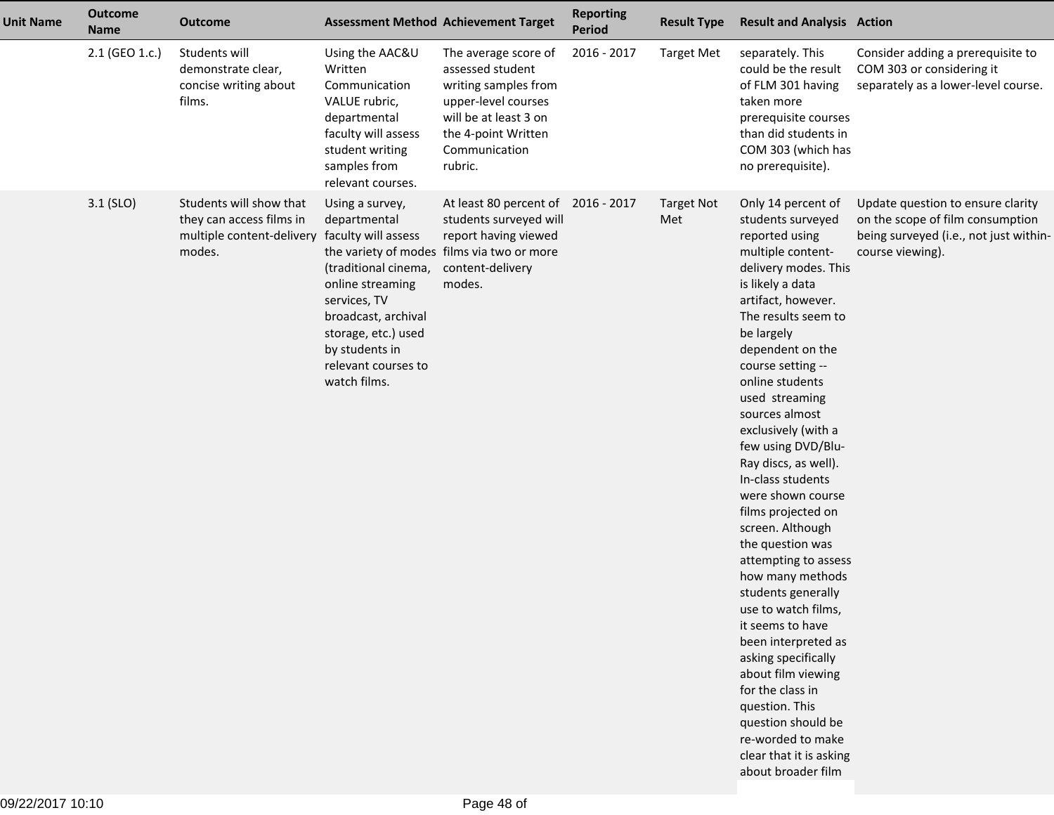| Unit Name | Outcome Name | Outcome | Assessment Method | Achievement Target | Reporting Period | Result Type | Result and Analysis | Action |
|---|---|---|---|---|---|---|---|---|
| | 2.1 (GEO 1.c.) | Students will demonstrate clear, concise writing about films. | Using the AAC&U Written Communication VALUE rubric, departmental faculty will assess student writing samples from relevant courses. | The average score of assessed student writing samples from upper-level courses will be at least 3 on the 4-point Written Communication rubric. | 2016 - 2017 | Target Met | separately. This could be the result of FLM 301 having taken more prerequisite courses than did students in COM 303 (which has no prerequisite). | Consider adding a prerequisite to COM 303 or considering it separately as a lower-level course. |
| | 3.1 (SLO) | Students will show that they can access films in multiple content-delivery modes. | Using a survey, departmental faculty will assess the variety of modes (traditional cinema, online streaming services, TV broadcast, archival storage, etc.) used by students in relevant courses to watch films. | At least 80 percent of students surveyed will report having viewed films via two or more content-delivery modes. | 2016 - 2017 | Target Not Met | Only 14 percent of students surveyed reported using multiple content-delivery modes. This is likely a data artifact, however. The results seem to be largely dependent on the course setting -- online students used streaming sources almost exclusively (with a few using DVD/Blu-Ray discs, as well). In-class students were shown course films projected on screen. Although the question was attempting to assess how many methods students generally use to watch films, it seems to have been interpreted as asking specifically about film viewing for the class in question. This question should be re-worded to make clear that it is asking about broader film | Update question to ensure clarity on the scope of film consumption being surveyed (i.e., not just within-course viewing). |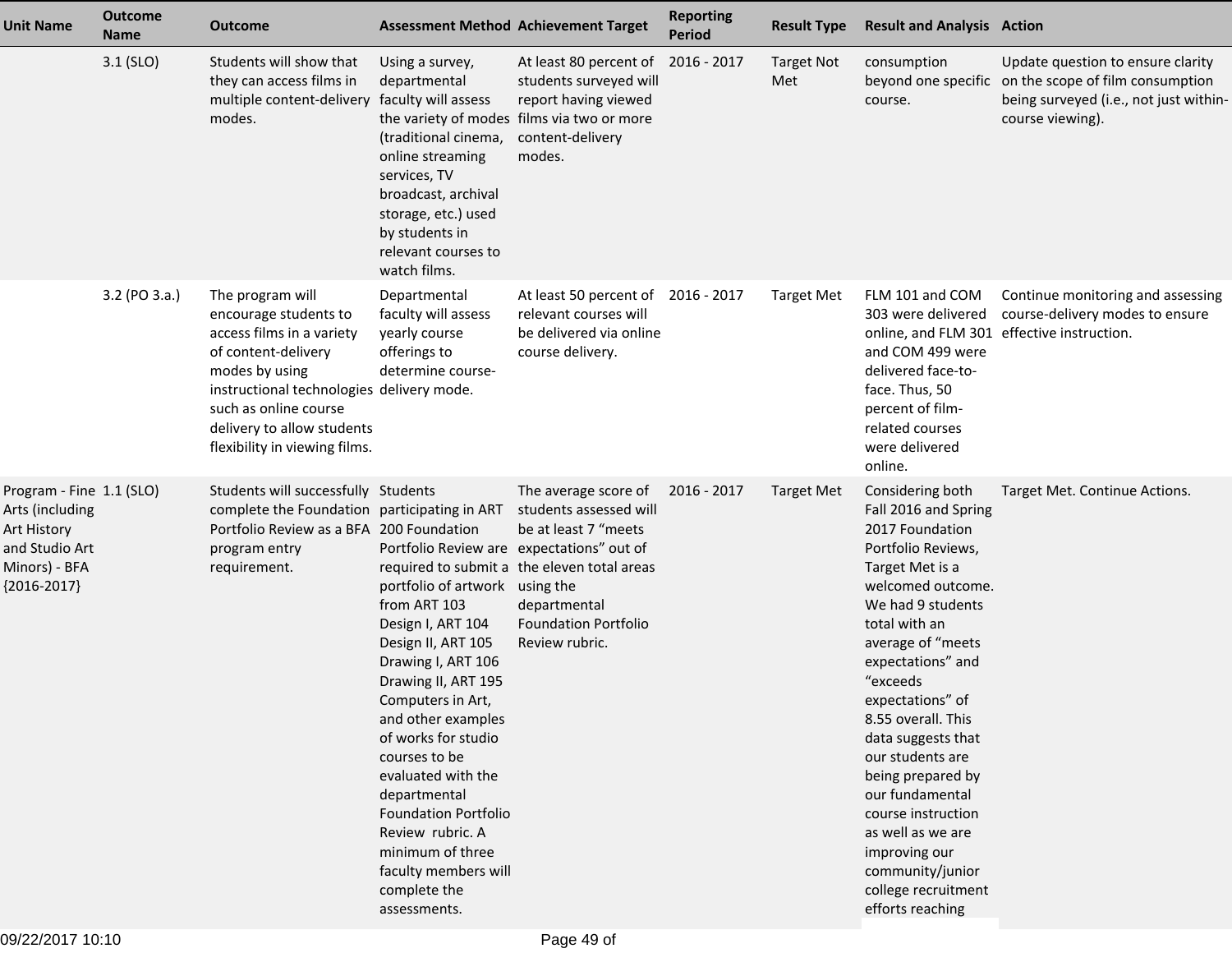| Unit Name | Outcome Name | Outcome | Assessment Method | Achievement Target | Reporting Period | Result Type | Result and Analysis | Action |
|---|---|---|---|---|---|---|---|---|
| | 3.1 (SLO) | Students will show that they can access films in multiple content-delivery modes. | Using a survey, departmental faculty will assess the variety of modes (traditional cinema, online streaming services, TV broadcast, archival storage, etc.) used by students in relevant courses to watch films. | At least 80 percent of students surveyed will report having viewed films via two or more content-delivery modes. | 2016 - 2017 | Target Not Met | consumption beyond one specific course. | Update question to ensure clarity on the scope of film consumption being surveyed (i.e., not just within-course viewing). |
| | 3.2 (PO 3.a.) | The program will encourage students to access films in a variety of content-delivery modes by using instructional technologies such as online course delivery to allow students flexibility in viewing films. | Departmental faculty will assess yearly course offerings to determine course-delivery mode. | At least 50 percent of relevant courses will be delivered via online course delivery. | 2016 - 2017 | Target Met | FLM 101 and COM 303 were delivered online, and FLM 301 and COM 499 were delivered face-to-face. Thus, 50 percent of film-related courses were delivered online. | Continue monitoring and assessing course-delivery modes to ensure effective instruction. |
| Program - Fine Arts (including Art History and Studio Art Minors) - BFA {2016-2017} | 1.1 (SLO) | Students will successfully complete the Foundation Portfolio Review as a BFA program entry requirement. | Students participating in ART 200 Foundation Portfolio Review are required to submit a portfolio of artwork from ART 103 Design I, ART 104 Design II, ART 105 Drawing I, ART 106 Drawing II, ART 195 Computers in Art, and other examples of works for studio courses to be evaluated with the departmental Foundation Portfolio Review rubric. A minimum of three faculty members will complete the assessments. | The average score of students assessed will be at least 7 "meets expectations" out of the eleven total areas using the departmental Foundation Portfolio Review rubric. | 2016 - 2017 | Target Met | Considering both Fall 2016 and Spring 2017 Foundation Portfolio Reviews, Target Met is a welcomed outcome. We had 9 students total with an average of "meets expectations" and "exceeds expectations" of 8.55 overall. This data suggests that our students are being prepared by our fundamental course instruction as well as we are improving our community/junior college recruitment efforts reaching | Target Met. Continue Actions. |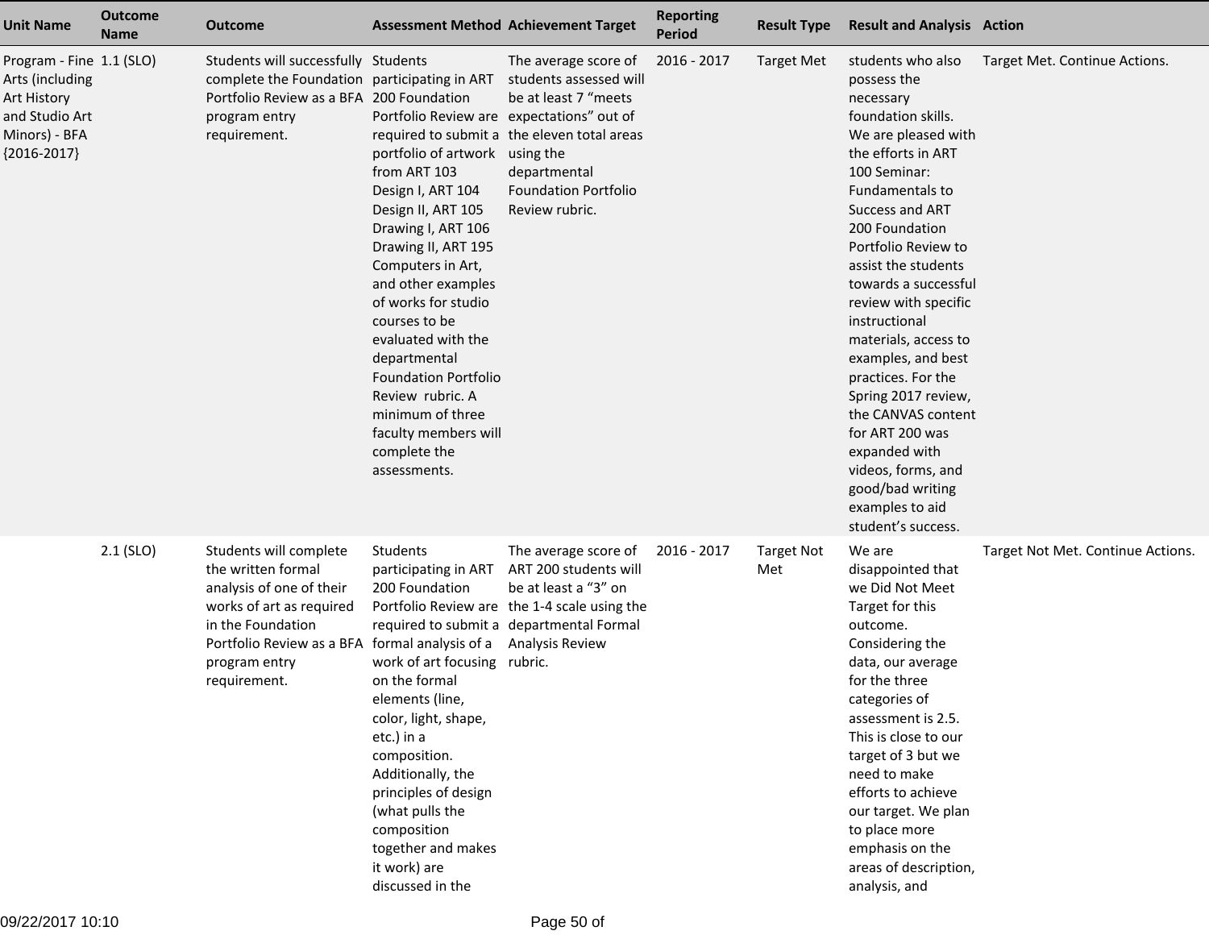| Unit Name | Outcome Name | Outcome | Assessment Method | Achievement Target | Reporting Period | Result Type | Result and Analysis | Action |
|---|---|---|---|---|---|---|---|---|
| Program - Fine Arts (including Art History and Studio Art Minors) - BFA {2016-2017} | 1.1 (SLO) | Students will successfully complete the Foundation Portfolio Review as a BFA program entry requirement. | Students participating in ART 200 Foundation Portfolio Review are required to submit a portfolio of artwork from ART 103 Design I, ART 104 Design II, ART 105 Drawing I, ART 106 Drawing II, ART 195 Computers in Art, and other examples of works for studio courses to be evaluated with the departmental Foundation Portfolio Review rubric. A minimum of three faculty members will complete the assessments. | The average score of students assessed will be at least 7 "meets expectations" out of the eleven total areas using the departmental Foundation Portfolio Review rubric. | 2016 - 2017 | Target Met | students who also possess the necessary foundation skills. We are pleased with the efforts in ART 100 Seminar: Fundamentals to Success and ART 200 Foundation Portfolio Review to assist the students towards a successful review with specific instructional materials, access to examples, and best practices. For the Spring 2017 review, the CANVAS content for ART 200 was expanded with videos, forms, and good/bad writing examples to aid student's success. | Target Met. Continue Actions. |
| | 2.1 (SLO) | Students will complete the written formal analysis of one of their works of art as required in the Foundation Portfolio Review as a BFA program entry requirement. | Students participating in ART 200 Foundation Portfolio Review are required to submit a formal analysis of a work of art focusing on the formal elements (line, color, light, shape, etc.) in a composition. Additionally, the principles of design (what pulls the composition together and makes it work) are discussed in the | The average score of ART 200 students will be at least a "3" on the 1-4 scale using the departmental Formal Analysis Review rubric. | 2016 - 2017 | Target Not Met | We are disappointed that we Did Not Meet Target for this outcome. Considering the data, our average for the three categories of assessment is 2.5. This is close to our target of 3 but we need to make efforts to achieve our target. We plan to place more emphasis on the areas of description, analysis, and | Target Not Met. Continue Actions. |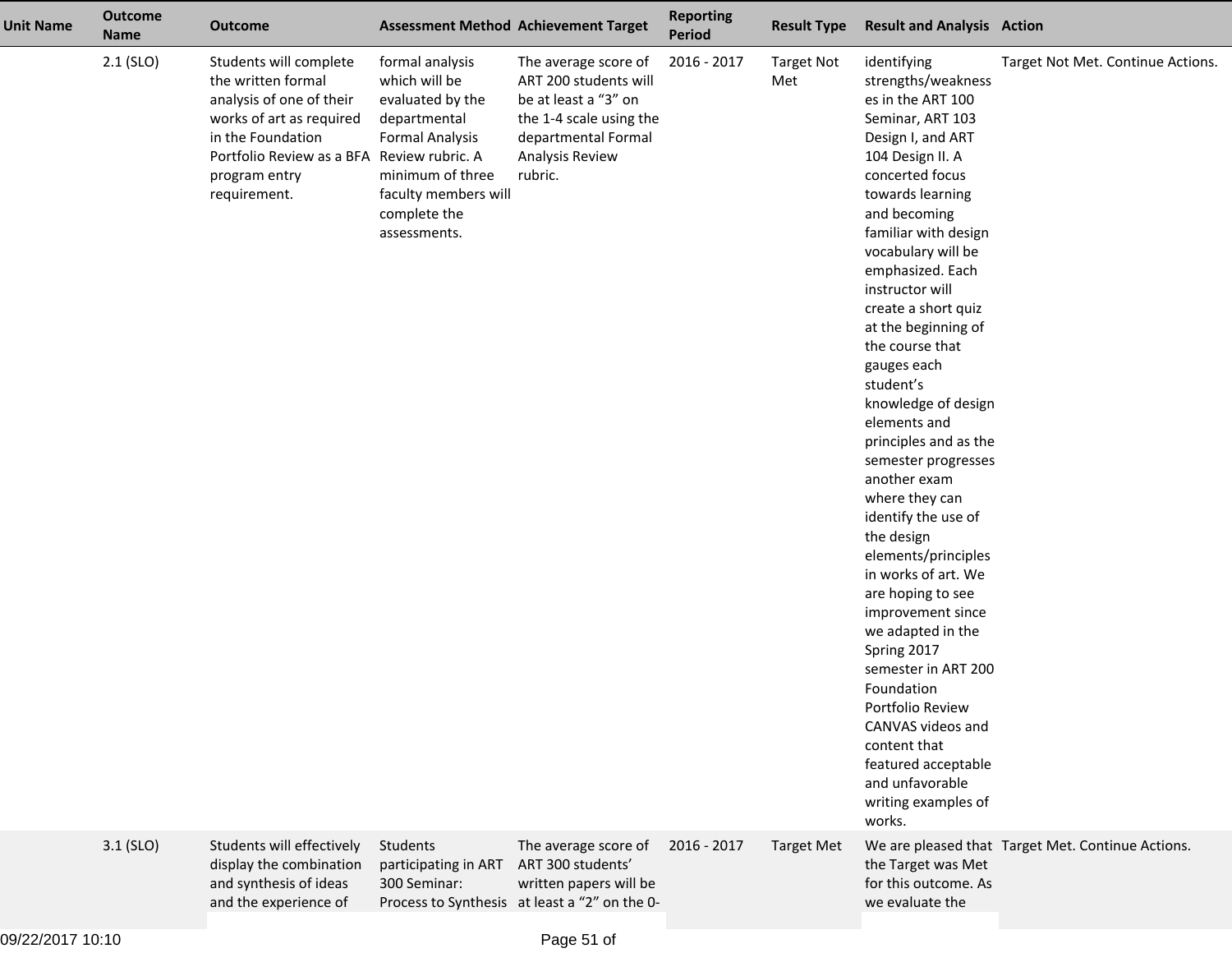| Unit Name | Outcome Name | Outcome | Assessment Method | Achievement Target | Reporting Period | Result Type | Result and Analysis | Action |
|---|---|---|---|---|---|---|---|---|
| | 2.1 (SLO) | Students will complete the written formal analysis of one of their works of art as required in the Foundation Portfolio Review as a BFA program entry requirement. | formal analysis which will be evaluated by the departmental Formal Analysis Review rubric. A minimum of three faculty members will complete the assessments. | The average score of ART 200 students will be at least a “3” on the 1-4 scale using the departmental Formal Analysis Review rubric. | 2016 - 2017 | Target Not Met | identifying strengths/weaknesses in the ART 100 Seminar, ART 103 Design I, and ART 104 Design II. A concerted focus towards learning and becoming familiar with design vocabulary will be emphasized. Each instructor will create a short quiz at the beginning of the course that gauges each student’s knowledge of design elements and principles and as the semester progresses another exam where they can identify the use of the design elements/principles in works of art. We are hoping to see improvement since we adapted in the Spring 2017 semester in ART 200 Foundation Portfolio Review CANVAS videos and content that featured acceptable and unfavorable writing examples of works. | Target Not Met. Continue Actions. |
| | 3.1 (SLO) | Students will effectively display the combination and synthesis of ideas and the experience of | Students participating in ART 300 Seminar: Process to Synthesis | The average score of ART 300 students’ written papers will be at least a “2” on the 0- | 2016 - 2017 | Target Met | We are pleased that the Target was Met for this outcome. As we evaluate the | Target Met. Continue Actions. |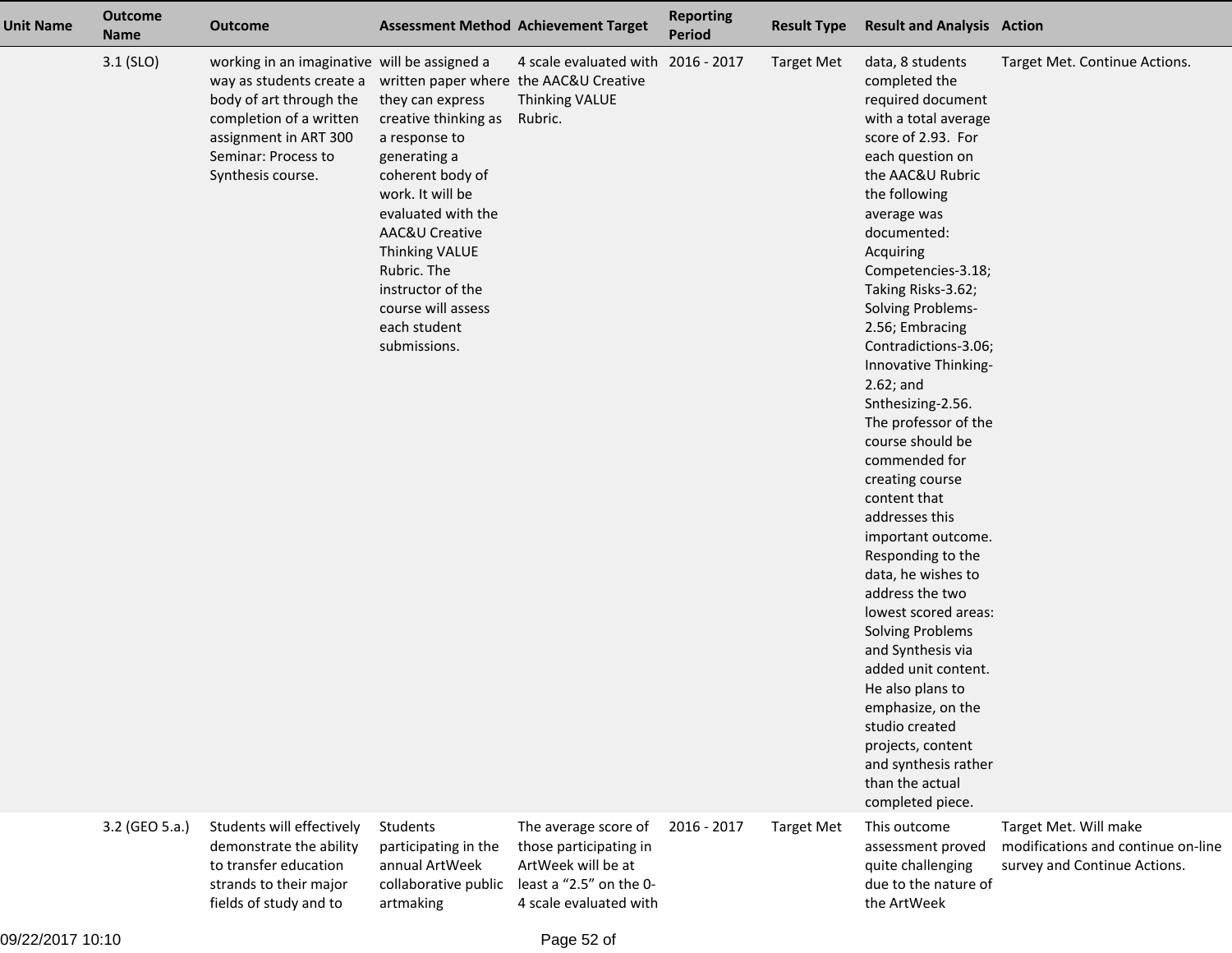| Unit Name | Outcome Name | Outcome | Assessment Method | Achievement Target | Reporting Period | Result Type | Result and Analysis | Action |
|---|---|---|---|---|---|---|---|---|
| | 3.1 (SLO) | working in an imaginative way as students create a body of art through the completion of a written assignment in ART 300 Seminar: Process to Synthesis course. | will be assigned a written paper where they can express creative thinking as a response to generating a coherent body of work. It will be evaluated with the AAC&U Creative Thinking VALUE Rubric. The instructor of the course will assess each student submissions. | 4 scale evaluated with the AAC&U Creative Thinking VALUE Rubric. | 2016 - 2017 | Target Met | data, 8 students completed the required document with a total average score of 2.93. For each question on the AAC&U Rubric the following average was documented: Acquiring Competencies-3.18; Taking Risks-3.62; Solving Problems-2.56; Embracing Contradictions-3.06; Innovative Thinking-2.62; and Snthesizing-2.56. The professor of the course should be commended for creating course content that addresses this important outcome. Responding to the data, he wishes to address the two lowest scored areas: Solving Problems and Synthesis via added unit content. He also plans to emphasize, on the studio created projects, content and synthesis rather than the actual completed piece. | Target Met. Continue Actions. |
| | 3.2 (GEO 5.a.) | Students will effectively demonstrate the ability to transfer education strands to their major fields of study and to | Students participating in the annual ArtWeek collaborative public artmaking | The average score of those participating in ArtWeek will be at least a "2.5" on the 0-4 scale evaluated with | 2016 - 2017 | Target Met | This outcome assessment proved quite challenging due to the nature of the ArtWeek | Target Met. Will make modifications and continue on-line survey and Continue Actions. |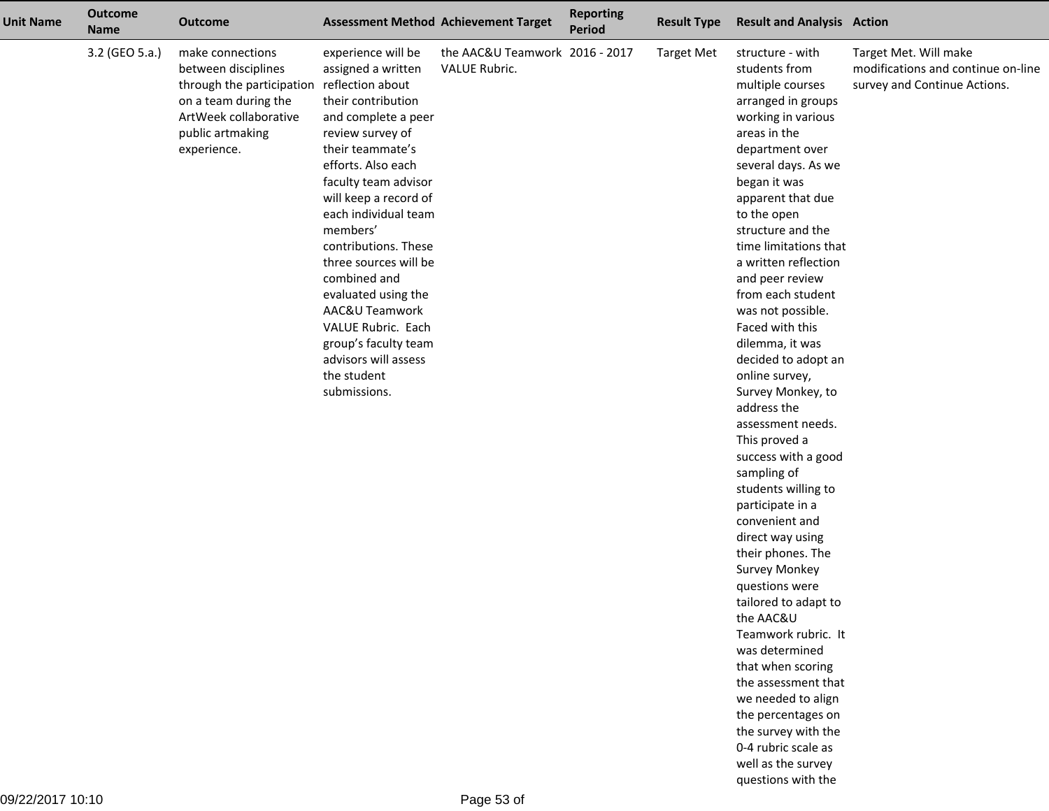| Unit Name | Outcome Name | Outcome | Assessment Method | Achievement Target | Reporting Period | Result Type | Result and Analysis | Action |
|---|---|---|---|---|---|---|---|---|
| | 3.2 (GEO 5.a.) | make connections between disciplines through the participation on a team during the ArtWeek collaborative public artmaking experience. | experience will be assigned a written reflection about their contribution and complete a peer review survey of their teammate's efforts. Also each faculty team advisor will keep a record of each individual team members' contributions. These three sources will be combined and evaluated using the AAC&U Teamwork VALUE Rubric. Each group's faculty team advisors will assess the student submissions. | the AAC&U Teamwork VALUE Rubric. | 2016 - 2017 | Target Met | structure - with students from multiple courses arranged in groups working in various areas in the department over several days. As we began it was apparent that due to the open structure and the time limitations that a written reflection and peer review from each student was not possible. Faced with this dilemma, it was decided to adopt an online survey, Survey Monkey, to address the assessment needs. This proved a success with a good sampling of students willing to participate in a convenient and direct way using their phones. The Survey Monkey questions were tailored to adapt to the AAC&U Teamwork rubric. It was determined that when scoring the assessment that we needed to align the percentages on the survey with the 0-4 rubric scale as well as the survey questions with the | Target Met. Will make modifications and continue on-line survey and Continue Actions. |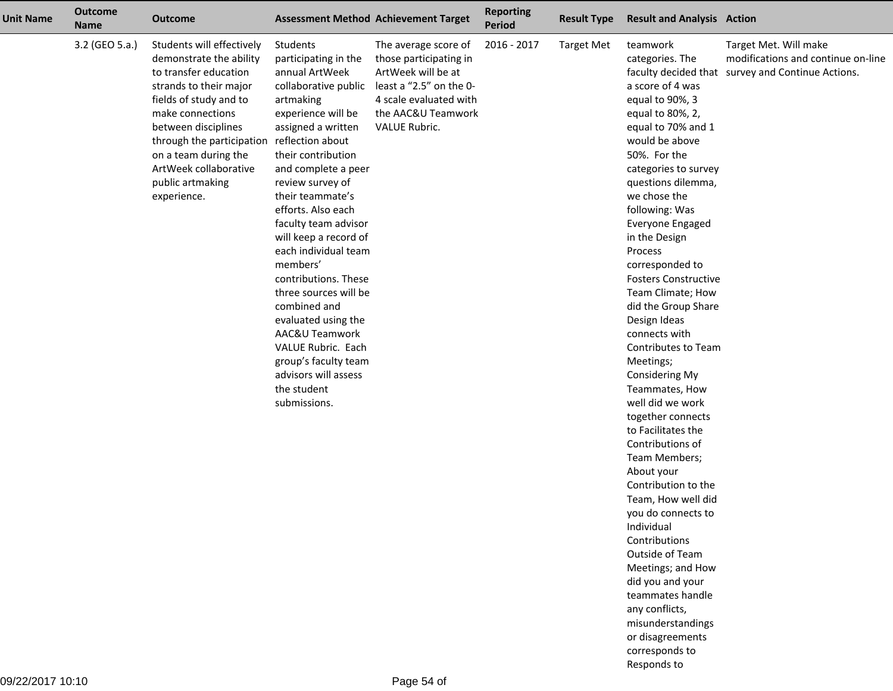| Unit Name | Outcome Name | Outcome | Assessment Method | Achievement Target | Reporting Period | Result Type | Result and Analysis | Action |
|---|---|---|---|---|---|---|---|---|
| | 3.2 (GEO 5.a.) | Students will effectively demonstrate the ability to transfer education strands to their major fields of study and to make connections between disciplines through the participation on a team during the ArtWeek collaborative public artmaking experience. | Students participating in the annual ArtWeek collaborative public artmaking experience will be assigned a written reflection about their contribution and complete a peer review survey of their teammate's efforts. Also each faculty team advisor will keep a record of each individual team members' contributions. These three sources will be combined and evaluated using the AAC&U Teamwork VALUE Rubric. Each group's faculty team advisors will assess the student submissions. | The average score of those participating in ArtWeek will be at least a "2.5" on the 0-4 scale evaluated with the AAC&U Teamwork VALUE Rubric. | 2016 - 2017 | Target Met | teamwork categories. The faculty decided that a score of 4 was equal to 90%, 3 equal to 80%, 2, equal to 70% and 1 would be above 50%. For the categories to survey questions dilemma, we chose the following: Was Everyone Engaged in the Design Process corresponded to Fosters Constructive Team Climate; How did the Group Share Design Ideas connects with Contributes to Team Meetings; Considering My Teammates, How well did we work together connects to Facilitates the Contributions of Team Members; About your Contribution to the Team, How well did you do connects to Individual Contributions Outside of Team Meetings; and How did you and your teammates handle any conflicts, misunderstandings or disagreements corresponds to Responds to | Target Met. Will make modifications and continue on-line survey and Continue Actions. |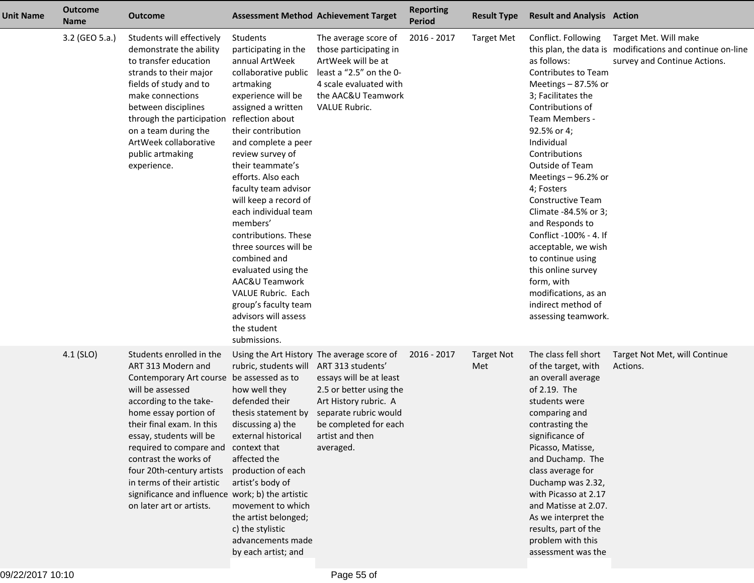| Unit Name | Outcome Name | Outcome | Assessment Method | Achievement Target | Reporting Period | Result Type | Result and Analysis | Action |
|---|---|---|---|---|---|---|---|---|
| | 3.2 (GEO 5.a.) | Students will effectively demonstrate the ability to transfer education strands to their major fields of study and to make connections between disciplines through the participation on a team during the ArtWeek collaborative public artmaking experience. | Students participating in the annual ArtWeek collaborative public artmaking experience will be assigned a written reflection about their contribution and complete a peer review survey of their teammate's efforts. Also each faculty team advisor will keep a record of each individual team members' contributions. These three sources will be combined and evaluated using the AAC&U Teamwork VALUE Rubric. Each group's faculty team advisors will assess the student submissions. | The average score of those participating in ArtWeek will be at least a "2.5" on the 0-4 scale evaluated with the AAC&U Teamwork VALUE Rubric. | 2016 - 2017 | Target Met | Conflict. Following this plan, the data is as follows: Contributes to Team Meetings – 87.5% or 3; Facilitates the Contributions of Team Members - 92.5% or 4; Individual Contributions Outside of Team Meetings – 96.2% or 4; Fosters Constructive Team Climate -84.5% or 3; and Responds to Conflict -100% - 4. If acceptable, we wish to continue using this online survey form, with modifications, as an indirect method of assessing teamwork. | Target Met. Will make modifications and continue on-line survey and Continue Actions. |
| | 4.1 (SLO) | Students enrolled in the ART 313 Modern and Contemporary Art course will be assessed according to the take-home essay portion of their final exam. In this essay, students will be required to compare and contrast the works of four 20th-century artists in terms of their artistic significance and influence on later art or artists. | Using the Art History rubric, students will be assessed as to how well they defended their thesis statement by discussing a) the external historical context that affected the production of each artist's body of work; b) the artistic movement to which the artist belonged; c) the stylistic advancements made by each artist; and | The average score of ART 313 students' essays will be at least 2.5 or better using the Art History rubric. A separate rubric would be completed for each artist and then averaged. | 2016 - 2017 | Target Not Met | The class fell short of the target, with an overall average of 2.19. The students were comparing and contrasting the significance of Picasso, Matisse, and Duchamp. The class average for Duchamp was 2.32, with Picasso at 2.17 and Matisse at 2.07. As we interpret the results, part of the problem with this assessment was the | Target Not Met, will Continue Actions. |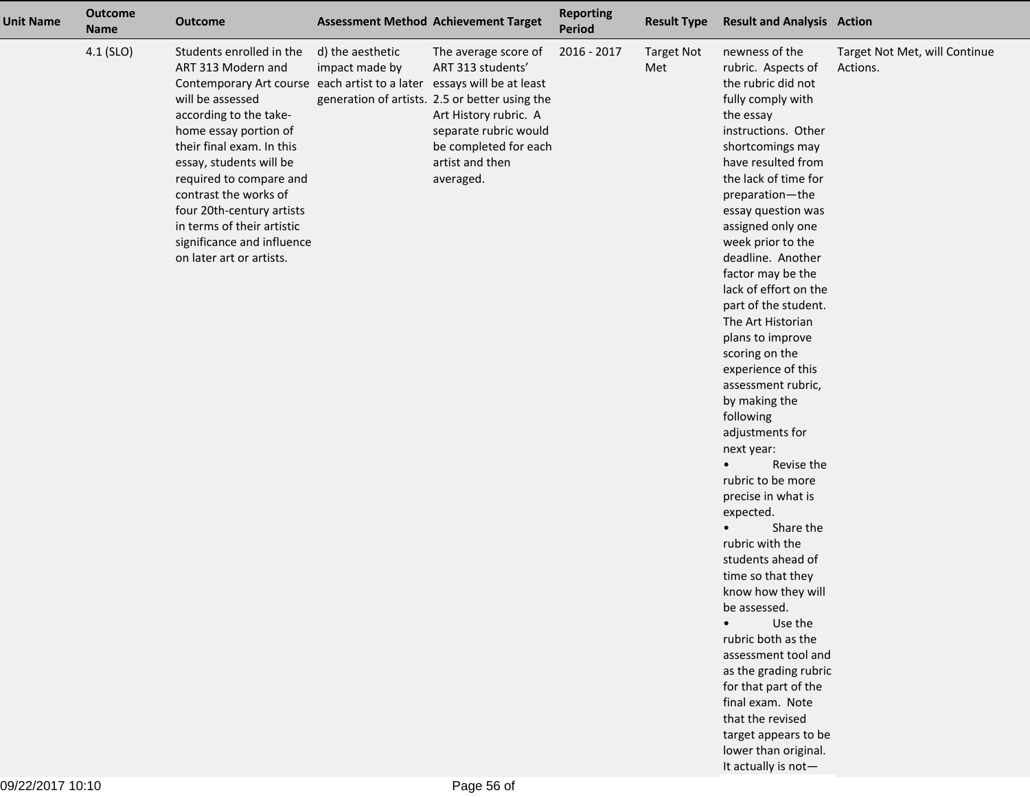| Unit Name | Outcome Name | Outcome | Assessment Method | Achievement Target | Reporting Period | Result Type | Result and Analysis | Action |
|---|---|---|---|---|---|---|---|---|
| | 4.1 (SLO) | Students enrolled in the ART 313 Modern and Contemporary Art course will be assessed according to the take-home essay portion of their final exam. In this essay, students will be required to compare and contrast the works of four 20th-century artists in terms of their artistic significance and influence on later art or artists. | d) the aesthetic impact made by each artist to a later generation of artists. | The average score of ART 313 students' essays will be at least 2.5 or better using the Art History rubric. A separate rubric would be completed for each artist and then averaged. | 2016 - 2017 | Target Not Met | newness of the rubric. Aspects of the rubric did not fully comply with the essay instructions. Other shortcomings may have resulted from the lack of time for preparation—the essay question was assigned only one week prior to the deadline. Another factor may be the lack of effort on the part of the student. The Art Historian plans to improve scoring on the experience of this assessment rubric, by making the following adjustments for next year:<br>• Revise the rubric to be more precise in what is expected.<br>• Share the rubric with the students ahead of time so that they know how they will be assessed.<br>• Use the rubric both as the assessment tool and as the grading rubric for that part of the final exam. Note that the revised target appears to be lower than original. It actually is not— | Target Not Met, will Continue Actions. |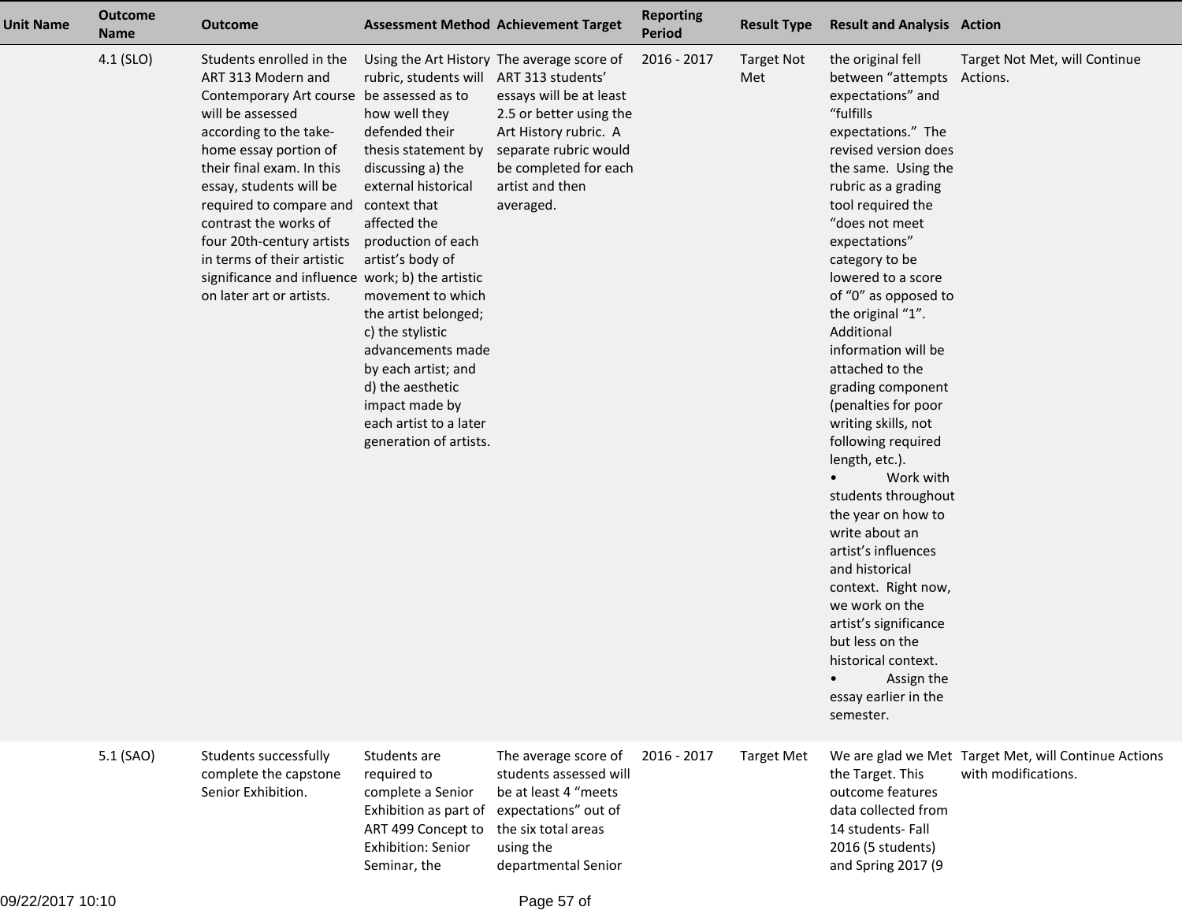| Unit Name | Outcome Name | Outcome | Assessment Method | Achievement Target | Reporting Period | Result Type | Result and Analysis | Action |
|---|---|---|---|---|---|---|---|---|
| | 4.1 (SLO) | Students enrolled in the ART 313 Modern and Contemporary Art course will be assessed according to the take-home essay portion of their final exam. In this essay, students will be required to compare and contrast the works of four 20th-century artists in terms of their artistic significance and influence on later art or artists. | Using the Art History rubric, students will be assessed as to how well they defended their thesis statement by discussing a) the external historical context that affected the production of each artist's body of work; b) the artistic movement to which the artist belonged; c) the stylistic advancements made by each artist; and d) the aesthetic impact made by each artist to a later generation of artists. | The average score of ART 313 students' essays will be at least 2.5 or better using the Art History rubric. A separate rubric would be completed for each artist and then averaged. | 2016 - 2017 | Target Not Met | the original fell between "attempts expectations" and "fulfills expectations." The revised version does the same. Using the rubric as a grading tool required the "does not meet expectations" category to be lowered to a score of "0" as opposed to the original "1". Additional information will be attached to the grading component (penalties for poor writing skills, not following required length, etc.).<br>• Work with students throughout the year on how to write about an artist's influences and historical context. Right now, we work on the artist's significance but less on the historical context.<br>• Assign the essay earlier in the semester. | Target Not Met, will Continue Actions. |
| | 5.1 (SAO) | Students successfully complete the capstone Senior Exhibition. | Students are required to complete a Senior Exhibition as part of ART 499 Concept to Exhibition: Senior Seminar, the | The average score of students assessed will be at least 4 "meets expectations" out of the six total areas using the departmental Senior | 2016 - 2017 | Target Met | We are glad we Met the Target. This outcome features data collected from 14 students- Fall 2016 (5 students) and Spring 2017 (9 | Target Met, will Continue Actions with modifications. |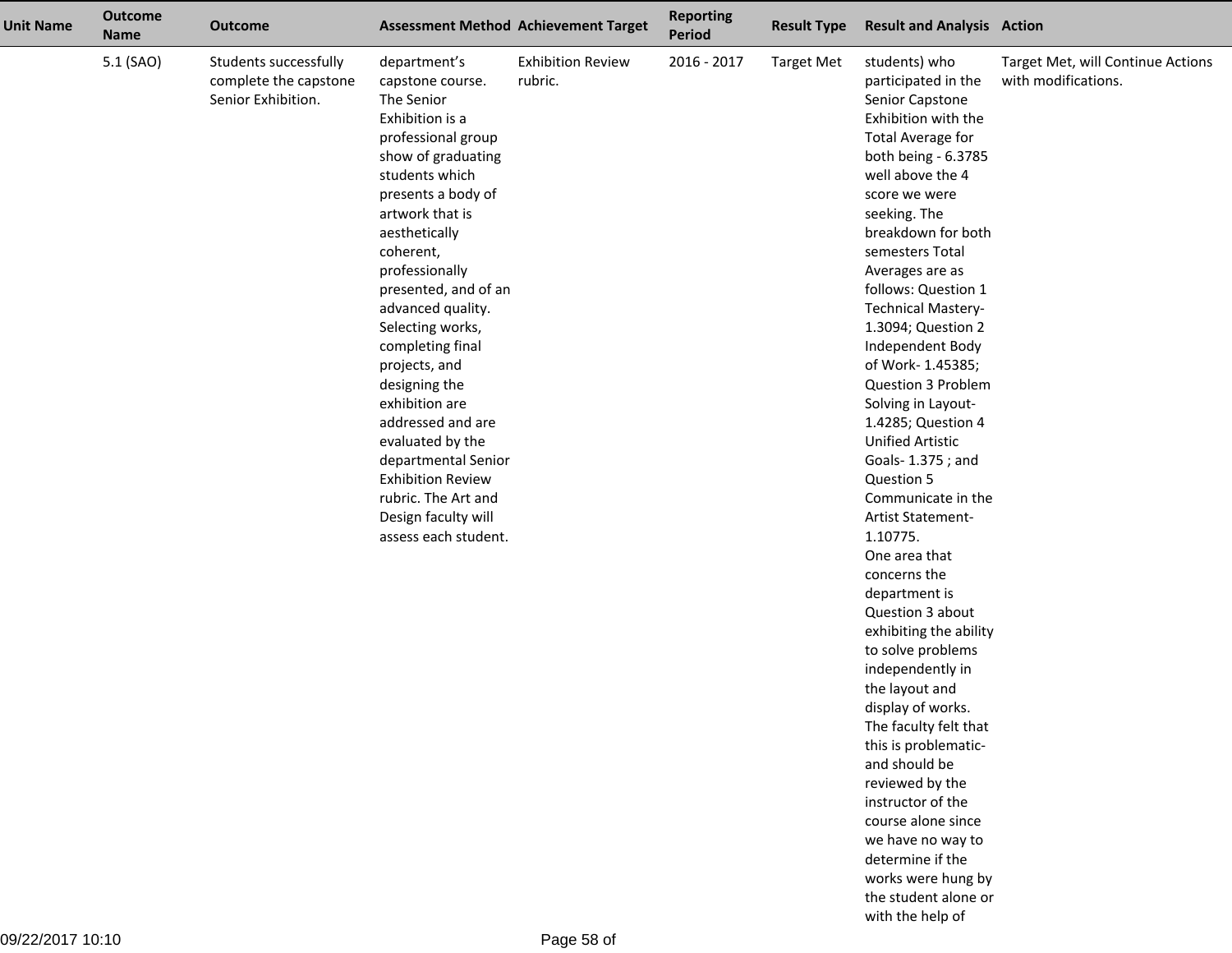| Unit Name | Outcome Name | Outcome | Assessment Method | Achievement Target | Reporting Period | Result Type | Result and Analysis | Action |
|---|---|---|---|---|---|---|---|---|
| | 5.1 (SAO) | Students successfully complete the capstone Senior Exhibition. | department's capstone course. The Senior Exhibition is a professional group show of graduating students which presents a body of artwork that is aesthetically coherent, professionally presented, and of an advanced quality. Selecting works, completing final projects, and designing the exhibition are addressed and are evaluated by the departmental Senior Exhibition Review rubric. The Art and Design faculty will assess each student. | Exhibition Review rubric. | 2016 - 2017 | Target Met | students) who participated in the Senior Capstone Exhibition with the Total Average for both being - 6.3785 well above the 4 score we were seeking. The breakdown for both semesters Total Averages are as follows: Question 1 Technical Mastery- 1.3094; Question 2 Independent Body of Work- 1.45385; Question 3 Problem Solving in Layout- 1.4285; Question 4 Unified Artistic Goals- 1.375 ; and Question 5 Communicate in the Artist Statement- 1.10775.<br>One area that concerns the department is Question 3 about exhibiting the ability to solve problems independently in the layout and display of works. The faculty felt that this is problematic- and should be reviewed by the instructor of the course alone since we have no way to determine if the works were hung by the student alone or with the help of | Target Met, will Continue Actions with modifications. |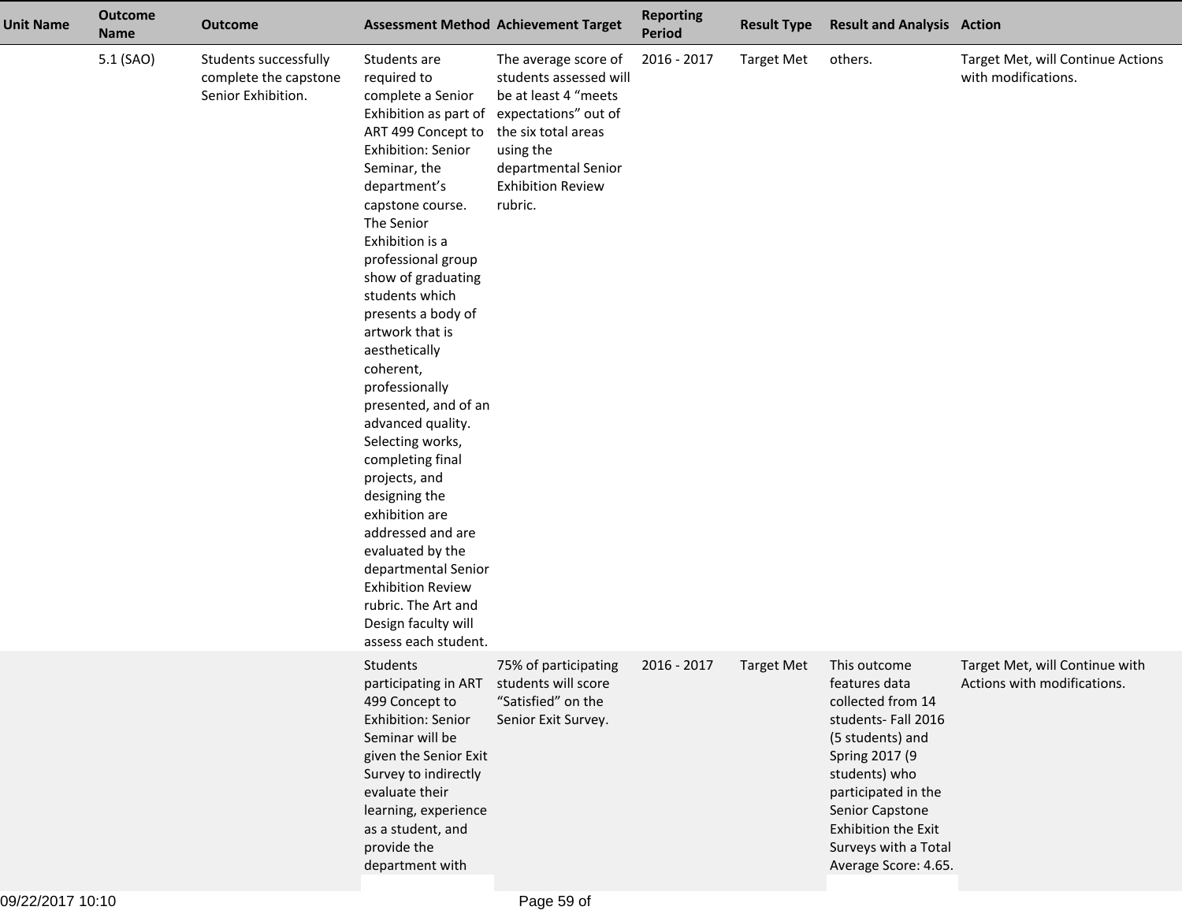| Unit Name | Outcome Name | Outcome | Assessment Method | Achievement Target | Reporting Period | Result Type | Result and Analysis | Action |
|---|---|---|---|---|---|---|---|---|
| | 5.1 (SAO) | Students successfully complete the capstone Senior Exhibition. | Students are required to complete a Senior Exhibition as part of ART 499 Concept to Exhibition: Senior Seminar, the department's capstone course. The Senior Exhibition is a professional group show of graduating students which presents a body of artwork that is aesthetically coherent, professionally presented, and of an advanced quality. Selecting works, completing final projects, and designing the exhibition are addressed and are evaluated by the departmental Senior Exhibition Review rubric. The Art and Design faculty will assess each student. | The average score of students assessed will be at least 4 "meets expectations" out of the six total areas using the departmental Senior Exhibition Review rubric. | 2016 - 2017 | Target Met | others. | Target Met, will Continue Actions with modifications. |
| | | | Students participating in ART 499 Concept to Exhibition: Senior Seminar will be given the Senior Exit Survey to indirectly evaluate their learning, experience as a student, and provide the department with | 75% of participating students will score "Satisfied" on the Senior Exit Survey. | 2016 - 2017 | Target Met | This outcome features data collected from 14 students- Fall 2016 (5 students) and Spring 2017 (9 students) who participated in the Senior Capstone Exhibition the Exit Surveys with a Total Average Score: 4.65. | Target Met, will Continue with Actions with modifications. |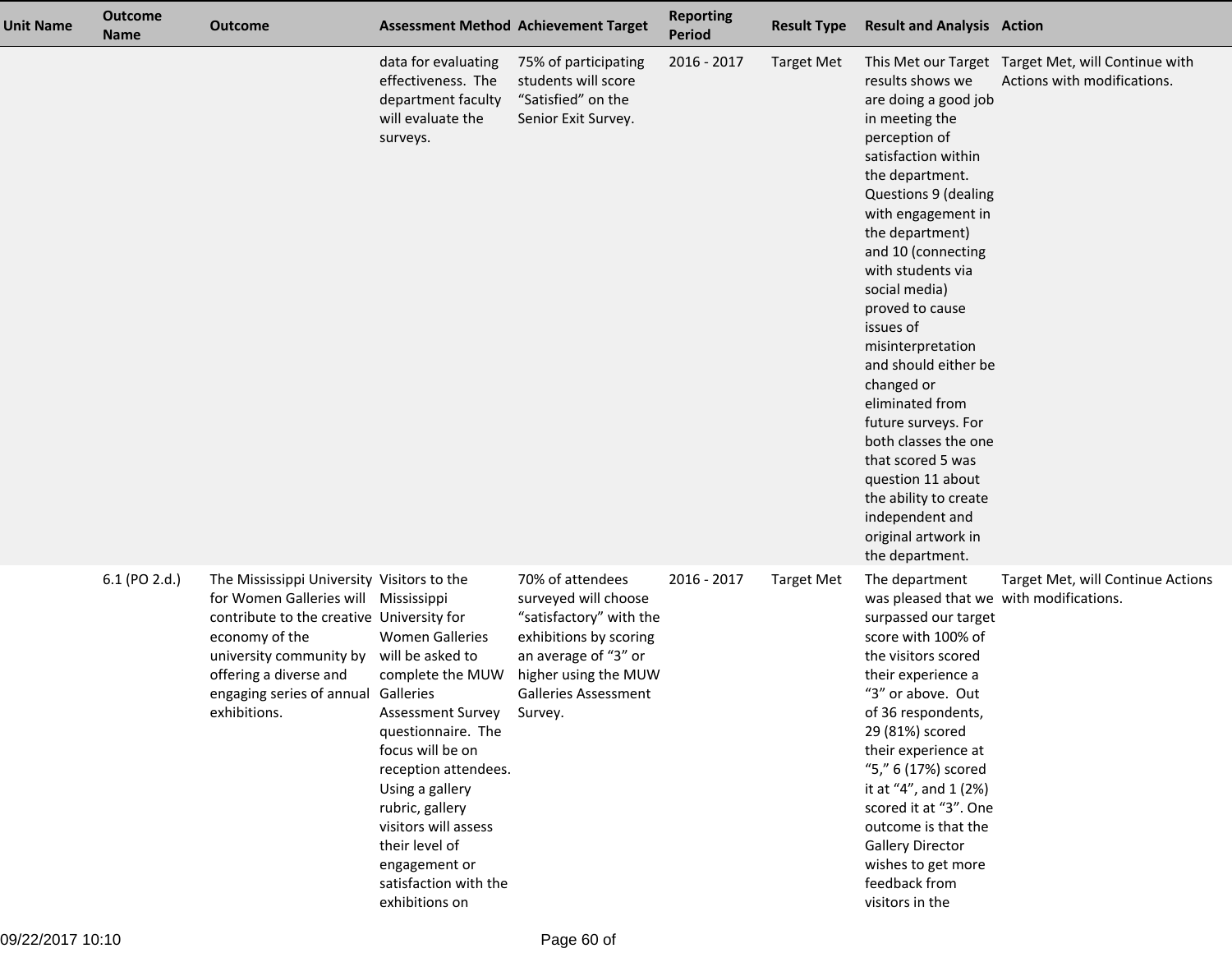| Unit Name | Outcome Name | Outcome | Assessment Method | Achievement Target | Reporting Period | Result Type | Result and Analysis | Action |
|---|---|---|---|---|---|---|---|---|
| | | | data for evaluating effectiveness. The department faculty will evaluate the surveys. | 75% of participating students will score "Satisfied" on the Senior Exit Survey. | 2016 - 2017 | Target Met | This Met our Target results shows we are doing a good job in meeting the perception of satisfaction within the department. Questions 9 (dealing with engagement in the department) and 10 (connecting with students via social media) proved to cause issues of misinterpretation and should either be changed or eliminated from future surveys. For both classes the one that scored 5 was question 11 about the ability to create independent and original artwork in the department. | Target Met, will Continue with Actions with modifications. |
| | 6.1 (PO 2.d.) | The Mississippi University for Women Galleries will contribute to the creative economy of the university community by offering a diverse and engaging series of annual exhibitions. | Visitors to the Mississippi University for Women Galleries will be asked to complete the MUW Galleries Assessment Survey questionnaire. The focus will be on reception attendees. Using a gallery rubric, gallery visitors will assess their level of engagement or satisfaction with the exhibitions on | 70% of attendees surveyed will choose "satisfactory" with the exhibitions by scoring an average of "3" or higher using the MUW Galleries Assessment Survey. | 2016 - 2017 | Target Met | The department was pleased that we surpassed our target score with 100% of the visitors scored their experience a "3" or above. Out of 36 respondents, 29 (81%) scored their experience at "5," 6 (17%) scored it at "4", and 1 (2%) scored it at "3". One outcome is that the Gallery Director wishes to get more feedback from visitors in the | Target Met, will Continue Actions with modifications. |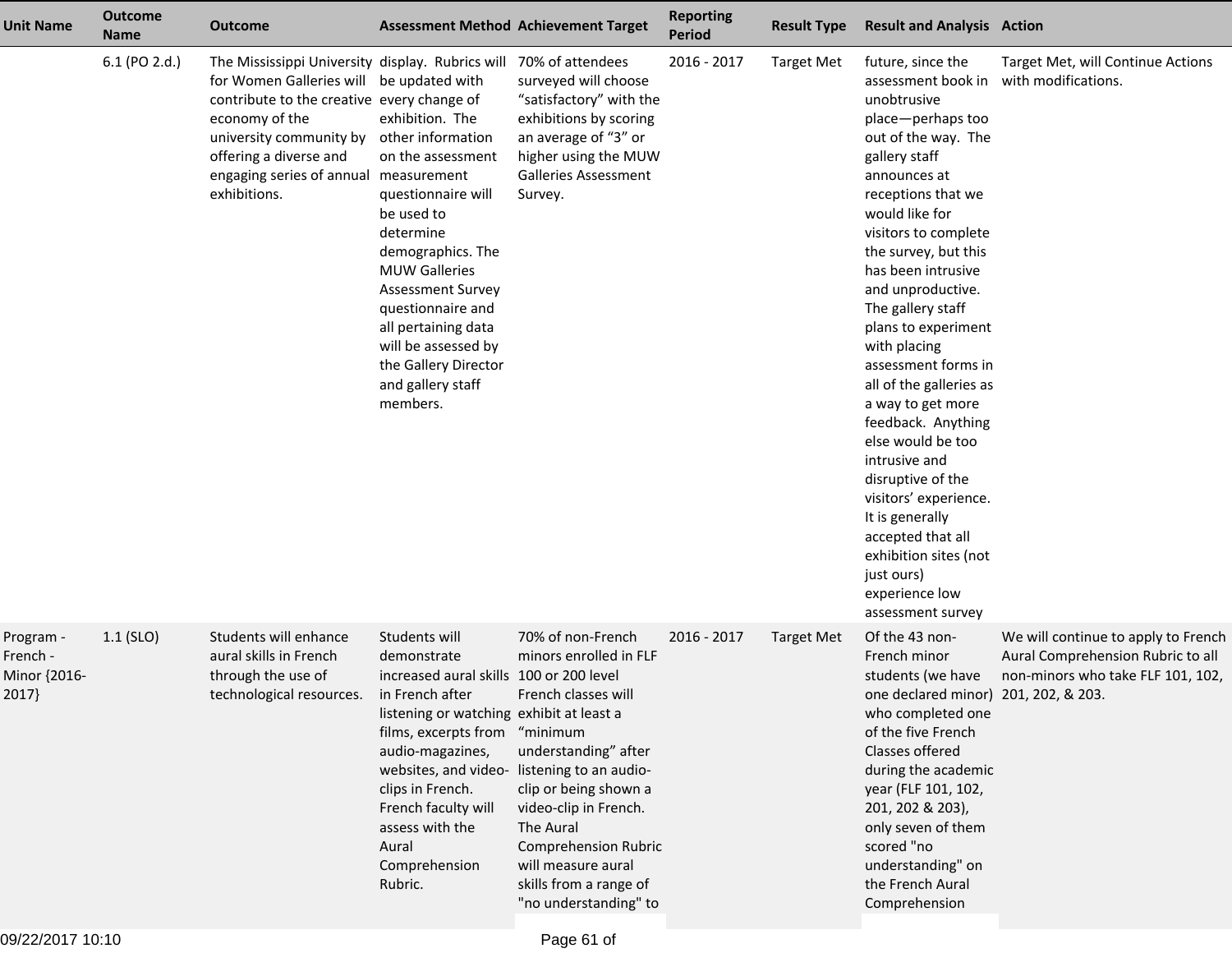| Unit Name | Outcome Name | Outcome | Assessment Method | Achievement Target | Reporting Period | Result Type | Result and Analysis | Action |
|---|---|---|---|---|---|---|---|---|
| | 6.1 (PO 2.d.) | The Mississippi University for Women Galleries will contribute to the creative economy of the university community by offering a diverse and engaging series of annual exhibitions. | display. Rubrics will be updated with every change of exhibition. The other information on the assessment measurement questionnaire will be used to determine demographics. The MUW Galleries Assessment Survey questionnaire and all pertaining data will be assessed by the Gallery Director and gallery staff members. | 70% of attendees surveyed will choose "satisfactory" with the exhibitions by scoring an average of "3" or higher using the MUW Galleries Assessment Survey. | 2016 - 2017 | Target Met | future, since the assessment book in unobtrusive place—perhaps too out of the way. The gallery staff announces at receptions that we would like for visitors to complete the survey, but this has been intrusive and unproductive. The gallery staff plans to experiment with placing assessment forms in all of the galleries as a way to get more feedback. Anything else would be too intrusive and disruptive of the visitors' experience. It is generally accepted that all exhibition sites (not just ours) experience low assessment survey | Target Met, will Continue Actions with modifications. |
| Program - French - Minor {2016-2017} | 1.1 (SLO) | Students will enhance aural skills in French through the use of technological resources. | Students will demonstrate increased aural skills in French after listening or watching films, excerpts from audio-magazines, websites, and video-clips in French. French faculty will assess with the Aural Comprehension Rubric. | 70% of non-French minors enrolled in FLF 100 or 200 level French classes will exhibit at least a "minimum understanding" after listening to an audio-clip or being shown a video-clip in French. The Aural Comprehension Rubric will measure aural skills from a range of "no understanding" to | 2016 - 2017 | Target Met | Of the 43 non-French minor students (we have one declared minor) who completed one of the five French Classes offered during the academic year (FLF 101, 102, 201, 202 & 203), only seven of them scored "no understanding" on the French Aural Comprehension | We will continue to apply to French Aural Comprehension Rubric to all non-minors who take FLF 101, 102, 201, 202, & 203. |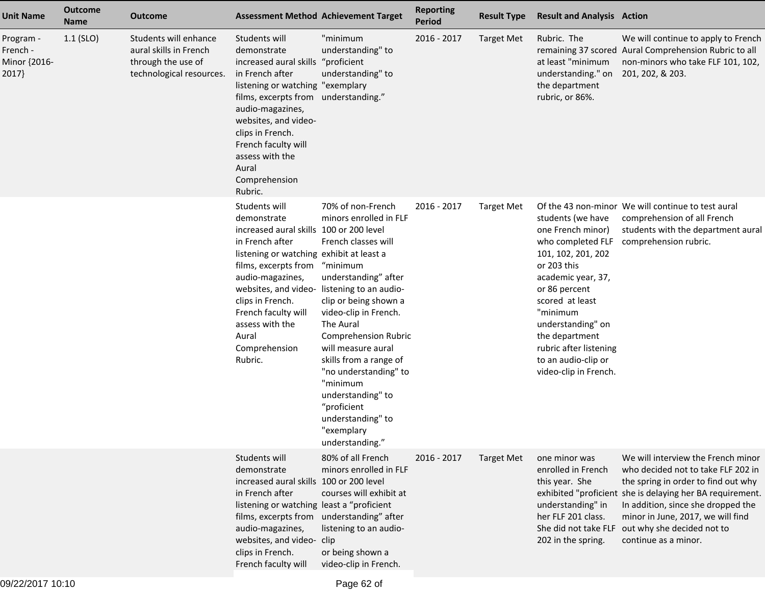| Unit Name | Outcome Name | Outcome | Assessment Method | Achievement Target | Reporting Period | Result Type | Result and Analysis | Action |
|---|---|---|---|---|---|---|---|---|
| Program - French - Minor {2016-2017} | 1.1 (SLO) | Students will enhance aural skills in French through the use of technological resources. | Students will demonstrate increased aural skills in French after listening or watching films, excerpts from audio-magazines, websites, and video-clips in French. French faculty will assess with the Aural Comprehension Rubric. | "minimum understanding" to "proficient understanding" to "exemplary understanding." | 2016 - 2017 | Target Met | Rubric. The remaining 37 scored at least "minimum understanding." on the department rubric, or 86%. | We will continue to apply to French Aural Comprehension Rubric to all non-minors who take FLF 101, 102, 201, 202, & 203. |
| | | | Students will demonstrate increased aural skills in French after listening or watching films, excerpts from audio-magazines, websites, and video-clips in French. French faculty will assess with the Aural Comprehension Rubric. | 70% of non-French minors enrolled in FLF 100 or 200 level French classes will exhibit at least a "minimum understanding" after listening to an audio-clip or being shown a video-clip in French. The Aural Comprehension Rubric will measure aural skills from a range of "no understanding" to "minimum understanding" to "proficient understanding" to "exemplary understanding." | 2016 - 2017 | Target Met | Of the 43 non-minor students (we have one French minor) who completed FLF 101, 102, 201, 202 or 203 this academic year, 37, or 86 percent scored at least "minimum understanding" on the department rubric after listening to an audio-clip or video-clip in French. | We will continue to test aural comprehension of all French students with the department aural comprehension rubric. |
| | | | Students will demonstrate increased aural skills in French after listening or watching films, excerpts from audio-magazines, websites, and video-clips in French. French faculty will | 80% of all French minors enrolled in FLF 100 or 200 level courses will exhibit at least a "proficient understanding" after listening to an audio-clip or being shown a video-clip in French. | 2016 - 2017 | Target Met | one minor was enrolled in French this year. She exhibited "proficient understanding" in her FLF 201 class. She did not take FLF 202 in the spring. | We will interview the French minor who decided not to take FLF 202 in the spring in order to find out why she is delaying her BA requirement. In addition, since she dropped the minor in June, 2017, we will find out why she decided not to continue as a minor. |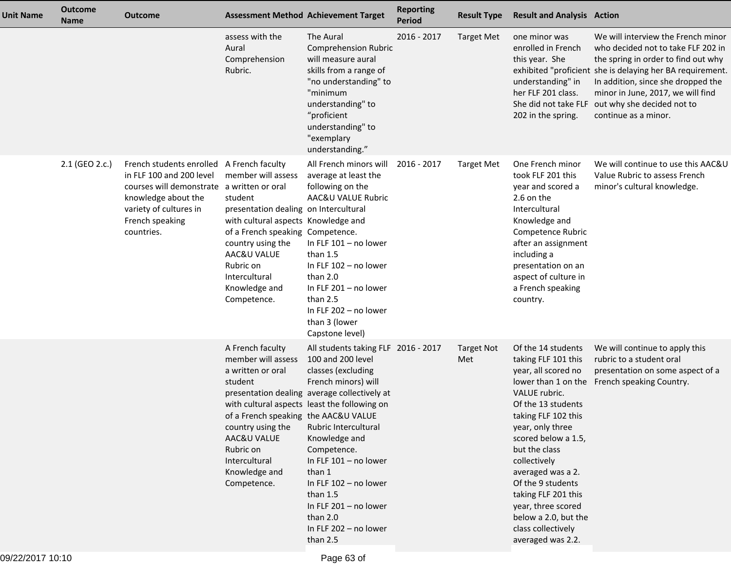| Unit Name | Outcome Name | Outcome | Assessment Method | Achievement Target | Reporting Period | Result Type | Result and Analysis | Action |
|---|---|---|---|---|---|---|---|---|
| | | | assess with the Aural Comprehension Rubric. | The Aural Comprehension Rubric will measure aural skills from a range of "no understanding" to "minimum understanding" to “proficient understanding" to "exemplary understanding.” | 2016 - 2017 | Target Met | one minor was enrolled in French this year. She exhibited "proficient understanding" in her FLF 201 class. She did not take FLF 202 in the spring. | We will interview the French minor who decided not to take FLF 202 in the spring in order to find out why she is delaying her BA requirement. In addition, since she dropped the minor in June, 2017, we will find out why she decided not to continue as a minor. |
| | 2.1 (GEO 2.c.) | French students enrolled in FLF 100 and 200 level courses will demonstrate knowledge about the variety of cultures in French speaking countries. | A French faculty member will assess a written or oral student presentation dealing with cultural aspects of a French speaking country using the AAC&U VALUE Rubric on Intercultural Knowledge and Competence. | All French minors will average at least the following on the AAC&U VALUE Rubric on Intercultural Knowledge and Competence.<br>In FLF 101 – no lower than 1.5<br>In FLF 102 – no lower than 2.0<br>In FLF 201 – no lower than 2.5<br>In FLF 202 – no lower than 3 (lower Capstone level) | 2016 - 2017 | Target Met | One French minor took FLF 201 this year and scored a 2.6 on the Intercultural Knowledge and Competence Rubric after an assignment including a presentation on an aspect of culture in a French speaking country. | We will continue to use this AAC&U Value Rubric to assess French minor's cultural knowledge. |
| | | | A French faculty member will assess a written or oral student presentation dealing with cultural aspects of a French speaking country using the AAC&U VALUE Rubric on Intercultural Knowledge and Competence. | All students taking FLF 100 and 200 level classes (excluding French minors) will average collectively at least the following on the AAC&U VALUE Rubric Intercultural Knowledge and Competence.<br>In FLF 101 – no lower than 1<br>In FLF 102 – no lower than 1.5<br>In FLF 201 – no lower than 2.0<br>In FLF 202 – no lower than 2.5 | 2016 - 2017 | Target Not Met | Of the 14 students taking FLF 101 this year, all scored no lower than 1 on the VALUE rubric.<br>Of the 13 students taking FLF 102 this year, only three scored below a 1.5, but the class collectively averaged was a 2.<br>Of the 9 students taking FLF 201 this year, three scored below a 2.0, but the class collectively averaged was 2.2. | We will continue to apply this rubric to a student oral presentation on some aspect of a French speaking Country. |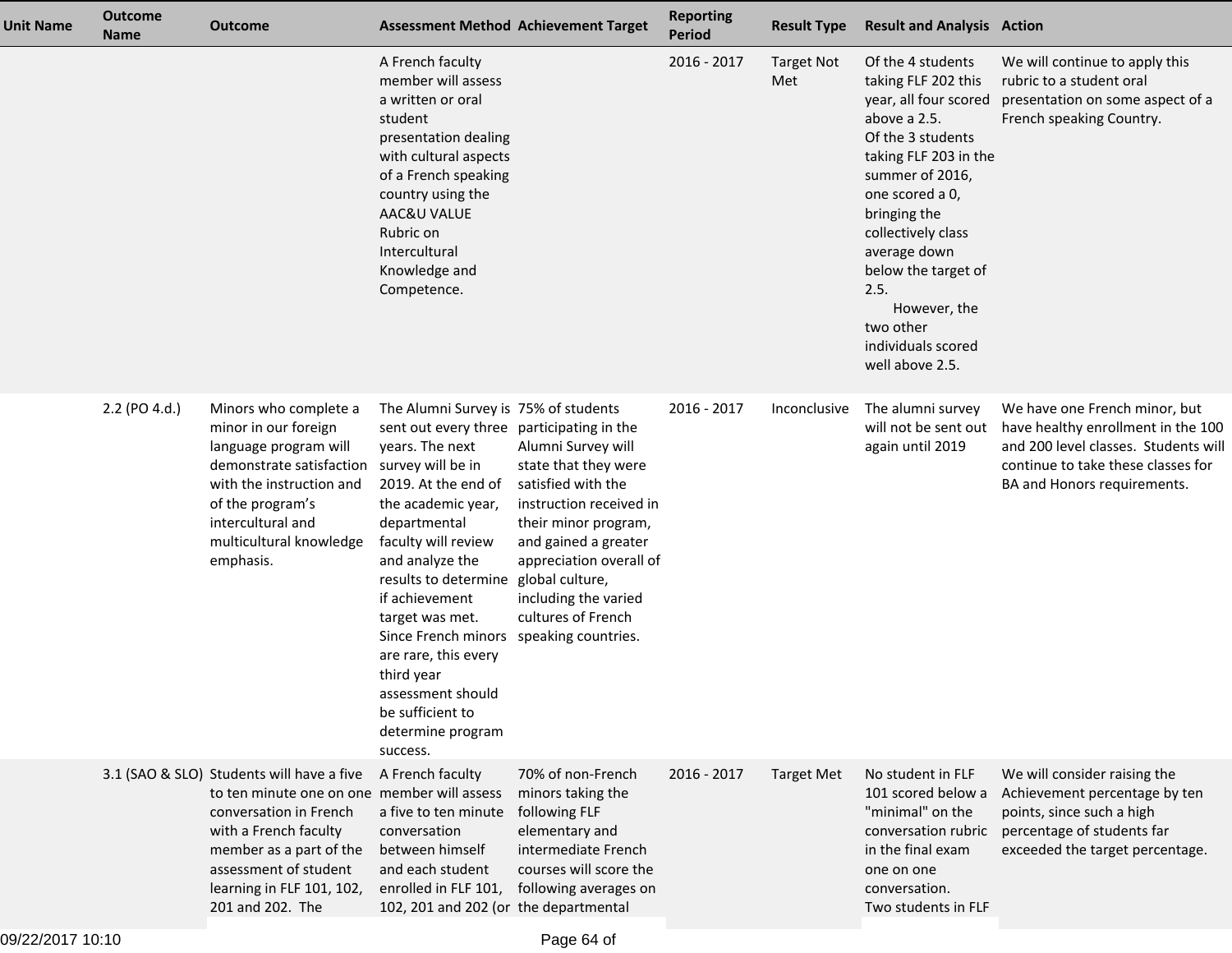| Unit Name | Outcome Name | Outcome | Assessment Method | Achievement Target | Reporting Period | Result Type | Result and Analysis | Action |
|---|---|---|---|---|---|---|---|---|
| | | | A French faculty member will assess a written or oral student presentation dealing with cultural aspects of a French speaking country using the AAC&U VALUE Rubric on Intercultural Knowledge and Competence. | | 2016 - 2017 | Target Not Met | Of the 4 students taking FLF 202 this year, all four scored above a 2.5. Of the 3 students taking FLF 203 in the summer of 2016, one scored a 0, bringing the collectively class average down below the target of 2.5. However, the two other individuals scored well above 2.5. | We will continue to apply this rubric to a student oral presentation on some aspect of a French speaking Country. |
| | 2.2 (PO 4.d.) | Minors who complete a minor in our foreign language program will demonstrate satisfaction with the instruction and of the program's intercultural and multicultural knowledge emphasis. | The Alumni Survey is sent out every three years. The next survey will be in 2019. At the end of the academic year, departmental faculty will review and analyze the results to determine if achievement target was met. Since French minors are rare, this every third year assessment should be sufficient to determine program success. | 75% of students participating in the Alumni Survey will state that they were satisfied with the instruction received in their minor program, and gained a greater appreciation overall of global culture, including the varied cultures of French speaking countries. | 2016 - 2017 | Inconclusive | The alumni survey will not be sent out again until 2019 | We have one French minor, but have healthy enrollment in the 100 and 200 level classes. Students will continue to take these classes for BA and Honors requirements. |
| | 3.1 (SAO & SLO) | Students will have a five to ten minute one on one conversation in French with a French faculty member as a part of the assessment of student learning in FLF 101, 102, 201 and 202. The | A French faculty member will assess a five to ten minute conversation between himself and each student enrolled in FLF 101, 102, 201 and 202 (or | 70% of non-French minors taking the following FLF elementary and intermediate French courses will score the following averages on the departmental | 2016 - 2017 | Target Met | No student in FLF 101 scored below a "minimal" on the conversation rubric in the final exam one on one conversation. Two students in FLF | We will consider raising the Achievement percentage by ten points, since such a high percentage of students far exceeded the target percentage. |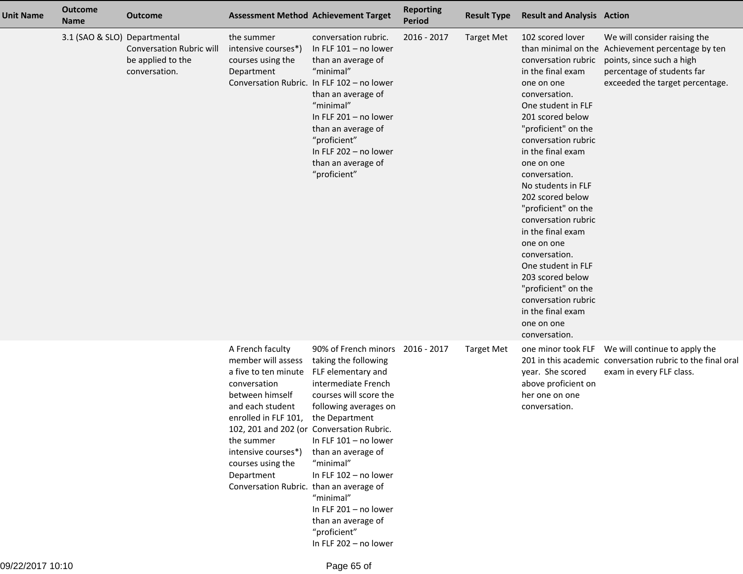| Unit Name | Outcome Name | Outcome | Assessment Method | Achievement Target | Reporting Period | Result Type | Result and Analysis | Action |
|---|---|---|---|---|---|---|---|---|
| | 3.1 (SAO & SLO) | Departmental Conversation Rubric will be applied to the conversation. | the summer intensive courses*) courses using the Department Conversation Rubric. | conversation rubric. In FLF 101 – no lower than an average of “minimal” In FLF 102 – no lower than an average of “minimal” In FLF 201 – no lower than an average of “proficient” In FLF 202 – no lower than an average of “proficient” | 2016 - 2017 | Target Met | 102 scored lover than minimal on the conversation rubric in the final exam one on one conversation. One student in FLF 201 scored below "proficient" on the conversation rubric in the final exam one on one conversation. No students in FLF 202 scored below "proficient" on the conversation rubric in the final exam one on one conversation. One student in FLF 203 scored below "proficient" on the conversation rubric in the final exam one on one conversation. | We will consider raising the Achievement percentage by ten points, since such a high percentage of students far exceeded the target percentage. |
| | | | A French faculty member will assess a five to ten minute conversation between himself and each student enrolled in FLF 101, 102, 201 and 202 (or the summer intensive courses*) courses using the Department Conversation Rubric. | 90% of French minors taking the following FLF elementary and intermediate French courses will score the following averages on the Department Conversation Rubric. In FLF 101 – no lower than an average of “minimal” In FLF 102 – no lower than an average of “minimal” In FLF 201 – no lower than an average of “proficient” In FLF 202 – no lower | 2016 - 2017 | Target Met | one minor took FLF 201 in this academic year. She scored above proficient on her one on one conversation. | We will continue to apply the conversation rubric to the final oral exam in every FLF class. |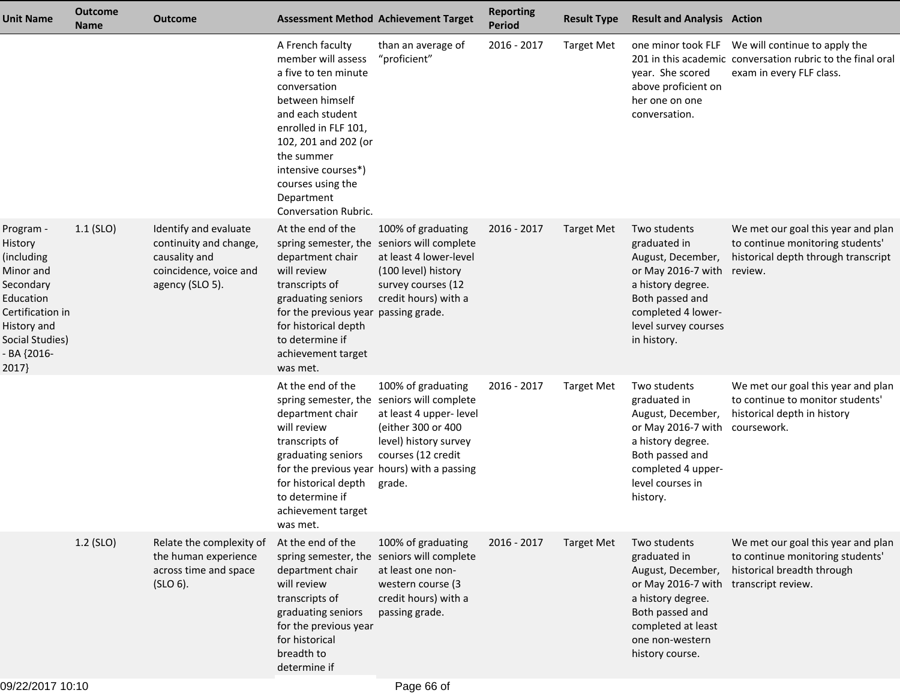| Unit Name | Outcome Name | Outcome | Assessment Method | Achievement Target | Reporting Period | Result Type | Result and Analysis | Action |
|---|---|---|---|---|---|---|---|---|
| | | | A French faculty member will assess a five to ten minute conversation between himself and each student enrolled in FLF 101, 102, 201 and 202 (or the summer intensive courses*) courses using the Department Conversation Rubric. | than an average of "proficient" | 2016 - 2017 | Target Met | one minor took FLF 201 in this academic year. She scored above proficient on her one on one conversation. | We will continue to apply the conversation rubric to the final oral exam in every FLF class. |
| Program - History (including Minor and Secondary Education Certification in History and Social Studies) - BA {2016-2017} | 1.1 (SLO) | Identify and evaluate continuity and change, causality and coincidence, voice and agency (SLO 5). | At the end of the spring semester, the department chair will review transcripts of graduating seniors for the previous year for historical depth to determine if achievement target was met. | 100% of graduating seniors will complete at least 4 lower-level (100 level) history survey courses (12 credit hours) with a passing grade. | 2016 - 2017 | Target Met | Two students graduated in August, December, or May 2016-7 with a history degree. Both passed and completed 4 lower-level survey courses in history. | We met our goal this year and plan to continue monitoring students' historical depth through transcript review. |
| | | | At the end of the spring semester, the department chair will review transcripts of graduating seniors for the previous year for historical depth to determine if achievement target was met. | 100% of graduating seniors will complete at least 4 upper- level (either 300 or 400 level) history survey courses (12 credit hours) with a passing grade. | 2016 - 2017 | Target Met | Two students graduated in August, December, or May 2016-7 with a history degree. Both passed and completed 4 upper-level courses in history. | We met our goal this year and plan to continue to monitor students' historical depth in history coursework. |
| | 1.2 (SLO) | Relate the complexity of the human experience across time and space (SLO 6). | At the end of the spring semester, the department chair will review transcripts of graduating seniors for the previous year for historical breadth to determine if | 100% of graduating seniors will complete at least one non-western course (3 credit hours) with a passing grade. | 2016 - 2017 | Target Met | Two students graduated in August, December, or May 2016-7 with a history degree. Both passed and completed at least one non-western history course. | We met our goal this year and plan to continue monitoring students' historical breadth through transcript review. |

09/22/2017 10:10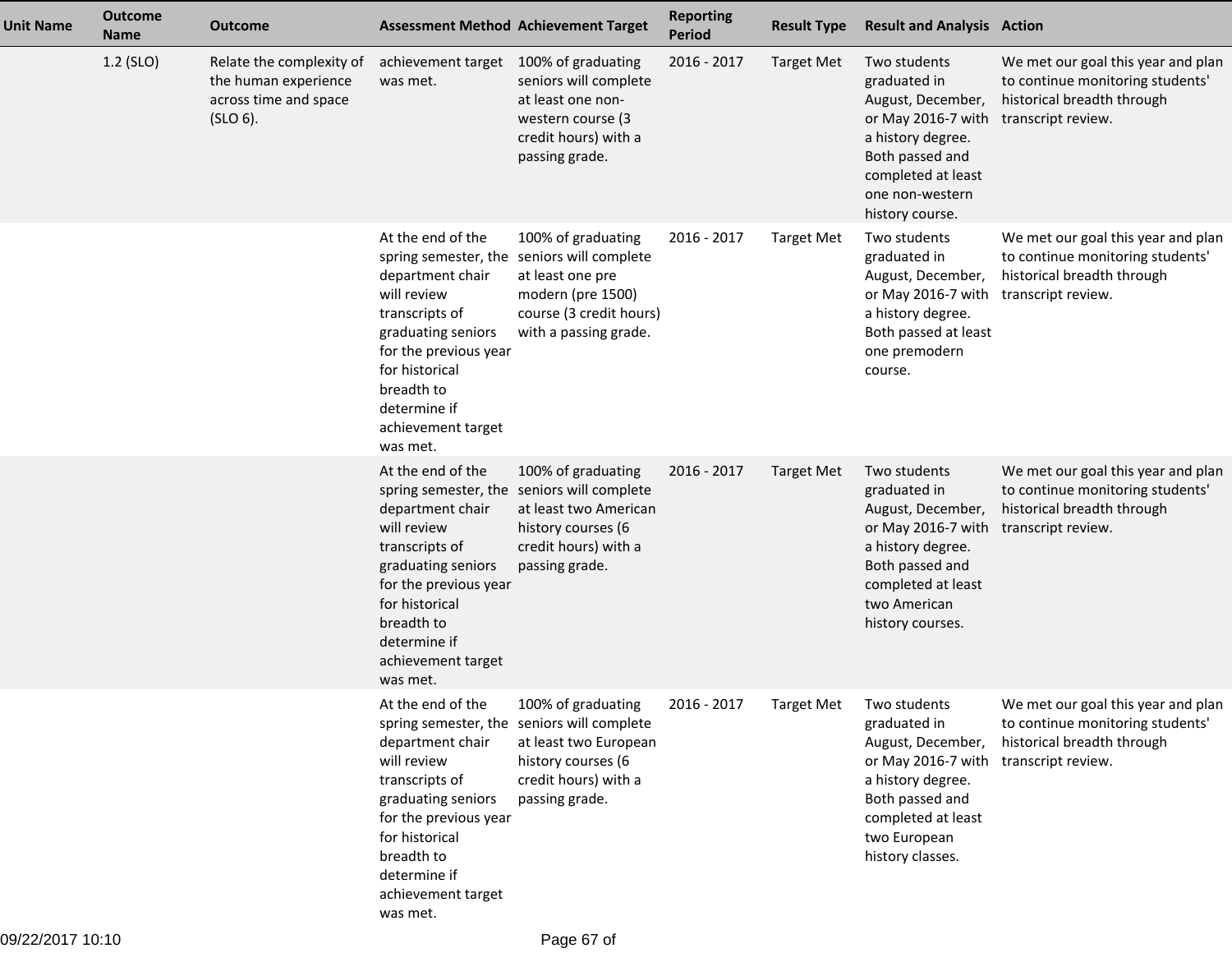| Unit Name | Outcome Name | Outcome | Assessment Method | Achievement Target | Reporting Period | Result Type | Result and Analysis | Action |
|---|---|---|---|---|---|---|---|---|
| | 1.2 (SLO) | Relate the complexity of the human experience across time and space (SLO 6). | achievement target was met. | 100% of graduating seniors will complete at least one non-western course (3 credit hours) with a passing grade. | 2016 - 2017 | Target Met | Two students graduated in August, December, or May 2016-7 with a history degree. Both passed and completed at least one non-western history course. | We met our goal this year and plan to continue monitoring students' historical breadth through transcript review. |
| | | | At the end of the spring semester, the department chair will review transcripts of graduating seniors for the previous year for historical breadth to determine if achievement target was met. | 100% of graduating seniors will complete at least one pre modern (pre 1500) course (3 credit hours) with a passing grade. | 2016 - 2017 | Target Met | Two students graduated in August, December, or May 2016-7 with a history degree. Both passed at least one premodern course. | We met our goal this year and plan to continue monitoring students' historical breadth through transcript review. |
| | | | At the end of the spring semester, the department chair will review transcripts of graduating seniors for the previous year for historical breadth to determine if achievement target was met. | 100% of graduating seniors will complete at least two American history courses (6 credit hours) with a passing grade. | 2016 - 2017 | Target Met | Two students graduated in August, December, or May 2016-7 with a history degree. Both passed and completed at least two American history courses. | We met our goal this year and plan to continue monitoring students' historical breadth through transcript review. |
| | | | At the end of the spring semester, the department chair will review transcripts of graduating seniors for the previous year for historical breadth to determine if achievement target was met. | 100% of graduating seniors will complete at least two European history courses (6 credit hours) with a passing grade. | 2016 - 2017 | Target Met | Two students graduated in August, December, or May 2016-7 with a history degree. Both passed and completed at least two European history classes. | We met our goal this year and plan to continue monitoring students' historical breadth through transcript review. |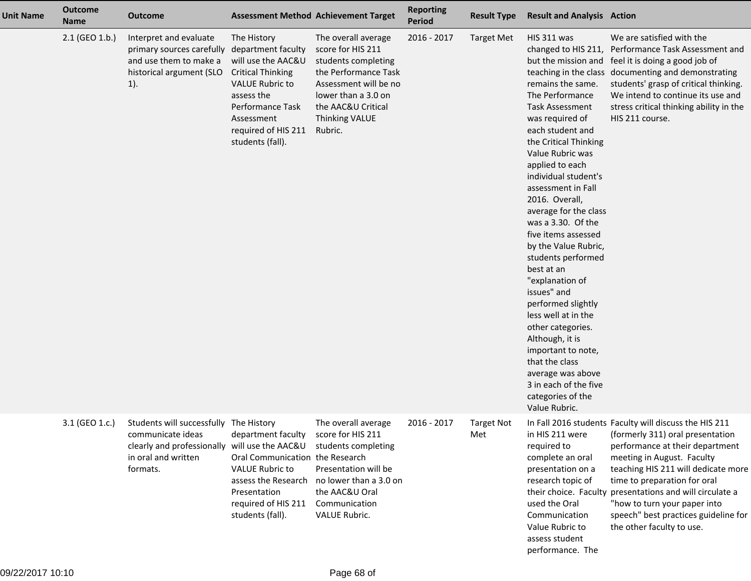| Unit Name | Outcome Name | Outcome | Assessment Method | Achievement Target | Reporting Period | Result Type | Result and Analysis | Action |
|---|---|---|---|---|---|---|---|---|
| | 2.1 (GEO 1.b.) | Interpret and evaluate primary sources carefully and use them to make a historical argument (SLO 1). | The History department faculty will use the AAC&U Critical Thinking VALUE Rubric to assess the Performance Task Assessment required of HIS 211 students (fall). | The overall average score for HIS 211 students completing the Performance Task Assessment will be no lower than a 3.0 on the AAC&U Critical Thinking VALUE Rubric. | 2016 - 2017 | Target Met | HIS 311 was changed to HIS 211, but the mission and teaching in the class remains the same. The Performance Task Assessment was required of each student and the Critical Thinking Value Rubric was applied to each individual student's assessment in Fall 2016. Overall, average for the class was a 3.30. Of the five items assessed by the Value Rubric, students performed best at an "explanation of issues" and performed slightly less well at in the other categories. Although, it is important to note, that the class average was above 3 in each of the five categories of the Value Rubric. | We are satisfied with the Performance Task Assessment and feel it is doing a good job of documenting and demonstrating students' grasp of critical thinking. We intend to continue its use and stress critical thinking ability in the HIS 211 course. |
| | 3.1 (GEO 1.c.) | Students will successfully communicate ideas clearly and professionally in oral and written formats. | The History department faculty will use the AAC&U Oral Communication VALUE Rubric to assess the Research Presentation required of HIS 211 students (fall). | The overall average score for HIS 211 students completing the Research Presentation will be no lower than a 3.0 on the AAC&U Oral Communication VALUE Rubric. | 2016 - 2017 | Target Not Met | In Fall 2016 students in HIS 211 were required to complete an oral presentation on a research topic of their choice. Faculty used the Oral Communication Value Rubric to assess student performance. The | Faculty will discuss the HIS 211 (formerly 311) oral presentation performance at their department meeting in August. Faculty teaching HIS 211 will dedicate more time to preparation for oral presentations and will circulate a "how to turn your paper into speech" best practices guideline for the other faculty to use. |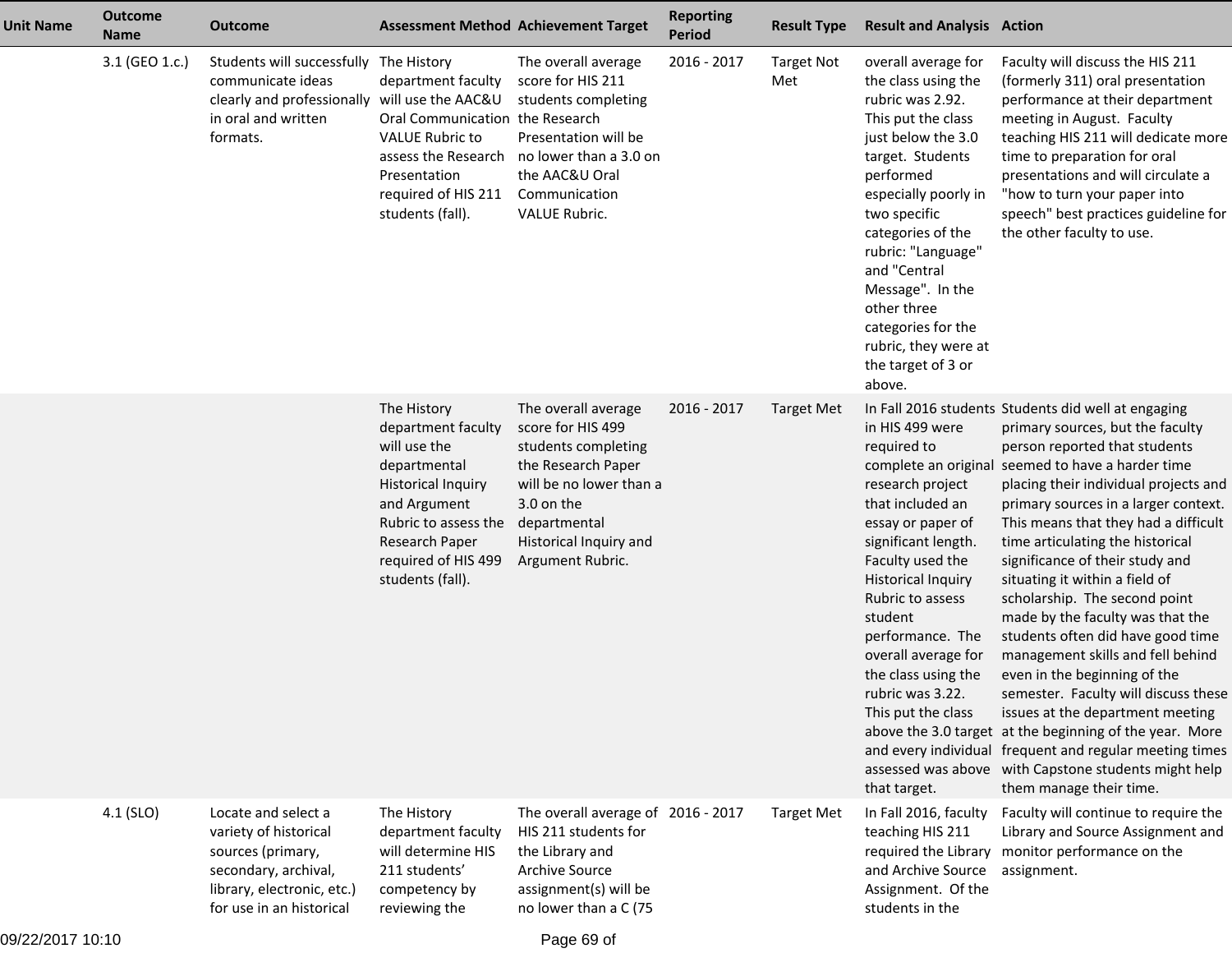| Unit Name | Outcome Name | Outcome | Assessment Method | Achievement Target | Reporting Period | Result Type | Result and Analysis | Action |
|---|---|---|---|---|---|---|---|---|
| | 3.1 (GEO 1.c.) | Students will successfully communicate ideas clearly and professionally in oral and written formats. | The History department faculty will use the AAC&U Oral Communication VALUE Rubric to assess the Research Presentation required of HIS 211 students (fall). | The overall average score for HIS 211 students completing the Research Presentation will be no lower than a 3.0 on the AAC&U Oral Communication VALUE Rubric. | 2016 - 2017 | Target Not Met | overall average for the class using the rubric was 2.92. This put the class just below the 3.0 target. Students performed especially poorly in two specific categories of the rubric: "Language" and "Central Message". In the other three categories for the rubric, they were at the target of 3 or above. | Faculty will discuss the HIS 211 (formerly 311) oral presentation performance at their department meeting in August. Faculty teaching HIS 211 will dedicate more time to preparation for oral presentations and will circulate a "how to turn your paper into speech" best practices guideline for the other faculty to use. |
| | | | The History department faculty will use the departmental Historical Inquiry and Argument Rubric to assess the Research Paper required of HIS 499 students (fall). | The overall average score for HIS 499 students completing the Research Paper will be no lower than a 3.0 on the departmental Historical Inquiry and Argument Rubric. | 2016 - 2017 | Target Met | In Fall 2016 students in HIS 499 were required to complete an original research project that included an essay or paper of significant length. Faculty used the Historical Inquiry Rubric to assess student performance. The overall average for the class using the rubric was 3.22. This put the class above the 3.0 target and every individual assessed was above that target. | Students did well at engaging primary sources, but the faculty person reported that students seemed to have a harder time placing their individual projects and primary sources in a larger context. This means that they had a difficult time articulating the historical significance of their study and situating it within a field of scholarship. The second point made by the faculty was that the students often did have good time management skills and fell behind even in the beginning of the semester. Faculty will discuss these issues at the department meeting at the beginning of the year. More frequent and regular meeting times with Capstone students might help them manage their time. |
| | 4.1 (SLO) | Locate and select a variety of historical sources (primary, secondary, archival, library, electronic, etc.) for use in an historical | The History department faculty will determine HIS 211 students' competency by reviewing the | The overall average of HIS 211 students for the Library and Archive Source assignment(s) will be no lower than a C (75 | 2016 - 2017 | Target Met | In Fall 2016, faculty teaching HIS 211 required the Library and Archive Source Assignment. Of the students in the | Faculty will continue to require the Library and Source Assignment and monitor performance on the assignment. |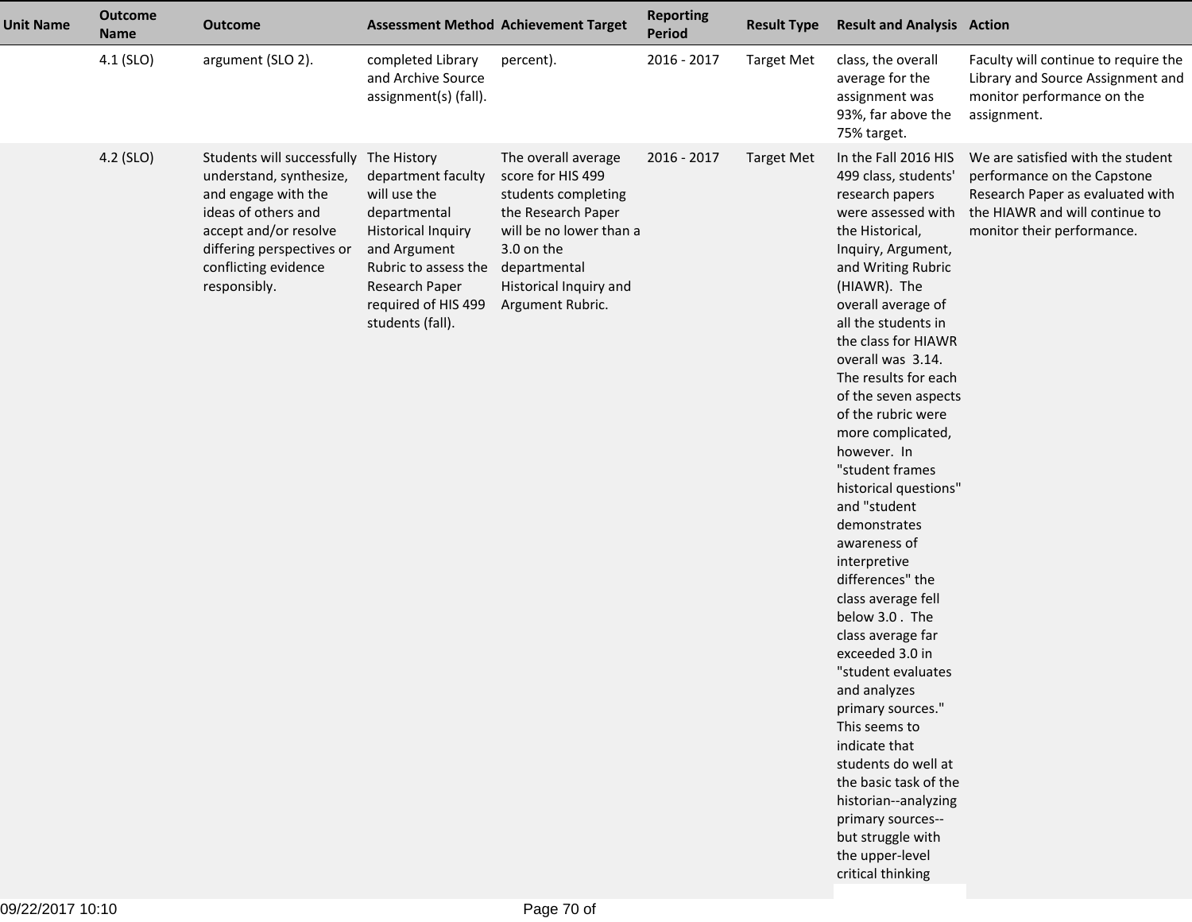| Unit Name | Outcome Name | Outcome | Assessment Method | Achievement Target | Reporting Period | Result Type | Result and Analysis | Action |
|---|---|---|---|---|---|---|---|---|
| | 4.1 (SLO) | argument (SLO 2). | completed Library and Archive Source assignment(s) (fall). | percent). | 2016 - 2017 | Target Met | class, the overall average for the assignment was 93%, far above the 75% target. | Faculty will continue to require the Library and Source Assignment and monitor performance on the assignment. |
| | 4.2 (SLO) | Students will successfully understand, synthesize, and engage with the ideas of others and accept and/or resolve differing perspectives or conflicting evidence responsibly. | The History department faculty will use the departmental Historical Inquiry and Argument Rubric to assess the Research Paper required of HIS 499 students (fall). | The overall average score for HIS 499 students completing the Research Paper will be no lower than a 3.0 on the departmental Historical Inquiry and Argument Rubric. | 2016 - 2017 | Target Met | In the Fall 2016 HIS 499 class, students' research papers were assessed with the Historical, Inquiry, Argument, and Writing Rubric (HIAWR). The overall average of all the students in the class for HIAWR overall was 3.14. The results for each of the seven aspects of the rubric were more complicated, however. In "student frames historical questions" and "student demonstrates awareness of interpretive differences" the class average fell below 3.0 . The class average far exceeded 3.0 in "student evaluates and analyzes primary sources." This seems to indicate that students do well at the basic task of the historian--analyzing primary sources--but struggle with the upper-level critical thinking | We are satisfied with the student performance on the Capstone Research Paper as evaluated with the HIAWR and will continue to monitor their performance. |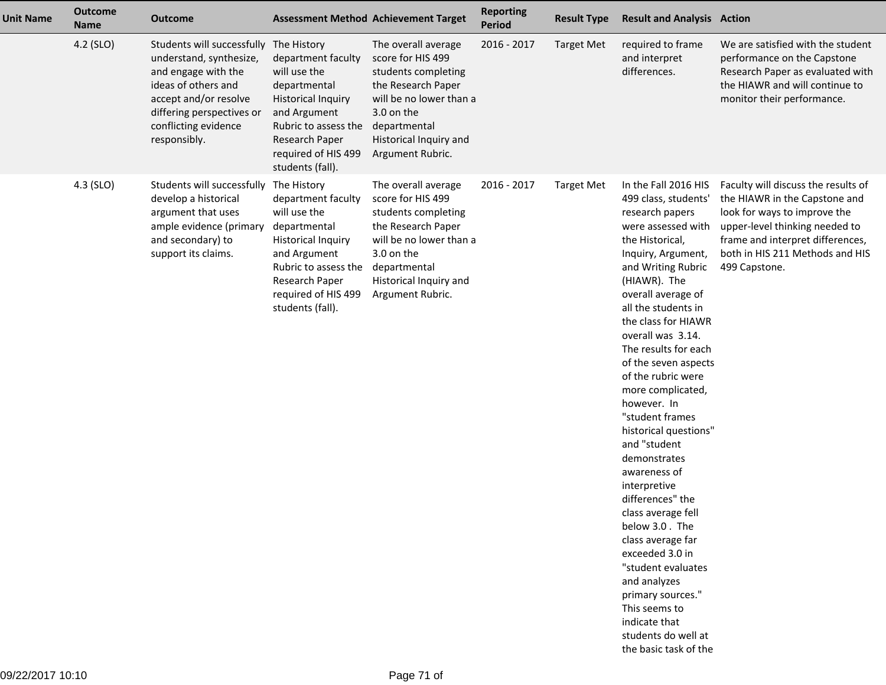| Unit Name | Outcome Name | Outcome | Assessment Method | Achievement Target | Reporting Period | Result Type | Result and Analysis | Action |
| --- | --- | --- | --- | --- | --- | --- | --- | --- |
| | 4.2 (SLO) | Students will successfully understand, synthesize, and engage with the ideas of others and accept and/or resolve differing perspectives or conflicting evidence responsibly. | The History department faculty will use the departmental Historical Inquiry and Argument Rubric to assess the Research Paper required of HIS 499 students (fall). | The overall average score for HIS 499 students completing the Research Paper will be no lower than a 3.0 on the departmental Historical Inquiry and Argument Rubric. | 2016 - 2017 | Target Met | required to frame and interpret differences. | We are satisfied with the student performance on the Capstone Research Paper as evaluated with the HIAWR and will continue to monitor their performance. |
| | 4.3 (SLO) | Students will successfully develop a historical argument that uses ample evidence (primary and secondary) to support its claims. | The History department faculty will use the departmental Historical Inquiry and Argument Rubric to assess the Research Paper required of HIS 499 students (fall). | The overall average score for HIS 499 students completing the Research Paper will be no lower than a 3.0 on the departmental Historical Inquiry and Argument Rubric. | 2016 - 2017 | Target Met | In the Fall 2016 HIS 499 class, students' research papers were assessed with the Historical, Inquiry, Argument, and Writing Rubric (HIAWR). The overall average of all the students in the class for HIAWR overall was 3.14. The results for each of the seven aspects of the rubric were more complicated, however. In "student frames historical questions" and "student demonstrates awareness of interpretive differences" the class average fell below 3.0 . The class average far exceeded 3.0 in "student evaluates and analyzes primary sources." This seems to indicate that students do well at the basic task of the | Faculty will discuss the results of the HIAWR in the Capstone and look for ways to improve the upper-level thinking needed to frame and interpret differences, both in HIS 211 Methods and HIS 499 Capstone. |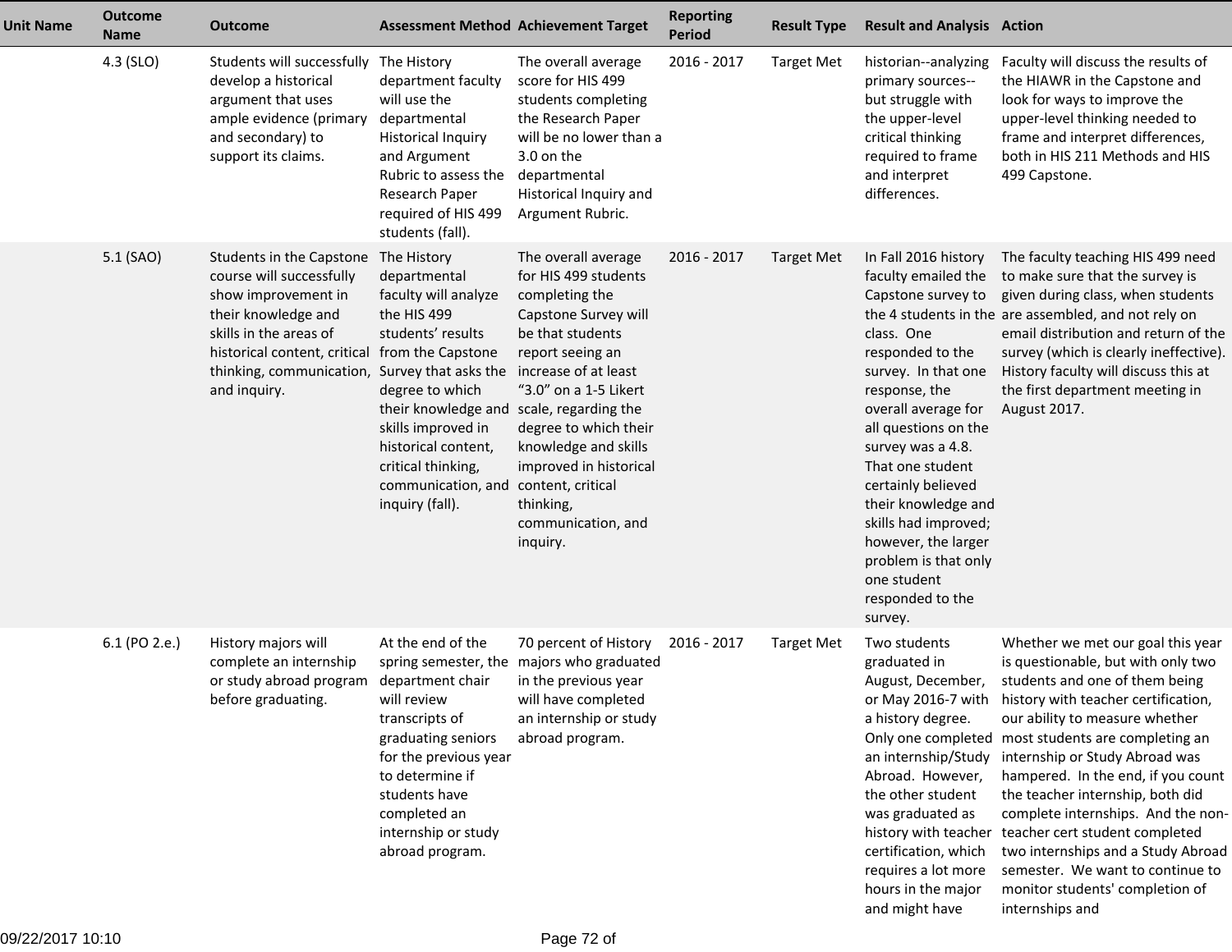| Unit Name | Outcome Name | Outcome | Assessment Method | Achievement Target | Reporting Period | Result Type | Result and Analysis | Action |
|---|---|---|---|---|---|---|---|---|
| | 4.3 (SLO) | Students will successfully develop a historical argument that uses ample evidence (primary and secondary) to support its claims. | The History department faculty will use the departmental Historical Inquiry and Argument Rubric to assess the Research Paper required of HIS 499 students (fall). | The overall average score for HIS 499 students completing the Research Paper will be no lower than a 3.0 on the departmental Historical Inquiry and Argument Rubric. | 2016 - 2017 | Target Met | historian--analyzing primary sources--but struggle with the upper-level critical thinking required to frame and interpret differences. | Faculty will discuss the results of the HIAWR in the Capstone and look for ways to improve the upper-level thinking needed to frame and interpret differences, both in HIS 211 Methods and HIS 499 Capstone. |
| | 5.1 (SAO) | Students in the Capstone course will successfully show improvement in their knowledge and skills in the areas of historical content, critical thinking, communication, and inquiry. | The History departmental faculty will analyze the HIS 499 students' results from the Capstone Survey that asks the degree to which their knowledge and skills improved in historical content, critical thinking, communication, and inquiry (fall). | The overall average for HIS 499 students completing the Capstone Survey will be that students report seeing an increase of at least "3.0" on a 1-5 Likert scale, regarding the degree to which their knowledge and skills improved in historical content, critical thinking, communication, and inquiry. | 2016 - 2017 | Target Met | In Fall 2016 history faculty emailed the Capstone survey to the 4 students in the class. One responded to the survey. In that one response, the overall average for all questions on the survey was a 4.8. That one student certainly believed their knowledge and skills had improved; however, the larger problem is that only one student responded to the survey. | The faculty teaching HIS 499 need to make sure that the survey is given during class, when students are assembled, and not rely on email distribution and return of the survey (which is clearly ineffective). History faculty will discuss this at the first department meeting in August 2017. |
| | 6.1 (PO 2.e.) | History majors will complete an internship or study abroad program before graduating. | At the end of the spring semester, the department chair will review transcripts of graduating seniors for the previous year to determine if students have completed an internship or study abroad program. | 70 percent of History majors who graduated in the previous year will have completed an internship or study abroad program. | 2016 - 2017 | Target Met | Two students graduated in August, December, or May 2016-7 with a history degree. Only one completed an internship/Study Abroad. However, the other student was graduated as history with teacher certification, which requires a lot more hours in the major and might have | Whether we met our goal this year is questionable, but with only two students and one of them being history with teacher certification, our ability to measure whether most students are completing an internship or Study Abroad was hampered. In the end, if you count the teacher internship, both did complete internships. And the non-teacher cert student completed two internships and a Study Abroad semester. We want to continue to monitor students' completion of internships and |

09/22/2017 10:10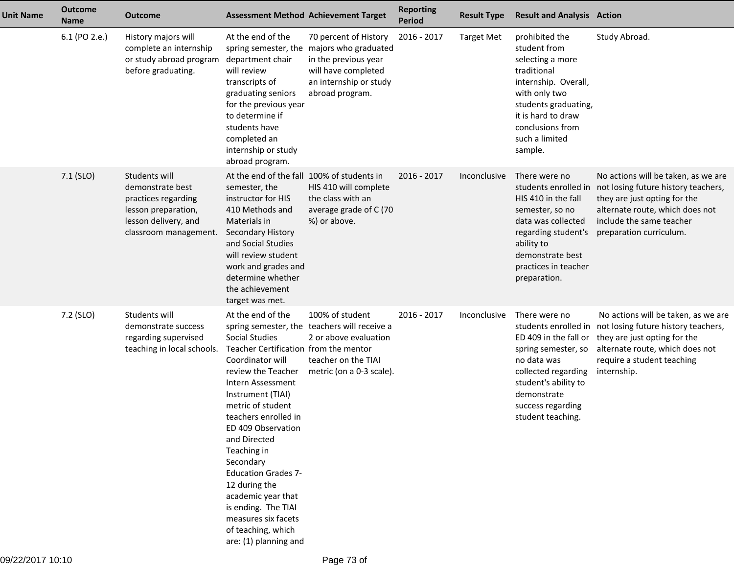| Unit Name | Outcome Name | Outcome | Assessment Method | Achievement Target | Reporting Period | Result Type | Result and Analysis | Action |
|---|---|---|---|---|---|---|---|---|
| | 6.1 (PO 2.e.) | History majors will complete an internship or study abroad program before graduating. | At the end of the spring semester, the department chair will review transcripts of graduating seniors for the previous year to determine if students have completed an internship or study abroad program. | 70 percent of History majors who graduated in the previous year will have completed an internship or study abroad program. | 2016 - 2017 | Target Met | prohibited the student from selecting a more traditional internship. Overall, with only two students graduating, it is hard to draw conclusions from such a limited sample. | Study Abroad. |
| | 7.1 (SLO) | Students will demonstrate best practices regarding lesson preparation, lesson delivery, and classroom management. | At the end of the fall semester, the instructor for HIS 410 Methods and Materials in Secondary History and Social Studies will review student work and grades and determine whether the achievement target was met. | 100% of students in HIS 410 will complete the class with an average grade of C (70 %) or above. | 2016 - 2017 | Inconclusive | There were no students enrolled in HIS 410 in the fall semester, so no data was collected regarding student's ability to demonstrate best practices in teacher preparation. | No actions will be taken, as we are not losing future history teachers, they are just opting for the alternate route, which does not include the same teacher preparation curriculum. |
| | 7.2 (SLO) | Students will demonstrate success regarding supervised teaching in local schools. | At the end of the spring semester, the Social Studies Teacher Certification Coordinator will review the Teacher Intern Assessment Instrument (TIAI) metric of student teachers enrolled in ED 409 Observation and Directed Teaching in Secondary Education Grades 7-12 during the academic year that is ending. The TIAI measures six facets of teaching, which are: (1) planning and | 100% of student teachers will receive a 2 or above evaluation from the mentor teacher on the TIAI metric (on a 0-3 scale). | 2016 - 2017 | Inconclusive | There were no students enrolled in ED 409 in the fall or spring semester, so no data was collected regarding student's ability to demonstrate success regarding student teaching. | No actions will be taken, as we are not losing future history teachers, they are just opting for the alternate route, which does not require a student teaching internship. |

09/22/2017 10:10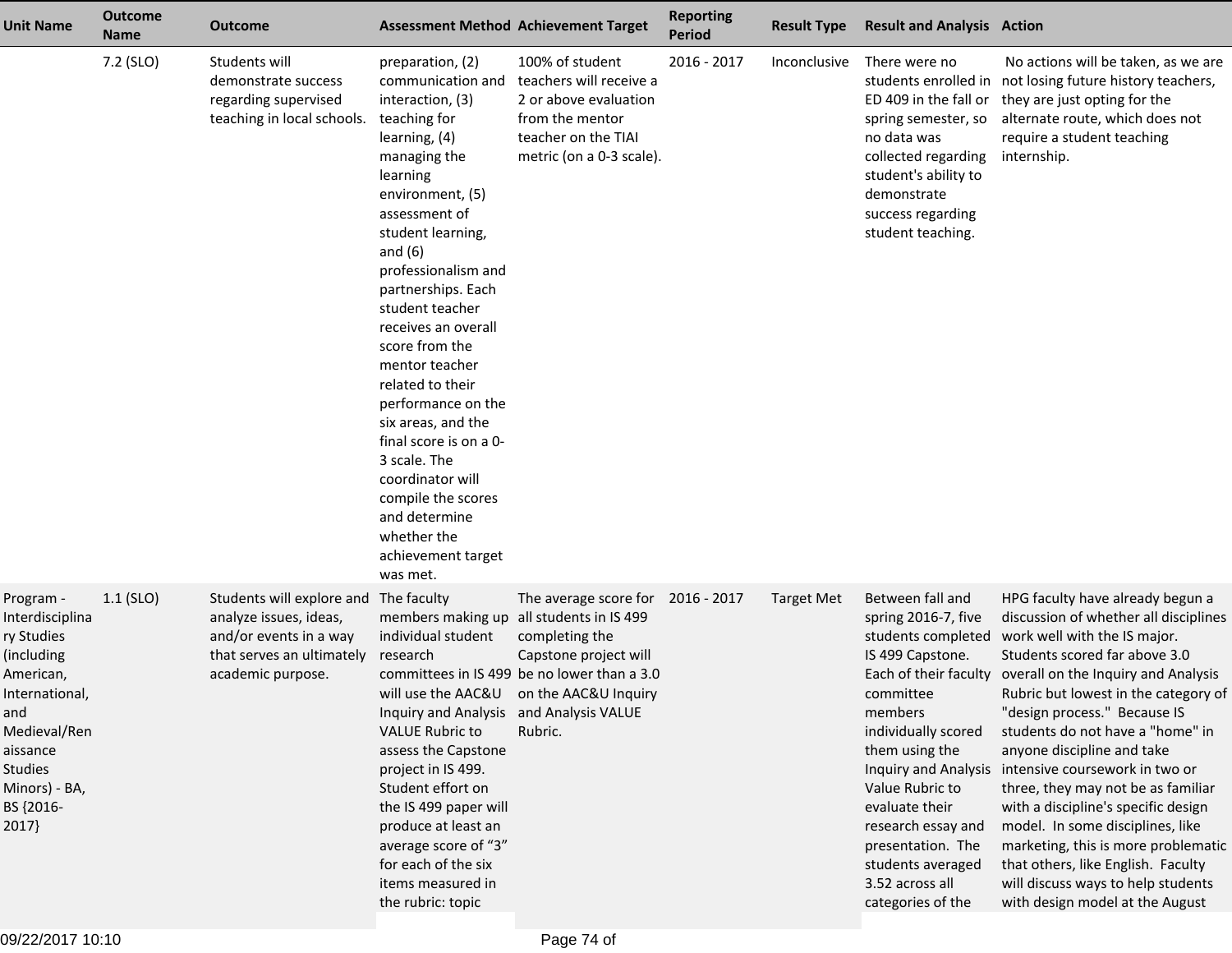| Unit Name | Outcome Name | Outcome | Assessment Method | Achievement Target | Reporting Period | Result Type | Result and Analysis | Action |
|---|---|---|---|---|---|---|---|---|
| | 7.2 (SLO) | Students will demonstrate success regarding supervised teaching in local schools. | preparation, (2) communication and interaction, (3) teaching for learning, (4) managing the learning environment, (5) assessment of student learning, and (6) professionalism and partnerships. Each student teacher receives an overall score from the mentor teacher related to their performance on the six areas, and the final score is on a 0-3 scale. The coordinator will compile the scores and determine whether the achievement target was met. | 100% of student teachers will receive a 2 or above evaluation from the mentor teacher on the TIAI metric (on a 0-3 scale). | 2016 - 2017 | Inconclusive | There were no students enrolled in ED 409 in the fall or spring semester, so no data was collected regarding student's ability to demonstrate success regarding student teaching. | No actions will be taken, as we are not losing future history teachers, they are just opting for the alternate route, which does not require a student teaching internship. |
| Program - Interdisciplinary Studies (including American, International, and Medieval/Renaissance Studies Minors) - BA, BS {2016-2017} | 1.1 (SLO) | Students will explore and analyze issues, ideas, and/or events in a way that serves an ultimately academic purpose. | The faculty members making up individual student research committees in IS 499 will use the AAC&U Inquiry and Analysis VALUE Rubric to assess the Capstone project in IS 499. Student effort on the IS 499 paper will produce at least an average score of "3" for each of the six items measured in the rubric: topic | The average score for all students in IS 499 completing the Capstone project will be no lower than a 3.0 on the AAC&U Inquiry and Analysis VALUE Rubric. | 2016 - 2017 | Target Met | Between fall and spring 2016-7, five students completed IS 499 Capstone. Each of their faculty committee members individually scored them using the Inquiry and Analysis Value Rubric to evaluate their research essay and presentation. The students averaged 3.52 across all categories of the | HPG faculty have already begun a discussion of whether all disciplines work well with the IS major. Students scored far above 3.0 overall on the Inquiry and Analysis Rubric but lowest in the category of "design process." Because IS students do not have a "home" in anyone discipline and take intensive coursework in two or three, they may not be as familiar with a discipline's specific design model. In some disciplines, like marketing, this is more problematic that others, like English. Faculty will discuss ways to help students with design model at the August |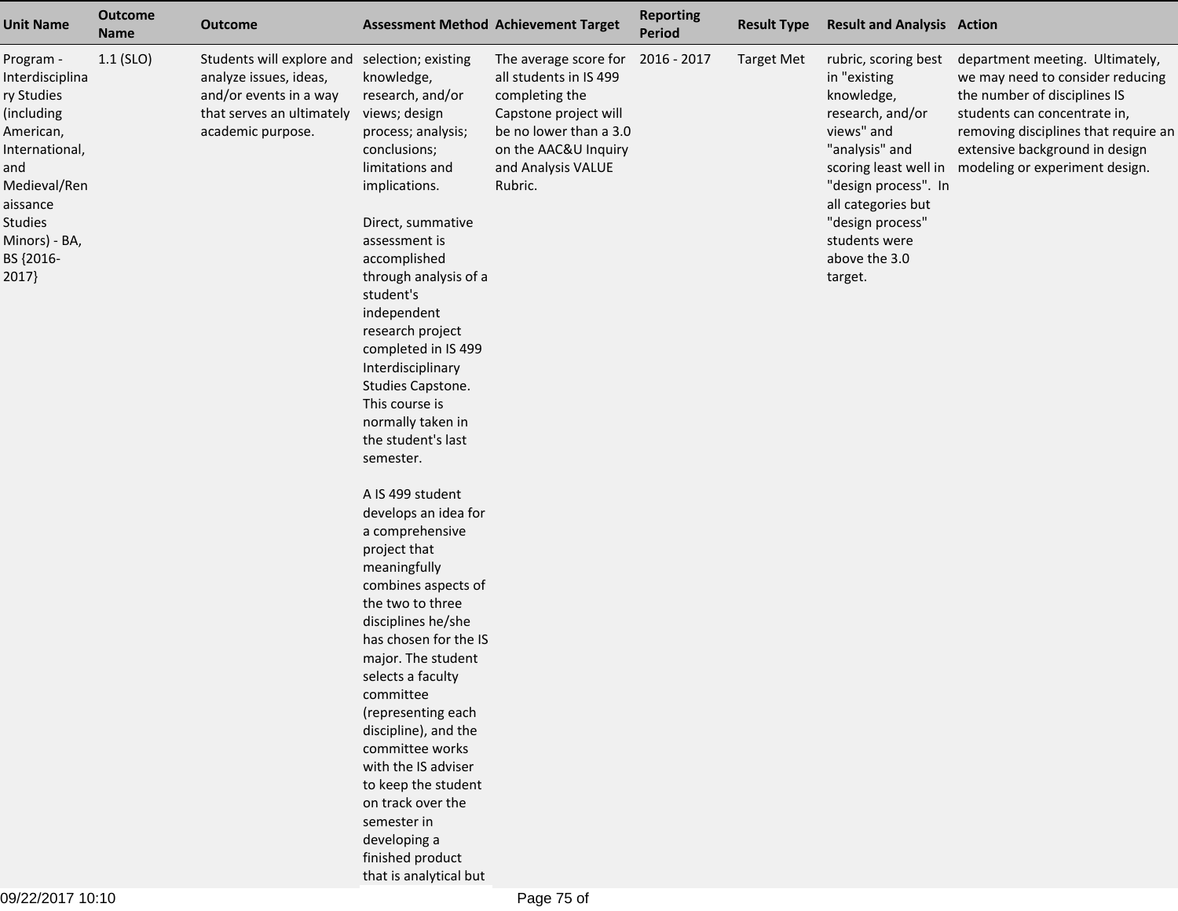| Unit Name | Outcome Name | Outcome | Assessment Method | Achievement Target | Reporting Period | Result Type | Result and Analysis | Action |
|---|---|---|---|---|---|---|---|---|
| Program - Interdisciplinary Studies (including American, International, and Medieval/Renaissance Studies Minors) - BA, BS {2016-2017} | 1.1 (SLO) | Students will explore and analyze issues, ideas, and/or events in a way that serves an ultimately academic purpose. | selection; existing knowledge, research, and/or views; design process; analysis; conclusions; limitations and implications.<br><br>Direct, summative assessment is accomplished through analysis of a student's independent research project completed in IS 499 Interdisciplinary Studies Capstone. This course is normally taken in the student's last semester.<br><br>A IS 499 student develops an idea for a comprehensive project that meaningfully combines aspects of the two to three disciplines he/she has chosen for the IS major. The student selects a faculty committee (representing each discipline), and the committee works with the IS adviser to keep the student on track over the semester in developing a finished product that is analytical but | The average score for all students in IS 499 completing the Capstone project will be no lower than a 3.0 on the AAC&U Inquiry and Analysis VALUE Rubric. | 2016 - 2017 | Target Met | rubric, scoring best in "existing knowledge, research, and/or views" and "analysis" and scoring least well in "design process". In all categories but "design process" students were above the 3.0 target. | department meeting. Ultimately, we may need to consider reducing the number of disciplines IS students can concentrate in, removing disciplines that require an extensive background in design modeling or experiment design. |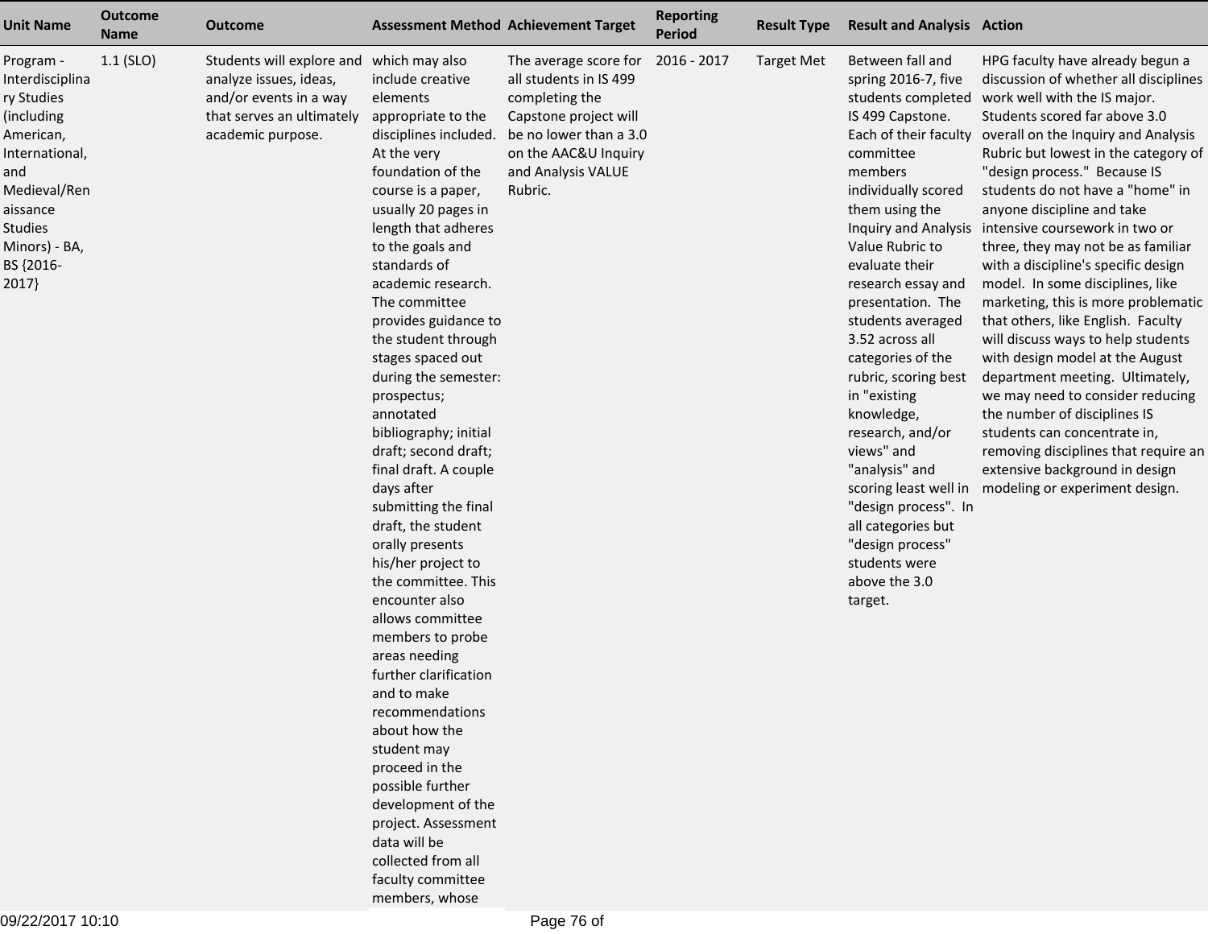| Unit Name | Outcome Name | Outcome | Assessment Method | Achievement Target | Reporting Period | Result Type | Result and Analysis | Action |
|---|---|---|---|---|---|---|---|---|
| Program - Interdisciplinary Studies (including American, International, and Medieval/Renaissance Studies Minors) - BA, BS {2016-2017} | 1.1 (SLO) | Students will explore and analyze issues, ideas, and/or events in a way that serves an ultimately academic purpose. | which may also include creative elements appropriate to the disciplines included. At the very foundation of the course is a paper, usually 20 pages in length that adheres to the goals and standards of academic research. The committee provides guidance to the student through stages spaced out during the semester: prospectus; annotated bibliography; initial draft; second draft; final draft. A couple days after submitting the final draft, the student orally presents his/her project to the committee. This encounter also allows committee members to probe areas needing further clarification and to make recommendations about how the student may proceed in the possible further development of the project. Assessment data will be collected from all faculty committee members, whose | The average score for all students in IS 499 completing the Capstone project will be no lower than a 3.0 on the AAC&U Inquiry and Analysis VALUE Rubric. | 2016 - 2017 | Target Met | Between fall and spring 2016-7, five students completed IS 499 Capstone. Each of their faculty committee members individually scored them using the Inquiry and Analysis Value Rubric to evaluate their research essay and presentation. The students averaged 3.52 across all categories of the rubric, scoring best in "existing knowledge, research, and/or views" and "analysis" and scoring least well in "design process". In all categories but "design process" students were above the 3.0 target. | HPG faculty have already begun a discussion of whether all disciplines work well with the IS major. Students scored far above 3.0 overall on the Inquiry and Analysis Rubric but lowest in the category of "design process." Because IS students do not have a "home" in anyone discipline and take intensive coursework in two or three, they may not be as familiar with a discipline's specific design model. In some disciplines, like marketing, this is more problematic that others, like English. Faculty will discuss ways to help students with design model at the August department meeting. Ultimately, we may need to consider reducing the number of disciplines IS students can concentrate in, removing disciplines that require an extensive background in design modeling or experiment design. |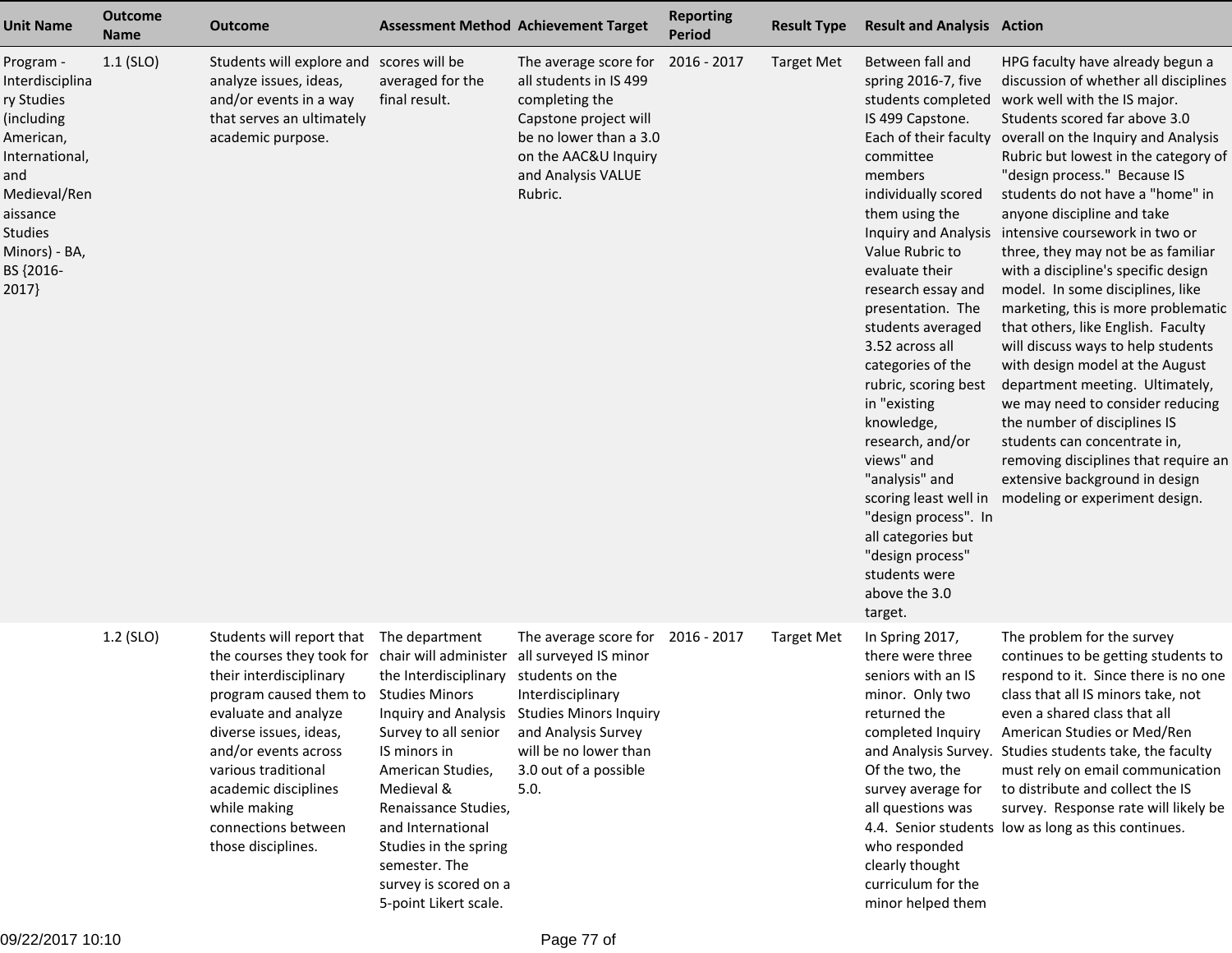| Unit Name | Outcome Name | Outcome | Assessment Method | Achievement Target | Reporting Period | Result Type | Result and Analysis | Action |
|---|---|---|---|---|---|---|---|---|
| Program - Interdisciplinary Studies (including American, International, and Medieval/Renaissance Studies Minors) - BA, BS {2016-2017} | 1.1 (SLO) | Students will explore and analyze issues, ideas, and/or events in a way that serves an ultimately academic purpose. | scores will be averaged for the final result. | The average score for all students in IS 499 completing the Capstone project will be no lower than a 3.0 on the AAC&U Inquiry and Analysis VALUE Rubric. | 2016 - 2017 | Target Met | Between fall and spring 2016-7, five students completed IS 499 Capstone. Each of their faculty committee members individually scored them using the Inquiry and Analysis Value Rubric to evaluate their research essay and presentation. The students averaged 3.52 across all categories of the rubric, scoring best in "existing knowledge, research, and/or views" and "analysis" and scoring least well in "design process". In all categories but "design process" students were above the 3.0 target. | HPG faculty have already begun a discussion of whether all disciplines work well with the IS major. Students scored far above 3.0 overall on the Inquiry and Analysis Rubric but lowest in the category of "design process." Because IS students do not have a "home" in anyone discipline and take intensive coursework in two or three, they may not be as familiar with a discipline's specific design model. In some disciplines, like marketing, this is more problematic that others, like English. Faculty will discuss ways to help students with design model at the August department meeting. Ultimately, we may need to consider reducing the number of disciplines IS students can concentrate in, removing disciplines that require an extensive background in design modeling or experiment design. |
| | 1.2 (SLO) | Students will report that the courses they took for their interdisciplinary program caused them to evaluate and analyze diverse issues, ideas, and/or events across various traditional academic disciplines while making connections between those disciplines. | The department chair will administer the Interdisciplinary Studies Minors Inquiry and Analysis Survey to all senior IS minors in American Studies, Medieval & Renaissance Studies, and International Studies in the spring semester. The survey is scored on a 5-point Likert scale. | The average score for all surveyed IS minor students on the Interdisciplinary Studies Minors Inquiry and Analysis Survey will be no lower than 3.0 out of a possible 5.0. | 2016 - 2017 | Target Met | In Spring 2017, there were three seniors with an IS minor. Only two returned the completed Inquiry and Analysis Survey. Of the two, the survey average for all questions was 4.4. Senior students who responded clearly thought curriculum for the minor helped them | The problem for the survey continues to be getting students to respond to it. Since there is no one class that all IS minors take, not even a shared class that all American Studies or Med/Ren Studies students take, the faculty must rely on email communication to distribute and collect the IS survey. Response rate will likely be low as long as this continues. |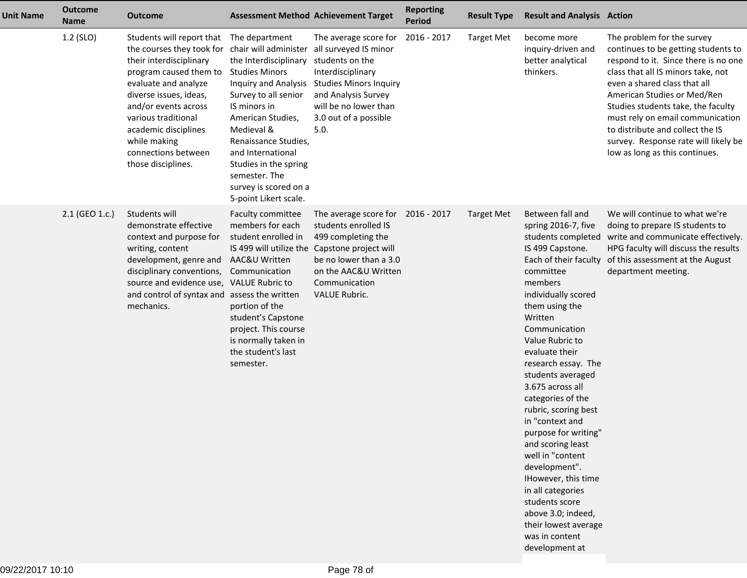| Unit Name | Outcome Name | Outcome | Assessment Method | Achievement Target | Reporting Period | Result Type | Result and Analysis | Action |
|---|---|---|---|---|---|---|---|---|
| | 1.2 (SLO) | Students will report that the courses they took for their interdisciplinary program caused them to evaluate and analyze diverse issues, ideas, and/or events across various traditional academic disciplines while making connections between those disciplines. | The department chair will administer the Interdisciplinary Studies Minors Inquiry and Analysis Survey to all senior IS minors in American Studies, Medieval & Renaissance Studies, and International Studies in the spring semester. The survey is scored on a 5-point Likert scale. | The average score for all surveyed IS minor students on the Interdisciplinary Studies Minors Inquiry and Analysis Survey will be no lower than 3.0 out of a possible 5.0. | 2016 - 2017 | Target Met | become more inquiry-driven and better analytical thinkers. | The problem for the survey continues to be getting students to respond to it. Since there is no one class that all IS minors take, not even a shared class that all American Studies or Med/Ren Studies students take, the faculty must rely on email communication to distribute and collect the IS survey. Response rate will likely be low as long as this continues. |
| | 2.1 (GEO 1.c.) | Students will demonstrate effective context and purpose for writing, content development, genre and disciplinary conventions, source and evidence use, and control of syntax and mechanics. | Faculty committee members for each student enrolled in IS 499 will utilize the AAC&U Written Communication VALUE Rubric to assess the written portion of the student's Capstone project. This course is normally taken in the student's last semester. | The average score for students enrolled IS 499 completing the Capstone project will be no lower than a 3.0 on the AAC&U Written Communication VALUE Rubric. | 2016 - 2017 | Target Met | Between fall and spring 2016-7, five students completed IS 499 Capstone. Each of their faculty committee members individually scored them using the Written Communication Value Rubric to evaluate their research essay. The students averaged 3.675 across all categories of the rubric, scoring best in "context and purpose for writing" and scoring least well in "content development". IHowever, this time in all categories students score above 3.0; indeed, their lowest average was in content development at | We will continue to what we're doing to prepare IS students to write and communicate effectively. HPG faculty will discuss the results of this assessment at the August department meeting. |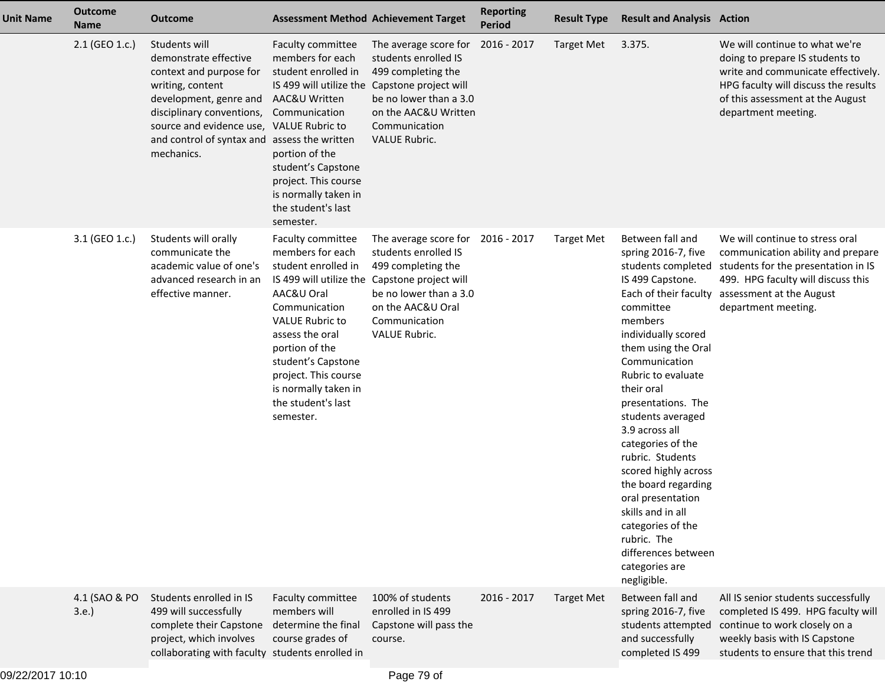| Unit Name | Outcome Name | Outcome | Assessment Method | Achievement Target | Reporting Period | Result Type | Result and Analysis | Action |
|---|---|---|---|---|---|---|---|---|
| | 2.1 (GEO 1.c.) | Students will demonstrate effective context and purpose for writing, content development, genre and disciplinary conventions, source and evidence use, and control of syntax and mechanics. | Faculty committee members for each student enrolled in IS 499 will utilize the AAC&U Written Communication VALUE Rubric to assess the written portion of the student's Capstone project. This course is normally taken in the student's last semester. | The average score for students enrolled IS 499 completing the Capstone project will be no lower than a 3.0 on the AAC&U Written Communication VALUE Rubric. | 2016 - 2017 | Target Met | 3.375. | We will continue to what we're doing to prepare IS students to write and communicate effectively. HPG faculty will discuss the results of this assessment at the August department meeting. |
| | 3.1 (GEO 1.c.) | Students will orally communicate the academic value of one's advanced research in an effective manner. | Faculty committee members for each student enrolled in IS 499 will utilize the AAC&U Oral Communication VALUE Rubric to assess the oral portion of the student's Capstone project. This course is normally taken in the student's last semester. | The average score for students enrolled IS 499 completing the Capstone project will be no lower than a 3.0 on the AAC&U Oral Communication VALUE Rubric. | 2016 - 2017 | Target Met | Between fall and spring 2016-7, five students completed IS 499 Capstone. Each of their faculty committee members individually scored them using the Oral Communication Rubric to evaluate their oral presentations. The students averaged 3.9 across all categories of the rubric. Students scored highly across the board regarding oral presentation skills and in all categories of the rubric. The differences between categories are negligible. | We will continue to stress oral communication ability and prepare students for the presentation in IS 499. HPG faculty will discuss this assessment at the August department meeting. |
| | 4.1 (SAO & PO 3.e.) | Students enrolled in IS 499 will successfully complete their Capstone project, which involves collaborating with faculty | Faculty committee members will determine the final course grades of students enrolled in | 100% of students enrolled in IS 499 Capstone will pass the course. | 2016 - 2017 | Target Met | Between fall and spring 2016-7, five students attempted and successfully completed IS 499 | All IS senior students successfully completed IS 499. HPG faculty will continue to work closely on a weekly basis with IS Capstone students to ensure that this trend |

09/22/2017 10:10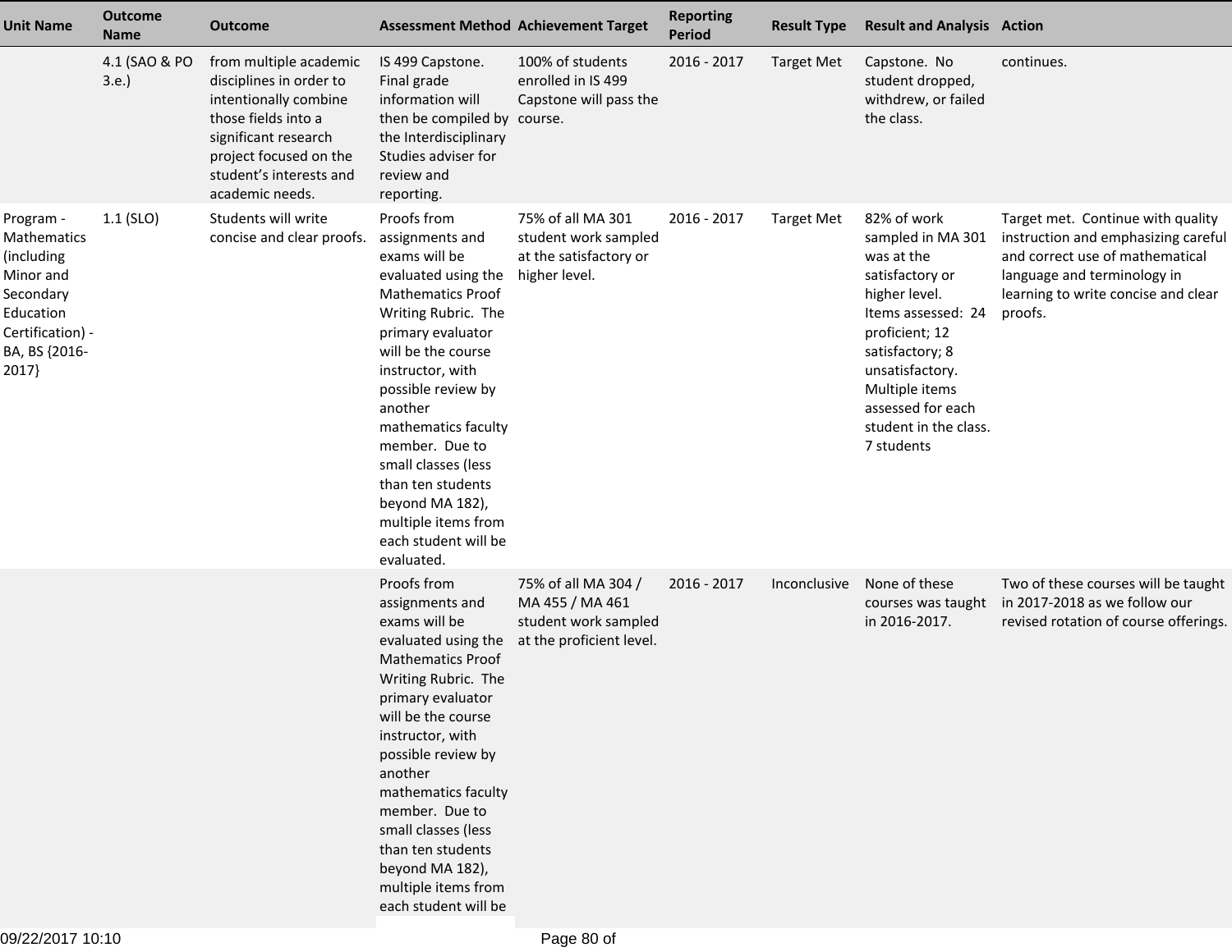| Unit Name | Outcome Name | Outcome | Assessment Method | Achievement Target | Reporting Period | Result Type | Result and Analysis | Action |
|---|---|---|---|---|---|---|---|---|
| | 4.1 (SAO & PO 3.e.) | from multiple academic disciplines in order to intentionally combine those fields into a significant research project focused on the student's interests and academic needs. | IS 499 Capstone. Final grade information will then be compiled by the Interdisciplinary Studies adviser for review and reporting. | 100% of students enrolled in IS 499 Capstone will pass the course. | 2016 - 2017 | Target Met | Capstone. No student dropped, withdrew, or failed the class. | continues. |
| Program - Mathematics (including Minor and Secondary Education Certification) - BA, BS {2016-2017} | 1.1 (SLO) | Students will write concise and clear proofs. | Proofs from assignments and exams will be evaluated using the Mathematics Proof Writing Rubric. The primary evaluator will be the course instructor, with possible review by another mathematics faculty member. Due to small classes (less than ten students beyond MA 182), multiple items from each student will be evaluated. | 75% of all MA 301 student work sampled at the satisfactory or higher level. | 2016 - 2017 | Target Met | 82% of work sampled in MA 301 was at the satisfactory or higher level. Items assessed: 24 proficient; 12 satisfactory; 8 unsatisfactory. Multiple items assessed for each student in the class. 7 students | Target met. Continue with quality instruction and emphasizing careful and correct use of mathematical language and terminology in learning to write concise and clear proofs. |
| | | | Proofs from assignments and exams will be evaluated using the Mathematics Proof Writing Rubric. The primary evaluator will be the course instructor, with possible review by another mathematics faculty member. Due to small classes (less than ten students beyond MA 182), multiple items from each student will be | 75% of all MA 304 / MA 455 / MA 461 student work sampled at the proficient level. | 2016 - 2017 | Inconclusive | None of these courses was taught in 2016-2017. | Two of these courses will be taught in 2017-2018 as we follow our revised rotation of course offerings. |

09/22/2017 10:10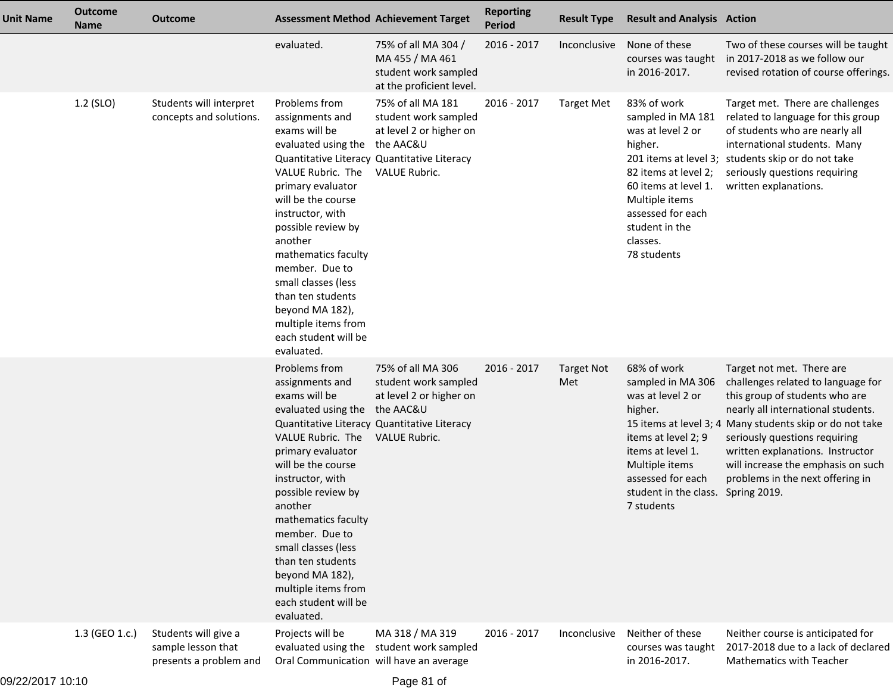| Unit Name | Outcome Name | Outcome | Assessment Method | Achievement Target | Reporting Period | Result Type | Result and Analysis | Action |
|---|---|---|---|---|---|---|---|---|
| | | | evaluated. | 75% of all MA 304 / MA 455 / MA 461 student work sampled at the proficient level. | 2016 - 2017 | Inconclusive | None of these courses was taught in 2016-2017. | Two of these courses will be taught in 2017-2018 as we follow our revised rotation of course offerings. |
| | 1.2 (SLO) | Students will interpret concepts and solutions. | Problems from assignments and exams will be evaluated using the Quantitative Literacy VALUE Rubric. The primary evaluator will be the course instructor, with possible review by another mathematics faculty member. Due to small classes (less than ten students beyond MA 182), multiple items from each student will be evaluated. | 75% of all MA 181 student work sampled at level 2 or higher on the AAC&U Quantitative Literacy VALUE Rubric. | 2016 - 2017 | Target Met | 83% of work sampled in MA 181 was at level 2 or higher.<br>201 items at level 3; 82 items at level 2; 60 items at level 1. Multiple items assessed for each student in the classes.<br>78 students | Target met. There are challenges related to language for this group of students who are nearly all international students. Many students skip or do not take seriously questions requiring written explanations. |
| | | | Problems from assignments and exams will be evaluated using the Quantitative Literacy VALUE Rubric. The primary evaluator will be the course instructor, with possible review by another mathematics faculty member. Due to small classes (less than ten students beyond MA 182), multiple items from each student will be evaluated. | 75% of all MA 306 student work sampled at level 2 or higher on the AAC&U Quantitative Literacy VALUE Rubric. | 2016 - 2017 | Target Not Met | 68% of work sampled in MA 306 was at level 2 or higher.<br>15 items at level 3; 4 items at level 2; 9 items at level 1. Multiple items assessed for each student in the class.<br>7 students | Target not met. There are challenges related to language for this group of students who are nearly all international students. Many students skip or do not take seriously questions requiring written explanations. Instructor will increase the emphasis on such problems in the next offering in Spring 2019. |
| | 1.3 (GEO 1.c.) | Students will give a sample lesson that presents a problem and | Projects will be evaluated using the Oral Communication | MA 318 / MA 319 student work sampled will have an average | 2016 - 2017 | Inconclusive | Neither of these courses was taught in 2016-2017. | Neither course is anticipated for 2017-2018 due to a lack of declared Mathematics with Teacher |

09/22/2017 10:10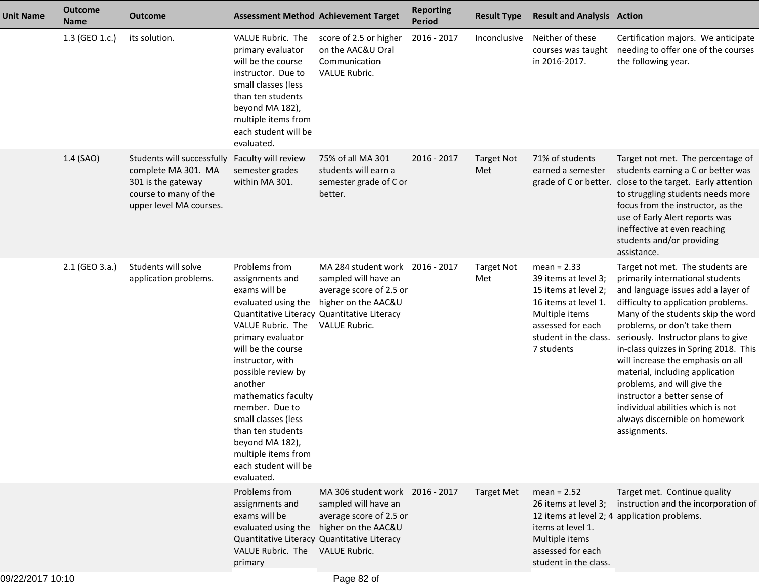| Unit Name | Outcome Name | Outcome | Assessment Method | Achievement Target | Reporting Period | Result Type | Result and Analysis | Action |
|---|---|---|---|---|---|---|---|---|
| | 1.3 (GEO 1.c.) | its solution. | VALUE Rubric. The primary evaluator will be the course instructor. Due to small classes (less than ten students beyond MA 182), multiple items from each student will be evaluated. | score of 2.5 or higher on the AAC&U Oral Communication VALUE Rubric. | 2016 - 2017 | Inconclusive | Neither of these courses was taught in 2016-2017. | Certification majors. We anticipate needing to offer one of the courses the following year. |
| | 1.4 (SAO) | Students will successfully complete MA 301. MA 301 is the gateway course to many of the upper level MA courses. | Faculty will review semester grades within MA 301. | 75% of all MA 301 students will earn a semester grade of C or better. | 2016 - 2017 | Target Not Met | 71% of students earned a semester grade of C or better. | Target not met. The percentage of students earning a C or better was close to the target. Early attention to struggling students needs more focus from the instructor, as the use of Early Alert reports was ineffective at even reaching students and/or providing assistance. |
| | 2.1 (GEO 3.a.) | Students will solve application problems. | Problems from assignments and exams will be evaluated using the Quantitative Literacy VALUE Rubric. The primary evaluator will be the course instructor, with possible review by another mathematics faculty member. Due to small classes (less than ten students beyond MA 182), multiple items from each student will be evaluated. | MA 284 student work sampled will have an average score of 2.5 or higher on the AAC&U Quantitative Literacy VALUE Rubric. | 2016 - 2017 | Target Not Met | mean = 2.33<br>39 items at level 3; 15 items at level 2; 16 items at level 1. Multiple items assessed for each student in the class. 7 students | Target not met. The students are primarily international students and language issues add a layer of difficulty to application problems. Many of the students skip the word problems, or don't take them seriously. Instructor plans to give in-class quizzes in Spring 2018. This will increase the emphasis on all material, including application problems, and will give the instructor a better sense of individual abilities which is not always discernible on homework assignments. |
| | | | Problems from assignments and exams will be evaluated using the Quantitative Literacy VALUE Rubric. The primary | MA 306 student work sampled will have an average score of 2.5 or higher on the AAC&U Quantitative Literacy VALUE Rubric. | 2016 - 2017 | Target Met | mean = 2.52<br>26 items at level 3; 12 items at level 2; 4 items at level 1. Multiple items assessed for each student in the class. | Target met. Continue quality instruction and the incorporation of application problems. |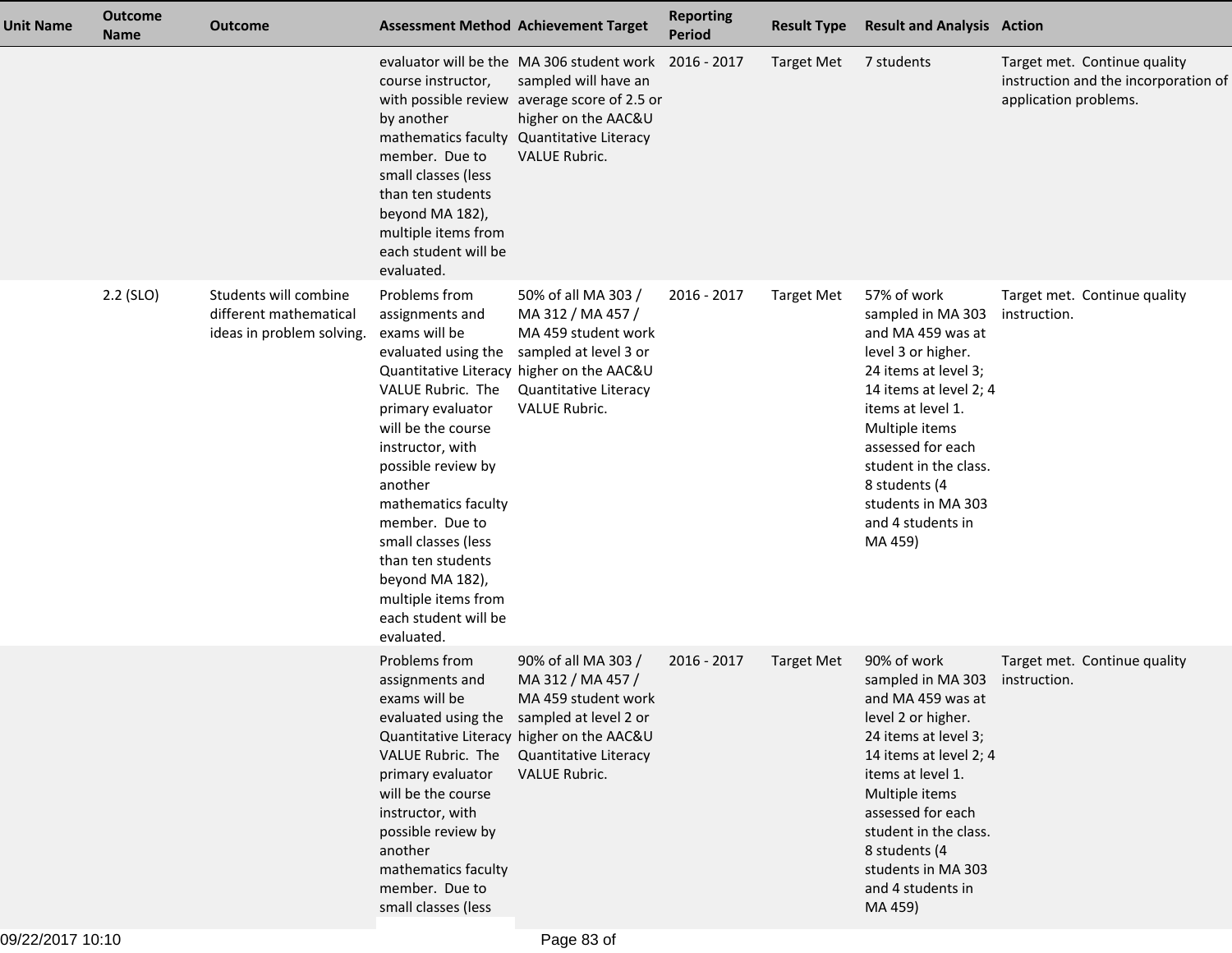| Unit Name | Outcome Name | Outcome | Assessment Method | Achievement Target | Reporting Period | Result Type | Result and Analysis | Action |
|---|---|---|---|---|---|---|---|---|
| | | | evaluator will be the course instructor, with possible review by another mathematics faculty member. Due to small classes (less than ten students beyond MA 182), multiple items from each student will be evaluated. | MA 306 student work sampled will have an average score of 2.5 or higher on the AAC&U Quantitative Literacy VALUE Rubric. | 2016 - 2017 | Target Met | 7 students | Target met. Continue quality instruction and the incorporation of application problems. |
| | 2.2 (SLO) | Students will combine different mathematical ideas in problem solving. | Problems from assignments and exams will be evaluated using the Quantitative Literacy VALUE Rubric. The primary evaluator will be the course instructor, with possible review by another mathematics faculty member. Due to small classes (less than ten students beyond MA 182), multiple items from each student will be evaluated. | 50% of all MA 303 / MA 312 / MA 457 / MA 459 student work sampled at level 3 or higher on the AAC&U Quantitative Literacy VALUE Rubric. | 2016 - 2017 | Target Met | 57% of work sampled in MA 303 and MA 459 was at level 3 or higher. 24 items at level 3; 14 items at level 2; 4 items at level 1. Multiple items assessed for each student in the class. 8 students (4 students in MA 303 and 4 students in MA 459) | Target met. Continue quality instruction. |
| | | | Problems from assignments and exams will be evaluated using the Quantitative Literacy VALUE Rubric. The primary evaluator will be the course instructor, with possible review by another mathematics faculty member. Due to small classes (less | 90% of all MA 303 / MA 312 / MA 457 / MA 459 student work sampled at level 2 or higher on the AAC&U Quantitative Literacy VALUE Rubric. | 2016 - 2017 | Target Met | 90% of work sampled in MA 303 and MA 459 was at level 2 or higher. 24 items at level 3; 14 items at level 2; 4 items at level 1. Multiple items assessed for each student in the class. 8 students (4 students in MA 303 and 4 students in MA 459) | Target met. Continue quality instruction. |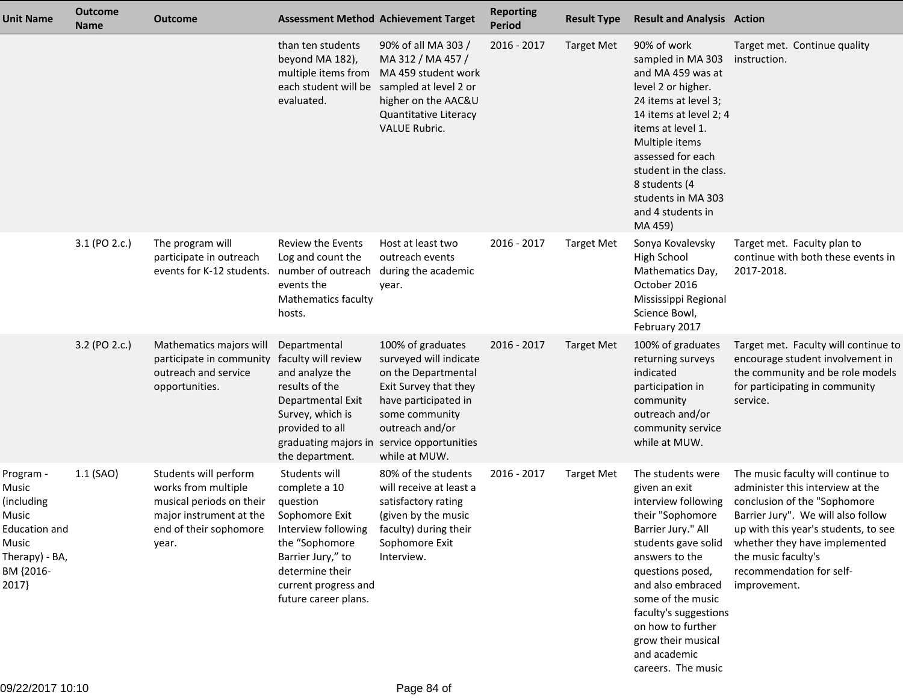| Unit Name | Outcome Name | Outcome | Assessment Method | Achievement Target | Reporting Period | Result Type | Result and Analysis | Action |
|---|---|---|---|---|---|---|---|---|
| | | | than ten students beyond MA 182), multiple items from each student will be evaluated. | 90% of all MA 303 / MA 312 / MA 457 / MA 459 student work sampled at level 2 or higher on the AAC&U Quantitative Literacy VALUE Rubric. | 2016 - 2017 | Target Met | 90% of work sampled in MA 303 and MA 459 was at level 2 or higher. 24 items at level 3; 14 items at level 2; 4 items at level 1. Multiple items assessed for each student in the class. 8 students (4 students in MA 303 and 4 students in MA 459) | Target met. Continue quality instruction. |
| | 3.1 (PO 2.c.) | The program will participate in outreach events for K-12 students. | Review the Events Log and count the number of outreach events the Mathematics faculty hosts. | Host at least two outreach events during the academic year. | 2016 - 2017 | Target Met | Sonya Kovalevsky High School Mathematics Day, October 2016 Mississippi Regional Science Bowl, February 2017 | Target met. Faculty plan to continue with both these events in 2017-2018. |
| | 3.2 (PO 2.c.) | Mathematics majors will participate in community outreach and service opportunities. | Departmental faculty will review and analyze the results of the Departmental Exit Survey, which is provided to all graduating majors in the department. | 100% of graduates surveyed will indicate on the Departmental Exit Survey that they have participated in some community outreach and/or service opportunities while at MUW. | 2016 - 2017 | Target Met | 100% of graduates returning surveys indicated participation in community outreach and/or community service while at MUW. | Target met. Faculty will continue to encourage student involvement in the community and be role models for participating in community service. |
| Program - Music (including Music Education and Music Therapy) - BA, BM {2016-2017} | 1.1 (SAO) | Students will perform works from multiple musical periods on their major instrument at the end of their sophomore year. | Students will complete a 10 question Sophomore Exit Interview following the "Sophomore Barrier Jury," to determine their current progress and future career plans. | 80% of the students will receive at least a satisfactory rating (given by the music faculty) during their Sophomore Exit Interview. | 2016 - 2017 | Target Met | The students were given an exit interview following their "Sophomore Barrier Jury." All students gave solid answers to the questions posed, and also embraced some of the music faculty's suggestions on how to further grow their musical and academic careers. The music | The music faculty will continue to administer this interview at the conclusion of the "Sophomore Barrier Jury". We will also follow up with this year's students, to see whether they have implemented the music faculty's recommendation for self-improvement. |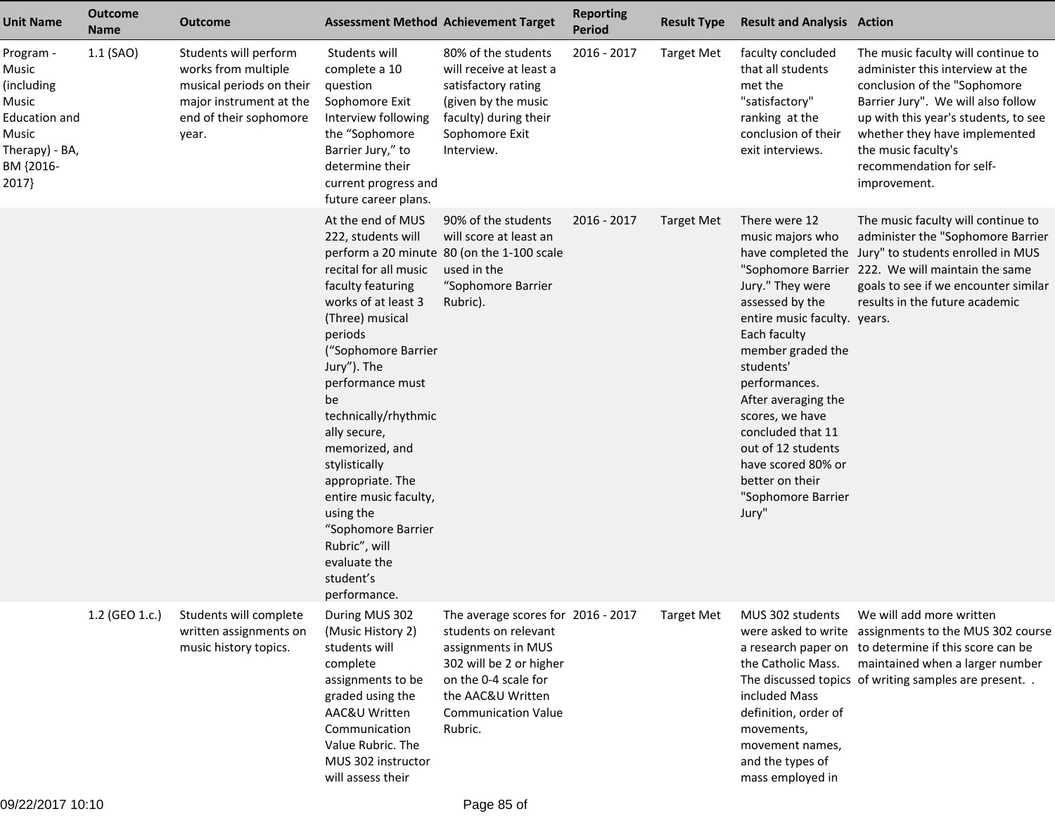| Unit Name | Outcome Name | Outcome | Assessment Method | Achievement Target | Reporting Period | Result Type | Result and Analysis | Action |
|---|---|---|---|---|---|---|---|---|
| Program - Music (including Music Education and Music Therapy) - BA, BM {2016-2017} | 1.1 (SAO) | Students will perform works from multiple musical periods on their major instrument at the end of their sophomore year. | Students will complete a 10 question Sophomore Exit Interview following the "Sophomore Barrier Jury," to determine their current progress and future career plans. | 80% of the students will receive at least a satisfactory rating (given by the music faculty) during their Sophomore Exit Interview. | 2016 - 2017 | Target Met | faculty concluded that all students met the "satisfactory" ranking at the conclusion of their exit interviews. | The music faculty will continue to administer this interview at the conclusion of the "Sophomore Barrier Jury". We will also follow up with this year's students, to see whether they have implemented the music faculty's recommendation for self-improvement. |
| | | | At the end of MUS 222, students will perform a 20 minute recital for all music faculty featuring works of at least 3 (Three) musical periods ("Sophomore Barrier Jury"). The performance must be technically/rhythmically secure, memorized, and stylistically appropriate. The entire music faculty, using the "Sophomore Barrier Rubric", will evaluate the student's performance. | 90% of the students will score at least an 80 (on the 1-100 scale used in the "Sophomore Barrier Rubric). | 2016 - 2017 | Target Met | There were 12 music majors who have completed the "Sophomore Barrier Jury." They were assessed by the entire music faculty. Each faculty member graded the students' performances. After averaging the scores, we have concluded that 11 out of 12 students have scored 80% or better on their "Sophomore Barrier Jury" | The music faculty will continue to administer the "Sophomore Barrier Jury" to students enrolled in MUS 222. We will maintain the same goals to see if we encounter similar results in the future academic years. |
| | 1.2 (GEO 1.c.) | Students will complete written assignments on music history topics. | During MUS 302 (Music History 2) students will complete assignments to be graded using the AAC&U Written Communication Value Rubric. The MUS 302 instructor will assess their | The average scores for students on relevant assignments in MUS 302 will be 2 or higher on the 0-4 scale for the AAC&U Written Communication Value Rubric. | 2016 - 2017 | Target Met | MUS 302 students were asked to write a research paper on the Catholic Mass. The discussed topics included Mass definition, order of movements, movement names, and the types of mass employed in | We will add more written assignments to the MUS 302 course to determine if this score can be maintained when a larger number of writing samples are present. . |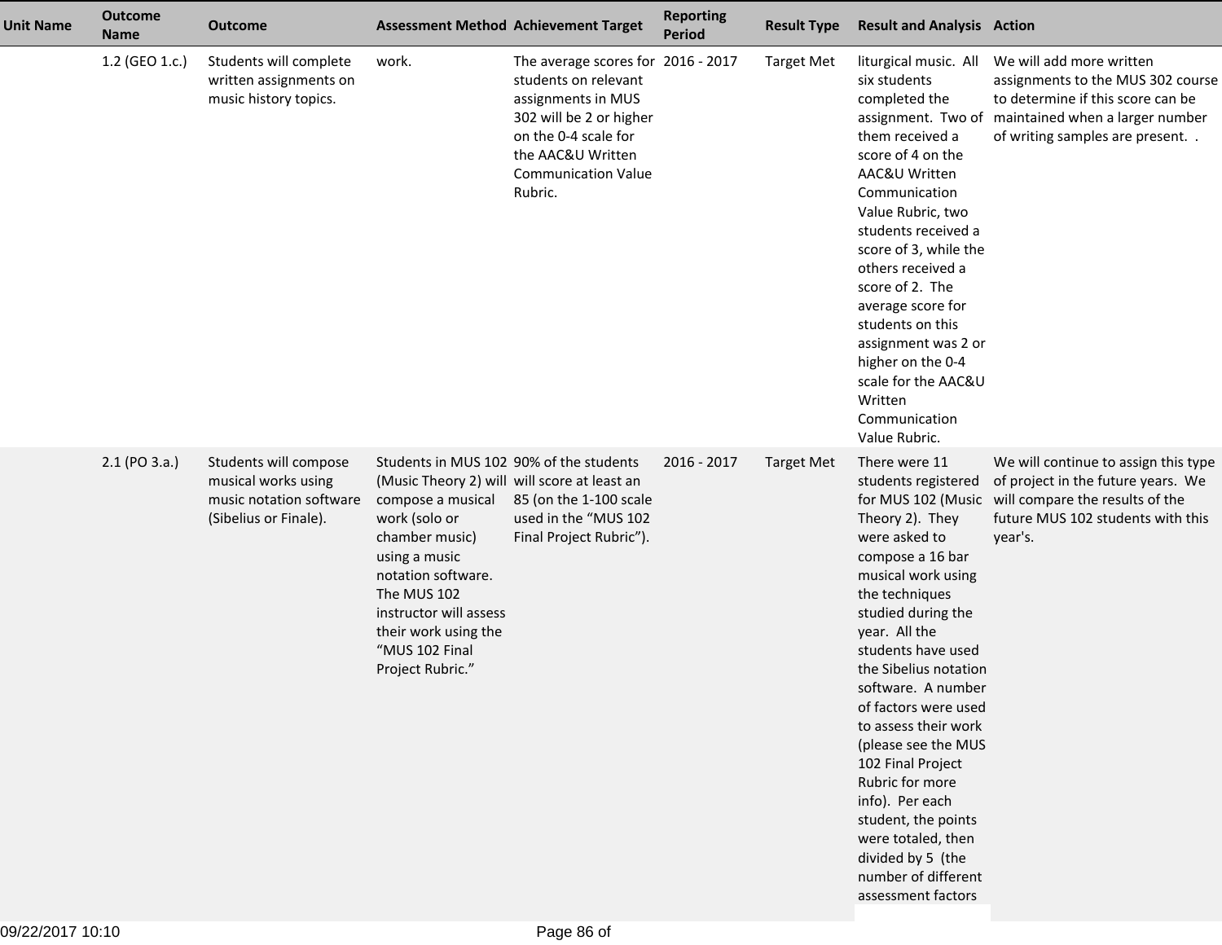| Unit Name | Outcome Name | Outcome | Assessment Method | Achievement Target | Reporting Period | Result Type | Result and Analysis | Action |
|---|---|---|---|---|---|---|---|---|
| | 1.2 (GEO 1.c.) | Students will complete written assignments on music history topics. | work. | The average scores for students on relevant assignments in MUS 302 will be 2 or higher on the 0-4 scale for the AAC&U Written Communication Value Rubric. | 2016 - 2017 | Target Met | liturgical music. All six students completed the assignment. Two of them received a score of 4 on the AAC&U Written Communication Value Rubric, two students received a score of 3, while the others received a score of 2. The average score for students on this assignment was 2 or higher on the 0-4 scale for the AAC&U Written Communication Value Rubric. | We will add more written assignments to the MUS 302 course to determine if this score can be maintained when a larger number of writing samples are present. . |
| | 2.1 (PO 3.a.) | Students will compose musical works using music notation software (Sibelius or Finale). | Students in MUS 102 (Music Theory 2) will compose a musical work (solo or chamber music) using a music notation software. The MUS 102 instructor will assess their work using the “MUS 102 Final Project Rubric.” | 90% of the students will score at least an 85 (on the 1-100 scale used in the “MUS 102 Final Project Rubric”). | 2016 - 2017 | Target Met | There were 11 students registered for MUS 102 (Music Theory 2). They were asked to compose a 16 bar musical work using the techniques studied during the year. All the students have used the Sibelius notation software. A number of factors were used to assess their work (please see the MUS 102 Final Project Rubric for more info). Per each student, the points were totaled, then divided by 5 (the number of different assessment factors | We will continue to assign this type of project in the future years. We will compare the results of the future MUS 102 students with this year's. |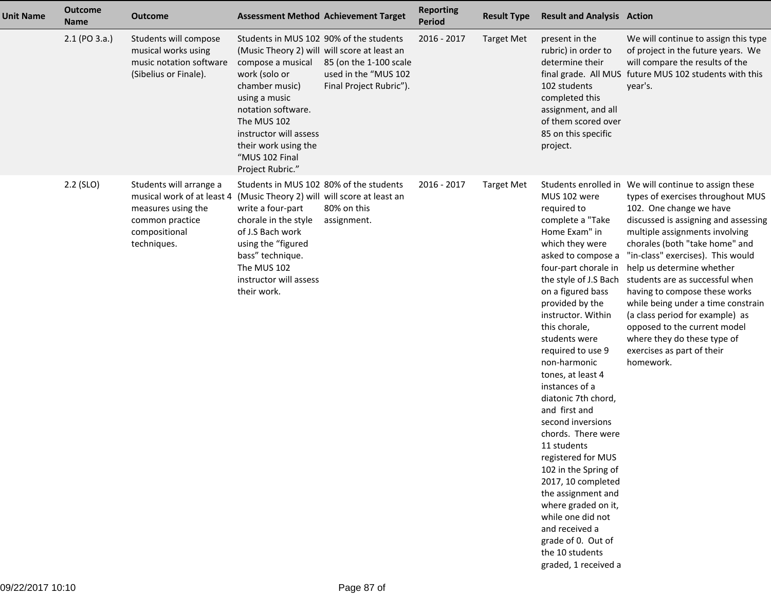| Unit Name | Outcome Name | Outcome | Assessment Method | Achievement Target | Reporting Period | Result Type | Result and Analysis | Action |
|---|---|---|---|---|---|---|---|---|
| | 2.1 (PO 3.a.) | Students will compose musical works using music notation software (Sibelius or Finale). | Students in MUS 102 (Music Theory 2) will compose a musical work (solo or chamber music) using a music notation software. The MUS 102 instructor will assess their work using the "MUS 102 Final Project Rubric." | 90% of the students will score at least an 85 (on the 1-100 scale used in the "MUS 102 Final Project Rubric"). | 2016 - 2017 | Target Met | present in the rubric) in order to determine their final grade. All MUS 102 students completed this assignment, and all of them scored over 85 on this specific project. | We will continue to assign this type of project in the future years. We will compare the results of the future MUS 102 students with this year's. |
| | 2.2 (SLO) | Students will arrange a musical work of at least 4 measures using the common practice compositional techniques. | Students in MUS 102 (Music Theory 2) will write a four-part chorale in the style of J.S Bach work using the "figured bass" technique. The MUS 102 instructor will assess their work. | 80% of the students will score at least an 80% on this assignment. | 2016 - 2017 | Target Met | Students enrolled in MUS 102 were required to complete a "Take Home Exam" in which they were asked to compose a four-part chorale in the style of J.S Bach on a figured bass provided by the instructor. Within this chorale, students were required to use 9 non-harmonic tones, at least 4 instances of a diatonic 7th chord, and first and second inversions chords. There were 11 students registered for MUS 102 in the Spring of 2017, 10 completed the assignment and where graded on it, while one did not and received a grade of 0. Out of the 10 students graded, 1 received a | We will continue to assign these types of exercises throughout MUS 102. One change we have discussed is assigning and assessing multiple assignments involving chorales (both "take home" and "in-class" exercises). This would help us determine whether students are as successful when having to compose these works while being under a time constrain (a class period for example) as opposed to the current model where they do these type of exercises as part of their homework. |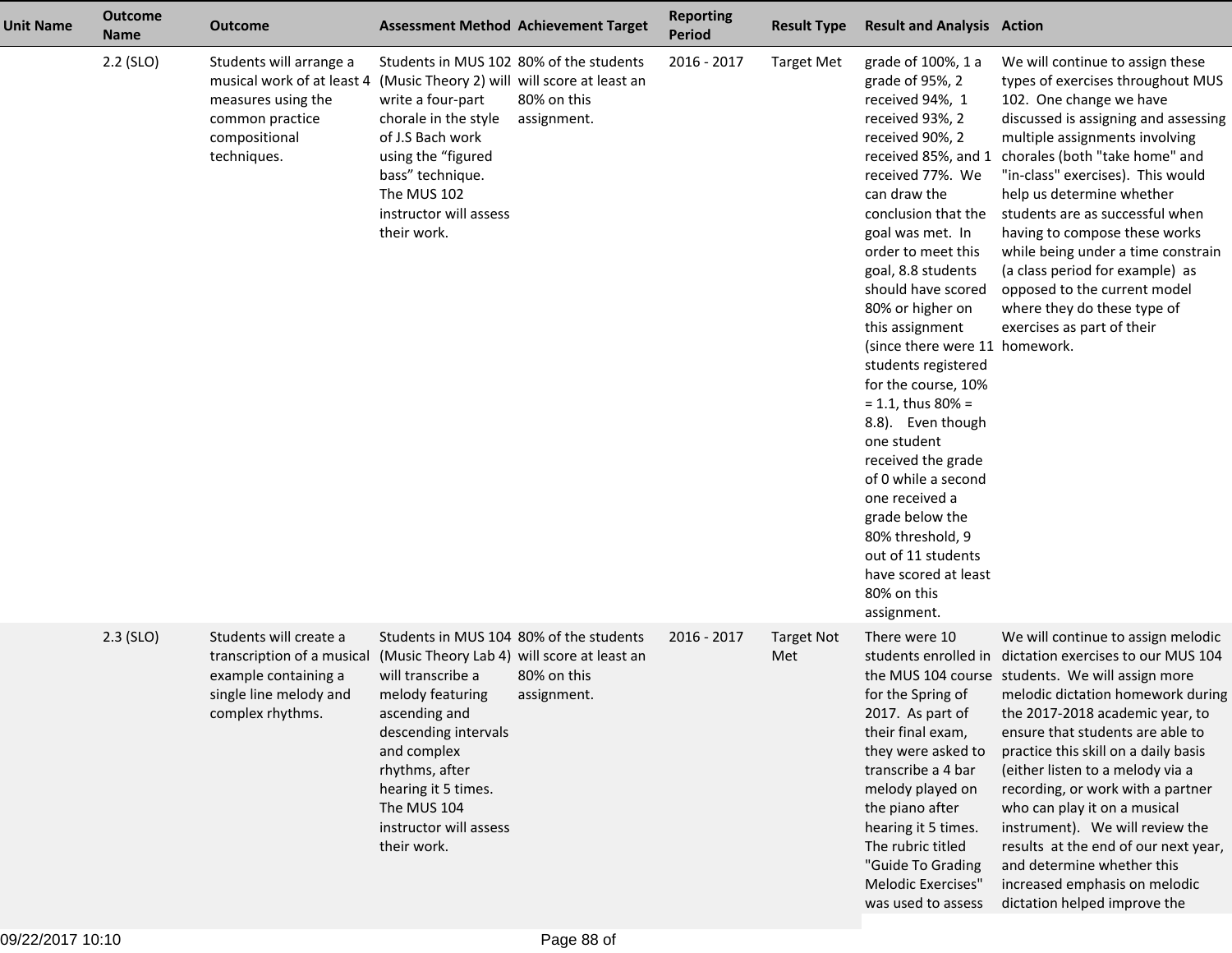| Unit Name | Outcome Name | Outcome | Assessment Method | Achievement Target | Reporting Period | Result Type | Result and Analysis | Action |
|---|---|---|---|---|---|---|---|---|
| | 2.2 (SLO) | Students will arrange a musical work of at least 4 measures using the common practice compositional techniques. | Students in MUS 102 (Music Theory 2) will write a four-part chorale in the style of J.S Bach work using the "figured bass" technique. The MUS 102 instructor will assess their work. | 80% of the students will score at least an 80% on this assignment. | 2016 - 2017 | Target Met | grade of 100%, 1 a grade of 95%, 2 received 94%, 1 received 93%, 2 received 90%, 2 received 85%, and 1 received 77%. We can draw the conclusion that the goal was met. In order to meet this goal, 8.8 students should have scored 80% or higher on this assignment (since there were 11 students registered for the course, 10% = 1.1, thus 80% = 8.8). Even though one student received the grade of 0 while a second one received a grade below the 80% threshold, 9 out of 11 students have scored at least 80% on this assignment. | We will continue to assign these types of exercises throughout MUS 102. One change we have discussed is assigning and assessing multiple assignments involving chorales (both "take home" and "in-class" exercises). This would help us determine whether students are as successful when having to compose these works while being under a time constrain (a class period for example) as opposed to the current model where they do these type of exercises as part of their homework. |
| | 2.3 (SLO) | Students will create a transcription of a musical example containing a single line melody and complex rhythms. | Students in MUS 104 (Music Theory Lab 4) will transcribe a melody featuring ascending and descending intervals and complex rhythms, after hearing it 5 times. The MUS 104 instructor will assess their work. | 80% of the students will score at least an 80% on this assignment. | 2016 - 2017 | Target Not Met | There were 10 students enrolled in the MUS 104 course for the Spring of 2017. As part of their final exam, they were asked to transcribe a 4 bar melody played on the piano after hearing it 5 times. The rubric titled "Guide To Grading Melodic Exercises" was used to assess | We will continue to assign melodic dictation exercises to our MUS 104 students. We will assign more melodic dictation homework during the 2017-2018 academic year, to ensure that students are able to practice this skill on a daily basis (either listen to a melody via a recording, or work with a partner who can play it on a musical instrument). We will review the results at the end of our next year, and determine whether this increased emphasis on melodic dictation helped improve the |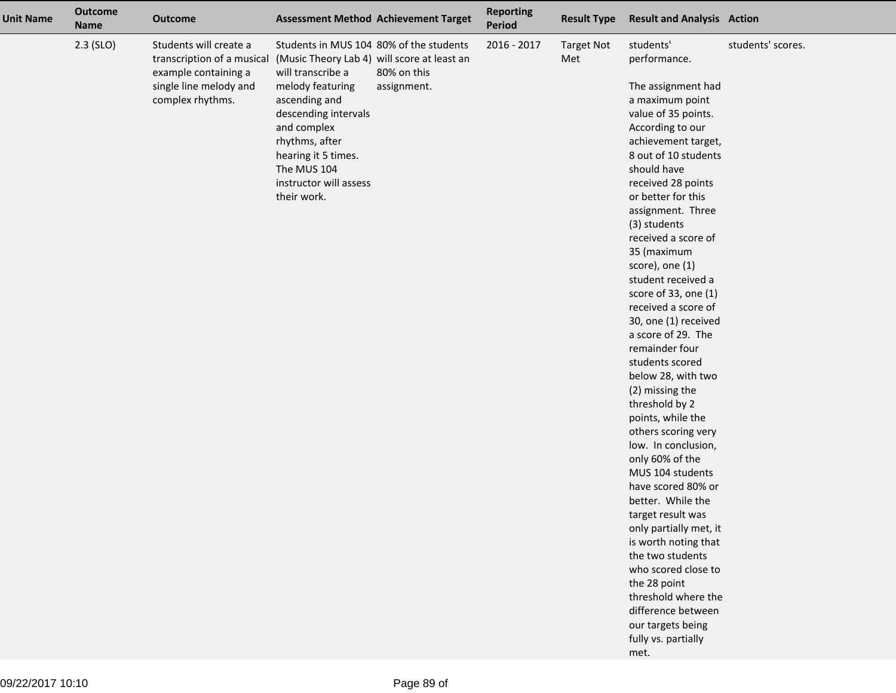| Unit Name | Outcome Name | Outcome | Assessment Method | Achievement Target | Reporting Period | Result Type | Result and Analysis | Action |
|---|---|---|---|---|---|---|---|---|
| | 2.3 (SLO) | Students will create a transcription of a musical example containing a single line melody and complex rhythms. | Students in MUS 104 (Music Theory Lab 4) will transcribe a melody featuring ascending and descending intervals and complex rhythms, after hearing it 5 times. The MUS 104 instructor will assess their work. | 80% of the students will score at least an 80% on this assignment. | 2016 - 2017 | Target Not Met | students' performance.<br><br>The assignment had a maximum point value of 35 points. According to our achievement target, 8 out of 10 students should have received 28 points or better for this assignment. Three (3) students received a score of 35 (maximum score), one (1) student received a score of 33, one (1) received a score of 30, one (1) received a score of 29. The remainder four students scored below 28, with two (2) missing the threshold by 2 points, while the others scoring very low. In conclusion, only 60% of the MUS 104 students have scored 80% or better. While the target result was only partially met, it is worth noting that the two students who scored close to the 28 point threshold where the difference between our targets being fully vs. partially met. | students' scores. |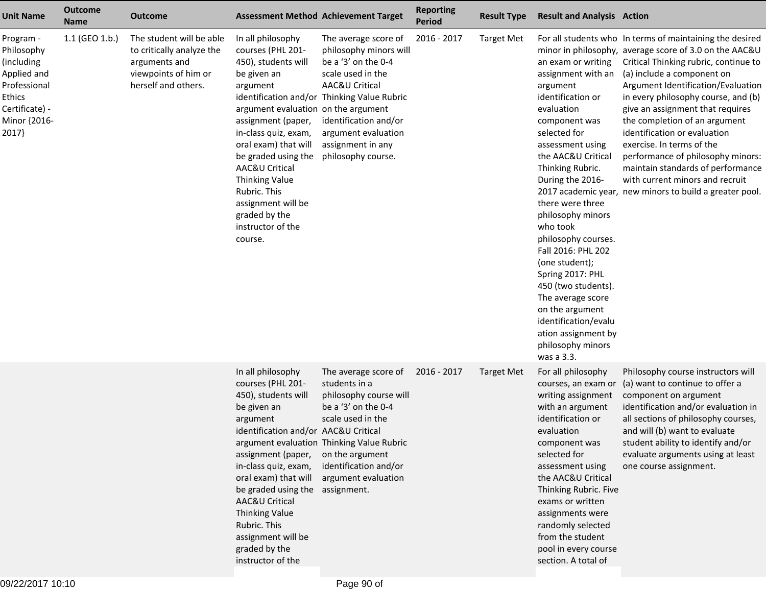| Unit Name | Outcome Name | Outcome | Assessment Method | Achievement Target | Reporting Period | Result Type | Result and Analysis | Action |
|---|---|---|---|---|---|---|---|---|
| Program - Philosophy (including Applied and Professional Ethics Certificate) - Minor {2016-2017} | 1.1 (GEO 1.b.) | The student will be able to critically analyze the arguments and viewpoints of him or herself and others. | In all philosophy courses (PHL 201-450), students will be given an argument identification and/or argument evaluation assignment (paper, in-class quiz, exam, oral exam) that will be graded using the AAC&U Critical Thinking Value Rubric. This assignment will be graded by the instructor of the course. | The average score of philosophy minors will be a '3' on the 0-4 scale used in the AAC&U Critical Thinking Value Rubric on the argument identification and/or argument evaluation assignment in any philosophy course. | 2016 - 2017 | Target Met | For all students who minor in philosophy, an exam or writing assignment with an argument identification or evaluation component was selected for assessment using the AAC&U Critical Thinking Rubric. During the 2016-2017 academic year, there were three philosophy minors who took philosophy courses. Fall 2016: PHL 202 (one student); Spring 2017: PHL 450 (two students). The average score on the argument identification/evaluation assignment by philosophy minors was a 3.3. | In terms of maintaining the desired average score of 3.0 on the AAC&U Critical Thinking rubric, continue to (a) include a component on Argument Identification/Evaluation in every philosophy course, and (b) give an assignment that requires the completion of an argument identification or evaluation exercise. In terms of the performance of philosophy minors: maintain standards of performance with current minors and recruit new minors to build a greater pool. |
| | | | In all philosophy courses (PHL 201-450), students will be given an argument identification and/or argument evaluation assignment (paper, in-class quiz, exam, oral exam) that will be graded using the AAC&U Critical Thinking Value Rubric. This assignment will be graded by the instructor of the | The average score of students in a philosophy course will be a '3' on the 0-4 scale used in the AAC&U Critical Thinking Value Rubric on the argument identification and/or argument evaluation assignment. | 2016 - 2017 | Target Met | For all philosophy courses, an exam or writing assignment with an argument identification or evaluation component was selected for assessment using the AAC&U Critical Thinking Rubric. Five exams or written assignments were randomly selected from the student pool in every course section. A total of | Philosophy course instructors will (a) want to continue to offer a component on argument identification and/or evaluation in all sections of philosophy courses, and will (b) want to evaluate student ability to identify and/or evaluate arguments using at least one course assignment. |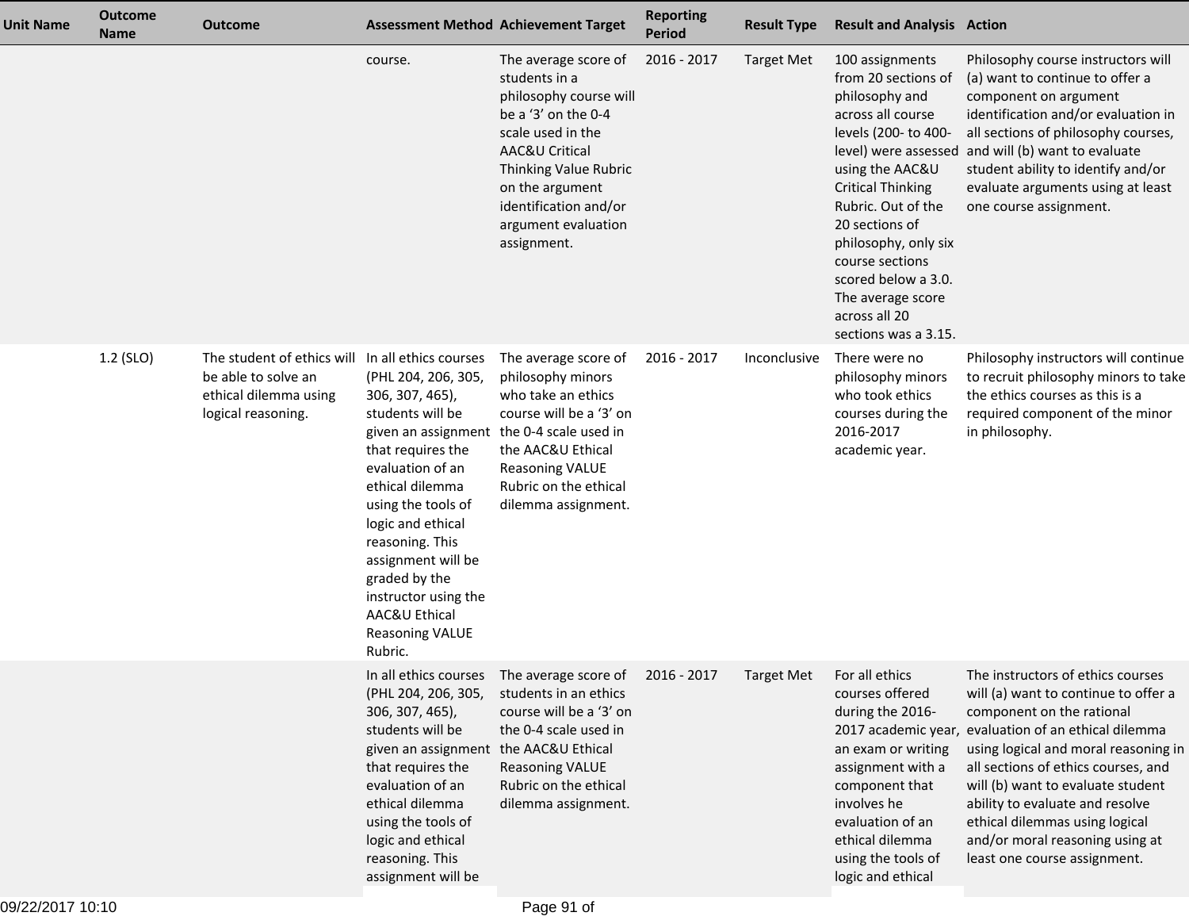| Unit Name | Outcome Name | Outcome | Assessment Method | Achievement Target | Reporting Period | Result Type | Result and Analysis | Action |
|---|---|---|---|---|---|---|---|---|
| | | | course. | The average score of students in a philosophy course will be a '3' on the 0-4 scale used in the AAC&U Critical Thinking Value Rubric on the argument identification and/or argument evaluation assignment. | 2016 - 2017 | Target Met | 100 assignments from 20 sections of philosophy and across all course levels (200- to 400-level) were assessed using the AAC&U Critical Thinking Rubric. Out of the 20 sections of philosophy, only six course sections scored below a 3.0. The average score across all 20 sections was a 3.15. | Philosophy course instructors will (a) want to continue to offer a component on argument identification and/or evaluation in all sections of philosophy courses, and will (b) want to evaluate student ability to identify and/or evaluate arguments using at least one course assignment. |
| | 1.2 (SLO) | The student of ethics will be able to solve an ethical dilemma using logical reasoning. | In all ethics courses (PHL 204, 206, 305, 306, 307, 465), students will be given an assignment that requires the evaluation of an ethical dilemma using the tools of logic and ethical reasoning. This assignment will be graded by the instructor using the AAC&U Ethical Reasoning VALUE Rubric. | The average score of philosophy minors who take an ethics course will be a '3' on the 0-4 scale used in the AAC&U Ethical Reasoning VALUE Rubric on the ethical dilemma assignment. | 2016 - 2017 | Inconclusive | There were no philosophy minors who took ethics courses during the 2016-2017 academic year. | Philosophy instructors will continue to recruit philosophy minors to take the ethics courses as this is a required component of the minor in philosophy. |
| | | | In all ethics courses (PHL 204, 206, 305, 306, 307, 465), students will be given an assignment that requires the evaluation of an ethical dilemma using the tools of logic and ethical reasoning. This assignment will be | The average score of students in an ethics course will be a '3' on the 0-4 scale used in the AAC&U Ethical Reasoning VALUE Rubric on the ethical dilemma assignment. | 2016 - 2017 | Target Met | For all ethics courses offered during the 2016-2017 academic year, an exam or writing assignment with a component that involves he evaluation of an ethical dilemma using the tools of logic and ethical | The instructors of ethics courses will (a) want to continue to offer a component on the rational evaluation of an ethical dilemma using logical and moral reasoning in all sections of ethics courses, and will (b) want to evaluate student ability to evaluate and resolve ethical dilemmas using logical and/or moral reasoning using at least one course assignment. |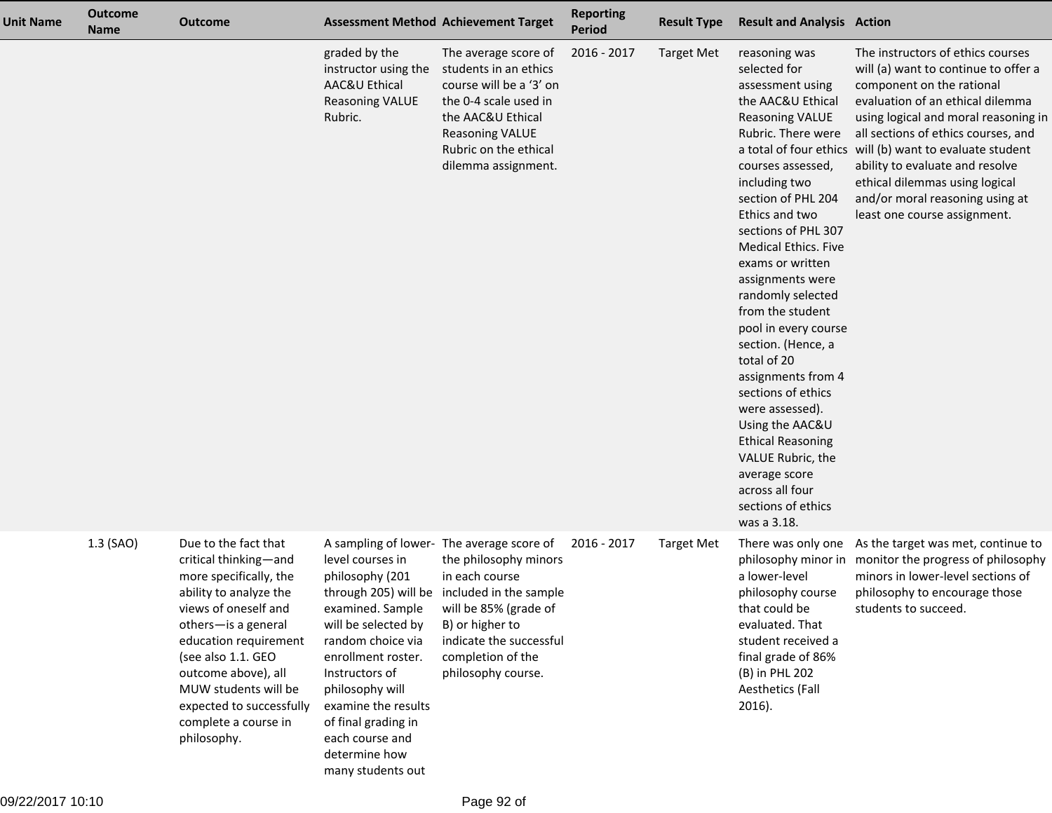| Unit Name | Outcome Name | Outcome | Assessment Method | Achievement Target | Reporting Period | Result Type | Result and Analysis | Action |
|---|---|---|---|---|---|---|---|---|
| | | | graded by the instructor using the AAC&U Ethical Reasoning VALUE Rubric. | The average score of students in an ethics course will be a '3' on the 0-4 scale used in the AAC&U Ethical Reasoning VALUE Rubric on the ethical dilemma assignment. | 2016 - 2017 | Target Met | reasoning was selected for assessment using the AAC&U Ethical Reasoning VALUE Rubric. There were a total of four ethics courses assessed, including two section of PHL 204 Ethics and two sections of PHL 307 Medical Ethics. Five exams or written assignments were randomly selected from the student pool in every course section. (Hence, a total of 20 assignments from 4 sections of ethics were assessed). Using the AAC&U Ethical Reasoning VALUE Rubric, the average score across all four sections of ethics was a 3.18. | The instructors of ethics courses will (a) want to continue to offer a component on the rational evaluation of an ethical dilemma using logical and moral reasoning in all sections of ethics courses, and will (b) want to evaluate student ability to evaluate and resolve ethical dilemmas using logical and/or moral reasoning using at least one course assignment. |
| | 1.3 (SAO) | Due to the fact that critical thinking—and more specifically, the ability to analyze the views of oneself and others—is a general education requirement (see also 1.1. GEO outcome above), all MUW students will be expected to successfully complete a course in philosophy. | A sampling of lower-level courses in philosophy (201 through 205) will be examined. Sample will be selected by random choice via enrollment roster. Instructors of philosophy will examine the results of final grading in each course and determine how many students out | The average score of the philosophy minors in each course included in the sample will be 85% (grade of B) or higher to indicate the successful completion of the philosophy course. | 2016 - 2017 | Target Met | There was only one philosophy minor in a lower-level philosophy course that could be evaluated. That student received a final grade of 86% (B) in PHL 202 Aesthetics (Fall 2016). | As the target was met, continue to monitor the progress of philosophy minors in lower-level sections of philosophy to encourage those students to succeed. |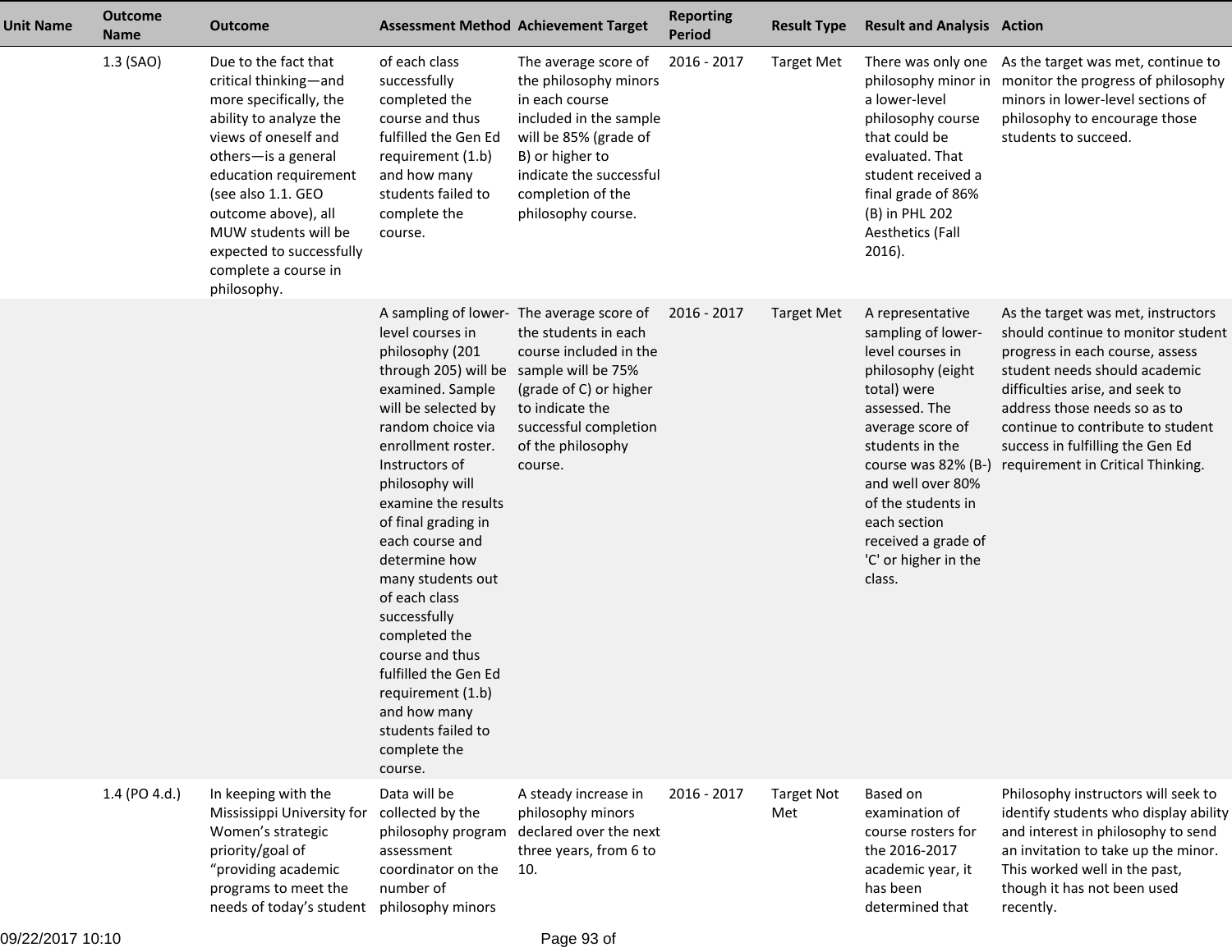| Unit Name | Outcome Name | Outcome | Assessment Method | Achievement Target | Reporting Period | Result Type | Result and Analysis | Action |
|---|---|---|---|---|---|---|---|---|
| | 1.3 (SAO) | Due to the fact that critical thinking—and more specifically, the ability to analyze the views of oneself and others—is a general education requirement (see also 1.1. GEO outcome above), all MUW students will be expected to successfully complete a course in philosophy. | of each class successfully completed the course and thus fulfilled the Gen Ed requirement (1.b) and how many students failed to complete the course. | The average score of the philosophy minors in each course included in the sample will be 85% (grade of B) or higher to indicate the successful completion of the philosophy course. | 2016 - 2017 | Target Met | There was only one philosophy minor in a lower-level philosophy course that could be evaluated. That student received a final grade of 86% (B) in PHL 202 Aesthetics (Fall 2016). | As the target was met, continue to monitor the progress of philosophy minors in lower-level sections of philosophy to encourage those students to succeed. |
| | | | A sampling of lower-level courses in philosophy (201 through 205) will be examined. Sample will be selected by random choice via enrollment roster. Instructors of philosophy will examine the results of final grading in each course and determine how many students out of each class successfully completed the course and thus fulfilled the Gen Ed requirement (1.b) and how many students failed to complete the course. | The average score of the students in each course included in the sample will be 75% (grade of C) or higher to indicate the successful completion of the philosophy course. | 2016 - 2017 | Target Met | A representative sampling of lower-level courses in philosophy (eight total) were assessed. The average score of students in the course was 82% (B-) and well over 80% of the students in each section received a grade of 'C' or higher in the class. | As the target was met, instructors should continue to monitor student progress in each course, assess student needs should academic difficulties arise, and seek to address those needs so as to continue to contribute to student success in fulfilling the Gen Ed requirement in Critical Thinking. |
| | 1.4 (PO 4.d.) | In keeping with the Mississippi University for Women's strategic priority/goal of "providing academic programs to meet the needs of today's student | Data will be collected by the philosophy program assessment coordinator on the number of philosophy minors | A steady increase in philosophy minors declared over the next three years, from 6 to 10. | 2016 - 2017 | Target Not Met | Based on examination of course rosters for the 2016-2017 academic year, it has been determined that | Philosophy instructors will seek to identify students who display ability and interest in philosophy to send an invitation to take up the minor. This worked well in the past, though it has not been used recently. |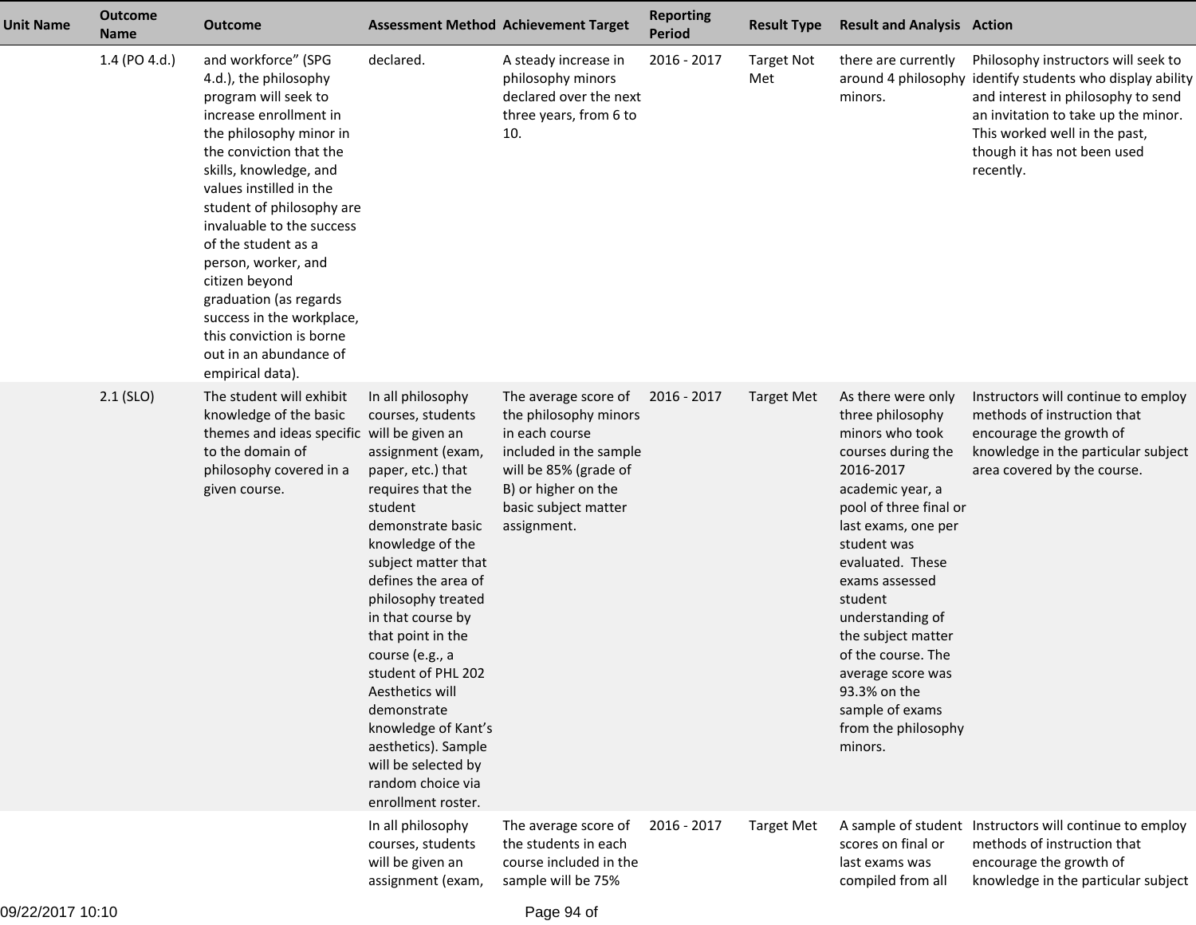| Unit Name | Outcome Name | Outcome | Assessment Method | Achievement Target | Reporting Period | Result Type | Result and Analysis | Action |
|---|---|---|---|---|---|---|---|---|
| | 1.4 (PO 4.d.) | and workforce" (SPG 4.d.), the philosophy program will seek to increase enrollment in the philosophy minor in the conviction that the skills, knowledge, and values instilled in the student of philosophy are invaluable to the success of the student as a person, worker, and citizen beyond graduation (as regards success in the workplace, this conviction is borne out in an abundance of empirical data). | declared. | A steady increase in philosophy minors declared over the next three years, from 6 to 10. | 2016 - 2017 | Target Not Met | there are currently around 4 philosophy minors. | Philosophy instructors will seek to identify students who display ability and interest in philosophy to send an invitation to take up the minor. This worked well in the past, though it has not been used recently. |
| | 2.1 (SLO) | The student will exhibit knowledge of the basic themes and ideas specific to the domain of philosophy covered in a given course. | In all philosophy courses, students will be given an assignment (exam, paper, etc.) that requires that the student demonstrate basic knowledge of the subject matter that defines the area of philosophy treated in that course by that point in the course (e.g., a student of PHL 202 Aesthetics will demonstrate knowledge of Kant's aesthetics). Sample will be selected by random choice via enrollment roster. | The average score of the philosophy minors in each course included in the sample will be 85% (grade of B) or higher on the basic subject matter assignment. | 2016 - 2017 | Target Met | As there were only three philosophy minors who took courses during the 2016-2017 academic year, a pool of three final or last exams, one per student was evaluated. These exams assessed student understanding of the subject matter of the course. The average score was 93.3% on the sample of exams from the philosophy minors. | Instructors will continue to employ methods of instruction that encourage the growth of knowledge in the particular subject area covered by the course. |
| | | | In all philosophy courses, students will be given an assignment (exam, | The average score of the students in each course included in the sample will be 75% | 2016 - 2017 | Target Met | A sample of student scores on final or last exams was compiled from all | Instructors will continue to employ methods of instruction that encourage the growth of knowledge in the particular subject |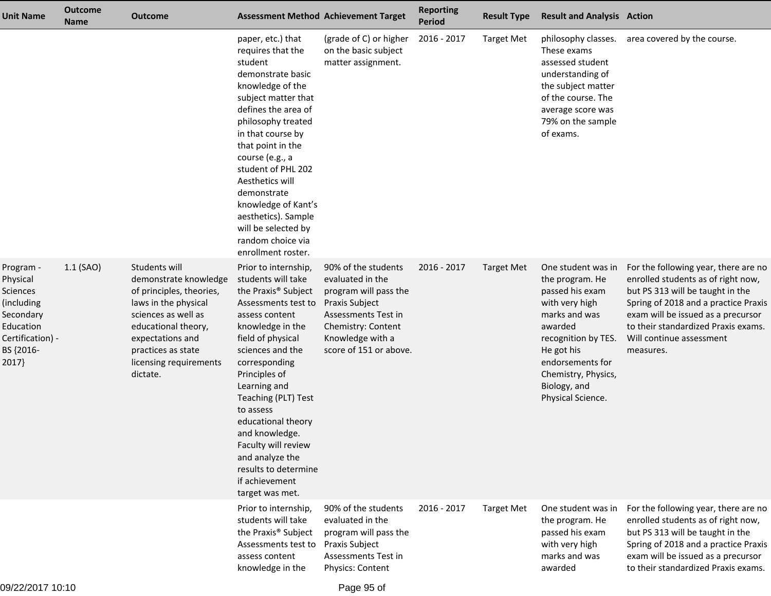| Unit Name | Outcome Name | Outcome | Assessment Method | Achievement Target | Reporting Period | Result Type | Result and Analysis | Action |
|---|---|---|---|---|---|---|---|---|
| | | | paper, etc.) that requires that the student demonstrate basic knowledge of the subject matter that defines the area of philosophy treated in that course by that point in the course (e.g., a student of PHL 202 Aesthetics will demonstrate knowledge of Kant's aesthetics). Sample will be selected by random choice via enrollment roster. | (grade of C) or higher on the basic subject matter assignment. | 2016 - 2017 | Target Met | philosophy classes. These exams assessed student understanding of the subject matter of the course. The average score was 79% on the sample of exams. | area covered by the course. |
| Program - Physical Sciences (including Secondary Education Certification) - BS {2016-2017} | 1.1 (SAO) | Students will demonstrate knowledge of principles, theories, laws in the physical sciences as well as educational theory, expectations and practices as state licensing requirements dictate. | Prior to internship, students will take the Praxis® Subject Assessments test to assess content knowledge in the field of physical sciences and the corresponding Principles of Learning and Teaching (PLT) Test to assess educational theory and knowledge. Faculty will review and analyze the results to determine if achievement target was met. | 90% of the students evaluated in the program will pass the Praxis Subject Assessments Test in Chemistry: Content Knowledge with a score of 151 or above. | 2016 - 2017 | Target Met | One student was in the program. He passed his exam with very high marks and was awarded recognition by TES. He got his endorsements for Chemistry, Physics, Biology, and Physical Science. | For the following year, there are no enrolled students as of right now, but PS 313 will be taught in the Spring of 2018 and a practice Praxis exam will be issued as a precursor to their standardized Praxis exams. Will continue assessment measures. |
| | | | Prior to internship, students will take the Praxis® Subject Assessments test to assess content knowledge in the | 90% of the students evaluated in the program will pass the Praxis Subject Assessments Test in Physics: Content | 2016 - 2017 | Target Met | One student was in the program. He passed his exam with very high marks and was awarded | For the following year, there are no enrolled students as of right now, but PS 313 will be taught in the Spring of 2018 and a practice Praxis exam will be issued as a precursor to their standardized Praxis exams. |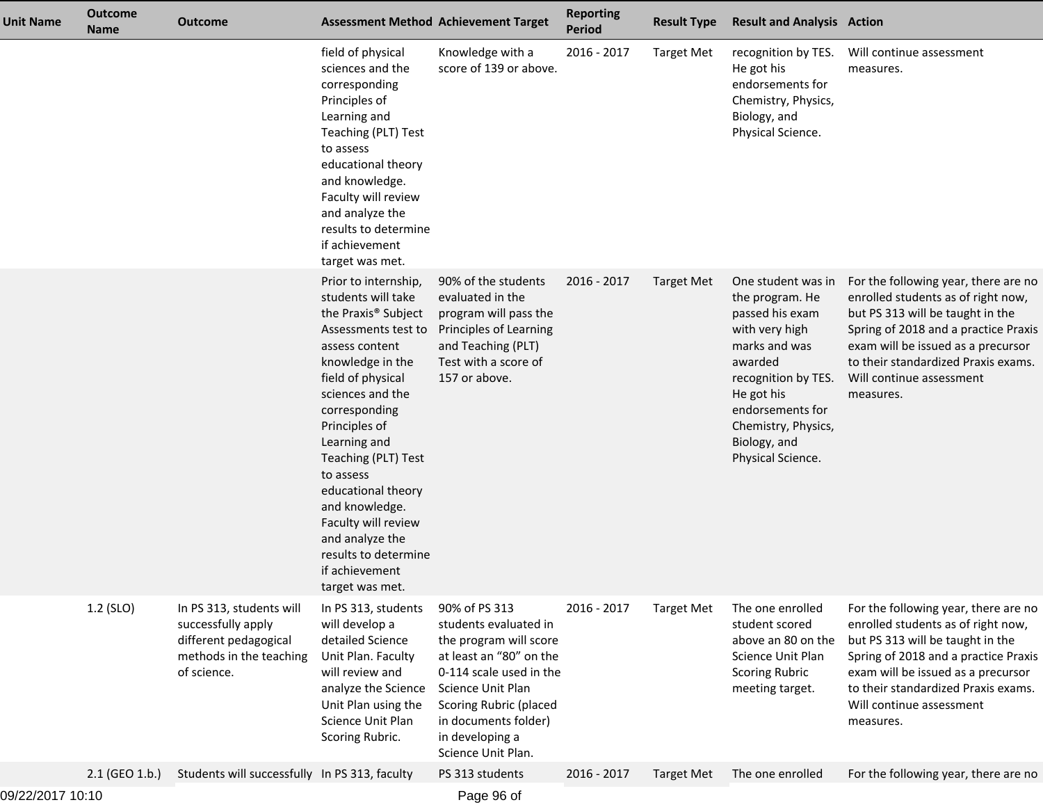| Unit Name | Outcome Name | Outcome | Assessment Method | Achievement Target | Reporting Period | Result Type | Result and Analysis | Action |
|---|---|---|---|---|---|---|---|---|
| | | | field of physical sciences and the corresponding Principles of Learning and Teaching (PLT) Test to assess educational theory and knowledge. Faculty will review and analyze the results to determine if achievement target was met. | Knowledge with a score of 139 or above. | 2016 - 2017 | Target Met | recognition by TES. He got his endorsements for Chemistry, Physics, Biology, and Physical Science. | Will continue assessment measures. |
| | | | Prior to internship, students will take the Praxis® Subject Assessments test to assess content knowledge in the field of physical sciences and the corresponding Principles of Learning and Teaching (PLT) Test to assess educational theory and knowledge. Faculty will review and analyze the results to determine if achievement target was met. | 90% of the students evaluated in the program will pass the Principles of Learning and Teaching (PLT) Test with a score of 157 or above. | 2016 - 2017 | Target Met | One student was in the program. He passed his exam with very high marks and was awarded recognition by TES. He got his endorsements for Chemistry, Physics, Biology, and Physical Science. | For the following year, there are no enrolled students as of right now, but PS 313 will be taught in the Spring of 2018 and a practice Praxis exam will be issued as a precursor to their standardized Praxis exams. Will continue assessment measures. |
| | 1.2 (SLO) | In PS 313, students will successfully apply different pedagogical methods in the teaching of science. | In PS 313, students will develop a detailed Science Unit Plan. Faculty will review and analyze the Science Unit Plan using the Science Unit Plan Scoring Rubric. | 90% of PS 313 students evaluated in the program will score at least an "80" on the 0-114 scale used in the Science Unit Plan Scoring Rubric (placed in documents folder) in developing a Science Unit Plan. | 2016 - 2017 | Target Met | The one enrolled student scored above an 80 on the Science Unit Plan Scoring Rubric meeting target. | For the following year, there are no enrolled students as of right now, but PS 313 will be taught in the Spring of 2018 and a practice Praxis exam will be issued as a precursor to their standardized Praxis exams. Will continue assessment measures. |
| | 2.1 (GEO 1.b.) | Students will successfully | In PS 313, faculty | PS 313 students | 2016 - 2017 | Target Met | The one enrolled | For the following year, there are no |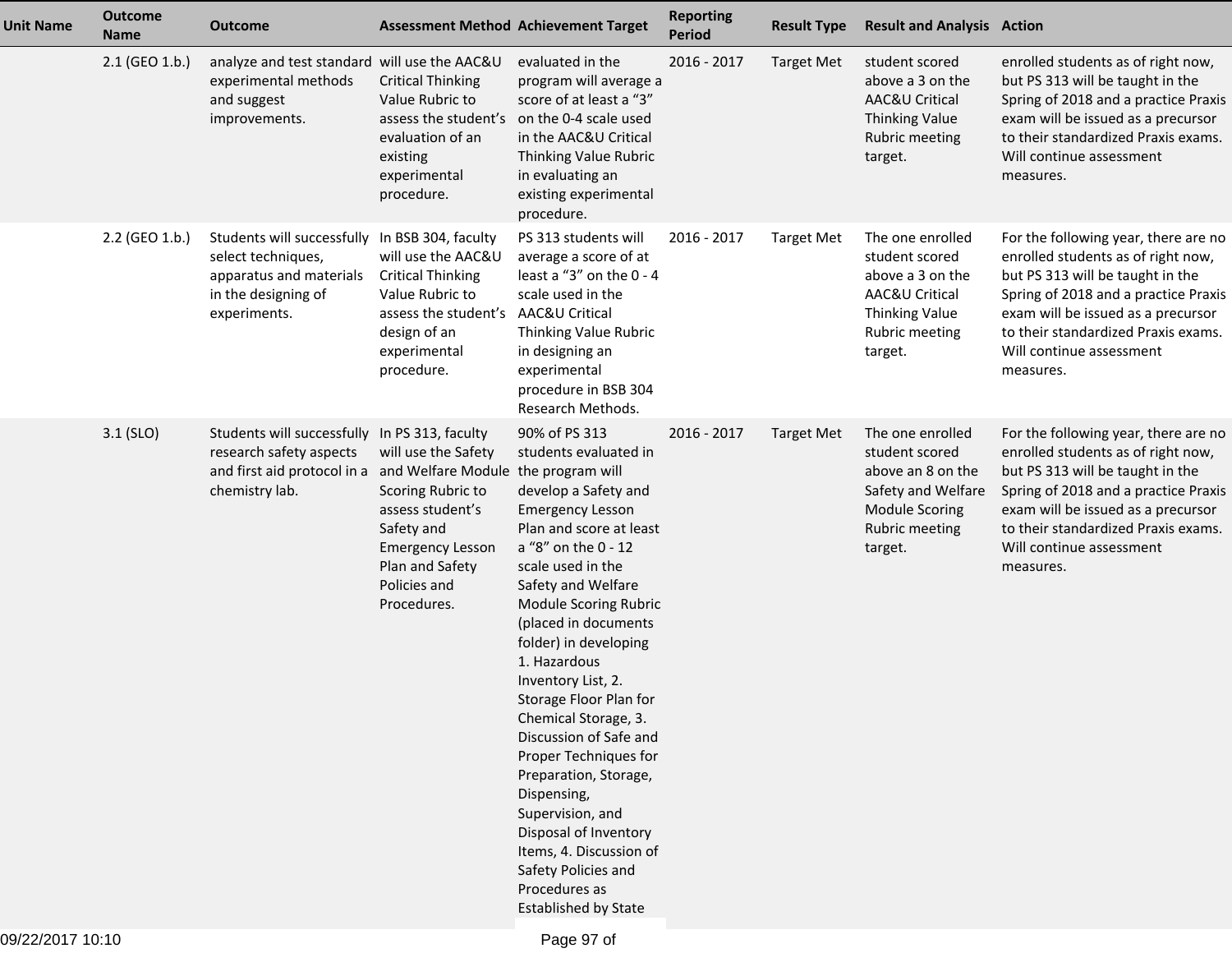| Unit Name | Outcome Name | Outcome | Assessment Method | Achievement Target | Reporting Period | Result Type | Result and Analysis | Action |
|---|---|---|---|---|---|---|---|---|
| | 2.1 (GEO 1.b.) | analyze and test standard experimental methods and suggest improvements. | will use the AAC&U Critical Thinking Value Rubric to assess the student's evaluation of an existing experimental procedure. | evaluated in the program will average a score of at least a "3" on the 0-4 scale used in the AAC&U Critical Thinking Value Rubric in evaluating an existing experimental procedure. | 2016 - 2017 | Target Met | student scored above a 3 on the AAC&U Critical Thinking Value Rubric meeting target. | enrolled students as of right now, but PS 313 will be taught in the Spring of 2018 and a practice Praxis exam will be issued as a precursor to their standardized Praxis exams. Will continue assessment measures. |
| | 2.2 (GEO 1.b.) | Students will successfully select techniques, apparatus and materials in the designing of experiments. | In BSB 304, faculty will use the AAC&U Critical Thinking Value Rubric to assess the student's design of an experimental procedure. | PS 313 students will average a score of at least a "3" on the 0 - 4 scale used in the AAC&U Critical Thinking Value Rubric in designing an experimental procedure in BSB 304 Research Methods. | 2016 - 2017 | Target Met | The one enrolled student scored above a 3 on the AAC&U Critical Thinking Value Rubric meeting target. | For the following year, there are no enrolled students as of right now, but PS 313 will be taught in the Spring of 2018 and a practice Praxis exam will be issued as a precursor to their standardized Praxis exams. Will continue assessment measures. |
| | 3.1 (SLO) | Students will successfully research safety aspects and first aid protocol in a chemistry lab. | In PS 313, faculty will use the Safety and Welfare Module Scoring Rubric to assess student's Safety and Emergency Lesson Plan and Safety Policies and Procedures. | 90% of PS 313 students evaluated in the program will develop a Safety and Emergency Lesson Plan and score at least a "8" on the 0 - 12 scale used in the Safety and Welfare Module Scoring Rubric (placed in documents folder) in developing 1. Hazardous Inventory List, 2. Storage Floor Plan for Chemical Storage, 3. Discussion of Safe and Proper Techniques for Preparation, Storage, Dispensing, Supervision, and Disposal of Inventory Items, 4. Discussion of Safety Policies and Procedures as Established by State | 2016 - 2017 | Target Met | The one enrolled student scored above an 8 on the Safety and Welfare Module Scoring Rubric meeting target. | For the following year, there are no enrolled students as of right now, but PS 313 will be taught in the Spring of 2018 and a practice Praxis exam will be issued as a precursor to their standardized Praxis exams. Will continue assessment measures. |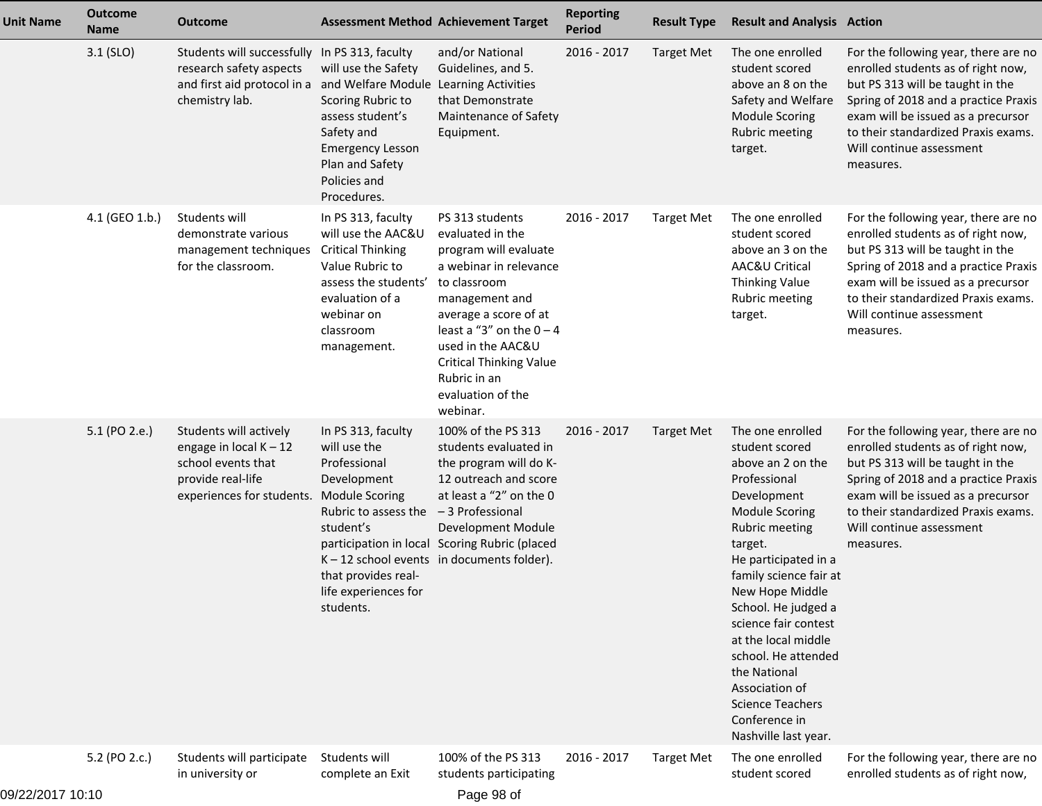| Unit Name | Outcome Name | Outcome | Assessment Method | Achievement Target | Reporting Period | Result Type | Result and Analysis | Action |
|---|---|---|---|---|---|---|---|---|
| | 3.1 (SLO) | Students will successfully research safety aspects and first aid protocol in a chemistry lab. | In PS 313, faculty will use the Safety and Welfare Module Scoring Rubric to assess student's Safety and Emergency Lesson Plan and Safety Policies and Procedures. | and/or National Guidelines, and 5. Learning Activities that Demonstrate Maintenance of Safety Equipment. | 2016 - 2017 | Target Met | The one enrolled student scored above an 8 on the Safety and Welfare Module Scoring Rubric meeting target. | For the following year, there are no enrolled students as of right now, but PS 313 will be taught in the Spring of 2018 and a practice Praxis exam will be issued as a precursor to their standardized Praxis exams. Will continue assessment measures. |
| | 4.1 (GEO 1.b.) | Students will demonstrate various management techniques for the classroom. | In PS 313, faculty will use the AAC&U Critical Thinking Value Rubric to assess the students' evaluation of a webinar on classroom management. | PS 313 students evaluated in the program will evaluate a webinar in relevance to classroom management and average a score of at least a "3" on the 0 – 4 used in the AAC&U Critical Thinking Value Rubric in an evaluation of the webinar. | 2016 - 2017 | Target Met | The one enrolled student scored above an 3 on the AAC&U Critical Thinking Value Rubric meeting target. | For the following year, there are no enrolled students as of right now, but PS 313 will be taught in the Spring of 2018 and a practice Praxis exam will be issued as a precursor to their standardized Praxis exams. Will continue assessment measures. |
| | 5.1 (PO 2.e.) | Students will actively engage in local K – 12 school events that provide real-life experiences for students. | In PS 313, faculty will use the Professional Development Module Scoring Rubric to assess the student's participation in local K – 12 school events that provides real-life experiences for students. | 100% of the PS 313 students evaluated in the program will do K-12 outreach and score at least a "2" on the 0 – 3 Professional Development Module Scoring Rubric (placed in documents folder). | 2016 - 2017 | Target Met | The one enrolled student scored above an 2 on the Professional Development Module Scoring Rubric meeting target.<br>He participated in a family science fair at New Hope Middle School. He judged a science fair contest at the local middle school. He attended the National Association of Science Teachers Conference in Nashville last year. | For the following year, there are no enrolled students as of right now, but PS 313 will be taught in the Spring of 2018 and a practice Praxis exam will be issued as a precursor to their standardized Praxis exams. Will continue assessment measures. |
| | 5.2 (PO 2.c.) | Students will participate in university or | Students will complete an Exit | 100% of the PS 313 students participating | 2016 - 2017 | Target Met | The one enrolled student scored | For the following year, there are no enrolled students as of right now, |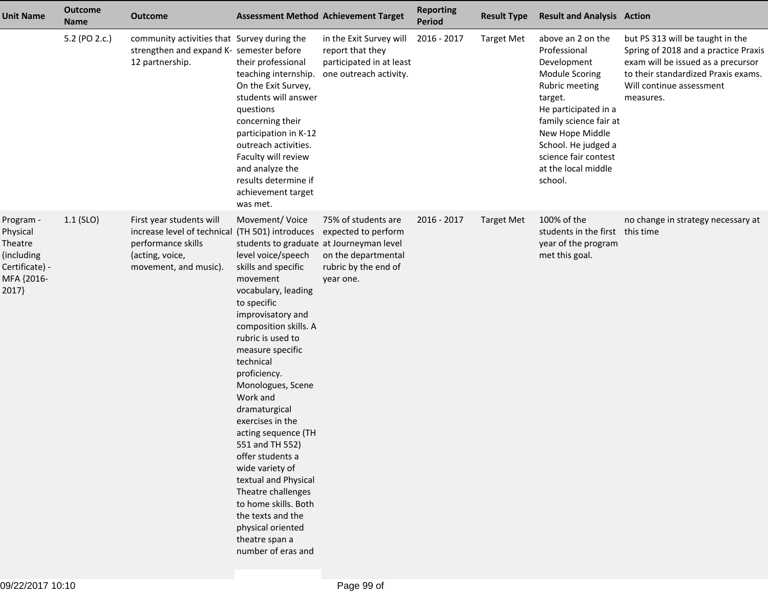| Unit Name | Outcome Name | Outcome | Assessment Method | Achievement Target | Reporting Period | Result Type | Result and Analysis | Action |
|---|---|---|---|---|---|---|---|---|
| | 5.2 (PO 2.c.) | community activities that strengthen and expand K-12 partnership. | Survey during the semester before their professional teaching internship. On the Exit Survey, students will answer questions concerning their participation in K-12 outreach activities. Faculty will review and analyze the results determine if achievement target was met. | in the Exit Survey will report that they participated in at least one outreach activity. | 2016 - 2017 | Target Met | above an 2 on the Professional Development Module Scoring Rubric meeting target.<br>He participated in a family science fair at New Hope Middle School. He judged a science fair contest at the local middle school. | but PS 313 will be taught in the Spring of 2018 and a practice Praxis exam will be issued as a precursor to their standardized Praxis exams. Will continue assessment measures. |
| Program - Physical Theatre (including Certificate) - MFA {2016-2017} | 1.1 (SLO) | First year students will increase level of technical performance skills (acting, voice, movement, and music). | Movement/ Voice (TH 501) introduces students to graduate level voice/speech skills and specific movement vocabulary, leading to specific improvisatory and composition skills. A rubric is used to measure specific technical proficiency. Monologues, Scene Work and dramaturgical exercises in the acting sequence (TH 551 and TH 552) offer students a wide variety of textual and Physical Theatre challenges to home skills. Both the texts and the physical oriented theatre span a number of eras and | 75% of students are expected to perform at Journeyman level on the departmental rubric by the end of year one. | 2016 - 2017 | Target Met | 100% of the students in the first year of the program met this goal. | no change in strategy necessary at this time |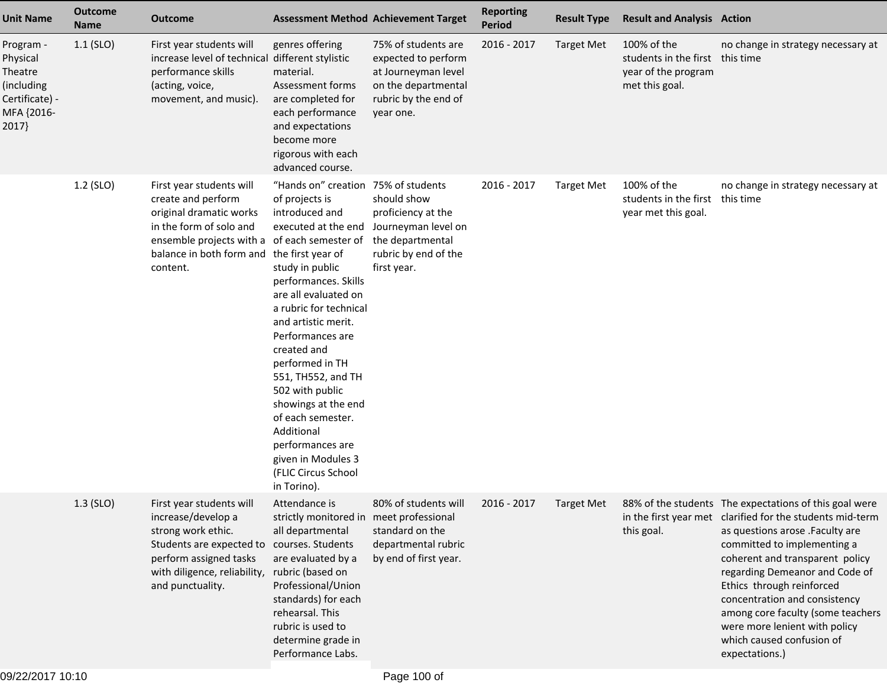| Unit Name | Outcome Name | Outcome | Assessment Method | Achievement Target | Reporting Period | Result Type | Result and Analysis | Action |
|---|---|---|---|---|---|---|---|---|
| Program - Physical Theatre (including Certificate) - MFA {2016-2017} | 1.1 (SLO) | First year students will increase level of technical performance skills (acting, voice, movement, and music). | genres offering different stylistic material. Assessment forms are completed for each performance and expectations become more rigorous with each advanced course. | 75% of students are expected to perform at Journeyman level on the departmental rubric by the end of year one. | 2016 - 2017 | Target Met | 100% of the students in the first year of the program met this goal. | no change in strategy necessary at this time |
| | 1.2 (SLO) | First year students will create and perform original dramatic works in the form of solo and ensemble projects with a balance in both form and content. | “Hands on” creation of projects is introduced and executed at the end of each semester of the first year of study in public performances. Skills are all evaluated on a rubric for technical and artistic merit. Performances are created and performed in TH 551, TH552, and TH 502 with public showings at the end of each semester. Additional performances are given in Modules 3 (FLIC Circus School in Torino). | 75% of students should show proficiency at the Journeyman level on the departmental rubric by end of the first year. | 2016 - 2017 | Target Met | 100% of the students in the first year met this goal. | no change in strategy necessary at this time |
| | 1.3 (SLO) | First year students will increase/develop a strong work ethic. Students are expected to perform assigned tasks with diligence, reliability, and punctuality. | Attendance is strictly monitored in all departmental courses. Students are evaluated by a rubric (based on Professional/Union standards) for each rehearsal. This rubric is used to determine grade in Performance Labs. | 80% of students will meet professional standard on the departmental rubric by end of first year. | 2016 - 2017 | Target Met | 88% of the students in the first year met this goal. | The expectations of this goal were clarified for the students mid-term as questions arose .Faculty are committed to implementing a coherent and transparent policy regarding Demeanor and Code of Ethics through reinforced concentration and consistency among core faculty (some teachers were more lenient with policy which caused confusion of expectations.) |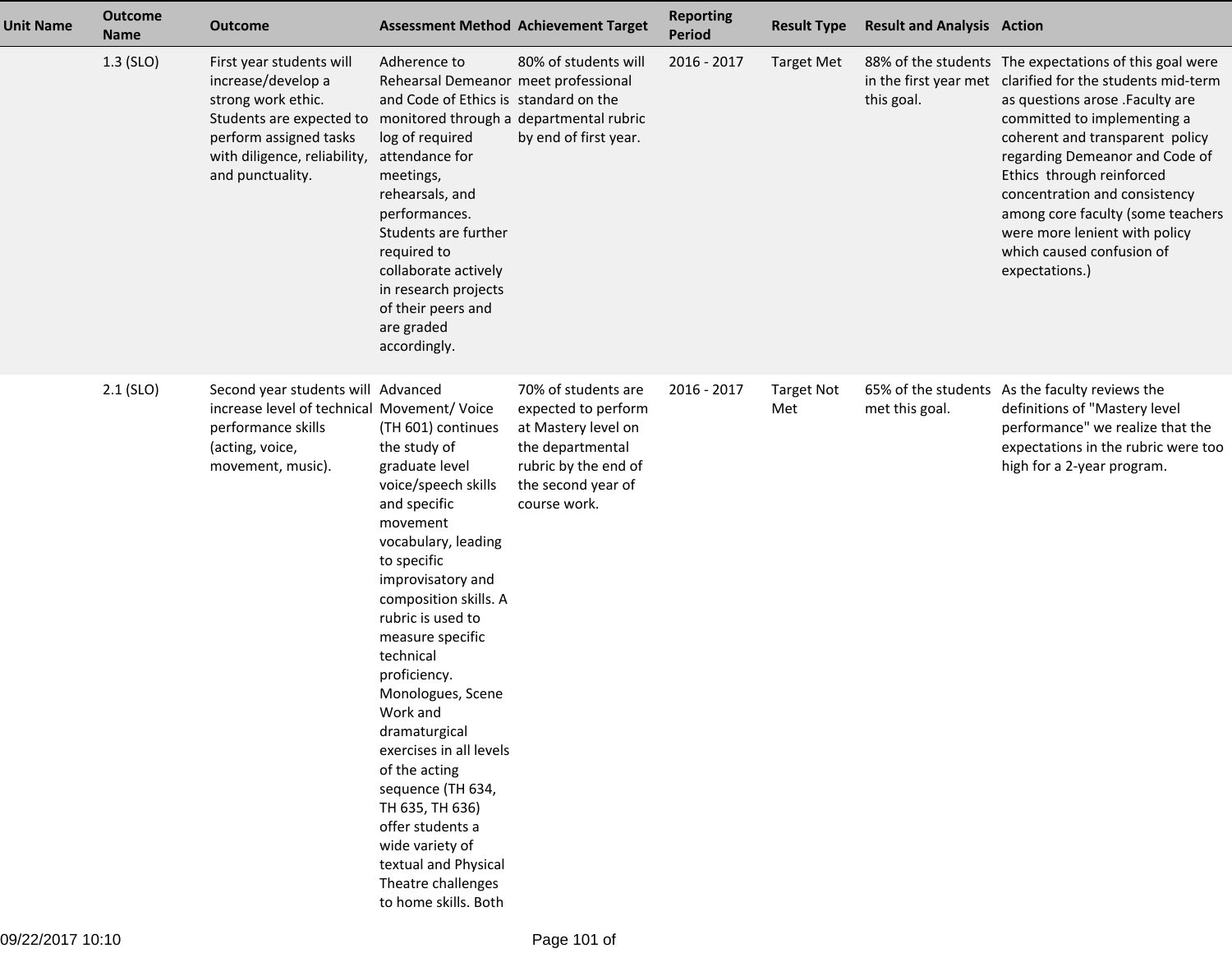| Unit Name | Outcome Name | Outcome | Assessment Method | Achievement Target | Reporting Period | Result Type | Result and Analysis | Action |
|---|---|---|---|---|---|---|---|---|
| | 1.3 (SLO) | First year students will increase/develop a strong work ethic. Students are expected to perform assigned tasks with diligence, reliability, and punctuality. | Adherence to Rehearsal Demeanor and Code of Ethics is monitored through a log of required attendance for meetings, rehearsals, and performances. Students are further required to collaborate actively in research projects of their peers and are graded accordingly. | 80% of students will meet professional standard on the departmental rubric by end of first year. | 2016 - 2017 | Target Met | 88% of the students in the first year met this goal. | The expectations of this goal were clarified for the students mid-term as questions arose .Faculty are committed to implementing a coherent and transparent policy regarding Demeanor and Code of Ethics through reinforced concentration and consistency among core faculty (some teachers were more lenient with policy which caused confusion of expectations.) |
| | 2.1 (SLO) | Second year students will increase level of technical performance skills (acting, voice, movement, music). | Advanced Movement/ Voice (TH 601) continues the study of graduate level voice/speech skills and specific movement vocabulary, leading to specific improvisatory and composition skills. A rubric is used to measure specific technical proficiency. Monologues, Scene Work and dramaturgical exercises in all levels of the acting sequence (TH 634, TH 635, TH 636) offer students a wide variety of textual and Physical Theatre challenges to home skills. Both | 70% of students are expected to perform at Mastery level on the departmental rubric by the end of the second year of course work. | 2016 - 2017 | Target Not Met | 65% of the students met this goal. | As the faculty reviews the definitions of "Mastery level performance" we realize that the expectations in the rubric were too high for a 2-year program. |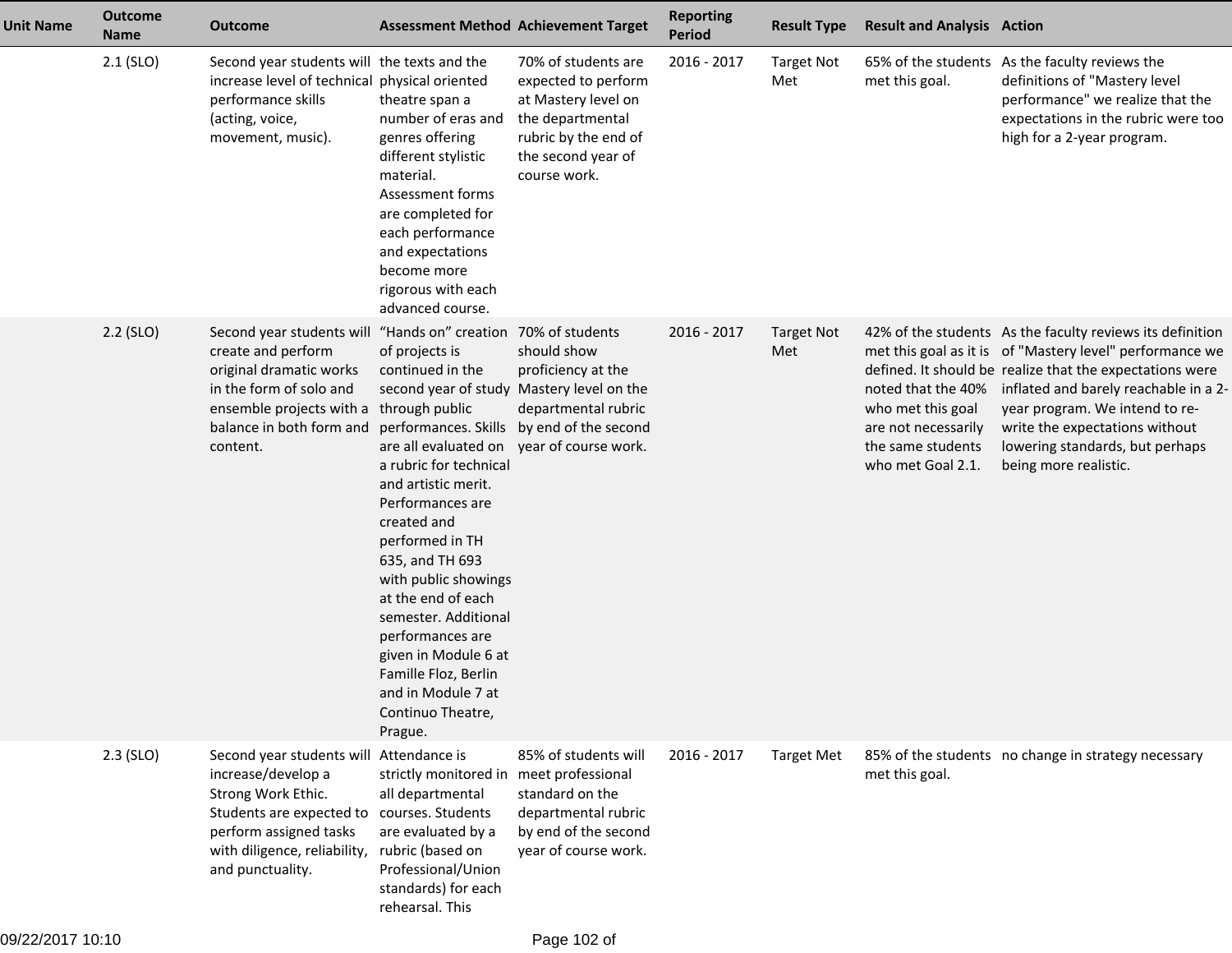| Unit Name | Outcome Name | Outcome | Assessment Method | Achievement Target | Reporting Period | Result Type | Result and Analysis | Action |
|---|---|---|---|---|---|---|---|---|
| | 2.1 (SLO) | Second year students will increase level of technical performance skills (acting, voice, movement, music). | the texts and the physical oriented theatre span a number of eras and genres offering different stylistic material. Assessment forms are completed for each performance and expectations become more rigorous with each advanced course. | 70% of students are expected to perform at Mastery level on the departmental rubric by the end of the second year of course work. | 2016 - 2017 | Target Not Met | 65% of the students met this goal. | As the faculty reviews the definitions of "Mastery level performance" we realize that the expectations in the rubric were too high for a 2-year program. |
| | 2.2 (SLO) | Second year students will create and perform original dramatic works in the form of solo and ensemble projects with a balance in both form and content. | "Hands on" creation of projects is continued in the second year of study through public performances. Skills are all evaluated on a rubric for technical and artistic merit. Performances are created and performed in TH 635, and TH 693 with public showings at the end of each semester. Additional performances are given in Module 6 at Famille Floz, Berlin and in Module 7 at Continuo Theatre, Prague. | 70% of students should show proficiency at the Mastery level on the departmental rubric by end of the second year of course work. | 2016 - 2017 | Target Not Met | 42% of the students met this goal as it is defined. It should be noted that the 40% who met this goal are not necessarily the same students who met Goal 2.1. | As the faculty reviews its definition of "Mastery level" performance we realize that the expectations were inflated and barely reachable in a 2-year program. We intend to re-write the expectations without lowering standards, but perhaps being more realistic. |
| | 2.3 (SLO) | Second year students will increase/develop a Strong Work Ethic. Students are expected to perform assigned tasks with diligence, reliability, and punctuality. | Attendance is strictly monitored in all departmental courses. Students are evaluated by a rubric (based on Professional/Union standards) for each rehearsal. This | 85% of students will meet professional standard on the departmental rubric by end of the second year of course work. | 2016 - 2017 | Target Met | 85% of the students met this goal. | no change in strategy necessary |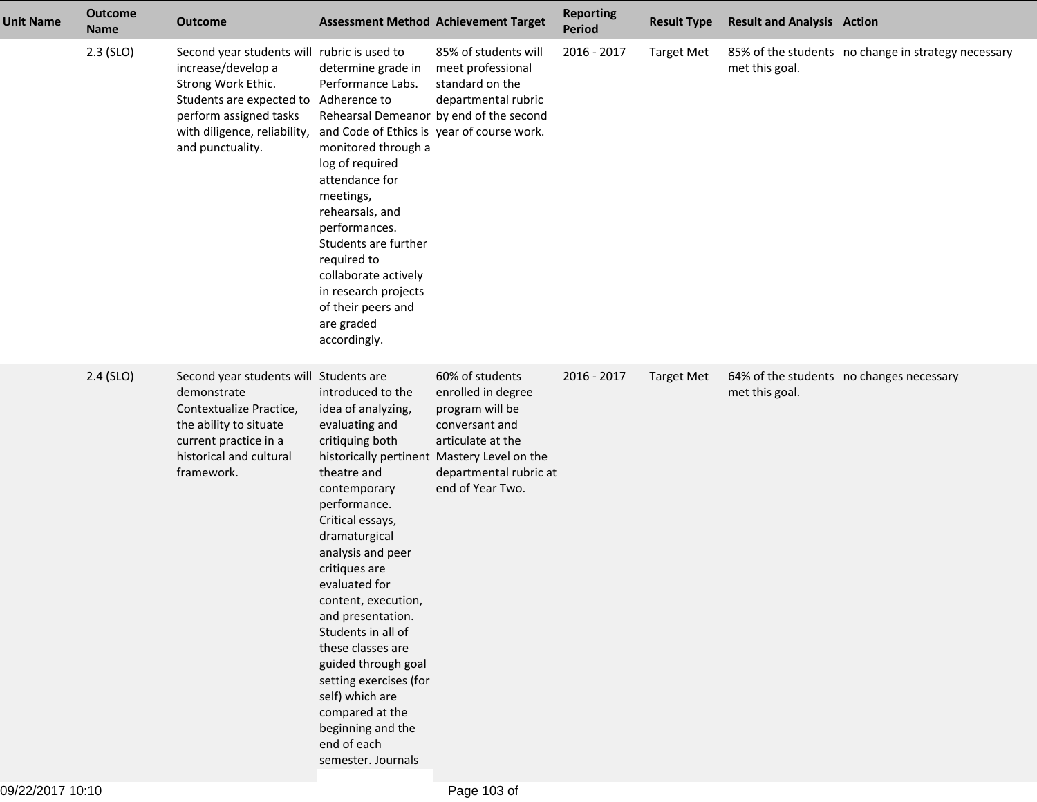| Unit Name | Outcome Name | Outcome | Assessment Method | Achievement Target | Reporting Period | Result Type | Result and Analysis | Action |
|---|---|---|---|---|---|---|---|---|
| | 2.3 (SLO) | Second year students will increase/develop a Strong Work Ethic. Students are expected to perform assigned tasks with diligence, reliability, and punctuality. | rubric is used to determine grade in Performance Labs. Adherence to Rehearsal Demeanor and Code of Ethics is monitored through a log of required attendance for meetings, rehearsals, and performances. Students are further required to collaborate actively in research projects of their peers and are graded accordingly. | 85% of students will meet professional standard on the departmental rubric by end of the second year of course work. | 2016 - 2017 | Target Met | 85% of the students met this goal. | no change in strategy necessary |
| | 2.4 (SLO) | Second year students will demonstrate Contextualize Practice, the ability to situate current practice in a historical and cultural framework. | Students are introduced to the idea of analyzing, evaluating and critiquing both historically pertinent theatre and contemporary performance. Critical essays, dramaturgical analysis and peer critiques are evaluated for content, execution, and presentation. Students in all of these classes are guided through goal setting exercises (for self) which are compared at the beginning and the end of each semester. Journals | 60% of students enrolled in degree program will be conversant and articulate at the Mastery Level on the departmental rubric at end of Year Two. | 2016 - 2017 | Target Met | 64% of the students met this goal. | no changes necessary |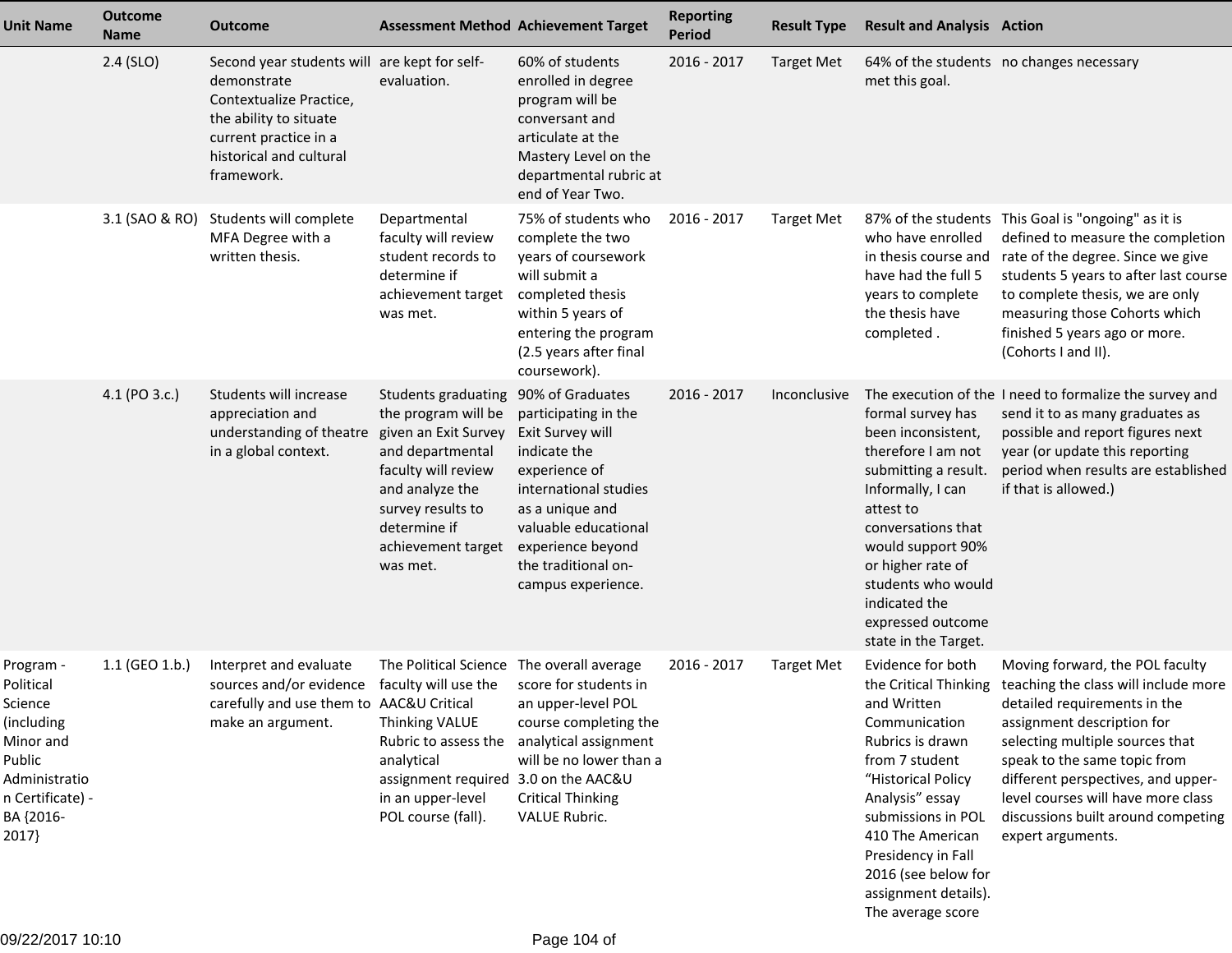| Unit Name | Outcome Name | Outcome | Assessment Method | Achievement Target | Reporting Period | Result Type | Result and Analysis | Action |
|---|---|---|---|---|---|---|---|---|
| | 2.4 (SLO) | Second year students will demonstrate Contextualize Practice, the ability to situate current practice in a historical and cultural framework. | are kept for self-evaluation. | 60% of students enrolled in degree program will be conversant and articulate at the Mastery Level on the departmental rubric at end of Year Two. | 2016 - 2017 | Target Met | 64% of the students met this goal. | no changes necessary |
| | 3.1 (SAO & RO) | Students will complete MFA Degree with a written thesis. | Departmental faculty will review student records to determine if achievement target was met. | 75% of students who complete the two years of coursework will submit a completed thesis within 5 years of entering the program (2.5 years after final coursework). | 2016 - 2017 | Target Met | 87% of the students who have enrolled in thesis course and have had the full 5 years to complete the thesis have completed . | This Goal is "ongoing" as it is defined to measure the completion rate of the degree. Since we give students 5 years to after last course to complete thesis, we are only measuring those Cohorts which finished 5 years ago or more. (Cohorts I and II). |
| | 4.1 (PO 3.c.) | Students will increase appreciation and understanding of theatre in a global context. | Students graduating the program will be given an Exit Survey and departmental faculty will review and analyze the survey results to determine if achievement target was met. | 90% of Graduates participating in the Exit Survey will indicate the experience of international studies as a unique and valuable educational experience beyond the traditional on-campus experience. | 2016 - 2017 | Inconclusive | The execution of the formal survey has been inconsistent, therefore I am not submitting a result. Informally, I can attest to conversations that would support 90% or higher rate of students who would indicated the expressed outcome state in the Target. | I need to formalize the survey and send it to as many graduates as possible and report figures next year (or update this reporting period when results are established if that is allowed.) |
| Program - Political Science (including Minor and Public Administration Certificate) - BA {2016-2017} | 1.1 (GEO 1.b.) | Interpret and evaluate sources and/or evidence carefully and use them to make an argument. | The Political Science faculty will use the AAC&U Critical Thinking VALUE Rubric to assess the analytical assignment required in an upper-level POL course (fall). | The overall average score for students in an upper-level POL course completing the analytical assignment will be no lower than a 3.0 on the AAC&U Critical Thinking VALUE Rubric. | 2016 - 2017 | Target Met | Evidence for both the Critical Thinking and Written Communication Rubrics is drawn from 7 student "Historical Policy Analysis" essay submissions in POL 410 The American Presidency in Fall 2016 (see below for assignment details). The average score | Moving forward, the POL faculty teaching the class will include more detailed requirements in the assignment description for selecting multiple sources that speak to the same topic from different perspectives, and upper-level courses will have more class discussions built around competing expert arguments. |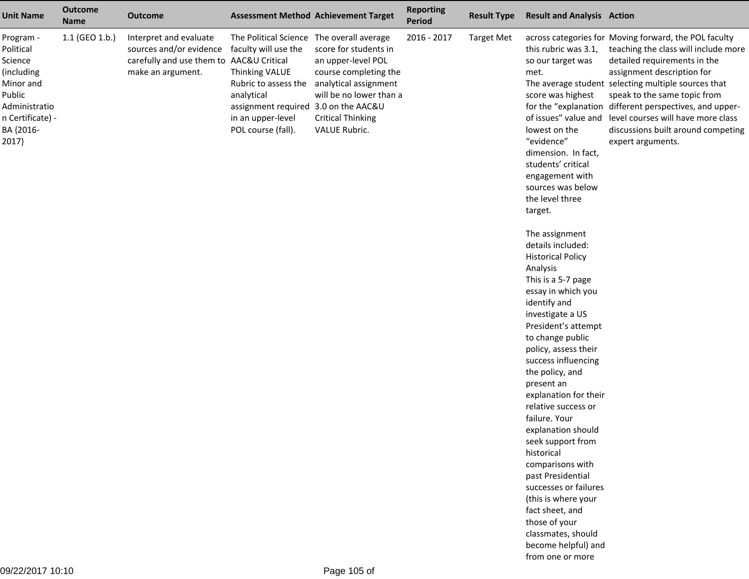| Unit Name | Outcome Name | Outcome | Assessment Method | Achievement Target | Reporting Period | Result Type | Result and Analysis | Action |
|---|---|---|---|---|---|---|---|---|
| Program - Political Science (including Minor and Public Administration Certificate) - BA {2016-2017} | 1.1 (GEO 1.b.) | Interpret and evaluate sources and/or evidence carefully and use them to make an argument. | The Political Science faculty will use the AAC&U Critical Thinking VALUE Rubric to assess the analytical assignment required in an upper-level POL course (fall). | The overall average score for students in an upper-level POL course completing the analytical assignment will be no lower than a 3.0 on the AAC&U Critical Thinking VALUE Rubric. | 2016 - 2017 | Target Met | across categories for this rubric was 3.1, so our target was met.<br>The average student score was highest for the "explanation of issues" value and lowest on the "evidence" dimension. In fact, students' critical engagement with sources was below the level three target.<br><br>The assignment details included:<br>Historical Policy Analysis<br>This is a 5-7 page essay in which you identify and investigate a US President's attempt to change public policy, assess their success influencing the policy, and present an explanation for their relative success or failure. Your explanation should seek support from historical comparisons with past Presidential successes or failures (this is where your fact sheet, and those of your classmates, should become helpful) and from one or more | Moving forward, the POL faculty teaching the class will include more detailed requirements in the assignment description for selecting multiple sources that speak to the same topic from different perspectives, and upper-level courses will have more class discussions built around competing expert arguments. |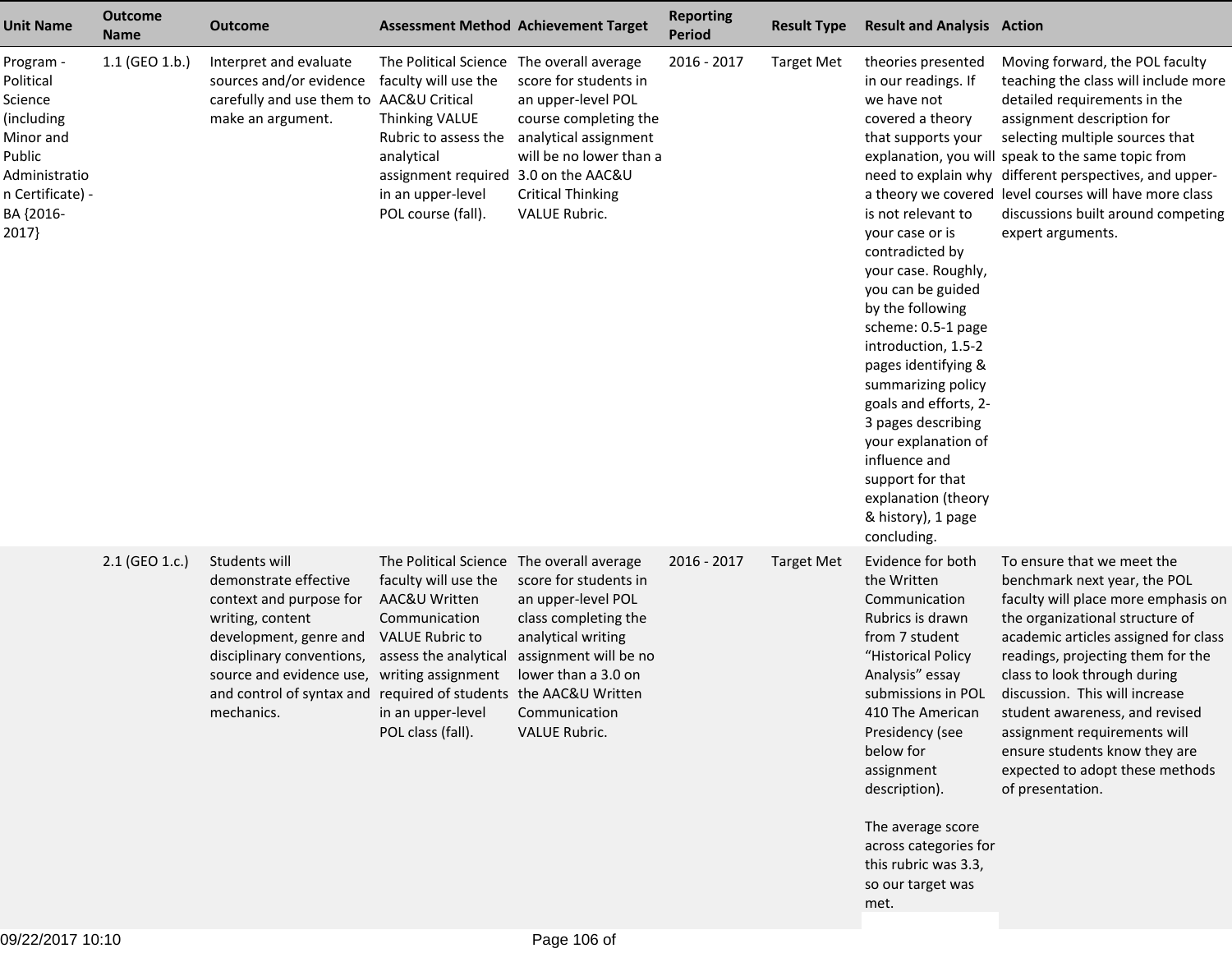| Unit Name | Outcome Name | Outcome | Assessment Method | Achievement Target | Reporting Period | Result Type | Result and Analysis | Action |
|---|---|---|---|---|---|---|---|---|
| Program - Political Science (including Minor and Public Administration Certificate) - BA {2016-2017} | 1.1 (GEO 1.b.) | Interpret and evaluate sources and/or evidence carefully and use them to make an argument. | The Political Science faculty will use the AAC&U Critical Thinking VALUE Rubric to assess the analytical assignment required in an upper-level POL course (fall). | The overall average score for students in an upper-level POL course completing the analytical assignment will be no lower than a 3.0 on the AAC&U Critical Thinking VALUE Rubric. | 2016 - 2017 | Target Met | theories presented in our readings. If we have not covered a theory that supports your explanation, you will need to explain why a theory we covered is not relevant to your case or is contradicted by your case. Roughly, you can be guided by the following scheme: 0.5-1 page introduction, 1.5-2 pages identifying & summarizing policy goals and efforts, 2-3 pages describing your explanation of influence and support for that explanation (theory & history), 1 page concluding. | Moving forward, the POL faculty teaching the class will include more detailed requirements in the assignment description for selecting multiple sources that speak to the same topic from different perspectives, and upper-level courses will have more class discussions built around competing expert arguments. |
| | 2.1 (GEO 1.c.) | Students will demonstrate effective context and purpose for writing, content development, genre and disciplinary conventions, source and evidence use, and control of syntax and mechanics. | The Political Science faculty will use the AAC&U Written Communication VALUE Rubric to assess the analytical writing assignment required of students in an upper-level POL class (fall). | The overall average score for students in an upper-level POL class completing the analytical writing assignment will be no lower than a 3.0 on the AAC&U Written Communication VALUE Rubric. | 2016 - 2017 | Target Met | Evidence for both the Written Communication Rubrics is drawn from 7 student "Historical Policy Analysis" essay submissions in POL 410 The American Presidency (see below for assignment description).<br><br>The average score across categories for this rubric was 3.3, so our target was met. | To ensure that we meet the benchmark next year, the POL faculty will place more emphasis on the organizational structure of academic articles assigned for class readings, projecting them for the class to look through during discussion. This will increase student awareness, and revised assignment requirements will ensure students know they are expected to adopt these methods of presentation. |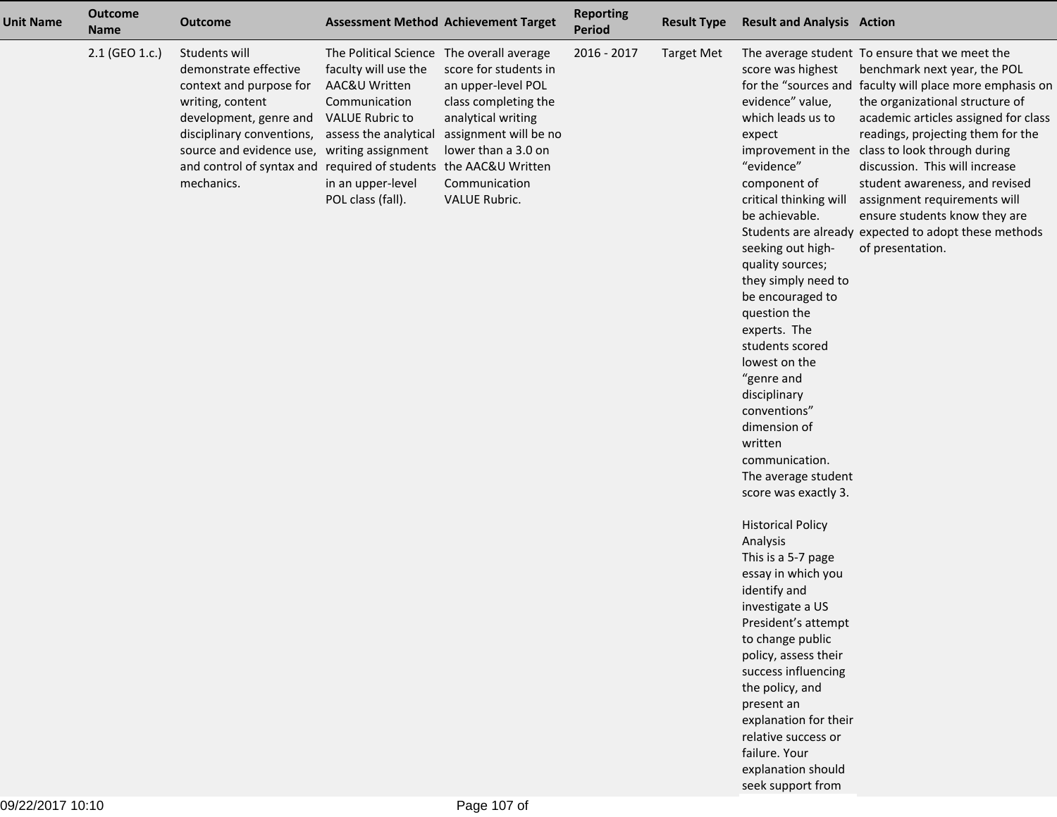| Unit Name | Outcome Name | Outcome | Assessment Method | Achievement Target | Reporting Period | Result Type | Result and Analysis | Action |
|---|---|---|---|---|---|---|---|---|
| | 2.1 (GEO 1.c.) | Students will demonstrate effective context and purpose for writing, content development, genre and disciplinary conventions, source and evidence use, and control of syntax and mechanics. | The Political Science faculty will use the AAC&U Written Communication VALUE Rubric to assess the analytical writing assignment required of students in an upper-level POL class (fall). | The overall average score for students in an upper-level POL class completing the analytical writing assignment will be no lower than a 3.0 on the AAC&U Written Communication VALUE Rubric. | 2016 - 2017 | Target Met | The average student score was highest for the “sources and evidence” value, which leads us to expect improvement in the “evidence” component of critical thinking will be achievable. Students are already seeking out high-quality sources; they simply need to be encouraged to question the experts. The students scored lowest on the “genre and disciplinary conventions” dimension of written communication. The average student score was exactly 3.<br><br>Historical Policy Analysis<br>This is a 5-7 page essay in which you identify and investigate a US President’s attempt to change public policy, assess their success influencing the policy, and present an explanation for their relative success or failure. Your explanation should seek support from | To ensure that we meet the benchmark next year, the POL faculty will place more emphasis on the organizational structure of academic articles assigned for class readings, projecting them for the class to look through during discussion. This will increase student awareness, and revised assignment requirements will ensure students know they are expected to adopt these methods of presentation. |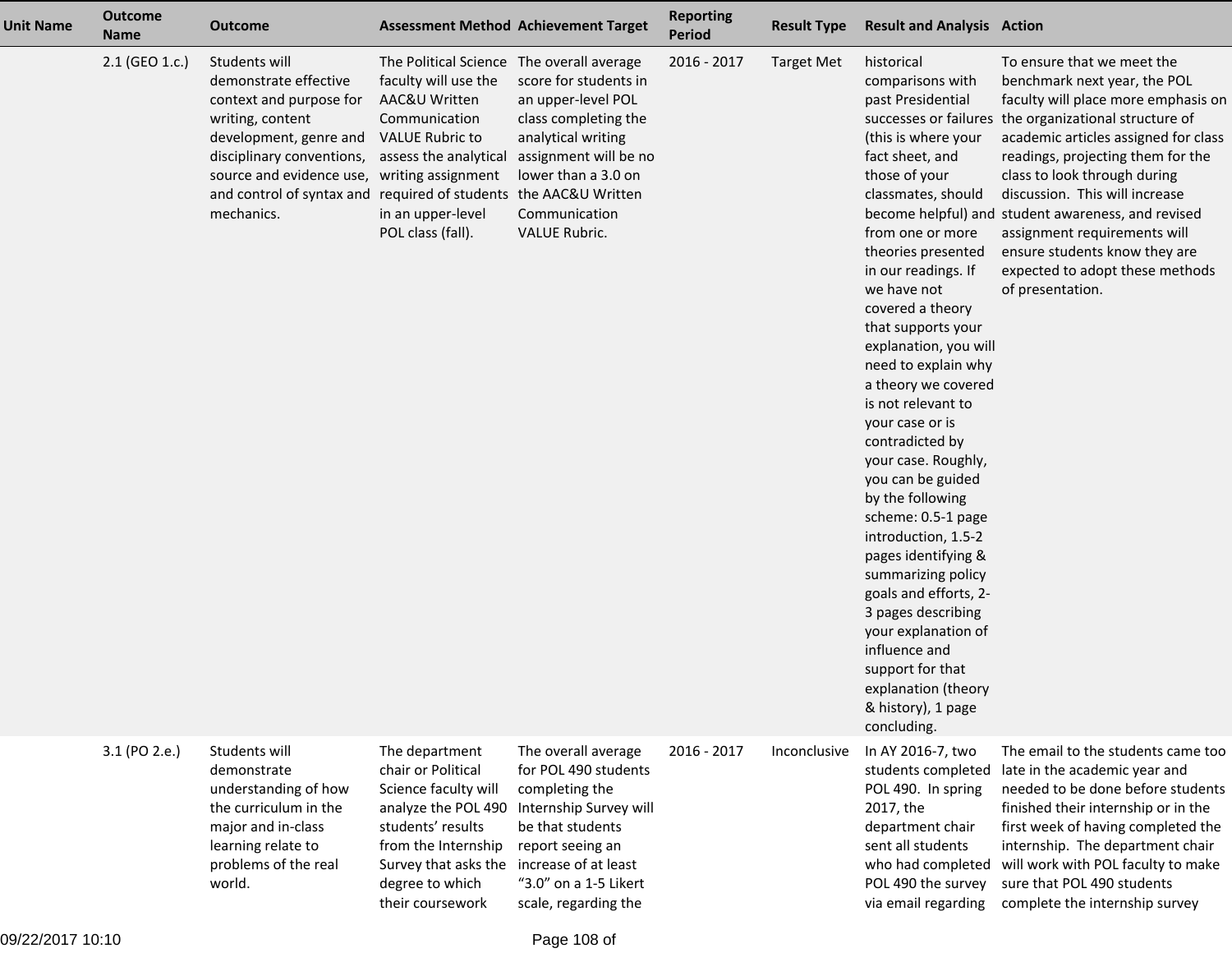| Unit Name | Outcome Name | Outcome | Assessment Method | Achievement Target | Reporting Period | Result Type | Result and Analysis | Action |
|---|---|---|---|---|---|---|---|---|
| | 2.1 (GEO 1.c.) | Students will demonstrate effective context and purpose for writing, content development, genre and disciplinary conventions, source and evidence use, and control of syntax and mechanics. | The Political Science faculty will use the AAC&U Written Communication VALUE Rubric to assess the analytical writing assignment required of students in an upper-level POL class (fall). | The overall average score for students in an upper-level POL class completing the analytical writing assignment will be no lower than a 3.0 on the AAC&U Written Communication VALUE Rubric. | 2016 - 2017 | Target Met | historical comparisons with past Presidential successes or failures (this is where your fact sheet, and those of your classmates, should become helpful) and from one or more theories presented in our readings. If we have not covered a theory that supports your explanation, you will need to explain why a theory we covered is not relevant to your case or is contradicted by your case. Roughly, you can be guided by the following scheme: 0.5-1 page introduction, 1.5-2 pages identifying & summarizing policy goals and efforts, 2-3 pages describing your explanation of influence and support for that explanation (theory & history), 1 page concluding. | To ensure that we meet the benchmark next year, the POL faculty will place more emphasis on the organizational structure of academic articles assigned for class readings, projecting them for the class to look through during discussion. This will increase student awareness, and revised assignment requirements will ensure students know they are expected to adopt these methods of presentation. |
| | 3.1 (PO 2.e.) | Students will demonstrate understanding of how the curriculum in the major and in-class learning relate to problems of the real world. | The department chair or Political Science faculty will analyze the POL 490 students' results from the Internship Survey that asks the degree to which their coursework | The overall average for POL 490 students completing the Internship Survey will be that students report seeing an increase of at least "3.0" on a 1-5 Likert scale, regarding the | 2016 - 2017 | Inconclusive | In AY 2016-7, two students completed POL 490. In spring 2017, the department chair sent all students who had completed POL 490 the survey via email regarding | The email to the students came too late in the academic year and needed to be done before students finished their internship or in the first week of having completed the internship. The department chair will work with POL faculty to make sure that POL 490 students complete the internship survey |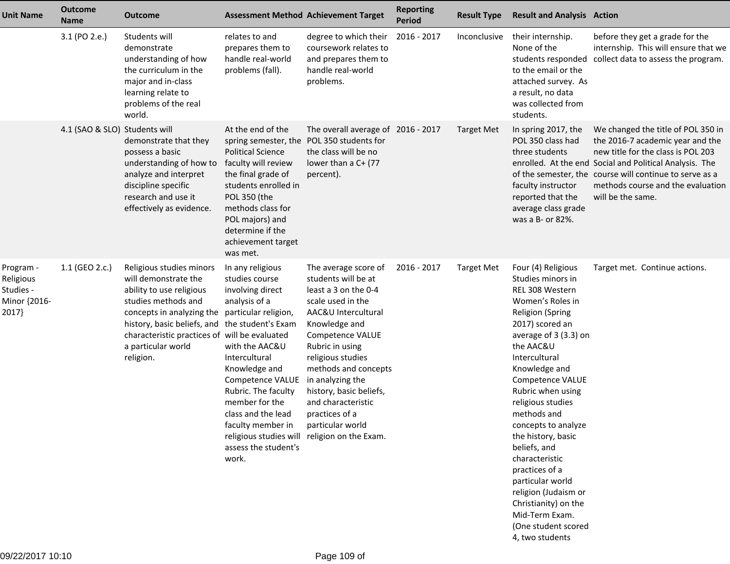| Unit Name | Outcome Name | Outcome | Assessment Method | Achievement Target | Reporting Period | Result Type | Result and Analysis | Action |
|---|---|---|---|---|---|---|---|---|
| | 3.1 (PO 2.e.) | Students will demonstrate understanding of how the curriculum in the major and in-class learning relate to problems of the real world. | relates to and prepares them to handle real-world problems (fall). | degree to which their coursework relates to and prepares them to handle real-world problems. | 2016 - 2017 | Inconclusive | their internship. None of the students responded to the email or the attached survey. As a result, no data was collected from students. | before they get a grade for the internship. This will ensure that we collect data to assess the program. |
| | 4.1 (SAO & SLO) | Students will demonstrate that they possess a basic understanding of how to analyze and interpret discipline specific research and use it effectively as evidence. | At the end of the spring semester, the Political Science faculty will review the final grade of students enrolled in POL 350 (the methods class for POL majors) and determine if the achievement target was met. | The overall average of POL 350 students for the class will be no lower than a C+ (77 percent). | 2016 - 2017 | Target Met | In spring 2017, the POL 350 class had three students enrolled. At the end of the semester, the faculty instructor reported that the average class grade was a B- or 82%. | We changed the title of POL 350 in the 2016-7 academic year and the new title for the class is POL 203 Social and Political Analysis. The course will continue to serve as a methods course and the evaluation will be the same. |
| Program - Religious Studies - Minor {2016-2017} | 1.1 (GEO 2.c.) | Religious studies minors will demonstrate the ability to use religious studies methods and concepts in analyzing the history, basic beliefs, and characteristic practices of a particular world religion. | In any religious studies course involving direct analysis of a particular religion, the student's Exam will be evaluated with the AAC&U Intercultural Knowledge and Competence VALUE Rubric. The faculty member for the class and the lead faculty member in religious studies will assess the student's work. | The average score of students will be at least a 3 on the 0-4 scale used in the AAC&U Intercultural Knowledge and Competence VALUE Rubric in using religious studies methods and concepts in analyzing the history, basic beliefs, and characteristic practices of a particular world religion on the Exam. | 2016 - 2017 | Target Met | Four (4) Religious Studies minors in REL 308 Western Women's Roles in Religion (Spring 2017) scored an average of 3 (3.3) on the AAC&U Intercultural Knowledge and Competence VALUE Rubric when using religious studies methods and concepts to analyze the history, basic beliefs, and characteristic practices of a particular world religion (Judaism or Christianity) on the Mid-Term Exam. (One student scored 4, two students | Target met. Continue actions. |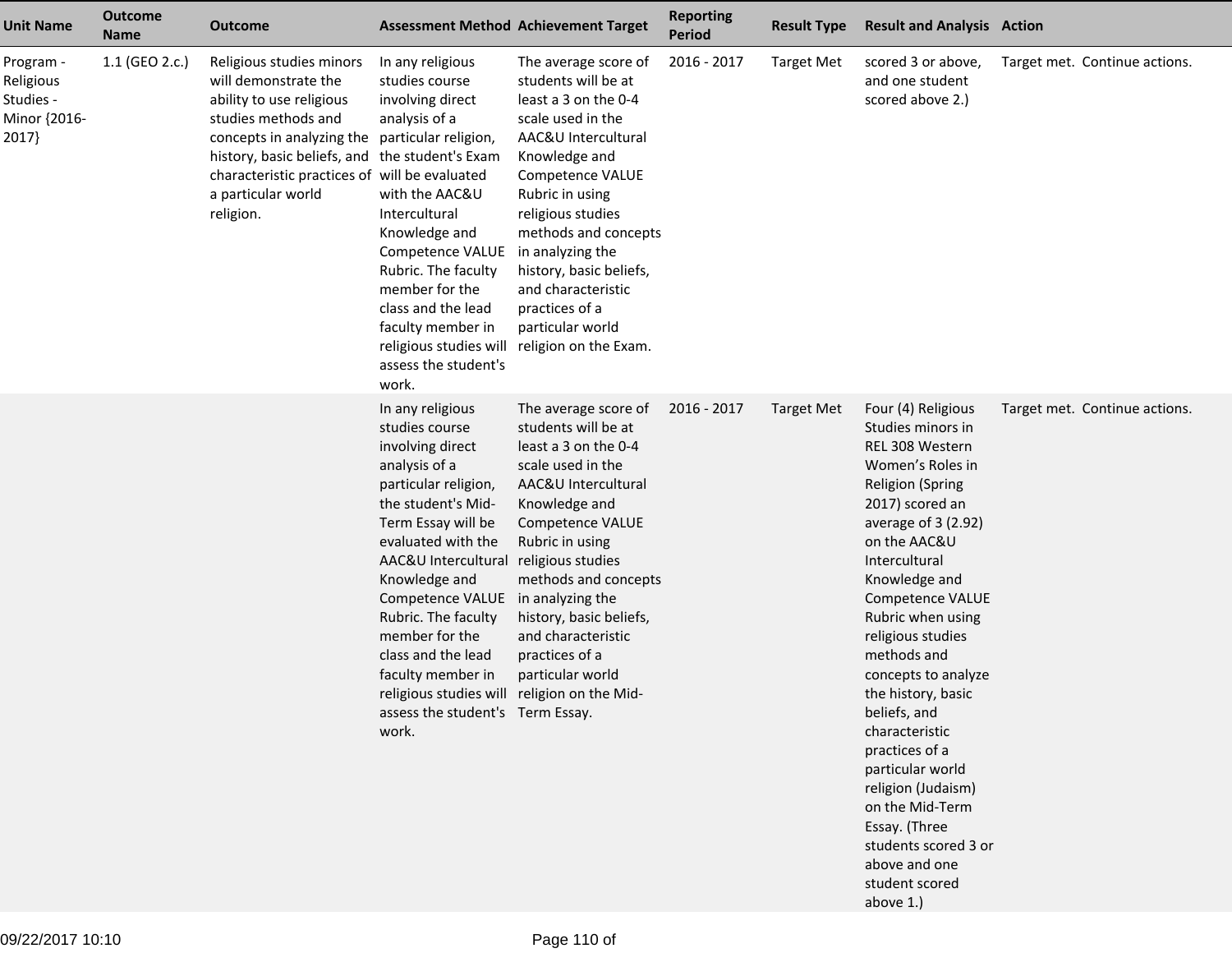| Unit Name | Outcome Name | Outcome | Assessment Method | Achievement Target | Reporting Period | Result Type | Result and Analysis | Action |
|---|---|---|---|---|---|---|---|---|
| Program - Religious Studies - Minor {2016-2017} | 1.1 (GEO 2.c.) | Religious studies minors will demonstrate the ability to use religious studies methods and concepts in analyzing the history, basic beliefs, and characteristic practices of a particular world religion. | In any religious studies course involving direct analysis of a particular religion, the student's Exam will be evaluated with the AAC&U Intercultural Knowledge and Competence VALUE Rubric. The faculty member for the class and the lead faculty member in religious studies will assess the student's work. | The average score of students will be at least a 3 on the 0-4 scale used in the AAC&U Intercultural Knowledge and Competence VALUE Rubric in using religious studies methods and concepts in analyzing the history, basic beliefs, and characteristic practices of a particular world religion on the Exam. | 2016 - 2017 | Target Met | scored 3 or above, and one student scored above 2.) | Target met. Continue actions. |
| | | | In any religious studies course involving direct analysis of a particular religion, the student's Mid-Term Essay will be evaluated with the AAC&U Intercultural Knowledge and Competence VALUE Rubric. The faculty member for the class and the lead faculty member in religious studies will assess the student's work. | The average score of students will be at least a 3 on the 0-4 scale used in the AAC&U Intercultural Knowledge and Competence VALUE Rubric in using religious studies methods and concepts in analyzing the history, basic beliefs, and characteristic practices of a particular world religion on the Mid-Term Essay. | 2016 - 2017 | Target Met | Four (4) Religious Studies minors in REL 308 Western Women's Roles in Religion (Spring 2017) scored an average of 3 (2.92) on the AAC&U Intercultural Knowledge and Competence VALUE Rubric when using religious studies methods and concepts to analyze the history, basic beliefs, and characteristic practices of a particular world religion (Judaism) on the Mid-Term Essay. (Three students scored 3 or above and one student scored above 1.) | Target met. Continue actions. |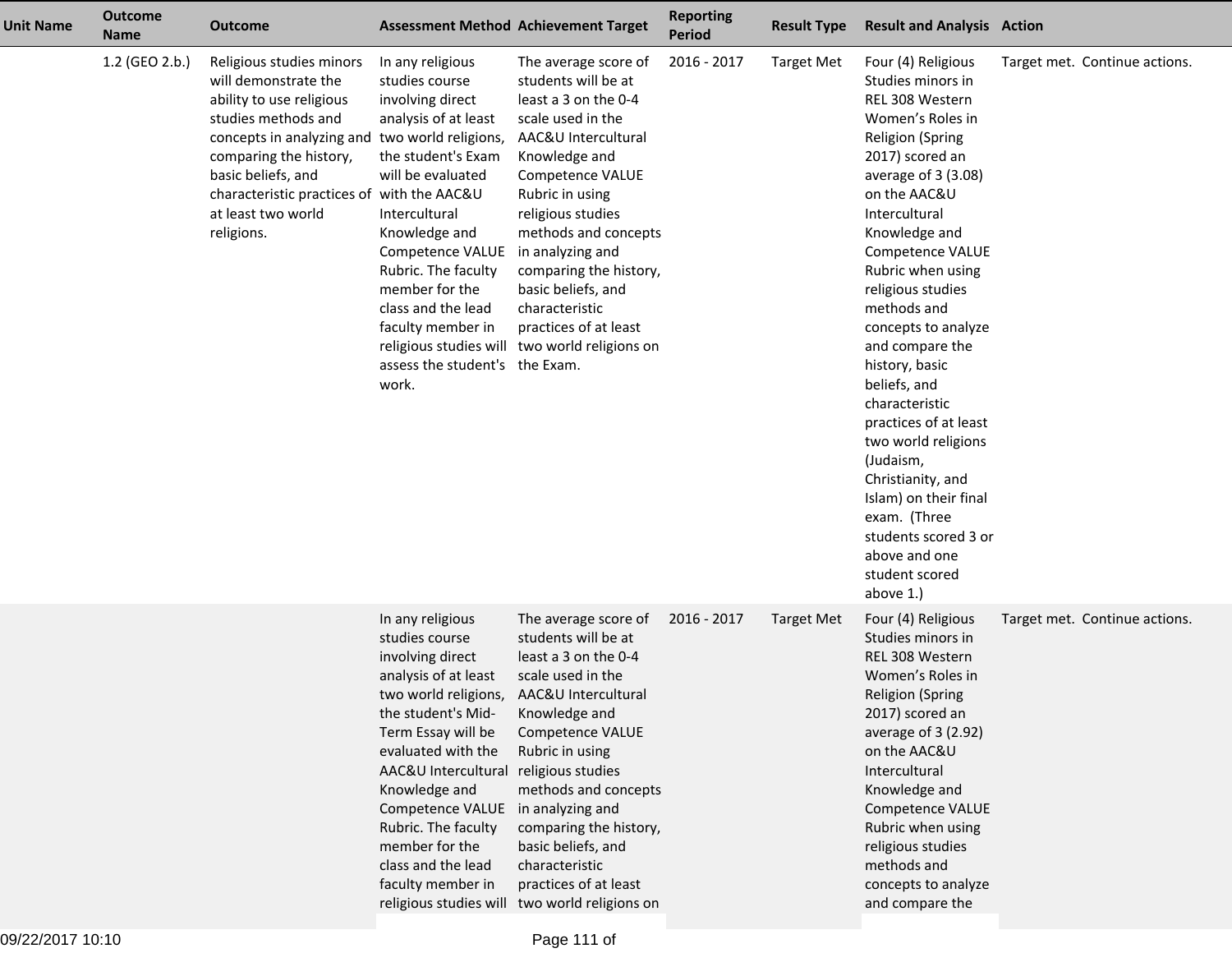| Unit Name | Outcome Name | Outcome | Assessment Method | Achievement Target | Reporting Period | Result Type | Result and Analysis | Action |
|---|---|---|---|---|---|---|---|---|
| | 1.2 (GEO 2.b.) | Religious studies minors will demonstrate the ability to use religious studies methods and concepts in analyzing and comparing the history, basic beliefs, and characteristic practices of at least two world religions. | In any religious studies course involving direct analysis of at least two world religions, the student's Exam will be evaluated with the AAC&U Intercultural Knowledge and Competence VALUE Rubric. The faculty member for the class and the lead faculty member in religious studies will assess the student's work. | The average score of students will be at least a 3 on the 0-4 scale used in the AAC&U Intercultural Knowledge and Competence VALUE Rubric in using religious studies methods and concepts in analyzing and comparing the history, basic beliefs, and characteristic practices of at least two world religions on the Exam. | 2016 - 2017 | Target Met | Four (4) Religious Studies minors in REL 308 Western Women's Roles in Religion (Spring 2017) scored an average of 3 (3.08) on the AAC&U Intercultural Knowledge and Competence VALUE Rubric when using religious studies methods and concepts to analyze and compare the history, basic beliefs, and characteristic practices of at least two world religions (Judaism, Christianity, and Islam) on their final exam. (Three students scored 3 or above and one student scored above 1.) | Target met. Continue actions. |
| | | | In any religious studies course involving direct analysis of at least two world religions, the student's Mid-Term Essay will be evaluated with the AAC&U Intercultural Knowledge and Competence VALUE Rubric. The faculty member for the class and the lead faculty member in religious studies will | The average score of students will be at least a 3 on the 0-4 scale used in the AAC&U Intercultural Knowledge and Competence VALUE Rubric in using religious studies methods and concepts in analyzing and comparing the history, basic beliefs, and characteristic practices of at least two world religions on | 2016 - 2017 | Target Met | Four (4) Religious Studies minors in REL 308 Western Women's Roles in Religion (Spring 2017) scored an average of 3 (2.92) on the AAC&U Intercultural Knowledge and Competence VALUE Rubric when using religious studies methods and concepts to analyze and compare the | Target met. Continue actions. |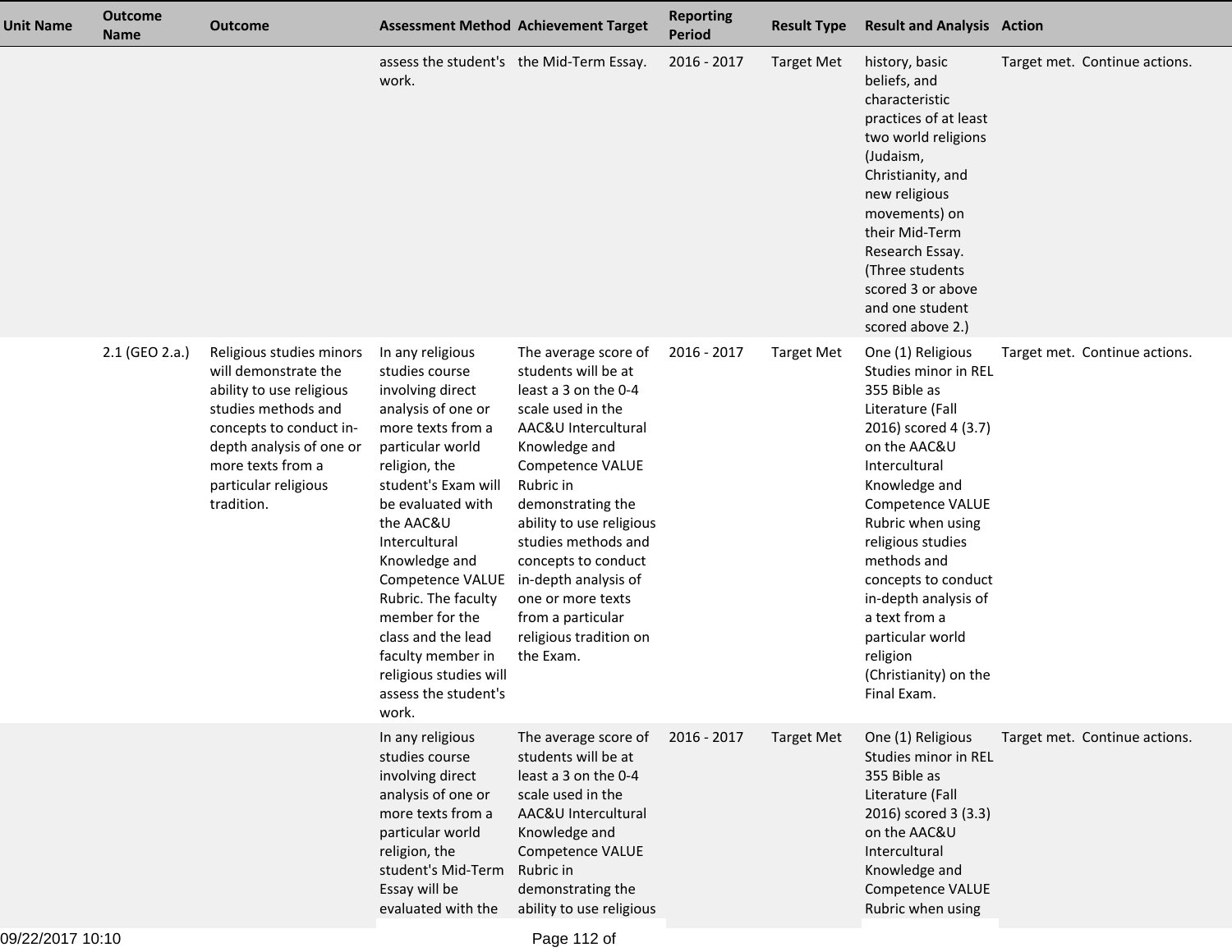| Unit Name | Outcome Name | Outcome | Assessment Method | Achievement Target | Reporting Period | Result Type | Result and Analysis | Action |
|---|---|---|---|---|---|---|---|---|
| | | | assess the student's work. | the Mid-Term Essay. | 2016 - 2017 | Target Met | history, basic beliefs, and characteristic practices of at least two world religions (Judaism, Christianity, and new religious movements) on their Mid-Term Research Essay. (Three students scored 3 or above and one student scored above 2.) | Target met. Continue actions. |
| | 2.1 (GEO 2.a.) | Religious studies minors will demonstrate the ability to use religious studies methods and concepts to conduct in-depth analysis of one or more texts from a particular religious tradition. | In any religious studies course involving direct analysis of one or more texts from a particular world religion, the student's Exam will be evaluated with the AAC&U Intercultural Knowledge and Competence VALUE Rubric. The faculty member for the class and the lead faculty member in religious studies will assess the student's work. | The average score of students will be at least a 3 on the 0-4 scale used in the AAC&U Intercultural Knowledge and Competence VALUE Rubric in demonstrating the ability to use religious studies methods and concepts to conduct in-depth analysis of one or more texts from a particular religious tradition on the Exam. | 2016 - 2017 | Target Met | One (1) Religious Studies minor in REL 355 Bible as Literature (Fall 2016) scored 4 (3.7) on the AAC&U Intercultural Knowledge and Competence VALUE Rubric when using religious studies methods and concepts to conduct in-depth analysis of a text from a particular world religion (Christianity) on the Final Exam. | Target met. Continue actions. |
| | | | In any religious studies course involving direct analysis of one or more texts from a particular world religion, the student's Mid-Term Essay will be evaluated with the | The average score of students will be at least a 3 on the 0-4 scale used in the AAC&U Intercultural Knowledge and Competence VALUE Rubric in demonstrating the ability to use religious | 2016 - 2017 | Target Met | One (1) Religious Studies minor in REL 355 Bible as Literature (Fall 2016) scored 3 (3.3) on the AAC&U Intercultural Knowledge and Competence VALUE Rubric when using | Target met. Continue actions. |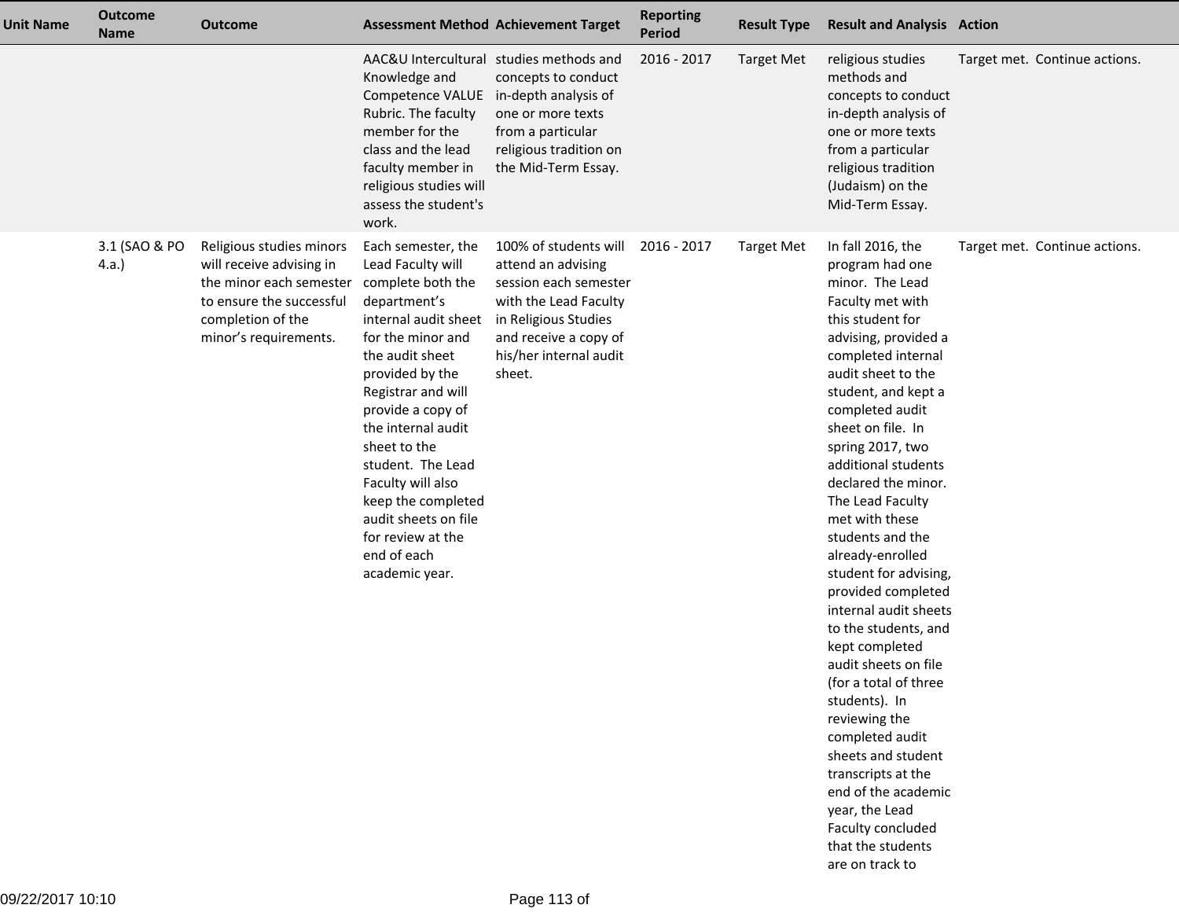| Unit Name | Outcome Name | Outcome | Assessment Method | Achievement Target | Reporting Period | Result Type | Result and Analysis | Action |
|---|---|---|---|---|---|---|---|---|
| | | | AAC&U Intercultural Knowledge and Competence VALUE Rubric. The faculty member for the class and the lead faculty member in religious studies will assess the student's work. | studies methods and concepts to conduct in-depth analysis of one or more texts from a particular religious tradition on the Mid-Term Essay. | 2016 - 2017 | Target Met | religious studies methods and concepts to conduct in-depth analysis of one or more texts from a particular religious tradition (Judaism) on the Mid-Term Essay. | Target met. Continue actions. |
| | 3.1 (SAO & PO 4.a.) | Religious studies minors will receive advising in the minor each semester to ensure the successful completion of the minor's requirements. | Each semester, the Lead Faculty will complete both the department's internal audit sheet for the minor and the audit sheet provided by the Registrar and will provide a copy of the internal audit sheet to the student. The Lead Faculty will also keep the completed audit sheets on file for review at the end of each academic year. | 100% of students will attend an advising session each semester with the Lead Faculty in Religious Studies and receive a copy of his/her internal audit sheet. | 2016 - 2017 | Target Met | In fall 2016, the program had one minor. The Lead Faculty met with this student for advising, provided a completed internal audit sheet to the student, and kept a completed audit sheet on file. In spring 2017, two additional students declared the minor. The Lead Faculty met with these students and the already-enrolled student for advising, provided completed internal audit sheets to the students, and kept completed audit sheets on file (for a total of three students). In reviewing the completed audit sheets and student transcripts at the end of the academic year, the Lead Faculty concluded that the students are on track to | Target met. Continue actions. |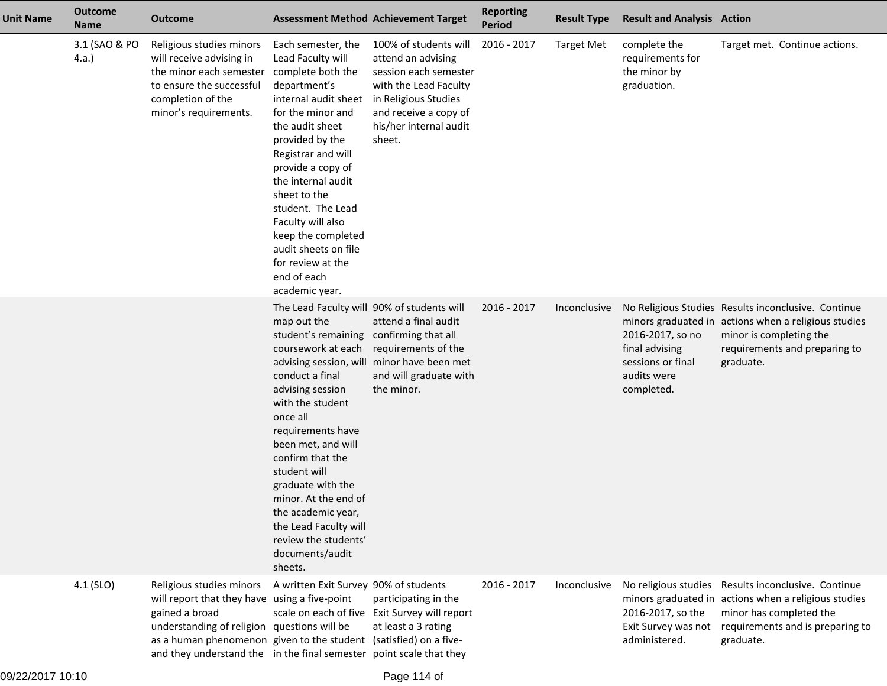| Unit Name | Outcome Name | Outcome | Assessment Method | Achievement Target | Reporting Period | Result Type | Result and Analysis | Action |
|---|---|---|---|---|---|---|---|---|
| | 3.1 (SAO & PO 4.a.) | Religious studies minors will receive advising in the minor each semester to ensure the successful completion of the minor's requirements. | Each semester, the Lead Faculty will complete both the department's internal audit sheet for the minor and the audit sheet provided by the Registrar and will provide a copy of the internal audit sheet to the student. The Lead Faculty will also keep the completed audit sheets on file for review at the end of each academic year. | 100% of students will attend an advising session each semester with the Lead Faculty in Religious Studies and receive a copy of his/her internal audit sheet. | 2016 - 2017 | Target Met | complete the requirements for the minor by graduation. | Target met. Continue actions. |
| | | | The Lead Faculty will map out the student's remaining coursework at each advising session, will conduct a final advising session with the student once all requirements have been met, and will confirm that the student will graduate with the minor. At the end of the academic year, the Lead Faculty will review the students' documents/audit sheets. | 90% of students will attend a final audit confirming that all requirements of the minor have been met and will graduate with the minor. | 2016 - 2017 | Inconclusive | No Religious Studies minors graduated in 2016-2017, so no final advising sessions or final audits were completed. | Results inconclusive. Continue actions when a religious studies minor is completing the requirements and preparing to graduate. |
| | 4.1 (SLO) | Religious studies minors will report that they have gained a broad understanding of religion as a human phenomenon and they understand the | A written Exit Survey using a five-point scale on each of five questions will be given to the student in the final semester | 90% of students participating in the Exit Survey will report at least a 3 rating (satisfied) on a five-point scale that they | 2016 - 2017 | Inconclusive | No religious studies minors graduated in 2016-2017, so the Exit Survey was not administered. | Results inconclusive. Continue actions when a religious studies minor has completed the requirements and is preparing to graduate. |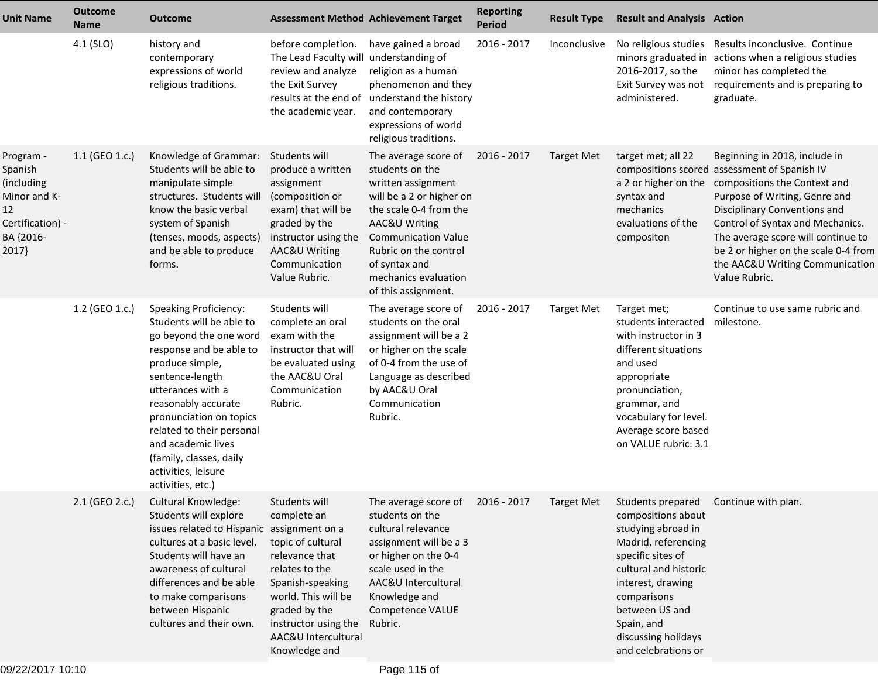| Unit Name | Outcome Name | Outcome | Assessment Method | Achievement Target | Reporting Period | Result Type | Result and Analysis | Action |
|---|---|---|---|---|---|---|---|---|
| | 4.1 (SLO) | history and contemporary expressions of world religious traditions. | before completion. The Lead Faculty will review and analyze the Exit Survey results at the end of the academic year. | have gained a broad understanding of religion as a human phenomenon and they understand the history and contemporary expressions of world religious traditions. | 2016 - 2017 | Inconclusive | No religious studies minors graduated in 2016-2017, so the Exit Survey was not administered. | Results inconclusive. Continue actions when a religious studies minor has completed the requirements and is preparing to graduate. |
| Program - Spanish (including Minor and K-12 Certification) - BA {2016-2017} | 1.1 (GEO 1.c.) | Knowledge of Grammar: Students will be able to manipulate simple structures. Students will know the basic verbal system of Spanish (tenses, moods, aspects) and be able to produce forms. | Students will produce a written assignment (composition or exam) that will be graded by the instructor using the AAC&U Writing Communication Value Rubric. | The average score of students on the written assignment will be a 2 or higher on the scale 0-4 from the AAC&U Writing Communication Value Rubric on the control of syntax and mechanics evaluation of this assignment. | 2016 - 2017 | Target Met | target met; all 22 compositions scored a 2 or higher on the syntax and mechanics evaluations of the compositon | Beginning in 2018, include in assessment of Spanish IV compositions the Context and Purpose of Writing, Genre and Disciplinary Conventions and Control of Syntax and Mechanics. The average score will continue to be 2 or higher on the scale 0-4 from the AAC&U Writing Communication Value Rubric. |
| | 1.2 (GEO 1.c.) | Speaking Proficiency: Students will be able to go beyond the one word response and be able to produce simple, sentence-length utterances with a reasonably accurate pronunciation on topics related to their personal and academic lives (family, classes, daily activities, leisure activities, etc.) | Students will complete an oral exam with the instructor that will be evaluated using the AAC&U Oral Communication Rubric. | The average score of students on the oral assignment will be a 2 or higher on the scale of 0-4 from the use of Language as described by AAC&U Oral Communication Rubric. | 2016 - 2017 | Target Met | Target met; students interacted with instructor in 3 different situations and used appropriate pronunciation, grammar, and vocabulary for level. Average score based on VALUE rubric: 3.1 | Continue to use same rubric and milestone. |
| | 2.1 (GEO 2.c.) | Cultural Knowledge: Students will explore issues related to Hispanic cultures at a basic level. Students will have an awareness of cultural differences and be able to make comparisons between Hispanic cultures and their own. | Students will complete an assignment on a topic of cultural relevance that relates to the Spanish-speaking world. This will be graded by the instructor using the AAC&U Intercultural Knowledge and | The average score of students on the cultural relevance assignment will be a 3 or higher on the 0-4 scale used in the AAC&U Intercultural Knowledge and Competence VALUE Rubric. | 2016 - 2017 | Target Met | Students prepared compositions about studying abroad in Madrid, referencing specific sites of cultural and historic interest, drawing comparisons between US and Spain, and discussing holidays and celebrations or | Continue with plan. |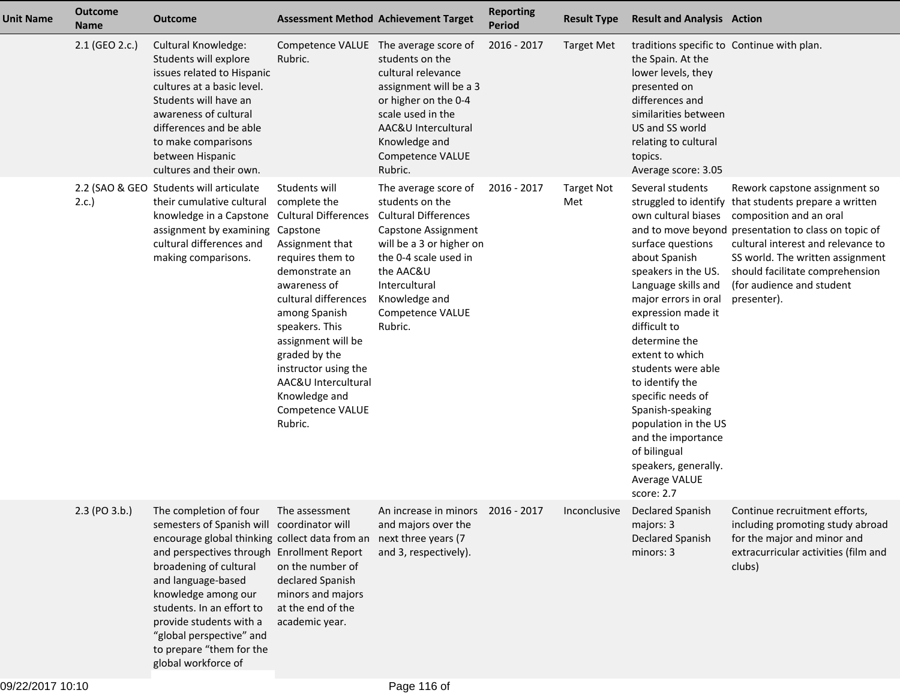| Unit Name | Outcome Name | Outcome | Assessment Method | Achievement Target | Reporting Period | Result Type | Result and Analysis | Action |
|---|---|---|---|---|---|---|---|---|
| | 2.1 (GEO 2.c.) | Cultural Knowledge: Students will explore issues related to Hispanic cultures at a basic level. Students will have an awareness of cultural differences and be able to make comparisons between Hispanic cultures and their own. | Competence VALUE Rubric. | The average score of students on the cultural relevance assignment will be a 3 or higher on the 0-4 scale used in the AAC&U Intercultural Knowledge and Competence VALUE Rubric. | 2016 - 2017 | Target Met | traditions specific to the Spain. At the lower levels, they presented on differences and similarities between US and SS world relating to cultural topics.<br>Average score: 3.05 | Continue with plan. |
| | 2.2 (SAO & GEO 2.c.) | Students will articulate their cumulative cultural knowledge in a Capstone assignment by examining cultural differences and making comparisons. | Students will complete the Cultural Differences Capstone Assignment that requires them to demonstrate an awareness of cultural differences among Spanish speakers. This assignment will be graded by the instructor using the AAC&U Intercultural Knowledge and Competence VALUE Rubric. | The average score of students on the Cultural Differences Capstone Assignment will be a 3 or higher on the 0-4 scale used in the AAC&U Intercultural Knowledge and Competence VALUE Rubric. | 2016 - 2017 | Target Not Met | Several students struggled to identify own cultural biases and to move beyond surface questions about Spanish speakers in the US. Language skills and major errors in oral expression made it difficult to determine the extent to which students were able to identify the specific needs of Spanish-speaking population in the US and the importance of bilingual speakers, generally. Average VALUE score: 2.7 | Rework capstone assignment so that students prepare a written composition and an oral presentation to class on topic of cultural interest and relevance to SS world. The written assignment should facilitate comprehension (for audience and student presenter). |
| | 2.3 (PO 3.b.) | The completion of four semesters of Spanish will encourage global thinking and perspectives through broadening of cultural and language-based knowledge among our students. In an effort to provide students with a "global perspective" and to prepare "them for the global workforce of | The assessment coordinator will collect data from an Enrollment Report on the number of declared Spanish minors and majors at the end of the academic year. | An increase in minors and majors over the next three years (7 and 3, respectively). | 2016 - 2017 | Inconclusive | Declared Spanish majors: 3<br>Declared Spanish minors: 3 | Continue recruitment efforts, including promoting study abroad for the major and minor and extracurricular activities (film and clubs) |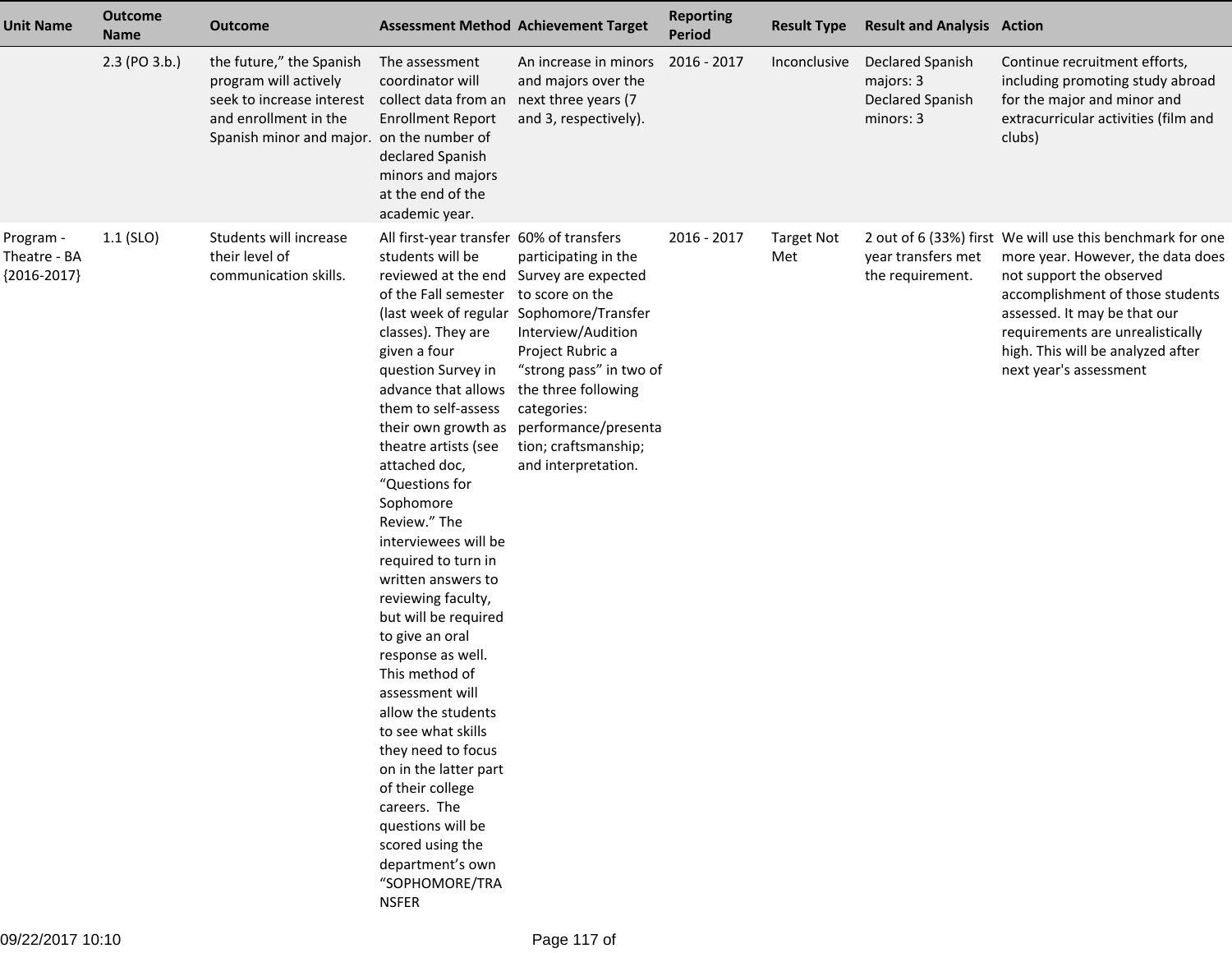| Unit Name | Outcome Name | Outcome | Assessment Method | Achievement Target | Reporting Period | Result Type | Result and Analysis | Action |
|---|---|---|---|---|---|---|---|---|
| | 2.3 (PO 3.b.) | the future," the Spanish program will actively seek to increase interest and enrollment in the Spanish minor and major. | The assessment coordinator will collect data from an Enrollment Report on the number of declared Spanish minors and majors at the end of the academic year. | An increase in minors and majors over the next three years (7 and 3, respectively). | 2016 - 2017 | Inconclusive | Declared Spanish majors: 3<br>Declared Spanish minors: 3 | Continue recruitment efforts, including promoting study abroad for the major and minor and extracurricular activities (film and clubs) |
| Program - Theatre - BA {2016-2017} | 1.1 (SLO) | Students will increase their level of communication skills. | All first-year transfer students will be reviewed at the end of the Fall semester (last week of regular classes). They are given a four question Survey in advance that allows them to self-assess their own growth as theatre artists (see attached doc, "Questions for Sophomore Review." The interviewees will be required to turn in written answers to reviewing faculty, but will be required to give an oral response as well. This method of assessment will allow the students to see what skills they need to focus on in the latter part of their college careers. The questions will be scored using the department's own "SOPHOMORE/TRANSFER | 60% of transfers participating in the Survey are expected to score on the Sophomore/Transfer Interview/Audition Project Rubric a "strong pass" in two of the three following categories: performance/presentation; craftsmanship; and interpretation. | 2016 - 2017 | Target Not Met | 2 out of 6 (33%) first year transfers met the requirement. | We will use this benchmark for one more year. However, the data does not support the observed accomplishment of those students assessed. It may be that our requirements are unrealistically high. This will be analyzed after next year's assessment |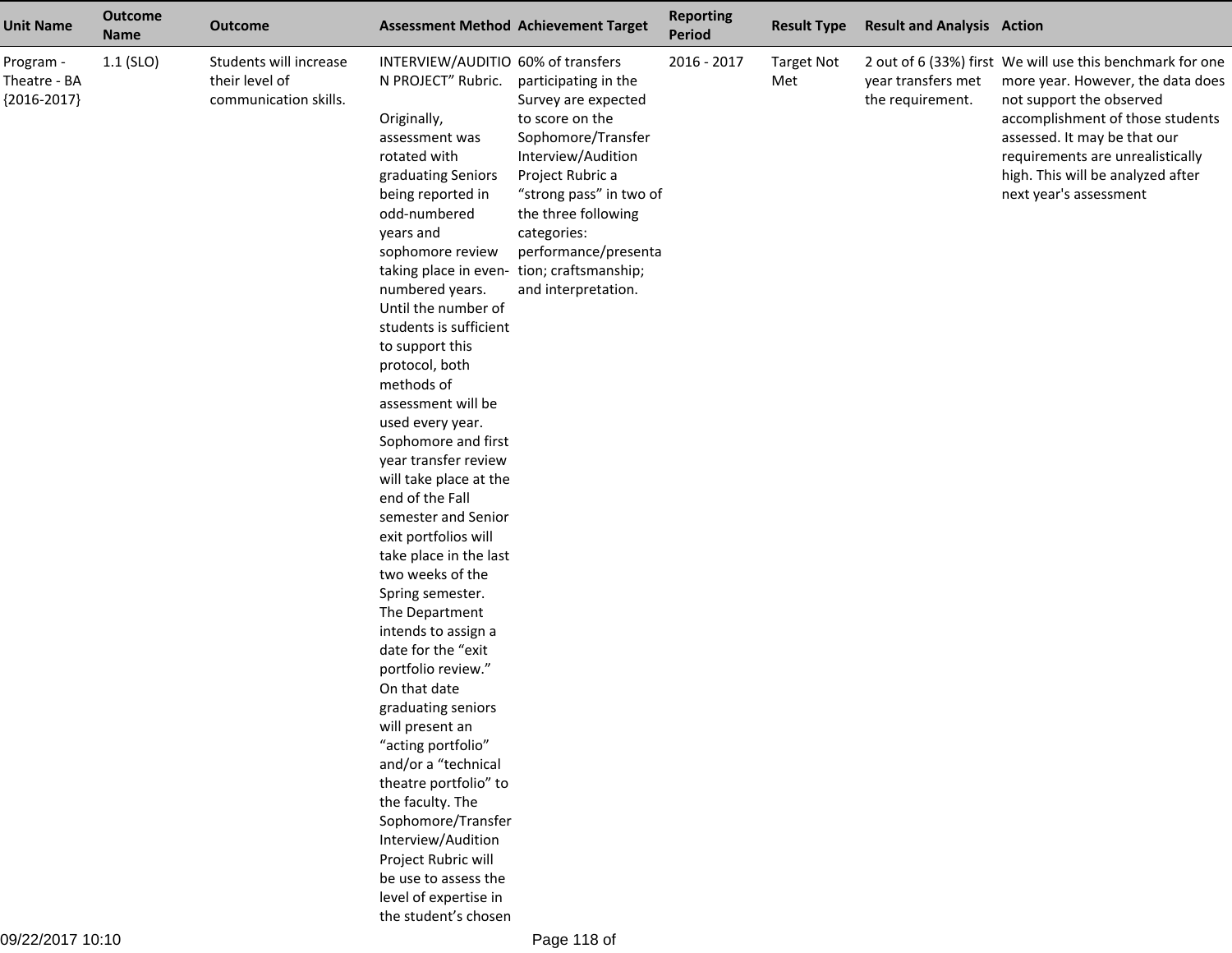| Unit Name | Outcome Name | Outcome | Assessment Method | Achievement Target | Reporting Period | Result Type | Result and Analysis | Action |
|---|---|---|---|---|---|---|---|---|
| Program - Theatre - BA {2016-2017} | 1.1 (SLO) | Students will increase their level of communication skills. | INTERVIEW/AUDITION PROJECT" Rubric.<br><br>Originally, assessment was rotated with graduating Seniors being reported in odd-numbered years and sophomore review taking place in even-numbered years. Until the number of students is sufficient to support this protocol, both methods of assessment will be used every year. Sophomore and first year transfer review will take place at the end of the Fall semester and Senior exit portfolios will take place in the last two weeks of the Spring semester. The Department intends to assign a date for the "exit portfolio review." On that date graduating seniors will present an "acting portfolio" and/or a "technical theatre portfolio" to the faculty. The Sophomore/Transfer Interview/Audition Project Rubric will be use to assess the level of expertise in the student's chosen | 60% of transfers participating in the Survey are expected to score on the Sophomore/Transfer Interview/Audition Project Rubric a "strong pass" in two of the three following categories: performance/presentation; craftsmanship; and interpretation. | 2016 - 2017 | Target Not Met | 2 out of 6 (33%) first year transfers met the requirement. | We will use this benchmark for one more year. However, the data does not support the observed accomplishment of those students assessed. It may be that our requirements are unrealistically high. This will be analyzed after next year's assessment |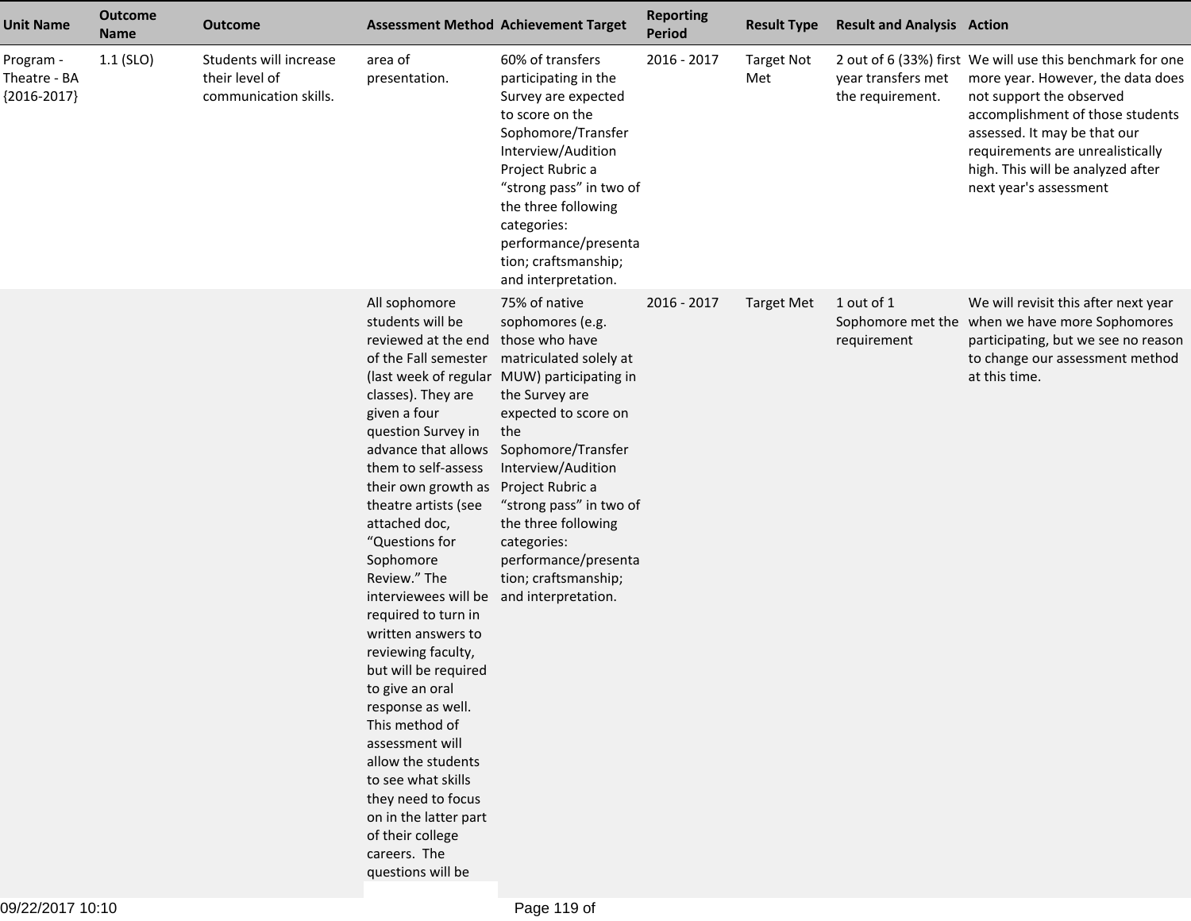| Unit Name | Outcome Name | Outcome | Assessment Method | Achievement Target | Reporting Period | Result Type | Result and Analysis | Action |
|---|---|---|---|---|---|---|---|---|
| Program - Theatre - BA {2016-2017} | 1.1 (SLO) | Students will increase their level of communication skills. | area of presentation. | 60% of transfers participating in the Survey are expected to score on the Sophomore/Transfer Interview/Audition Project Rubric a "strong pass" in two of the three following categories: performance/presentation; craftsmanship; and interpretation. | 2016 - 2017 | Target Not Met | 2 out of 6 (33%) first year transfers met the requirement. | We will use this benchmark for one more year. However, the data does not support the observed accomplishment of those students assessed. It may be that our requirements are unrealistically high. This will be analyzed after next year's assessment |
| | | | All sophomore students will be reviewed at the end of the Fall semester (last week of regular classes). They are given a four question Survey in advance that allows them to self-assess their own growth as theatre artists (see attached doc, "Questions for Sophomore Review." The interviewees will be required to turn in written answers to reviewing faculty, but will be required to give an oral response as well. This method of assessment will allow the students to see what skills they need to focus on in the latter part of their college careers. The questions will be | 75% of native sophomores (e.g. those who have matriculated solely at MUW) participating in the Survey are expected to score on the Sophomore/Transfer Interview/Audition Project Rubric a "strong pass" in two of the three following categories: performance/presentation; craftsmanship; and interpretation. | 2016 - 2017 | Target Met | 1 out of 1 Sophomore met the requirement | We will revisit this after next year when we have more Sophomores participating, but we see no reason to change our assessment method at this time. |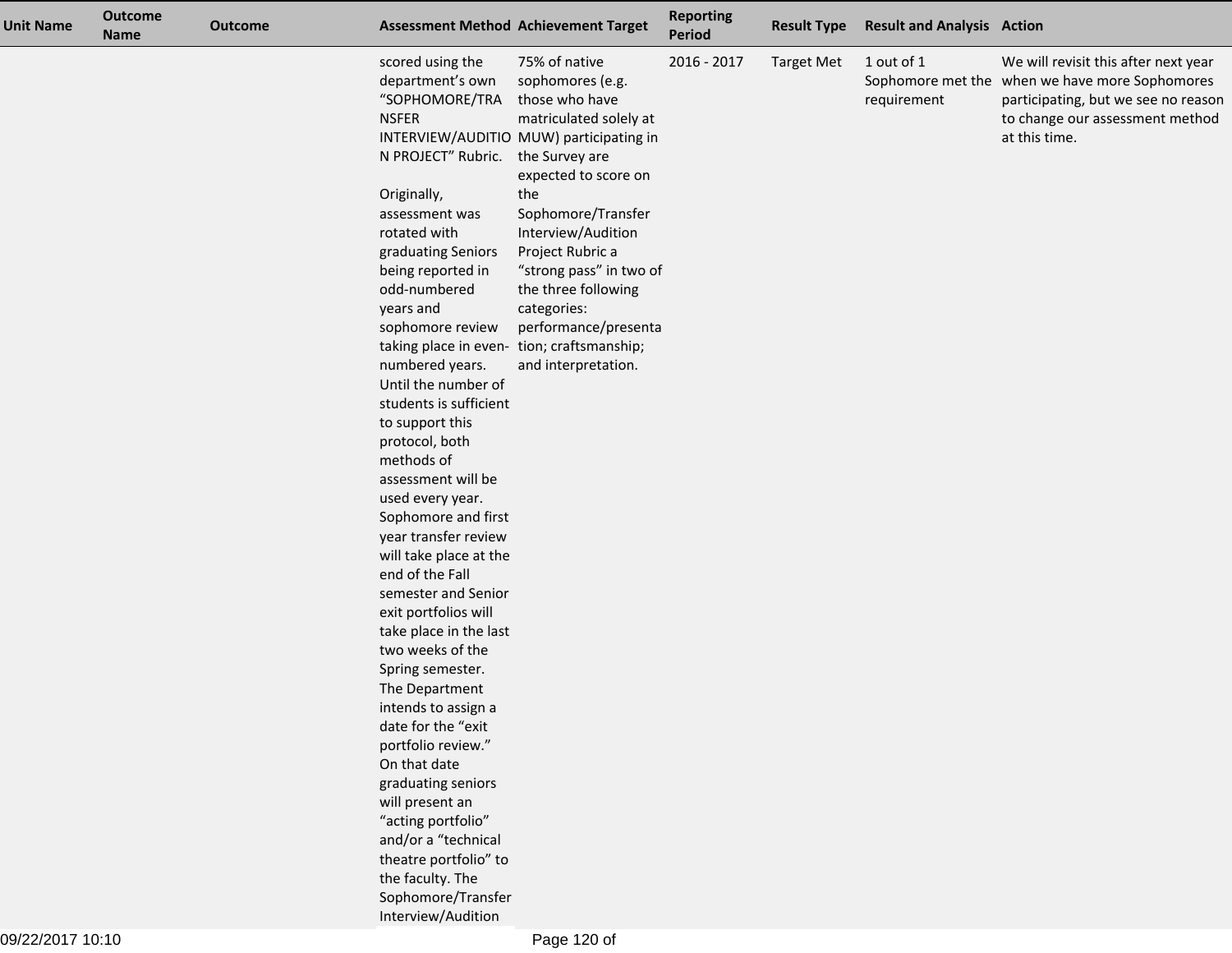| Unit Name | Outcome Name | Outcome | Assessment Method | Achievement Target | Reporting Period | Result Type | Result and Analysis | Action |
|---|---|---|---|---|---|---|---|---|
| | | | scored using the department's own "SOPHOMORE/TRANSFER INTERVIEW/AUDITION PROJECT" Rubric.<br><br>Originally, assessment was rotated with graduating Seniors being reported in odd-numbered years and sophomore review taking place in even-numbered years. Until the number of students is sufficient to support this protocol, both methods of assessment will be used every year. Sophomore and first year transfer review will take place at the end of the Fall semester and Senior exit portfolios will take place in the last two weeks of the Spring semester. The Department intends to assign a date for the "exit portfolio review." On that date graduating seniors will present an "acting portfolio" and/or a "technical theatre portfolio" to the faculty. The Sophomore/Transfer Interview/Audition | 75% of native sophomores (e.g. those who have matriculated solely at MUW) participating in the Survey are expected to score on the Sophomore/Transfer Interview/Audition Project Rubric a "strong pass" in two of the three following categories: performance/presentation; craftsmanship; and interpretation. | 2016 - 2017 | Target Met | 1 out of 1 Sophomore met the requirement | We will revisit this after next year when we have more Sophomores participating, but we see no reason to change our assessment method at this time. |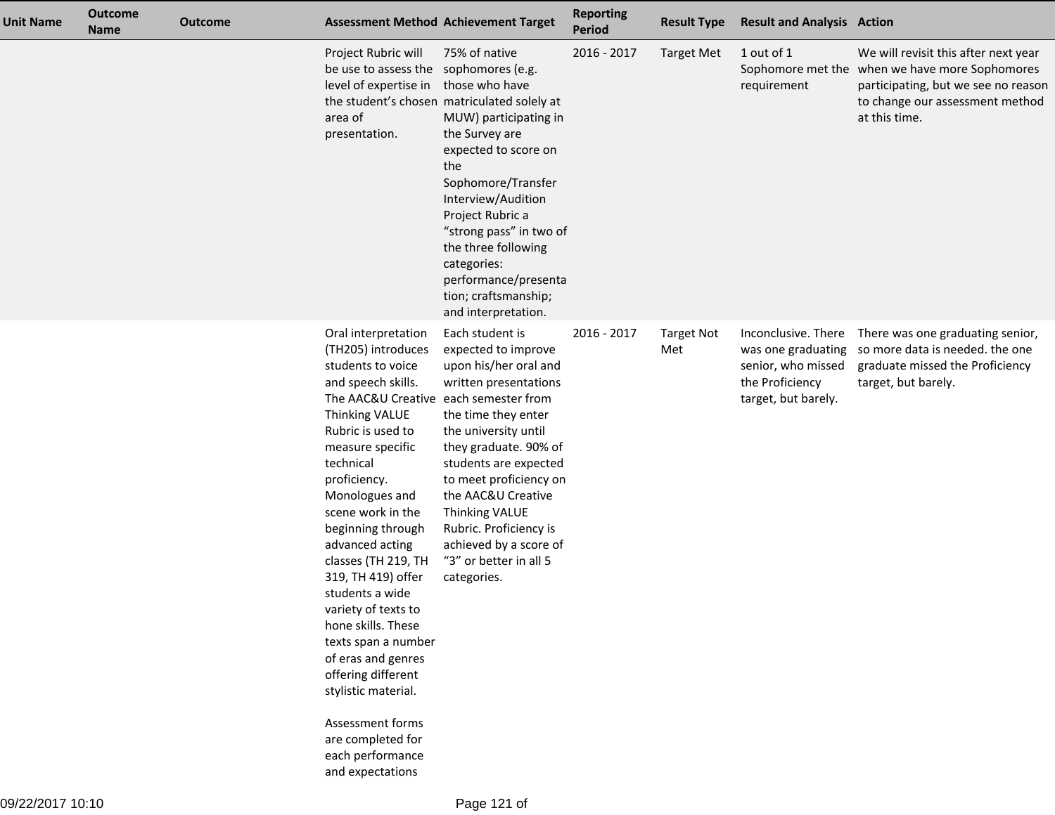| Unit Name | Outcome Name | Outcome | Assessment Method | Achievement Target | Reporting Period | Result Type | Result and Analysis | Action |
|---|---|---|---|---|---|---|---|---|
| | | | Project Rubric will be use to assess the level of expertise in the student's chosen area of presentation. | 75% of native sophomores (e.g. those who have matriculated solely at MUW) participating in the Survey are expected to score on the Sophomore/Transfer Interview/Audition Project Rubric a "strong pass" in two of the three following categories: performance/presentation; craftsmanship; and interpretation. | 2016 - 2017 | Target Met | 1 out of 1 Sophomore met the requirement | We will revisit this after next year when we have more Sophomores participating, but we see no reason to change our assessment method at this time. |
| | | | Oral interpretation (TH205) introduces students to voice and speech skills. The AAC&U Creative Thinking VALUE Rubric is used to measure specific technical proficiency. Monologues and scene work in the beginning through advanced acting classes (TH 219, TH 319, TH 419) offer students a wide variety of texts to hone skills. These texts span a number of eras and genres offering different stylistic material.<br><br>Assessment forms are completed for each performance and expectations | Each student is expected to improve upon his/her oral and written presentations each semester from the time they enter the university until they graduate. 90% of students are expected to meet proficiency on the AAC&U Creative Thinking VALUE Rubric. Proficiency is achieved by a score of "3" or better in all 5 categories. | 2016 - 2017 | Target Not Met | Inconclusive. There was one graduating senior, who missed the Proficiency target, but barely. | There was one graduating senior, so more data is needed. the one graduate missed the Proficiency target, but barely. |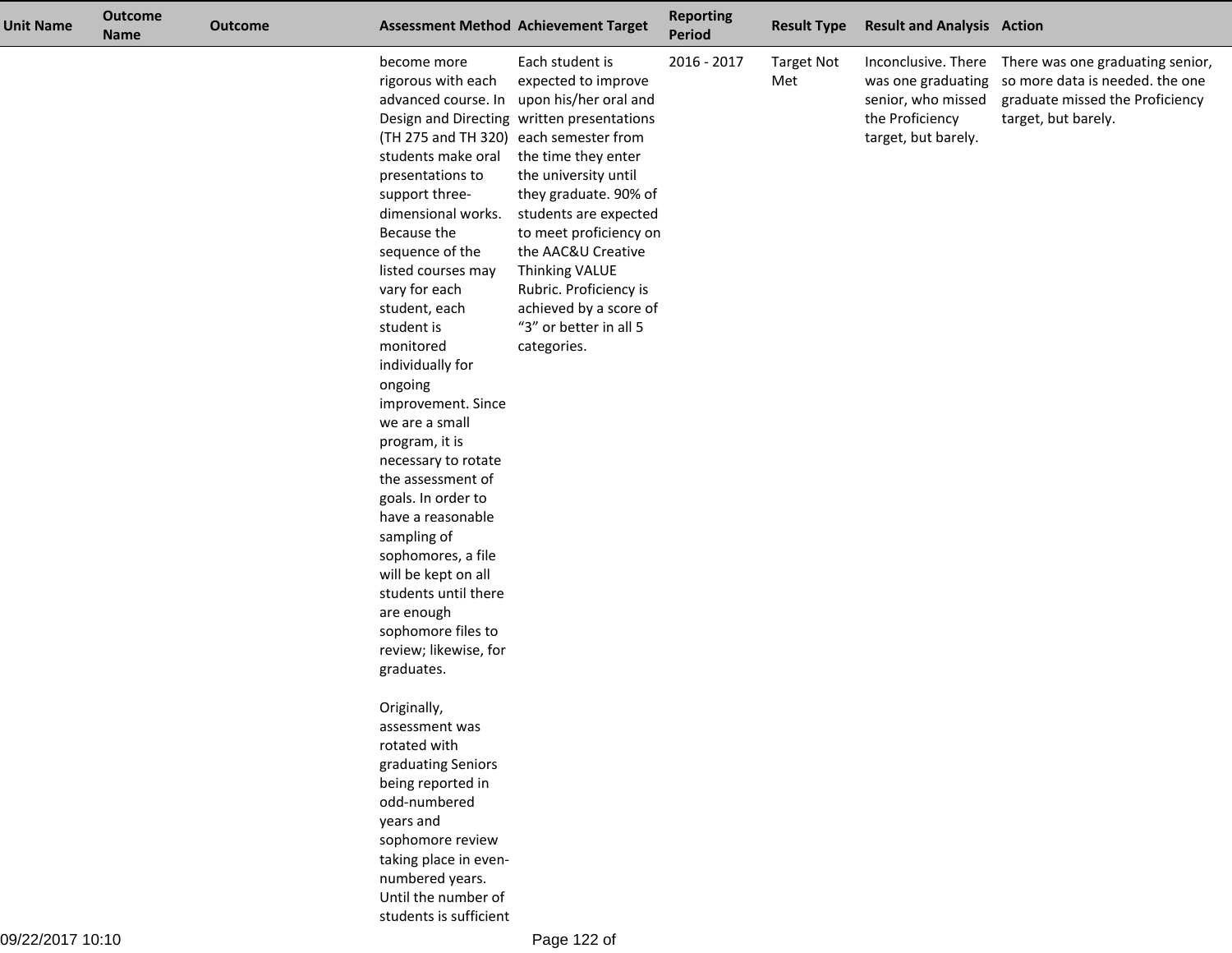| Unit Name | Outcome Name | Outcome | Assessment Method | Achievement Target | Reporting Period | Result Type | Result and Analysis | Action |
| --- | --- | --- | --- | --- | --- | --- | --- | --- |
| | | | become more rigorous with each advanced course. In Design and Directing (TH 275 and TH 320) students make oral presentations to support three-dimensional works. Because the sequence of the listed courses may vary for each student, each student is monitored individually for ongoing improvement. Since we are a small program, it is necessary to rotate the assessment of goals. In order to have a reasonable sampling of sophomores, a file will be kept on all students until there are enough sophomore files to review; likewise, for graduates.<br><br>Originally, assessment was rotated with graduating Seniors being reported in odd-numbered years and sophomore review taking place in even-numbered years. Until the number of students is sufficient | Each student is expected to improve upon his/her oral and written presentations each semester from the time they enter the university until they graduate. 90% of students are expected to meet proficiency on the AAC&U Creative Thinking VALUE Rubric. Proficiency is achieved by a score of "3" or better in all 5 categories. | 2016 - 2017 | Target Not Met | Inconclusive. There was one graduating senior, who missed the Proficiency target, but barely. | There was one graduating senior, so more data is needed. the one graduate missed the Proficiency target, but barely. |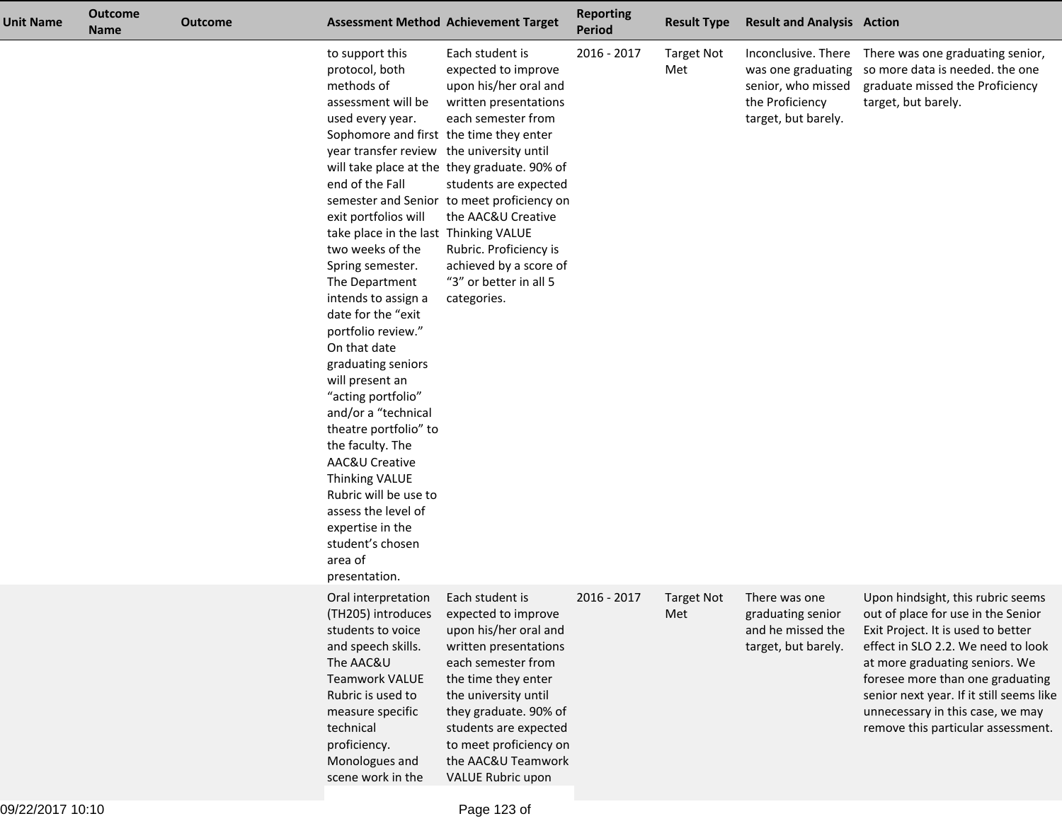| Unit Name | Outcome Name | Outcome | Assessment Method | Achievement Target | Reporting Period | Result Type | Result and Analysis | Action |
|---|---|---|---|---|---|---|---|---|
| | | | to support this protocol, both methods of assessment will be used every year. Sophomore and first year transfer review will take place at the end of the Fall semester and Senior exit portfolios will take place in the last two weeks of the Spring semester. The Department intends to assign a date for the "exit portfolio review." On that date graduating seniors will present an "acting portfolio" and/or a "technical theatre portfolio" to the faculty. The AAC&U Creative Thinking VALUE Rubric will be use to assess the level of expertise in the student's chosen area of presentation. | Each student is expected to improve upon his/her oral and written presentations each semester from the time they enter the university until they graduate. 90% of students are expected to meet proficiency on the AAC&U Creative Thinking VALUE Rubric. Proficiency is achieved by a score of "3" or better in all 5 categories. | 2016 - 2017 | Target Not Met | Inconclusive. There was one graduating senior, who missed the Proficiency target, but barely. | There was one graduating senior, so more data is needed. the one graduate missed the Proficiency target, but barely. |
| | | | Oral interpretation (TH205) introduces students to voice and speech skills. The AAC&U Teamwork VALUE Rubric is used to measure specific technical proficiency. Monologues and scene work in the | Each student is expected to improve upon his/her oral and written presentations each semester from the time they enter the university until they graduate. 90% of students are expected to meet proficiency on the AAC&U Teamwork VALUE Rubric upon | 2016 - 2017 | Target Not Met | There was one graduating senior and he missed the target, but barely. | Upon hindsight, this rubric seems out of place for use in the Senior Exit Project. It is used to better effect in SLO 2.2. We need to look at more graduating seniors. We foresee more than one graduating senior next year. If it still seems like unnecessary in this case, we may remove this particular assessment. |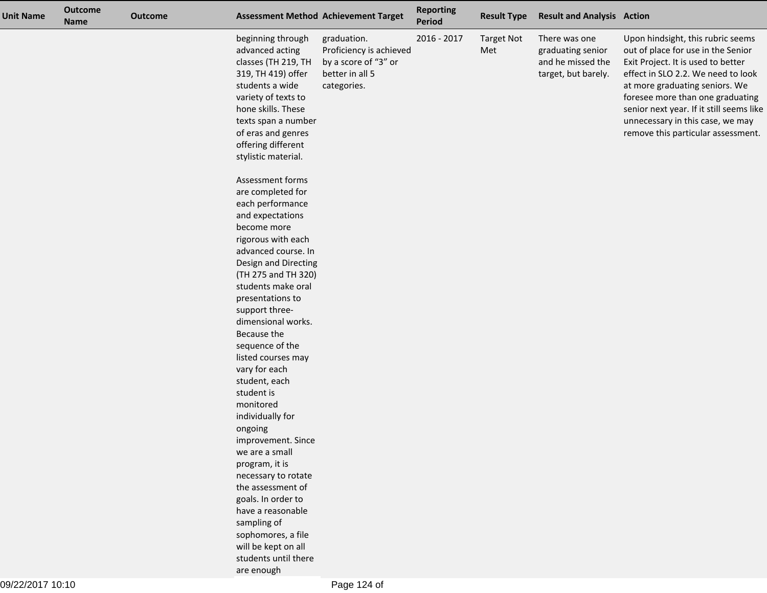| Unit Name | Outcome Name | Outcome | Assessment Method | Achievement Target | Reporting Period | Result Type | Result and Analysis | Action |
|---|---|---|---|---|---|---|---|---|
| | | | beginning through advanced acting classes (TH 219, TH 319, TH 419) offer students a wide variety of texts to hone skills. These texts span a number of eras and genres offering different stylistic material.<br><br>Assessment forms are completed for each performance and expectations become more rigorous with each advanced course. In Design and Directing (TH 275 and TH 320) students make oral presentations to support three-dimensional works. Because the sequence of the listed courses may vary for each student, each student is monitored individually for ongoing improvement. Since we are a small program, it is necessary to rotate the assessment of goals. In order to have a reasonable sampling of sophomores, a file will be kept on all students until there are enough | graduation. Proficiency is achieved by a score of “3” or better in all 5 categories. | 2016 - 2017 | Target Not Met | There was one graduating senior and he missed the target, but barely. | Upon hindsight, this rubric seems out of place for use in the Senior Exit Project. It is used to better effect in SLO 2.2. We need to look at more graduating seniors. We foresee more than one graduating senior next year. If it still seems like unnecessary in this case, we may remove this particular assessment. |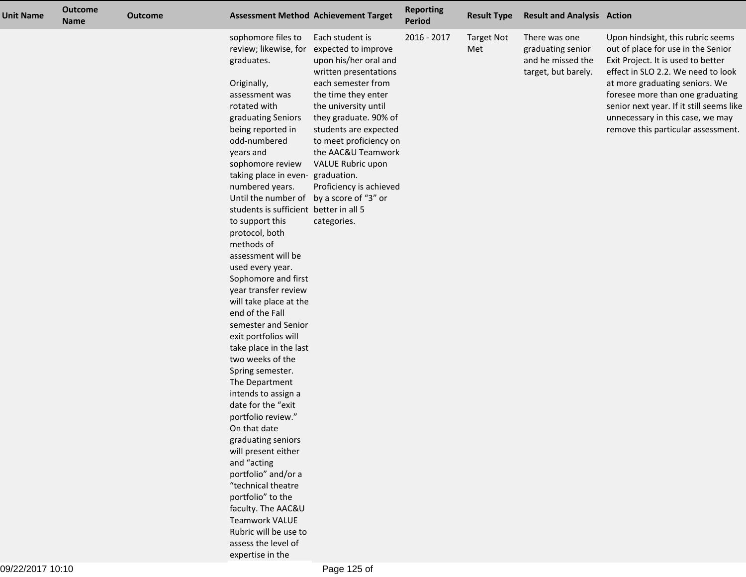| Unit Name | Outcome Name | Outcome | Assessment Method | Achievement Target | Reporting Period | Result Type | Result and Analysis | Action |
|---|---|---|---|---|---|---|---|---|
| | | | sophomore files to review; likewise, for graduates.<br><br>Originally, assessment was rotated with graduating Seniors being reported in odd-numbered years and sophomore review taking place in even-numbered years. Until the number of students is sufficient to support this protocol, both methods of assessment will be used every year. Sophomore and first year transfer review will take place at the end of the Fall semester and Senior exit portfolios will take place in the last two weeks of the Spring semester. The Department intends to assign a date for the "exit portfolio review." On that date graduating seniors will present either and "acting portfolio" and/or a "technical theatre portfolio" to the faculty. The AAC&U Teamwork VALUE Rubric will be use to assess the level of expertise in the | Each student is expected to improve upon his/her oral and written presentations each semester from the time they enter the university until they graduate. 90% of students are expected to meet proficiency on the AAC&U Teamwork VALUE Rubric upon graduation. Proficiency is achieved by a score of "3" or better in all 5 categories. | 2016 - 2017 | Target Not Met | There was one graduating senior and he missed the target, but barely. | Upon hindsight, this rubric seems out of place for use in the Senior Exit Project. It is used to better effect in SLO 2.2. We need to look at more graduating seniors. We foresee more than one graduating senior next year. If it still seems like unnecessary in this case, we may remove this particular assessment. |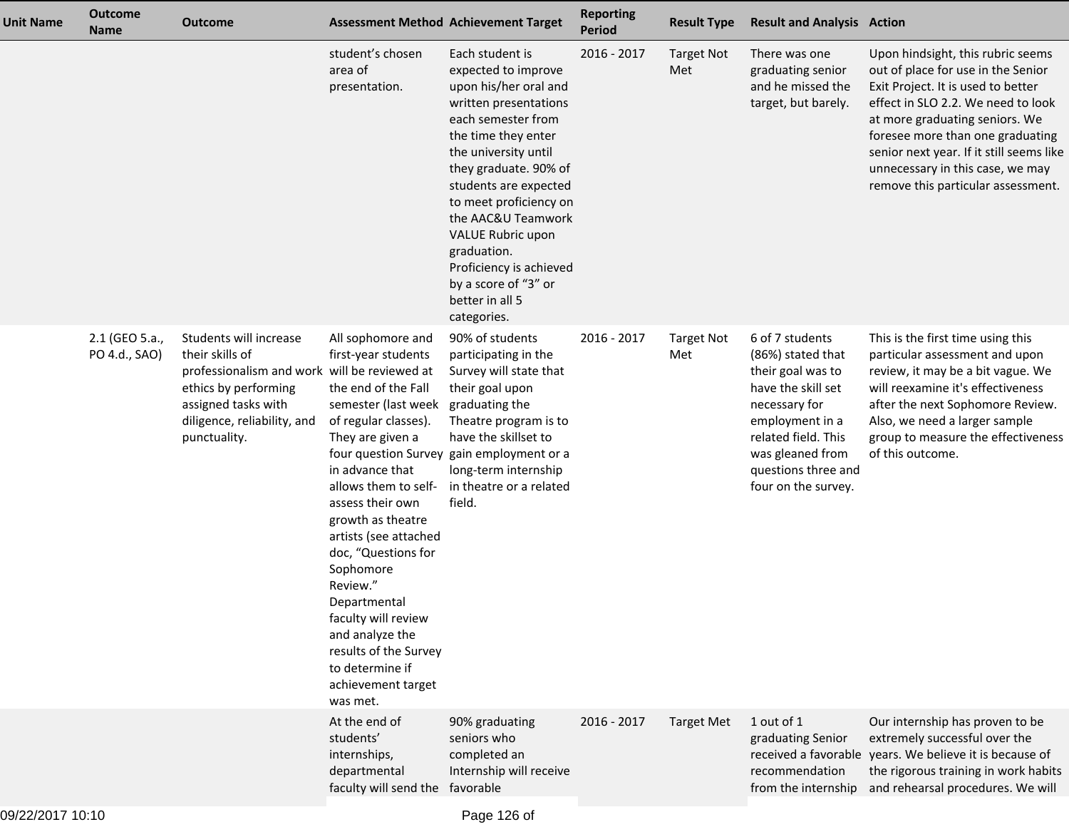| Unit Name | Outcome Name | Outcome | Assessment Method | Achievement Target | Reporting Period | Result Type | Result and Analysis | Action |
|---|---|---|---|---|---|---|---|---|
| | | | student's chosen area of presentation. | Each student is expected to improve upon his/her oral and written presentations each semester from the time they enter the university until they graduate. 90% of students are expected to meet proficiency on the AAC&U Teamwork VALUE Rubric upon graduation. Proficiency is achieved by a score of "3" or better in all 5 categories. | 2016 - 2017 | Target Not Met | There was one graduating senior and he missed the target, but barely. | Upon hindsight, this rubric seems out of place for use in the Senior Exit Project. It is used to better effect in SLO 2.2. We need to look at more graduating seniors. We foresee more than one graduating senior next year. If it still seems like unnecessary in this case, we may remove this particular assessment. |
| | 2.1 (GEO 5.a., PO 4.d., SAO) | Students will increase their skills of professionalism and work ethics by performing assigned tasks with diligence, reliability, and punctuality. | All sophomore and first-year students will be reviewed at the end of the Fall semester (last week of regular classes). They are given a four question Survey in advance that allows them to self-assess their own growth as theatre artists (see attached doc, "Questions for Sophomore Review." Departmental faculty will review and analyze the results of the Survey to determine if achievement target was met. | 90% of students participating in the Survey will state that their goal upon graduating the Theatre program is to have the skillset to gain employment or a long-term internship in theatre or a related field. | 2016 - 2017 | Target Not Met | 6 of 7 students (86%) stated that their goal was to have the skill set necessary for employment in a related field. This was gleaned from questions three and four on the survey. | This is the first time using this particular assessment and upon review, it may be a bit vague. We will reexamine it's effectiveness after the next Sophomore Review. Also, we need a larger sample group to measure the effectiveness of this outcome. |
| | | | At the end of students' internships, departmental faculty will send the | 90% graduating seniors who completed an Internship will receive favorable | 2016 - 2017 | Target Met | 1 out of 1 graduating Senior received a favorable recommendation from the internship | Our internship has proven to be extremely successful over the years. We believe it is because of the rigorous training in work habits and rehearsal procedures. We will |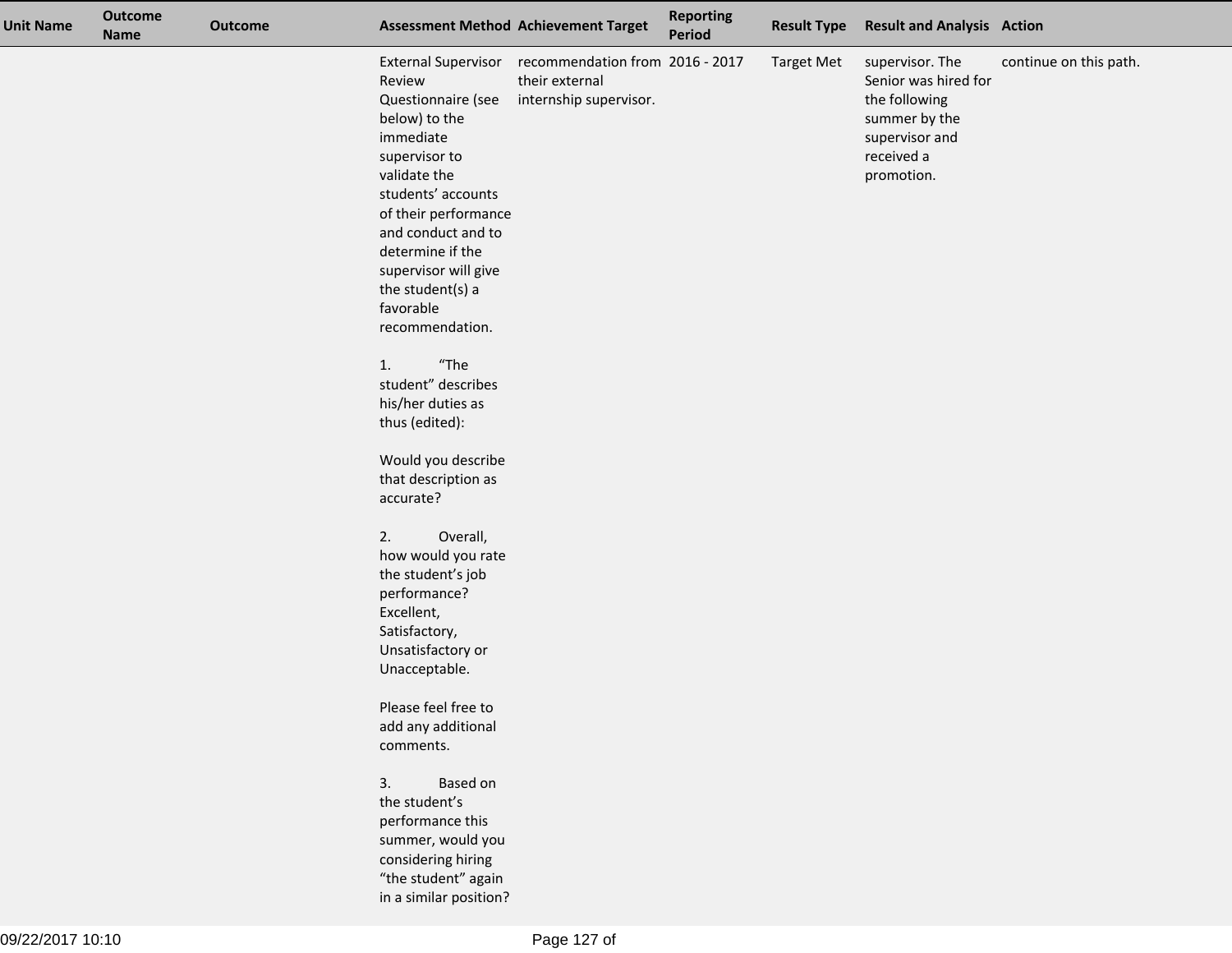| Unit Name | Outcome Name | Outcome | Assessment Method | Achievement Target | Reporting Period | Result Type | Result and Analysis | Action |
|---|---|---|---|---|---|---|---|---|
| | | | External Supervisor Review Questionnaire (see below) to the immediate supervisor to validate the students' accounts of their performance and conduct and to determine if the supervisor will give the student(s) a favorable recommendation.<br><br>1. "The student" describes his/her duties as thus (edited):<br><br>Would you describe that description as accurate?<br><br>2. Overall, how would you rate the student's job performance? Excellent, Satisfactory, Unsatisfactory or Unacceptable.<br><br>Please feel free to add any additional comments.<br><br>3. Based on the student's performance this summer, would you considering hiring "the student" again in a similar position? | recommendation from their external internship supervisor. | 2016 - 2017 | Target Met | supervisor. The Senior was hired for the following summer by the supervisor and received a promotion. | continue on this path. |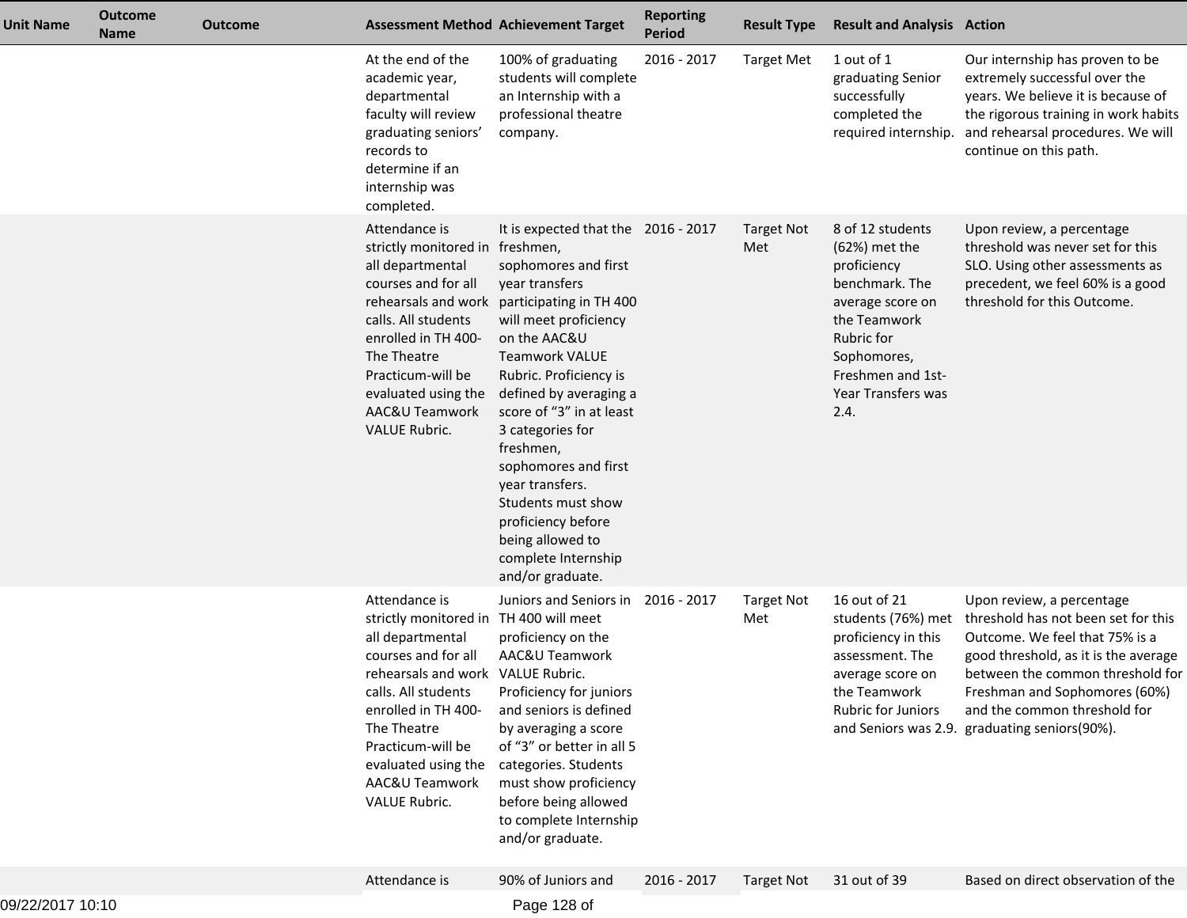| Unit Name | Outcome Name | Outcome | Assessment Method | Achievement Target | Reporting Period | Result Type | Result and Analysis | Action |
|---|---|---|---|---|---|---|---|---|
| | | | At the end of the academic year, departmental faculty will review graduating seniors' records to determine if an internship was completed. | 100% of graduating students will complete an Internship with a professional theatre company. | 2016 - 2017 | Target Met | 1 out of 1 graduating Senior successfully completed the required internship. | Our internship has proven to be extremely successful over the years. We believe it is because of the rigorous training in work habits and rehearsal procedures. We will continue on this path. |
| | | | Attendance is strictly monitored in all departmental courses and for all rehearsals and work calls. All students enrolled in TH 400-The Theatre Practicum-will be evaluated using the AAC&U Teamwork VALUE Rubric. | It is expected that the freshmen, sophomores and first year transfers participating in TH 400 will meet proficiency on the AAC&U Teamwork VALUE Rubric. Proficiency is defined by averaging a score of "3" in at least 3 categories for freshmen, sophomores and first year transfers. Students must show proficiency before being allowed to complete Internship and/or graduate. | 2016 - 2017 | Target Not Met | 8 of 12 students (62%) met the proficiency benchmark. The average score on the Teamwork Rubric for Sophomores, Freshmen and 1st-Year Transfers was 2.4. | Upon review, a percentage threshold was never set for this SLO. Using other assessments as precedent, we feel 60% is a good threshold for this Outcome. |
| | | | Attendance is strictly monitored in all departmental courses and for all rehearsals and work calls. All students enrolled in TH 400-The Theatre Practicum-will be evaluated using the AAC&U Teamwork VALUE Rubric. | Juniors and Seniors in TH 400 will meet proficiency on the AAC&U Teamwork VALUE Rubric. Proficiency for juniors and seniors is defined by averaging a score of "3" or better in all 5 categories. Students must show proficiency before being allowed to complete Internship and/or graduate. | 2016 - 2017 | Target Not Met | 16 out of 21 students (76%) met proficiency in this assessment. The average score on the Teamwork Rubric for Juniors and Seniors was 2.9. | Upon review, a percentage threshold has not been set for this Outcome. We feel that 75% is a good threshold, as it is the average between the common threshold for Freshman and Sophomores (60%) and the common threshold for graduating seniors(90%). |
| | | | Attendance is | 90% of Juniors and | 2016 - 2017 | Target Not | 31 out of 39 | Based on direct observation of the |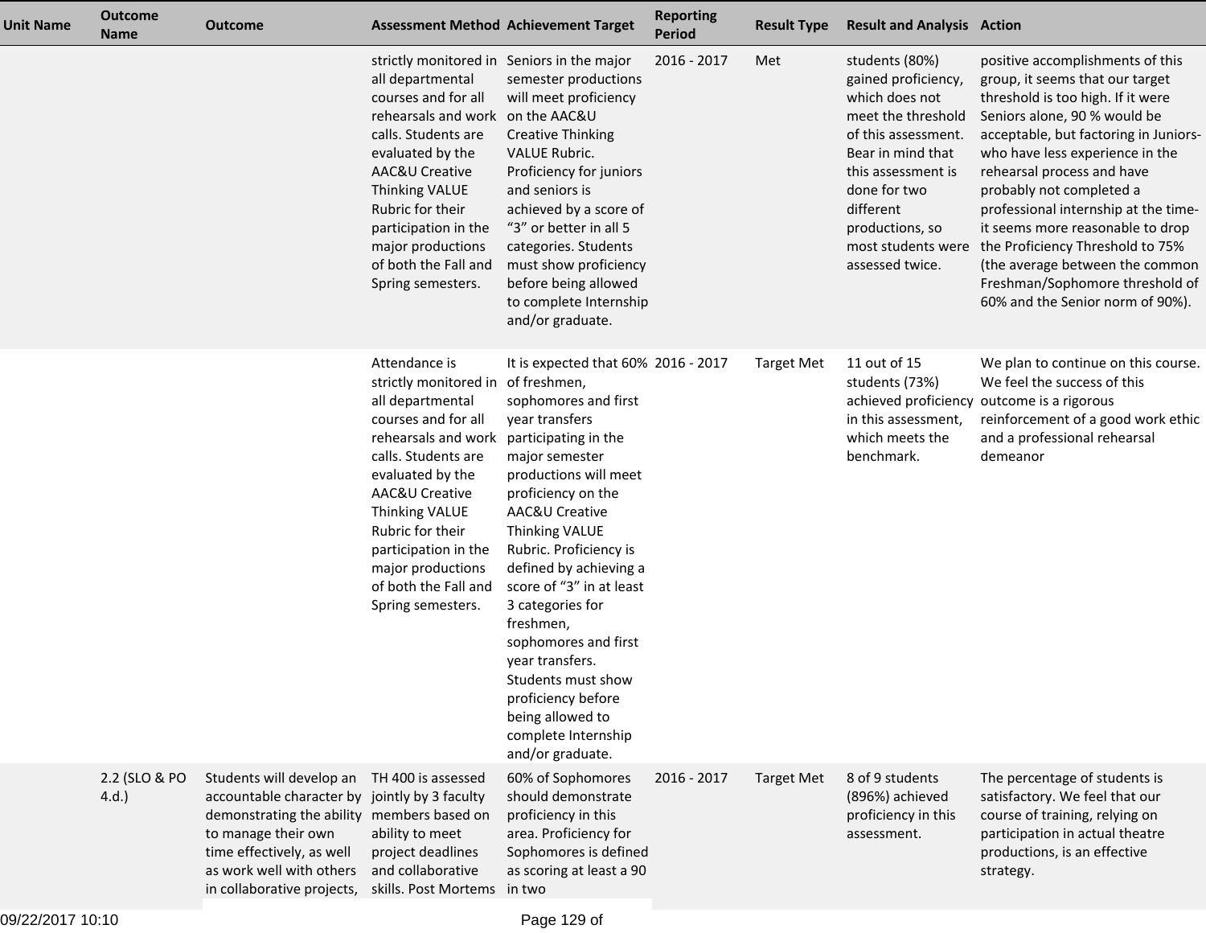| Unit Name | Outcome Name | Outcome | Assessment Method | Achievement Target | Reporting Period | Result Type | Result and Analysis | Action |
|---|---|---|---|---|---|---|---|---|
| | | | strictly monitored in all departmental courses and for all rehearsals and work calls. Students are evaluated by the AAC&U Creative Thinking VALUE Rubric for their participation in the major productions of both the Fall and Spring semesters. | Seniors in the major semester productions will meet proficiency on the AAC&U Creative Thinking VALUE Rubric. Proficiency for juniors and seniors is achieved by a score of "3" or better in all 5 categories. Students must show proficiency before being allowed to complete Internship and/or graduate. | 2016 - 2017 | Met | students (80%) gained proficiency, which does not meet the threshold of this assessment. Bear in mind that this assessment is done for two different productions, so most students were assessed twice. | positive accomplishments of this group, it seems that our target threshold is too high. If it were Seniors alone, 90 % would be acceptable, but factoring in Juniors- who have less experience in the rehearsal process and have probably not completed a professional internship at the time- it seems more reasonable to drop the Proficiency Threshold to 75% (the average between the common Freshman/Sophomore threshold of 60% and the Senior norm of 90%). |
| | | | Attendance is strictly monitored in all departmental courses and for all rehearsals and work calls. Students are evaluated by the AAC&U Creative Thinking VALUE Rubric for their participation in the major productions of both the Fall and Spring semesters. | It is expected that 60% of freshmen, sophomores and first year transfers participating in the major semester productions will meet proficiency on the AAC&U Creative Thinking VALUE Rubric. Proficiency is defined by achieving a score of "3" in at least 3 categories for freshmen, sophomores and first year transfers. Students must show proficiency before being allowed to complete Internship and/or graduate. | 2016 - 2017 | Target Met | 11 out of 15 students (73%) achieved proficiency in this assessment, which meets the benchmark. | We plan to continue on this course. We feel the success of this outcome is a rigorous reinforcement of a good work ethic and a professional rehearsal demeanor |
| | 2.2 (SLO & PO 4.d.) | Students will develop an accountable character by demonstrating the ability to manage their own time effectively, as well as work well with others in collaborative projects, | TH 400 is assessed jointly by 3 faculty members based on ability to meet project deadlines and collaborative skills. Post Mortems | 60% of Sophomores should demonstrate proficiency in this area. Proficiency for Sophomores is defined as scoring at least a 90 in two | 2016 - 2017 | Target Met | 8 of 9 students (896%) achieved proficiency in this assessment. | The percentage of students is satisfactory. We feel that our course of training, relying on participation in actual theatre productions, is an effective strategy. |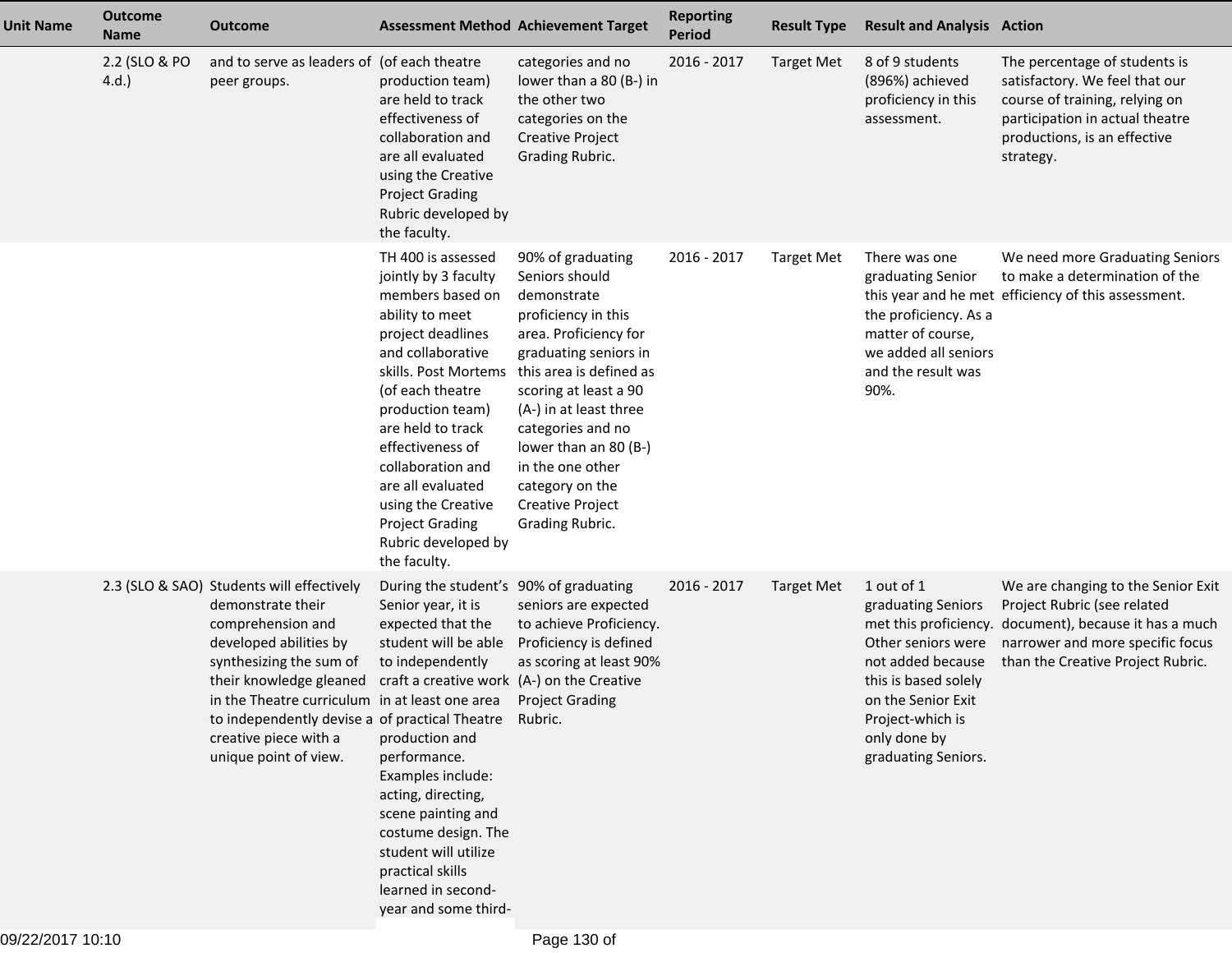| Unit Name | Outcome Name | Outcome | Assessment Method | Achievement Target | Reporting Period | Result Type | Result and Analysis | Action |
|---|---|---|---|---|---|---|---|---|
| | 2.2 (SLO & PO 4.d.) | and to serve as leaders of peer groups. | (of each theatre production team) are held to track effectiveness of collaboration and are all evaluated using the Creative Project Grading Rubric developed by the faculty. | categories and no lower than a 80 (B-) in the other two categories on the Creative Project Grading Rubric. | 2016 - 2017 | Target Met | 8 of 9 students (896%) achieved proficiency in this assessment. | The percentage of students is satisfactory. We feel that our course of training, relying on participation in actual theatre productions, is an effective strategy. |
| | | | TH 400 is assessed jointly by 3 faculty members based on ability to meet project deadlines and collaborative skills. Post Mortems (of each theatre production team) are held to track effectiveness of collaboration and are all evaluated using the Creative Project Grading Rubric developed by the faculty. | 90% of graduating Seniors should demonstrate proficiency in this area. Proficiency for graduating seniors in this area is defined as scoring at least a 90 (A-) in at least three categories and no lower than an 80 (B-) in the one other category on the Creative Project Grading Rubric. | 2016 - 2017 | Target Met | There was one graduating Senior this year and he met the proficiency. As a matter of course, we added all seniors and the result was 90%. | We need more Graduating Seniors to make a determination of the efficiency of this assessment. |
| | 2.3 (SLO & SAO) | Students will effectively demonstrate their comprehension and developed abilities by synthesizing the sum of their knowledge gleaned in the Theatre curriculum to independently devise a creative piece with a unique point of view. | During the student's Senior year, it is expected that the student will be able to independently craft a creative work in at least one area of practical Theatre production and performance. Examples include: acting, directing, scene painting and costume design. The student will utilize practical skills learned in second-year and some third- | 90% of graduating seniors are expected to achieve Proficiency. Proficiency is defined as scoring at least 90% (A-) on the Creative Project Grading Rubric. | 2016 - 2017 | Target Met | 1 out of 1 graduating Seniors met this proficiency. Other seniors were not added because this is based solely on the Senior Exit Project-which is only done by graduating Seniors. | We are changing to the Senior Exit Project Rubric (see related document), because it has a much narrower and more specific focus than the Creative Project Rubric. |

09/22/2017 10:10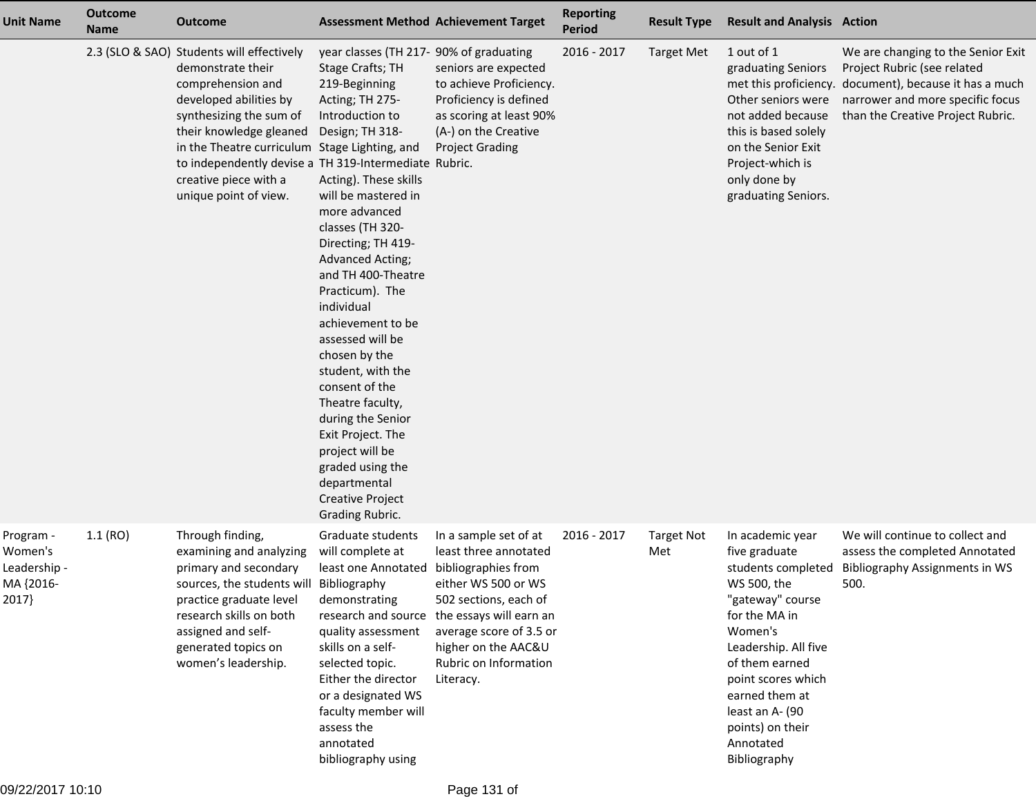| Unit Name | Outcome Name | Outcome | Assessment Method | Achievement Target | Reporting Period | Result Type | Result and Analysis | Action |
|---|---|---|---|---|---|---|---|---|
| | 2.3 (SLO & SAO) | Students will effectively demonstrate their comprehension and developed abilities by synthesizing the sum of their knowledge gleaned in the Theatre curriculum to independently devise a creative piece with a unique point of view. | year classes (TH 217-Stage Crafts; TH 219-Beginning Acting; TH 275-Introduction to Design; TH 318-Stage Lighting, and TH 319-Intermediate Acting). These skills will be mastered in more advanced classes (TH 320-Directing; TH 419-Advanced Acting; and TH 400-Theatre Practicum). The individual achievement to be assessed will be chosen by the student, with the consent of the Theatre faculty, during the Senior Exit Project. The project will be graded using the departmental Creative Project Grading Rubric. | 90% of graduating seniors are expected to achieve Proficiency. Proficiency is defined as scoring at least 90% (A-) on the Creative Project Grading Rubric. | 2016 - 2017 | Target Met | 1 out of 1 graduating Seniors met this proficiency. Other seniors were not added because this is based solely on the Senior Exit Project-which is only done by graduating Seniors. | We are changing to the Senior Exit Project Rubric (see related document), because it has a much narrower and more specific focus than the Creative Project Rubric. |
| Program - Women's Leadership - MA {2016-2017} | 1.1 (RO) | Through finding, examining and analyzing primary and secondary sources, the students will practice graduate level research skills on both assigned and self-generated topics on women's leadership. | Graduate students will complete at least one Annotated Bibliography demonstrating research and source quality assessment skills on a self-selected topic. Either the director or a designated WS faculty member will assess the annotated bibliography using | In a sample set of at least three annotated bibliographies from either WS 500 or WS 502 sections, each of the essays will earn an average score of 3.5 or higher on the AAC&U Rubric on Information Literacy. | 2016 - 2017 | Target Not Met | In academic year five graduate students completed WS 500, the "gateway" course for the MA in Women's Leadership. All five of them earned point scores which earned them at least an A- (90 points) on their Annotated Bibliography | We will continue to collect and assess the completed Annotated Bibliography Assignments in WS 500. |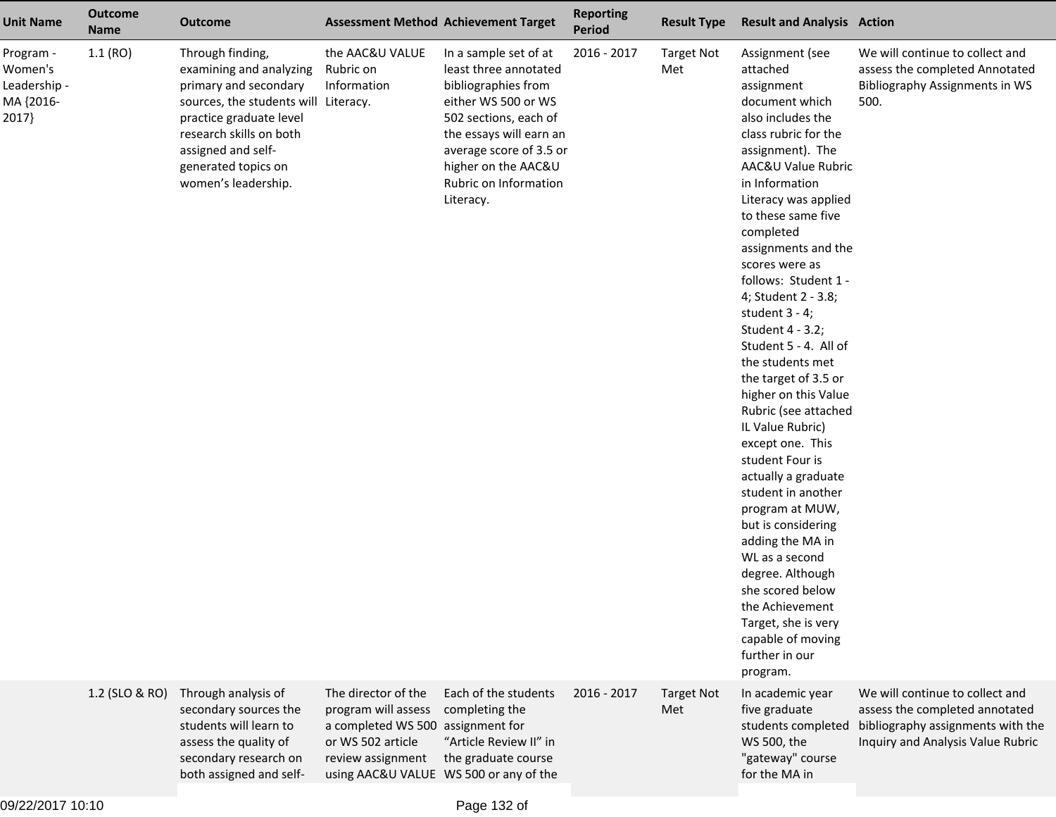| Unit Name | Outcome Name | Outcome | Assessment Method | Achievement Target | Reporting Period | Result Type | Result and Analysis | Action |
|---|---|---|---|---|---|---|---|---|
| Program - Women's Leadership - MA {2016-2017} | 1.1 (RO) | Through finding, examining and analyzing primary and secondary sources, the students will practice graduate level research skills on both assigned and self-generated topics on women's leadership. | the AAC&U VALUE Rubric on Information Literacy. | In a sample set of at least three annotated bibliographies from either WS 500 or WS 502 sections, each of the essays will earn an average score of 3.5 or higher on the AAC&U Rubric on Information Literacy. | 2016 - 2017 | Target Not Met | Assignment (see attached assignment document which also includes the class rubric for the assignment). The AAC&U Value Rubric in Information Literacy was applied to these same five completed assignments and the scores were as follows: Student 1 - 4; Student 2 - 3.8; student 3 - 4; Student 4 - 3.2; Student 5 - 4. All of the students met the target of 3.5 or higher on this Value Rubric (see attached IL Value Rubric) except one. This student Four is actually a graduate student in another program at MUW, but is considering adding the MA in WL as a second degree. Although she scored below the Achievement Target, she is very capable of moving further in our program. | We will continue to collect and assess the completed Annotated Bibliography Assignments in WS 500. |
| | 1.2 (SLO & RO) | Through analysis of secondary sources the students will learn to assess the quality of secondary research on both assigned and self- | The director of the program will assess a completed WS 500 or WS 502 article review assignment using AAC&U VALUE | Each of the students completing the assignment for "Article Review II" in the graduate course WS 500 or any of the | 2016 - 2017 | Target Not Met | In academic year five graduate students completed WS 500, the "gateway" course for the MA in | We will continue to collect and assess the completed annotated bibliography assignments with the Inquiry and Analysis Value Rubric |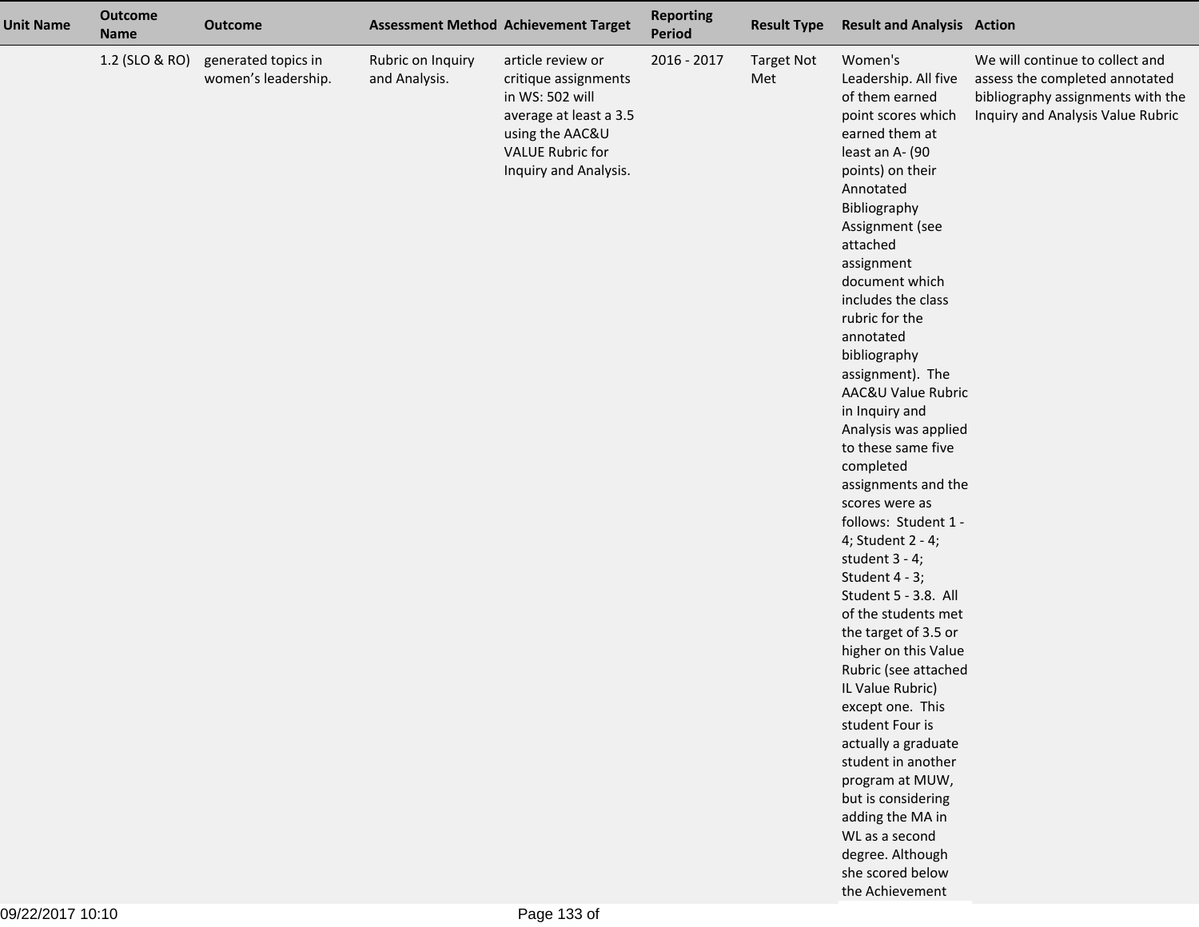| Unit Name | Outcome Name | Outcome | Assessment Method | Achievement Target | Reporting Period | Result Type | Result and Analysis | Action |
|---|---|---|---|---|---|---|---|---|
| | 1.2 (SLO & RO) | generated topics in women's leadership. | Rubric on Inquiry and Analysis. | article review or critique assignments in WS: 502 will average at least a 3.5 using the AAC&U VALUE Rubric for Inquiry and Analysis. | 2016 - 2017 | Target Not Met | Women's Leadership. All five of them earned point scores which earned them at least an A- (90 points) on their Annotated Bibliography Assignment (see attached assignment document which includes the class rubric for the annotated bibliography assignment). The AAC&U Value Rubric in Inquiry and Analysis was applied to these same five completed assignments and the scores were as follows: Student 1 - 4; Student 2 - 4; student 3 - 4; Student 4 - 3; Student 5 - 3.8. All of the students met the target of 3.5 or higher on this Value Rubric (see attached IL Value Rubric) except one. This student Four is actually a graduate student in another program at MUW, but is considering adding the MA in WL as a second degree. Although she scored below the Achievement | We will continue to collect and assess the completed annotated bibliography assignments with the Inquiry and Analysis Value Rubric |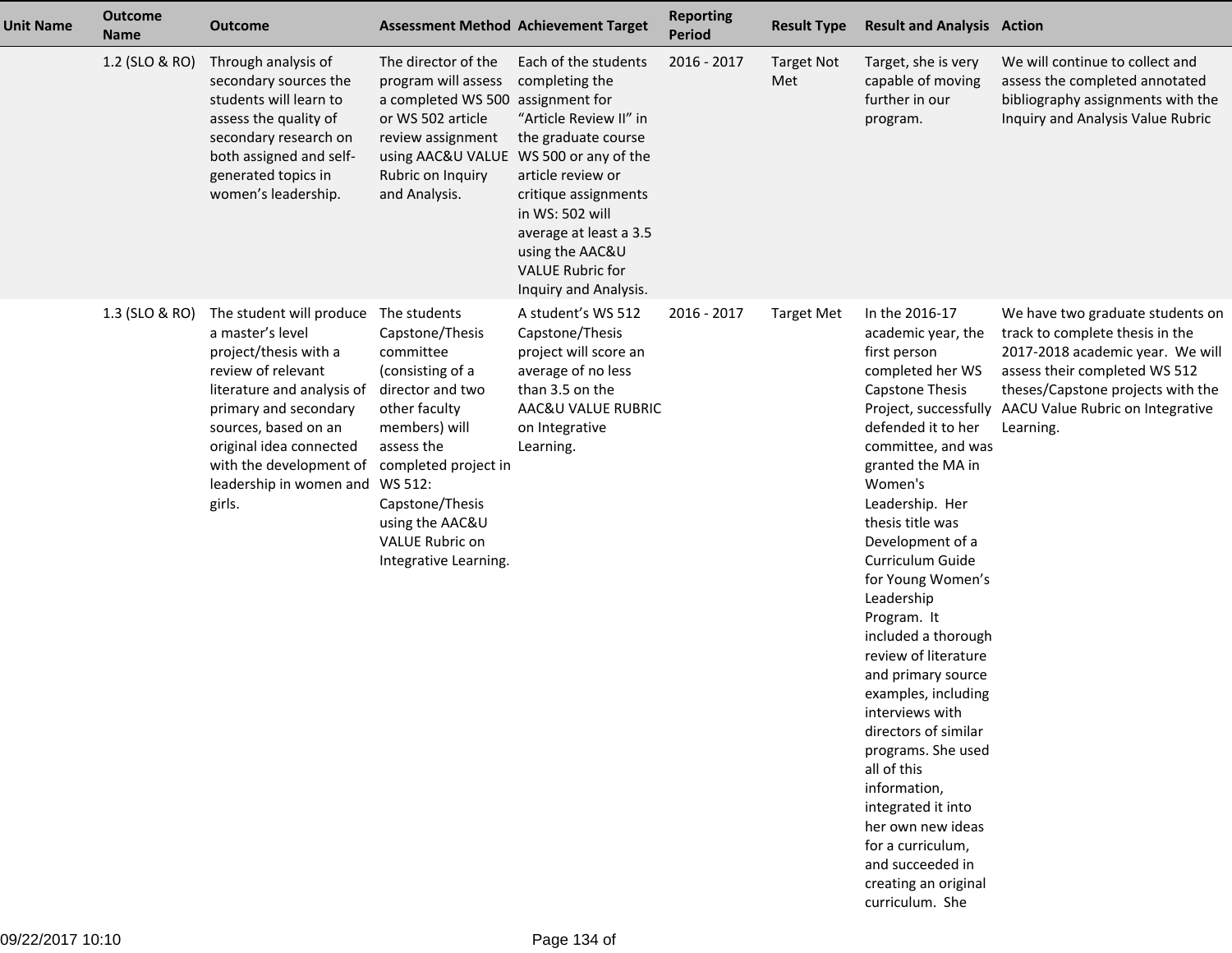| Unit Name | Outcome Name | Outcome | Assessment Method | Achievement Target | Reporting Period | Result Type | Result and Analysis | Action |
|---|---|---|---|---|---|---|---|---|
| | 1.2 (SLO & RO) | Through analysis of secondary sources the students will learn to assess the quality of secondary research on both assigned and self-generated topics in women's leadership. | The director of the program will assess a completed WS 500 or WS 502 article review assignment using AAC&U VALUE Rubric on Inquiry and Analysis. | Each of the students completing the assignment for "Article Review II" in the graduate course WS 500 or any of the article review or critique assignments in WS: 502 will average at least a 3.5 using the AAC&U VALUE Rubric for Inquiry and Analysis. | 2016 - 2017 | Target Not Met | Target, she is very capable of moving further in our program. | We will continue to collect and assess the completed annotated bibliography assignments with the Inquiry and Analysis Value Rubric |
| | 1.3 (SLO & RO) | The student will produce a master's level project/thesis with a review of relevant literature and analysis of primary and secondary sources, based on an original idea connected with the development of leadership in women and girls. | The students Capstone/Thesis committee (consisting of a director and two other faculty members) will assess the completed project in WS 512: Capstone/Thesis using the AAC&U VALUE Rubric on Integrative Learning. | A student's WS 512 Capstone/Thesis project will score an average of no less than 3.5 on the AAC&U VALUE RUBRIC on Integrative Learning. | 2016 - 2017 | Target Met | In the 2016-17 academic year, the first person completed her WS Capstone Thesis Project, successfully defended it to her committee, and was granted the MA in Women's Leadership. Her thesis title was Development of a Curriculum Guide for Young Women's Leadership Program. It included a thorough review of literature and primary source examples, including interviews with directors of similar programs. She used all of this information, integrated it into her own new ideas for a curriculum, and succeeded in creating an original curriculum. She | We have two graduate students on track to complete thesis in the 2017-2018 academic year. We will assess their completed WS 512 theses/Capstone projects with the AACU Value Rubric on Integrative Learning. |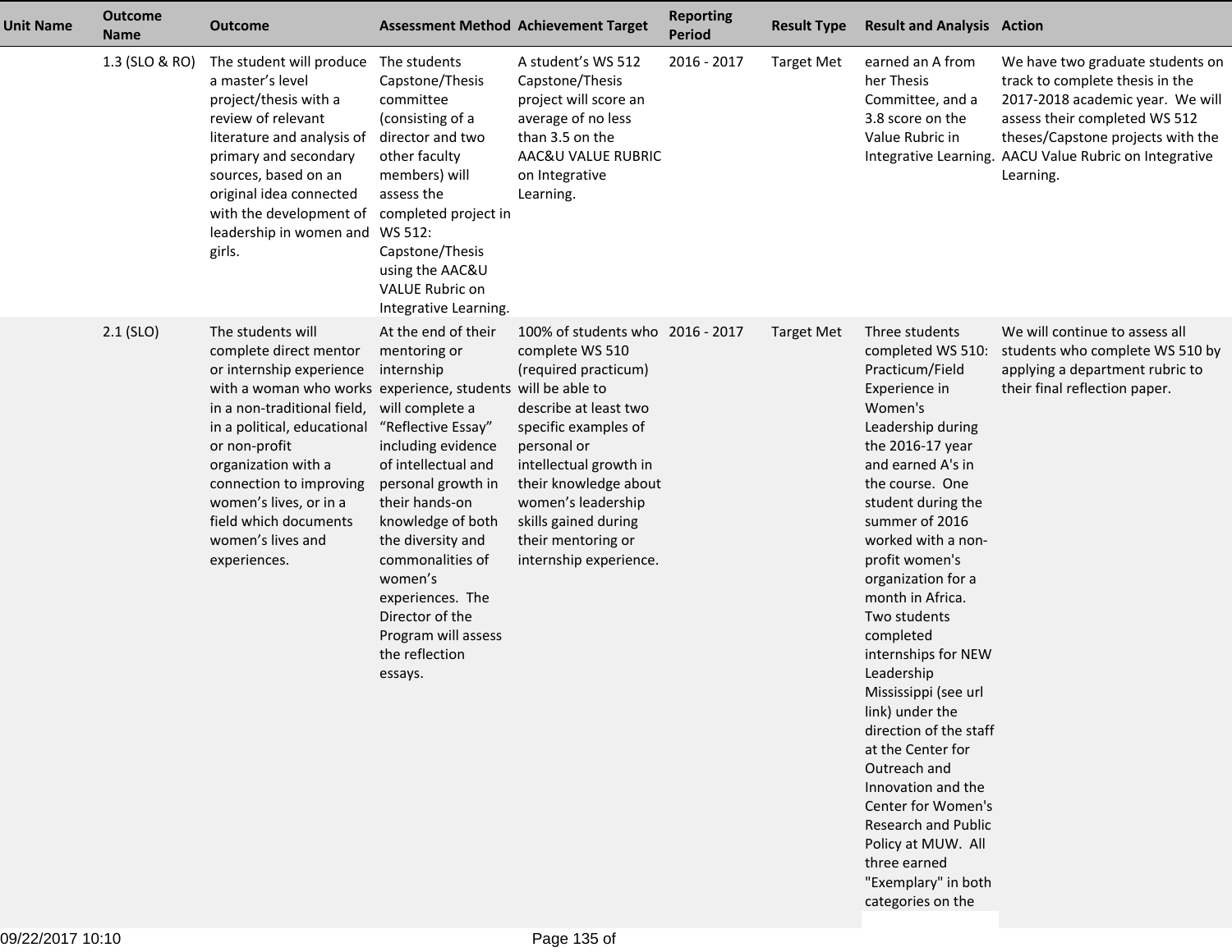| Unit Name | Outcome Name | Outcome | Assessment Method | Achievement Target | Reporting Period | Result Type | Result and Analysis | Action |
|---|---|---|---|---|---|---|---|---|
| | 1.3 (SLO & RO) | The student will produce a master's level project/thesis with a review of relevant literature and analysis of primary and secondary sources, based on an original idea connected with the development of leadership in women and girls. | The students Capstone/Thesis committee (consisting of a director and two other faculty members) will assess the completed project in WS 512: Capstone/Thesis using the AAC&U VALUE Rubric on Integrative Learning. | A student's WS 512 Capstone/Thesis project will score an average of no less than 3.5 on the AAC&U VALUE RUBRIC on Integrative Learning. | 2016 - 2017 | Target Met | earned an A from her Thesis Committee, and a 3.8 score on the Value Rubric in Integrative Learning. | We have two graduate students on track to complete thesis in the 2017-2018 academic year. We will assess their completed WS 512 theses/Capstone projects with the AACU Value Rubric on Integrative Learning. |
| | 2.1 (SLO) | The students will complete direct mentor or internship experience with a woman who works in a non-traditional field, in a political, educational or non-profit organization with a connection to improving women's lives, or in a field which documents women's lives and experiences. | At the end of their mentoring or internship experience, students will complete a "Reflective Essay" including evidence of intellectual and personal growth in their hands-on knowledge of both the diversity and commonalities of women's experiences. The Director of the Program will assess the reflection essays. | 100% of students who complete WS 510 (required practicum) will be able to describe at least two specific examples of personal or intellectual growth in their knowledge about women's leadership skills gained during their mentoring or internship experience. | 2016 - 2017 | Target Met | Three students completed WS 510: Practicum/Field Experience in Women's Leadership during the 2016-17 year and earned A's in the course. One student during the summer of 2016 worked with a non-profit women's organization for a month in Africa. Two students completed internships for NEW Leadership Mississippi (see url link) under the direction of the staff at the Center for Outreach and Innovation and the Center for Women's Research and Public Policy at MUW. All three earned "Exemplary" in both categories on the | We will continue to assess all students who complete WS 510 by applying a department rubric to their final reflection paper. |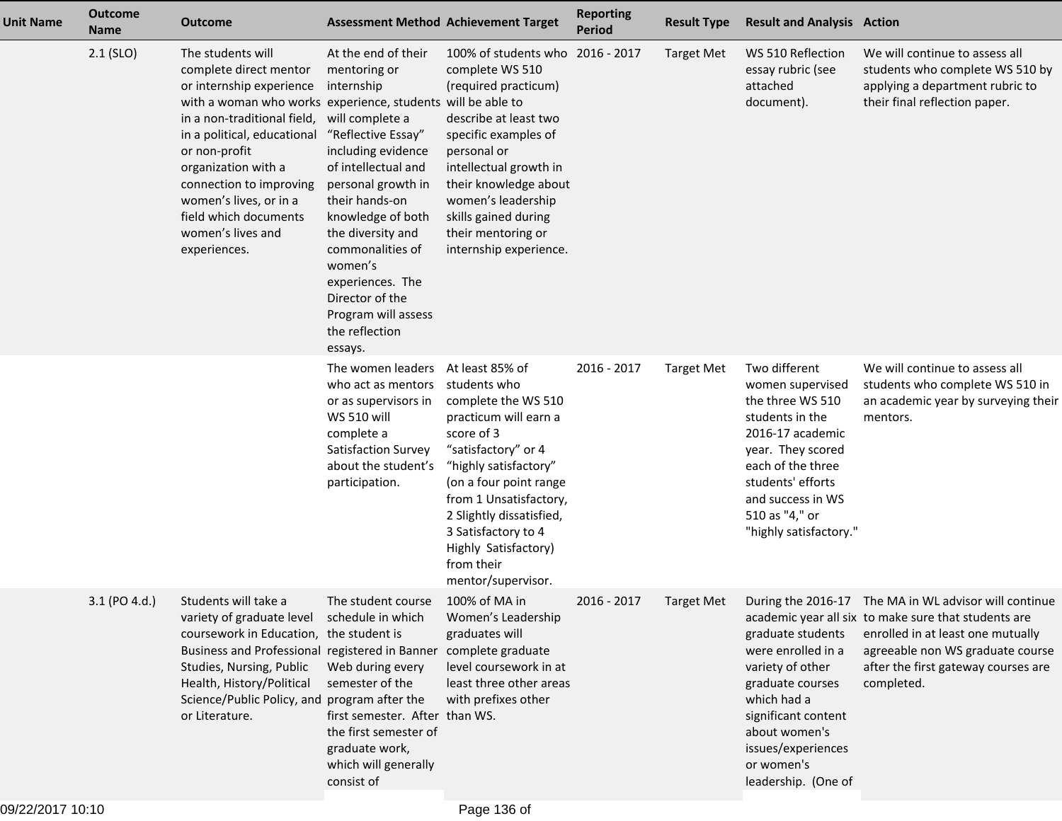| Unit Name | Outcome Name | Outcome | Assessment Method | Achievement Target | Reporting Period | Result Type | Result and Analysis | Action |
|---|---|---|---|---|---|---|---|---|
| | 2.1 (SLO) | The students will complete direct mentor or internship experience with a woman who works in a non-traditional field, in a political, educational or non-profit organization with a connection to improving women's lives, or in a field which documents women's lives and experiences. | At the end of their mentoring or internship experience, students will complete a "Reflective Essay" including evidence of intellectual and personal growth in their hands-on knowledge of both the diversity and commonalities of women's experiences. The Director of the Program will assess the reflection essays. | 100% of students who complete WS 510 (required practicum) will be able to describe at least two specific examples of personal or intellectual growth in their knowledge about women's leadership skills gained during their mentoring or internship experience. | 2016 - 2017 | Target Met | WS 510 Reflection essay rubric (see attached document). | We will continue to assess all students who complete WS 510 by applying a department rubric to their final reflection paper. |
| | | | The women leaders who act as mentors or as supervisors in WS 510 will complete a Satisfaction Survey about the student's participation. | At least 85% of students who complete the WS 510 practicum will earn a score of 3 "satisfactory" or 4 "highly satisfactory" (on a four point range from 1 Unsatisfactory, 2 Slightly dissatisfied, 3 Satisfactory to 4 Highly Satisfactory) from their mentor/supervisor. | 2016 - 2017 | Target Met | Two different women supervised the three WS 510 students in the 2016-17 academic year. They scored each of the three students' efforts and success in WS 510 as "4," or "highly satisfactory." | We will continue to assess all students who complete WS 510 in an academic year by surveying their mentors. |
| | 3.1 (PO 4.d.) | Students will take a variety of graduate level coursework in Education, Business and Professional Studies, Nursing, Public Health, History/Political Science/Public Policy, and or Literature. | The student course schedule in which the student is registered in Banner Web during every semester of the program after the first semester. After the first semester of graduate work, which will generally consist of | 100% of MA in Women's Leadership graduates will complete graduate level coursework in at least three other areas with prefixes other than WS. | 2016 - 2017 | Target Met | During the 2016-17 academic year all six graduate students were enrolled in a variety of other graduate courses which had a significant content about women's issues/experiences or women's leadership. (One of | The MA in WL advisor will continue to make sure that students are enrolled in at least one mutually agreeable non WS graduate course after the first gateway courses are completed. |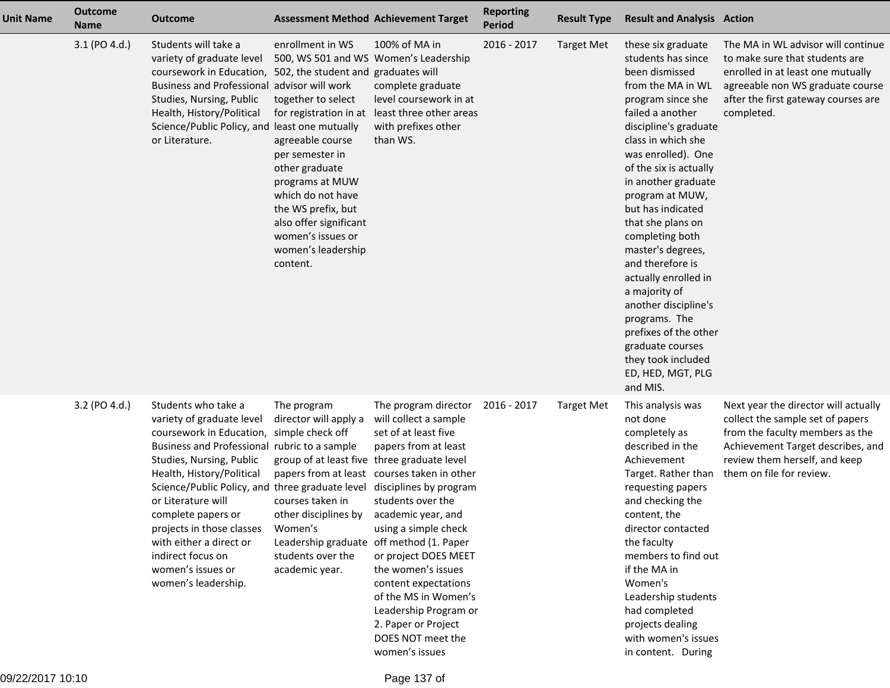| Unit Name | Outcome Name | Outcome | Assessment Method | Achievement Target | Reporting Period | Result Type | Result and Analysis | Action |
|---|---|---|---|---|---|---|---|---|
| | 3.1 (PO 4.d.) | Students will take a variety of graduate level coursework in Education, Business and Professional Studies, Nursing, Public Health, History/Political Science/Public Policy, and or Literature. | enrollment in WS 500, WS 501 and WS 502, the student and advisor will work together to select for registration in at least one mutually agreeable course per semester in other graduate programs at MUW which do not have the WS prefix, but also offer significant women's issues or women's leadership content. | 100% of MA in Women's Leadership graduates will complete graduate level coursework in at least three other areas with prefixes other than WS. | 2016 - 2017 | Target Met | these six graduate students has since been dismissed from the MA in WL program since she failed a another discipline's graduate class in which she was enrolled). One of the six is actually in another graduate program at MUW, but has indicated that she plans on completing both master's degrees, and therefore is actually enrolled in a majority of another discipline's programs. The prefixes of the other graduate courses they took included ED, HED, MGT, PLG and MIS. | The MA in WL advisor will continue to make sure that students are enrolled in at least one mutually agreeable non WS graduate course after the first gateway courses are completed. |
| | 3.2 (PO 4.d.) | Students who take a variety of graduate level coursework in Education, Business and Professional Studies, Nursing, Public Health, History/Political Science/Public Policy, and or Literature will complete papers or projects in those classes with either a direct or indirect focus on women's issues or women's leadership. | The program director will apply a simple check off rubric to a sample group of at least five papers from at least three graduate level courses taken in other disciplines by Women's Leadership graduate students over the academic year. | The program director will collect a sample set of at least five papers from at least three graduate level courses taken in other disciplines by program students over the academic year, and using a simple check off method (1. Paper or project DOES MEET the women's issues content expectations of the MS in Women's Leadership Program or 2. Paper or Project DOES NOT meet the women's issues | 2016 - 2017 | Target Met | This analysis was not done completely as described in the Achievement Target. Rather than requesting papers and checking the content, the director contacted the faculty members to find out if the MA in Women's Leadership students had completed projects dealing with women's issues in content. During | Next year the director will actually collect the sample set of papers from the faculty members as the Achievement Target describes, and review them herself, and keep them on file for review. |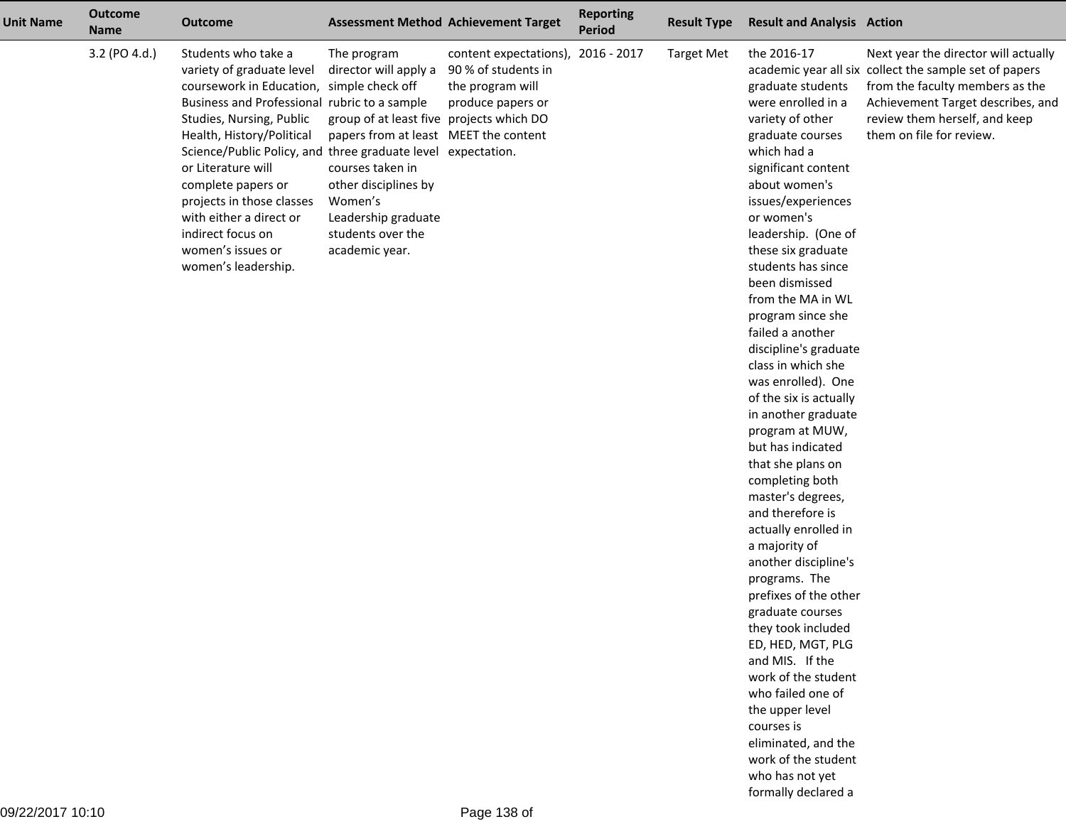| Unit Name | Outcome Name | Outcome | Assessment Method | Achievement Target | Reporting Period | Result Type | Result and Analysis | Action |
|---|---|---|---|---|---|---|---|---|
| | 3.2 (PO 4.d.) | Students who take a variety of graduate level coursework in Education, Business and Professional Studies, Nursing, Public Health, History/Political Science/Public Policy, and or Literature will complete papers or projects in those classes with either a direct or indirect focus on women's issues or women's leadership. | The program director will apply a simple check off rubric to a sample group of at least five papers from at least three graduate level courses taken in other disciplines by Women's Leadership graduate students over the academic year. | content expectations), 90 % of students in the program will produce papers or projects which DO MEET the content expectation. | 2016 - 2017 | Target Met | the 2016-17 academic year all six graduate students were enrolled in a variety of other graduate courses which had a significant content about women's issues/experiences or women's leadership. (One of these six graduate students has since been dismissed from the MA in WL program since she failed a another discipline's graduate class in which she was enrolled). One of the six is actually in another graduate program at MUW, but has indicated that she plans on completing both master's degrees, and therefore is actually enrolled in a majority of another discipline's programs. The prefixes of the other graduate courses they took included ED, HED, MGT, PLG and MIS. If the work of the student who failed one of the upper level courses is eliminated, and the work of the student who has not yet formally declared a | Next year the director will actually collect the sample set of papers from the faculty members as the Achievement Target describes, and review them herself, and keep them on file for review. |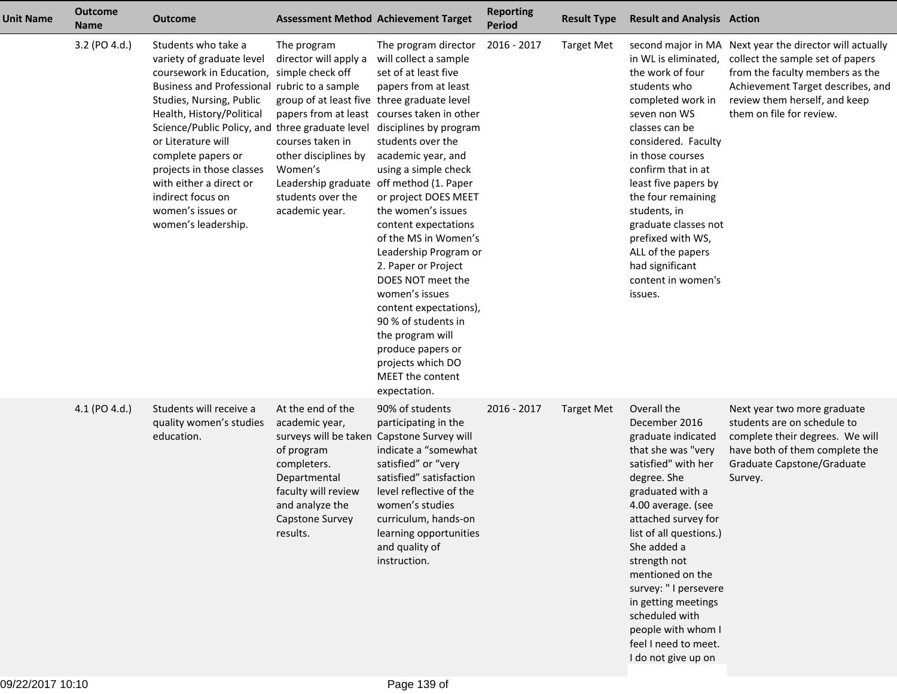| Unit Name | Outcome Name | Outcome | Assessment Method | Achievement Target | Reporting Period | Result Type | Result and Analysis | Action |
|---|---|---|---|---|---|---|---|---|
| | 3.2 (PO 4.d.) | Students who take a variety of graduate level coursework in Education, Business and Professional Studies, Nursing, Public Health, History/Political Science/Public Policy, and or Literature will complete papers or projects in those classes with either a direct or indirect focus on women's issues or women's leadership. | The program director will apply a simple check off rubric to a sample group of at least five papers from at least three graduate level courses taken in other disciplines by Women's Leadership graduate students over the academic year. | The program director will collect a sample set of at least five papers from at least three graduate level courses taken in other disciplines by program students over the academic year, and using a simple check off method (1. Paper or project DOES MEET the women's issues content expectations of the MS in Women's Leadership Program or 2. Paper or Project DOES NOT meet the women's issues content expectations), 90 % of students in the program will produce papers or projects which DO MEET the content expectation. | 2016 - 2017 | Target Met | second major in MA in WL is eliminated, the work of four students who completed work in seven non WS classes can be considered. Faculty in those courses confirm that in at least five papers by the four remaining students, in graduate classes not prefixed with WS, ALL of the papers had significant content in women's issues. | Next year the director will actually collect the sample set of papers from the faculty members as the Achievement Target describes, and review them herself, and keep them on file for review. |
| | 4.1 (PO 4.d.) | Students will receive a quality women's studies education. | At the end of the academic year, surveys will be taken of program completers. Departmental faculty will review and analyze the Capstone Survey results. | 90% of students participating in the Capstone Survey will indicate a "somewhat satisfied" or "very satisfied" satisfaction level reflective of the women's studies curriculum, hands-on learning opportunities and quality of instruction. | 2016 - 2017 | Target Met | Overall the December 2016 graduate indicated that she was "very satisfied" with her degree. She graduated with a 4.00 average. (see attached survey for list of all questions.) She added a strength not mentioned on the survey: " I persevere in getting meetings scheduled with people with whom I feel I need to meet. I do not give up on | Next year two more graduate students are on schedule to complete their degrees. We will have both of them complete the Graduate Capstone/Graduate Survey. |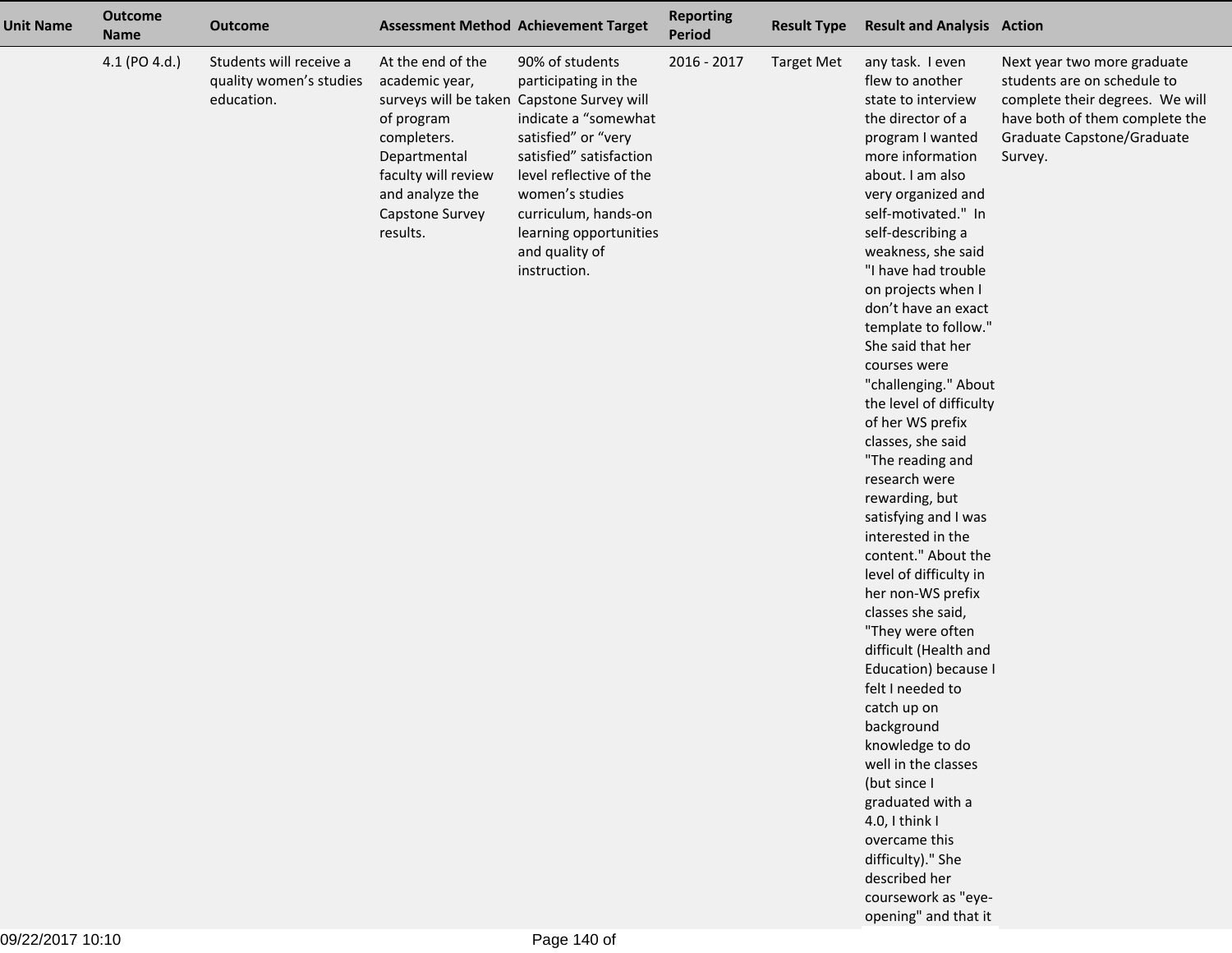| Unit Name | Outcome Name | Outcome | Assessment Method | Achievement Target | Reporting Period | Result Type | Result and Analysis | Action |
|---|---|---|---|---|---|---|---|---|
| | 4.1 (PO 4.d.) | Students will receive a quality women's studies education. | At the end of the academic year, surveys will be taken of program completers. Departmental faculty will review and analyze the Capstone Survey results. | 90% of students participating in the Capstone Survey will indicate a "somewhat satisfied" or "very satisfied" satisfaction level reflective of the women's studies curriculum, hands-on learning opportunities and quality of instruction. | 2016 - 2017 | Target Met | any task. I even flew to another state to interview the director of a program I wanted more information about. I am also very organized and self-motivated." In self-describing a weakness, she said "I have had trouble on projects when I don't have an exact template to follow." She said that her courses were "challenging." About the level of difficulty of her WS prefix classes, she said "The reading and research were rewarding, but satisfying and I was interested in the content." About the level of difficulty in her non-WS prefix classes she said, "They were often difficult (Health and Education) because I felt I needed to catch up on background knowledge to do well in the classes (but since I graduated with a 4.0, I think I overcame this difficulty)." She described her coursework as "eye-opening" and that it | Next year two more graduate students are on schedule to complete their degrees. We will have both of them complete the Graduate Capstone/Graduate Survey. |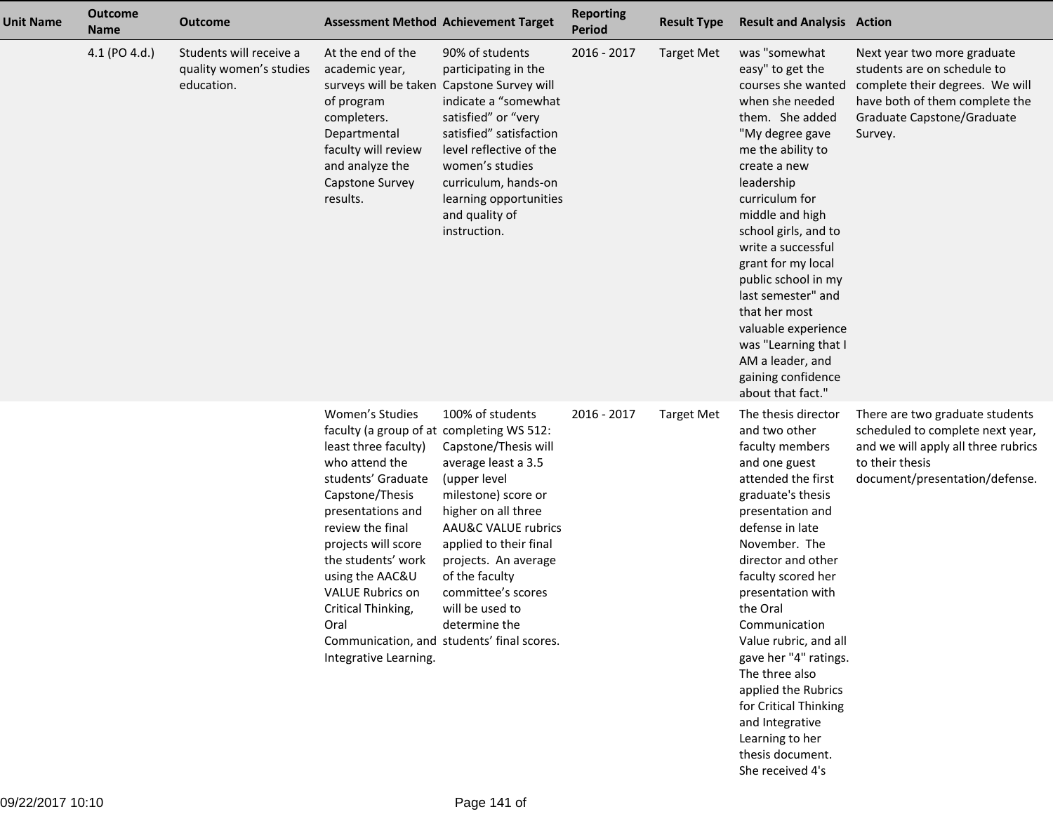| Unit Name | Outcome Name | Outcome | Assessment Method | Achievement Target | Reporting Period | Result Type | Result and Analysis | Action |
|---|---|---|---|---|---|---|---|---|
| | 4.1 (PO 4.d.) | Students will receive a quality women's studies education. | At the end of the academic year, surveys will be taken of program completers. Departmental faculty will review and analyze the Capstone Survey results. | 90% of students participating in the Capstone Survey will indicate a "somewhat satisfied" or "very satisfied" satisfaction level reflective of the women's studies curriculum, hands-on learning opportunities and quality of instruction. | 2016 - 2017 | Target Met | was "somewhat easy" to get the courses she wanted when she needed them. She added "My degree gave me the ability to create a new leadership curriculum for middle and high school girls, and to write a successful grant for my local public school in my last semester" and that her most valuable experience was "Learning that I AM a leader, and gaining confidence about that fact." | Next year two more graduate students are on schedule to complete their degrees. We will have both of them complete the Graduate Capstone/Graduate Survey. |
| | | | Women's Studies faculty (a group of at least three faculty) who attend the students' Graduate Capstone/Thesis presentations and review the final projects will score the students' work using the AAC&U VALUE Rubrics on Critical Thinking, Oral Communication, and Integrative Learning. | 100% of students completing WS 512: Capstone/Thesis will average least a 3.5 (upper level milestone) score or higher on all three AAU&C VALUE rubrics applied to their final projects. An average of the faculty committee's scores will be used to determine the students' final scores. | 2016 - 2017 | Target Met | The thesis director and two other faculty members and one guest attended the first graduate's thesis presentation and defense in late November. The director and other faculty scored her presentation with the Oral Communication Value rubric, and all gave her "4" ratings. The three also applied the Rubrics for Critical Thinking and Integrative Learning to her thesis document. She received 4's | There are two graduate students scheduled to complete next year, and we will apply all three rubrics to their thesis document/presentation/defense. |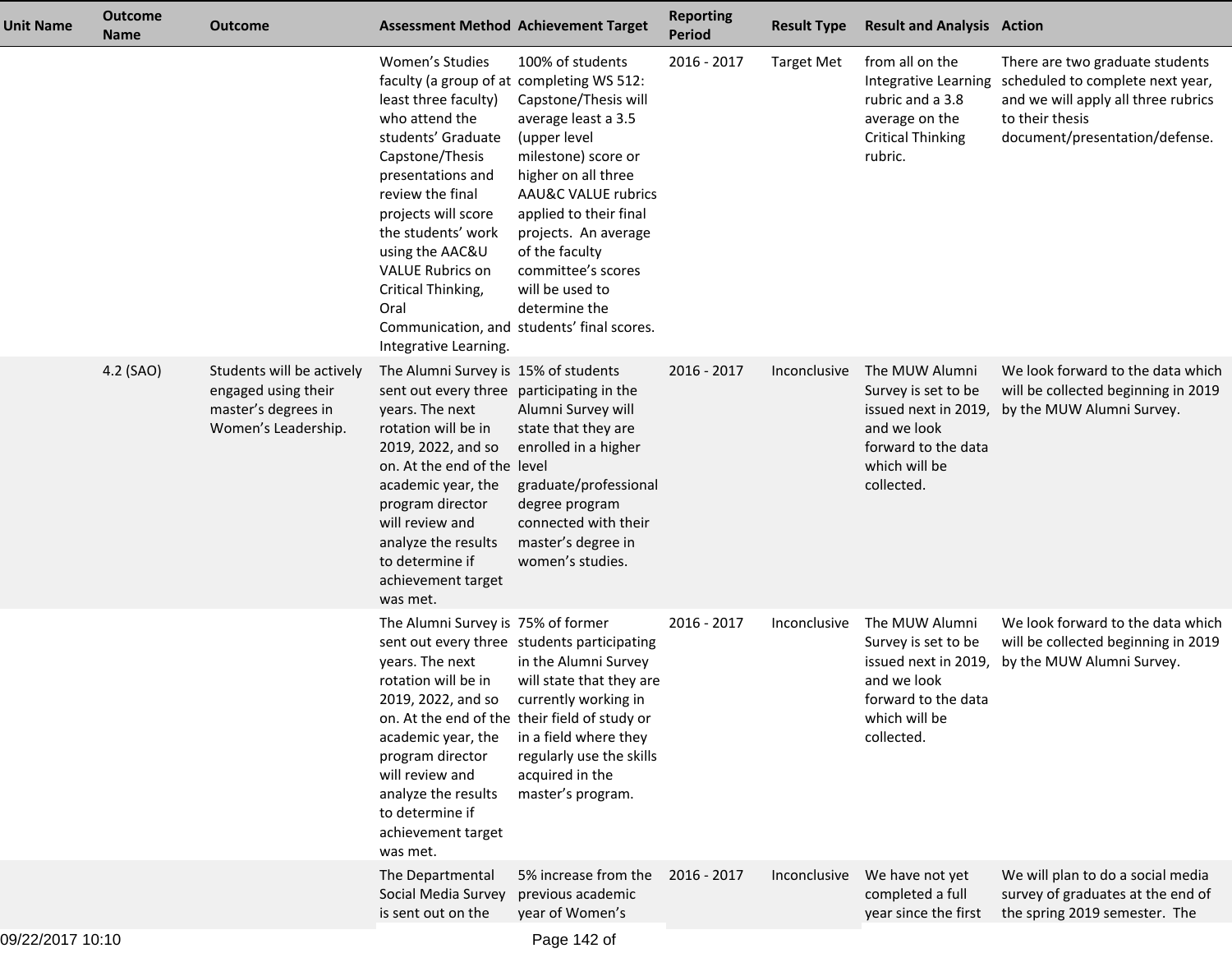| Unit Name | Outcome Name | Outcome | Assessment Method | Achievement Target | Reporting Period | Result Type | Result and Analysis | Action |
|---|---|---|---|---|---|---|---|---|
| | | | Women's Studies faculty (a group of at least three faculty) who attend the students' Graduate Capstone/Thesis presentations and review the final projects will score the students' work using the AAC&U VALUE Rubrics on Critical Thinking, Oral Communication, and Integrative Learning. | 100% of students completing WS 512: Capstone/Thesis will average least a 3.5 (upper level milestone) score or higher on all three AAU&C VALUE rubrics applied to their final projects. An average of the faculty committee's scores will be used to determine the students' final scores. | 2016 - 2017 | Target Met | from all on the Integrative Learning rubric and a 3.8 average on the Critical Thinking rubric. | There are two graduate students scheduled to complete next year, and we will apply all three rubrics to their thesis document/presentation/defense. |
| | 4.2 (SAO) | Students will be actively engaged using their master's degrees in Women's Leadership. | The Alumni Survey is sent out every three years. The next rotation will be in 2019, 2022, and so on. At the end of the academic year, the program director will review and analyze the results to determine if achievement target was met. | 15% of students participating in the Alumni Survey will state that they are enrolled in a higher level graduate/professional degree program connected with their master's degree in women's studies. | 2016 - 2017 | Inconclusive | The MUW Alumni Survey is set to be issued next in 2019, and we look forward to the data which will be collected. | We look forward to the data which will be collected beginning in 2019 by the MUW Alumni Survey. |
| | | | The Alumni Survey is sent out every three years. The next rotation will be in 2019, 2022, and so on. At the end of the academic year, the program director will review and analyze the results to determine if achievement target was met. | 75% of former students participating in the Alumni Survey will state that they are currently working in their field of study or in a field where they regularly use the skills acquired in the master's program. | 2016 - 2017 | Inconclusive | The MUW Alumni Survey is set to be issued next in 2019, and we look forward to the data which will be collected. | We look forward to the data which will be collected beginning in 2019 by the MUW Alumni Survey. |
| | | | The Departmental Social Media Survey is sent out on the | 5% increase from the previous academic year of Women's | 2016 - 2017 | Inconclusive | We have not yet completed a full year since the first | We will plan to do a social media survey of graduates at the end of the spring 2019 semester. The |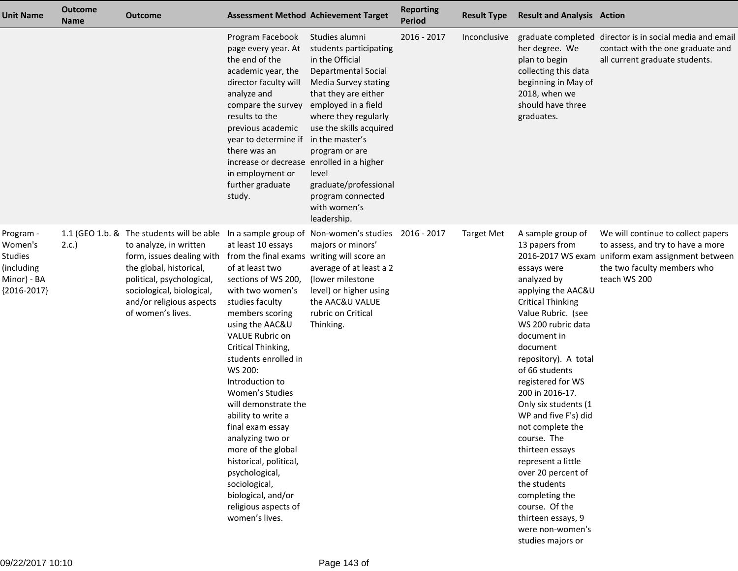| Unit Name | Outcome Name | Outcome | Assessment Method | Achievement Target | Reporting Period | Result Type | Result and Analysis | Action |
|---|---|---|---|---|---|---|---|---|
| | | | Program Facebook page every year. At the end of the academic year, the director faculty will analyze and compare the survey results to the previous academic year to determine if there was an increase or decrease in employment or further graduate study. | Studies alumni students participating in the Official Departmental Social Media Survey stating that they are either employed in a field where they regularly use the skills acquired in the master's program or are enrolled in a higher level graduate/professional program connected with women's leadership. | 2016 - 2017 | Inconclusive | graduate completed her degree. We plan to begin collecting this data beginning in May of 2018, when we should have three graduates. | director is in social media and email contact with the one graduate and all current graduate students. |
| Program - Women's Studies (including Minor) - BA {2016-2017} | 1.1 (GEO 1.b. & 2.c.) | The students will be able to analyze, in written form, issues dealing with the global, historical, political, psychological, sociological, biological, and/or religious aspects of women's lives. | In a sample group of at least 10 essays from the final exams of at least two sections of WS 200, with two women's studies faculty members scoring using the AAC&U VALUE Rubric on Critical Thinking, students enrolled in WS 200: Introduction to Women's Studies will demonstrate the ability to write a final exam essay analyzing two or more of the global historical, political, psychological, sociological, biological, and/or religious aspects of women's lives. | Non-women's studies majors or minors' writing will score an average of at least a 2 (lower milestone level) or higher using the AAC&U VALUE rubric on Critical Thinking. | 2016 - 2017 | Target Met | A sample group of 13 papers from 2016-2017 WS exam essays were analyzed by applying the AAC&U Critical Thinking Value Rubric. (see WS 200 rubric data document in document repository). A total of 66 students registered for WS 200 in 2016-17. Only six students (1 WP and five F's) did not complete the course. The thirteen essays represent a little over 20 percent of the students completing the course. Of the thirteen essays, 9 were non-women's studies majors or | We will continue to collect papers to assess, and try to have a more uniform exam assignment between the two faculty members who teach WS 200 |

09/22/2017 10:10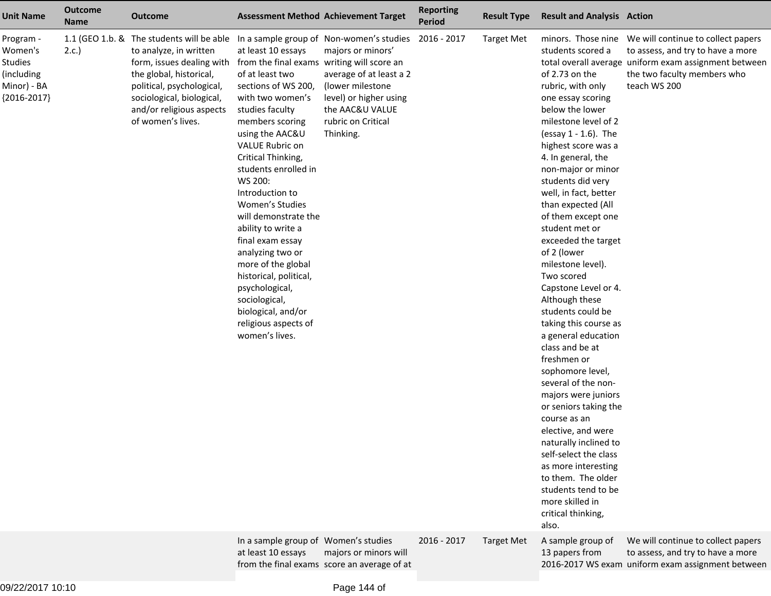| Unit Name | Outcome Name | Outcome | Assessment Method | Achievement Target | Reporting Period | Result Type | Result and Analysis | Action |
|---|---|---|---|---|---|---|---|---|
| Program - Women's Studies (including Minor) - BA {2016-2017} | 1.1 (GEO 1.b. & 2.c.) | The students will be able to analyze, in written form, issues dealing with the global, historical, political, psychological, sociological, biological, and/or religious aspects of women's lives. | In a sample group of at least 10 essays from the final exams of at least two sections of WS 200, with two women's studies faculty members scoring using the AAC&U VALUE Rubric on Critical Thinking, students enrolled in WS 200: Introduction to Women's Studies will demonstrate the ability to write a final exam essay analyzing two or more of the global historical, political, psychological, sociological, biological, and/or religious aspects of women's lives. | Non-women's studies majors or minors' writing will score an average of at least a 2 (lower milestone level) or higher using the AAC&U VALUE rubric on Critical Thinking. | 2016 - 2017 | Target Met | minors. Those nine students scored a total overall average of 2.73 on the rubric, with only one essay scoring below the lower milestone level of 2 (essay 1 - 1.6). The highest score was a 4. In general, the non-major or minor students did very well, in fact, better than expected (All of them except one student met or exceeded the target of 2 (lower milestone level). Two scored Capstone Level or 4. Although these students could be taking this course as a general education class and be at freshmen or sophomore level, several of the non-majors were juniors or seniors taking the course as an elective, and were naturally inclined to self-select the class as more interesting to them. The older students tend to be more skilled in critical thinking, also. | We will continue to collect papers to assess, and try to have a more uniform exam assignment between the two faculty members who teach WS 200 |
| | | | In a sample group of at least 10 essays from the final exams | Women's studies majors or minors will score an average of at | 2016 - 2017 | Target Met | A sample group of 13 papers from 2016-2017 WS exam | We will continue to collect papers to assess, and try to have a more uniform exam assignment between |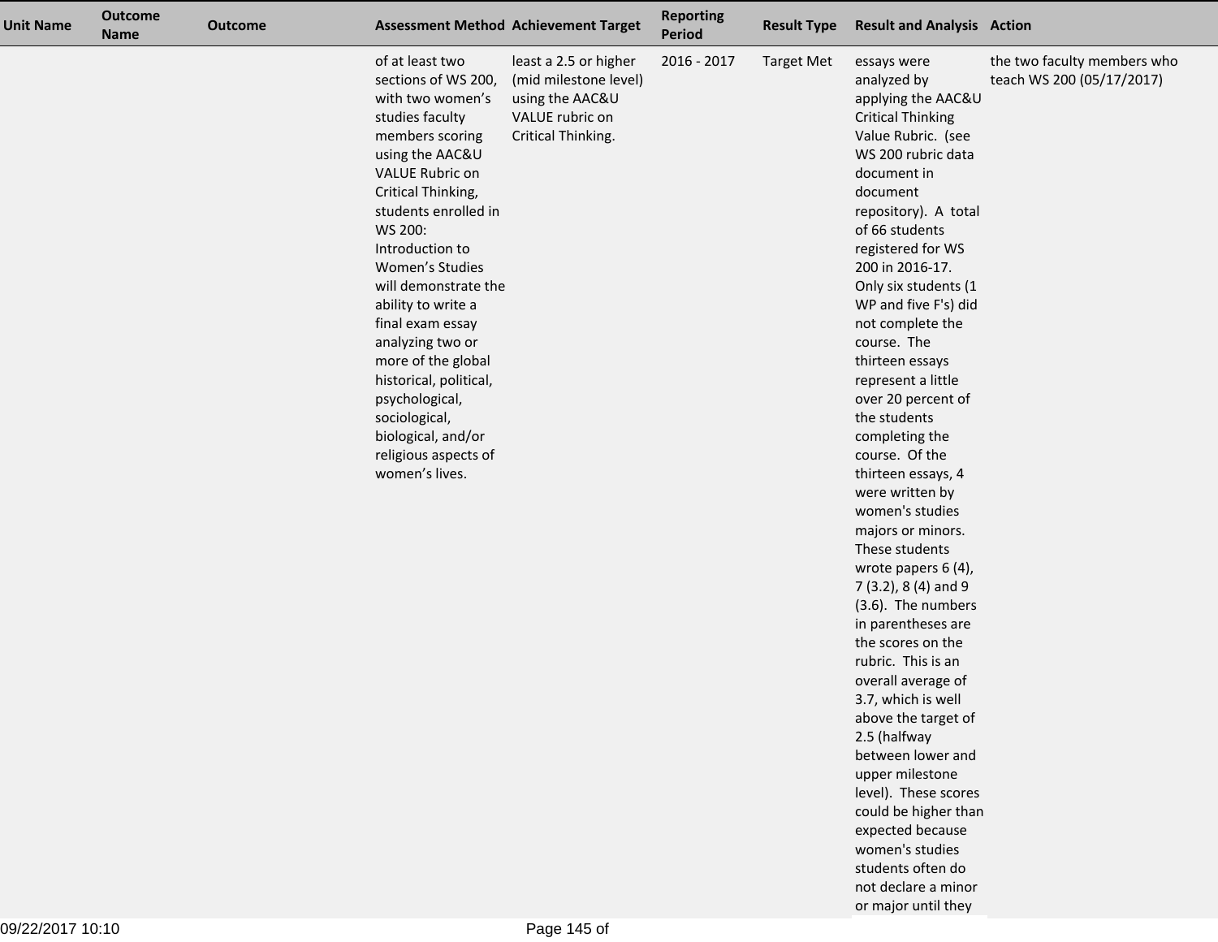| Unit Name | Outcome Name | Outcome | Assessment Method | Achievement Target | Reporting Period | Result Type | Result and Analysis | Action |
|---|---|---|---|---|---|---|---|---|
| | | | of at least two sections of WS 200, with two women's studies faculty members scoring using the AAC&U VALUE Rubric on Critical Thinking, students enrolled in WS 200: Introduction to Women's Studies will demonstrate the ability to write a final exam essay analyzing two or more of the global historical, political, psychological, sociological, biological, and/or religious aspects of women's lives. | least a 2.5 or higher (mid milestone level) using the AAC&U VALUE rubric on Critical Thinking. | 2016 - 2017 | Target Met | essays were analyzed by applying the AAC&U Critical Thinking Value Rubric. (see WS 200 rubric data document in document repository). A total of 66 students registered for WS 200 in 2016-17. Only six students (1 WP and five F's) did not complete the course. The thirteen essays represent a little over 20 percent of the students completing the course. Of the thirteen essays, 4 were written by women's studies majors or minors. These students wrote papers 6 (4), 7 (3.2), 8 (4) and 9 (3.6). The numbers in parentheses are the scores on the rubric. This is an overall average of 3.7, which is well above the target of 2.5 (halfway between lower and upper milestone level). These scores could be higher than expected because women's studies students often do not declare a minor or major until they | the two faculty members who teach WS 200 (05/17/2017) |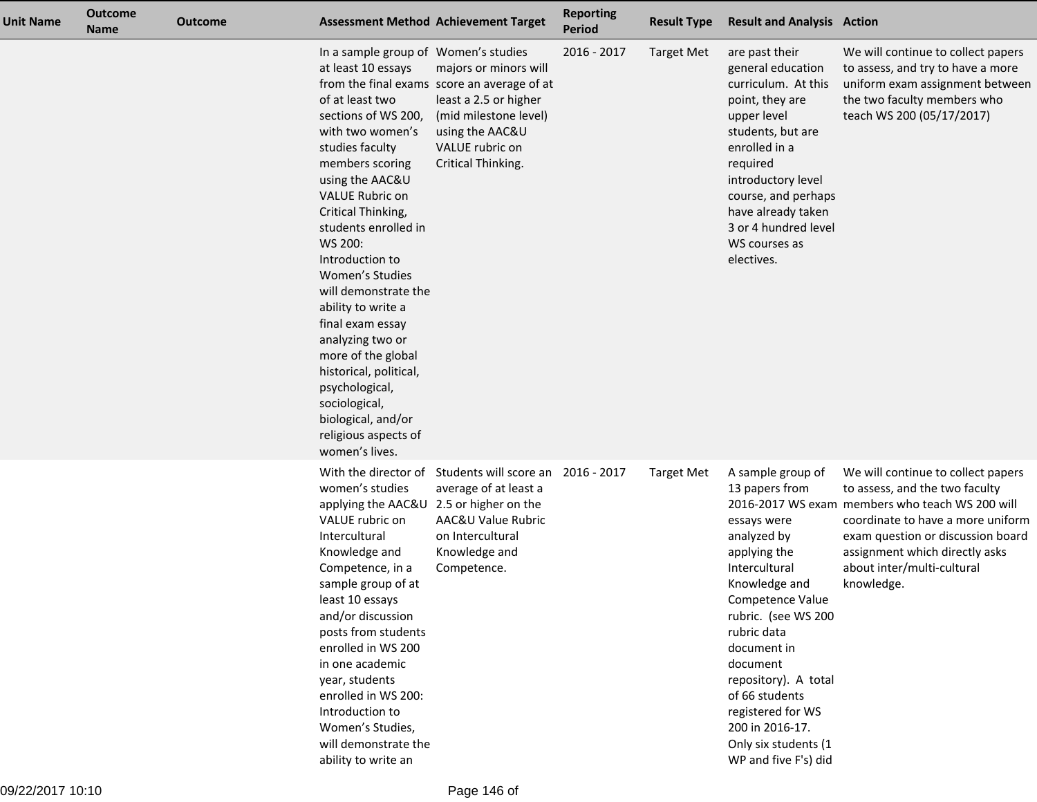| Unit Name | Outcome Name | Outcome | Assessment Method | Achievement Target | Reporting Period | Result Type | Result and Analysis | Action |
|---|---|---|---|---|---|---|---|---|
| | | | In a sample group of at least 10 essays from the final exams of at least two sections of WS 200, with two women's studies faculty members scoring using the AAC&U VALUE Rubric on Critical Thinking, students enrolled in WS 200: Introduction to Women's Studies will demonstrate the ability to write a final exam essay analyzing two or more of the global historical, political, psychological, sociological, biological, and/or religious aspects of women's lives. | Women's studies majors or minors will score an average of at least a 2.5 or higher (mid milestone level) using the AAC&U VALUE rubric on Critical Thinking. | 2016 - 2017 | Target Met | are past their general education curriculum. At this point, they are upper level students, but are enrolled in a required introductory level course, and perhaps have already taken 3 or 4 hundred level WS courses as electives. | We will continue to collect papers to assess, and try to have a more uniform exam assignment between the two faculty members who teach WS 200 (05/17/2017) |
| | | | With the director of women's studies applying the AAC&U VALUE rubric on Intercultural Knowledge and Competence, in a sample group of at least 10 essays and/or discussion posts from students enrolled in WS 200 in one academic year, students enrolled in WS 200: Introduction to Women's Studies, will demonstrate the ability to write an | Students will score an average of at least a 2.5 or higher on the AAC&U Value Rubric on Intercultural Knowledge and Competence. | 2016 - 2017 | Target Met | A sample group of 13 papers from 2016-2017 WS exam essays were analyzed by applying the Intercultural Knowledge and Competence Value rubric. (see WS 200 rubric data document in document repository). A total of 66 students registered for WS 200 in 2016-17. Only six students (1 WP and five F's) did | We will continue to collect papers to assess, and the two faculty members who teach WS 200 will coordinate to have a more uniform exam question or discussion board assignment which directly asks about inter/multi-cultural knowledge. |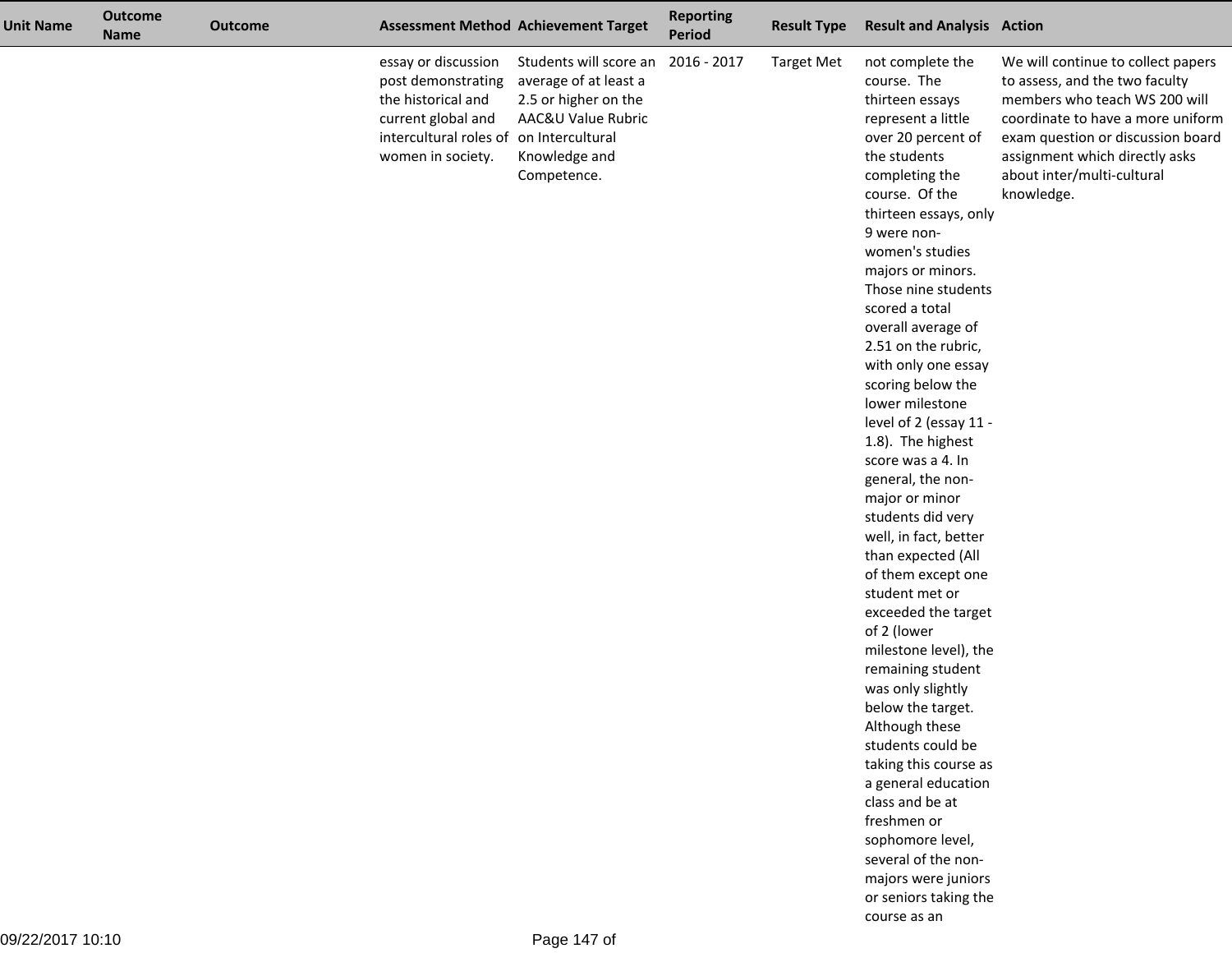| Unit Name | Outcome Name | Outcome | Assessment Method | Achievement Target | Reporting Period | Result Type | Result and Analysis | Action |
|---|---|---|---|---|---|---|---|---|
| | | | essay or discussion post demonstrating the historical and current global and intercultural roles of women in society. | Students will score an average of at least a 2.5 or higher on the AAC&U Value Rubric on Intercultural Knowledge and Competence. | 2016 - 2017 | Target Met | not complete the course. The thirteen essays represent a little over 20 percent of the students completing the course. Of the thirteen essays, only 9 were non-women's studies majors or minors. Those nine students scored a total overall average of 2.51 on the rubric, with only one essay scoring below the lower milestone level of 2 (essay 11 - 1.8). The highest score was a 4. In general, the non-major or minor students did very well, in fact, better than expected (All of them except one student met or exceeded the target of 2 (lower milestone level), the remaining student was only slightly below the target. Although these students could be taking this course as a general education class and be at freshmen or sophomore level, several of the non-majors were juniors or seniors taking the course as an | We will continue to collect papers to assess, and the two faculty members who teach WS 200 will coordinate to have a more uniform exam question or discussion board assignment which directly asks about inter/multi-cultural knowledge. |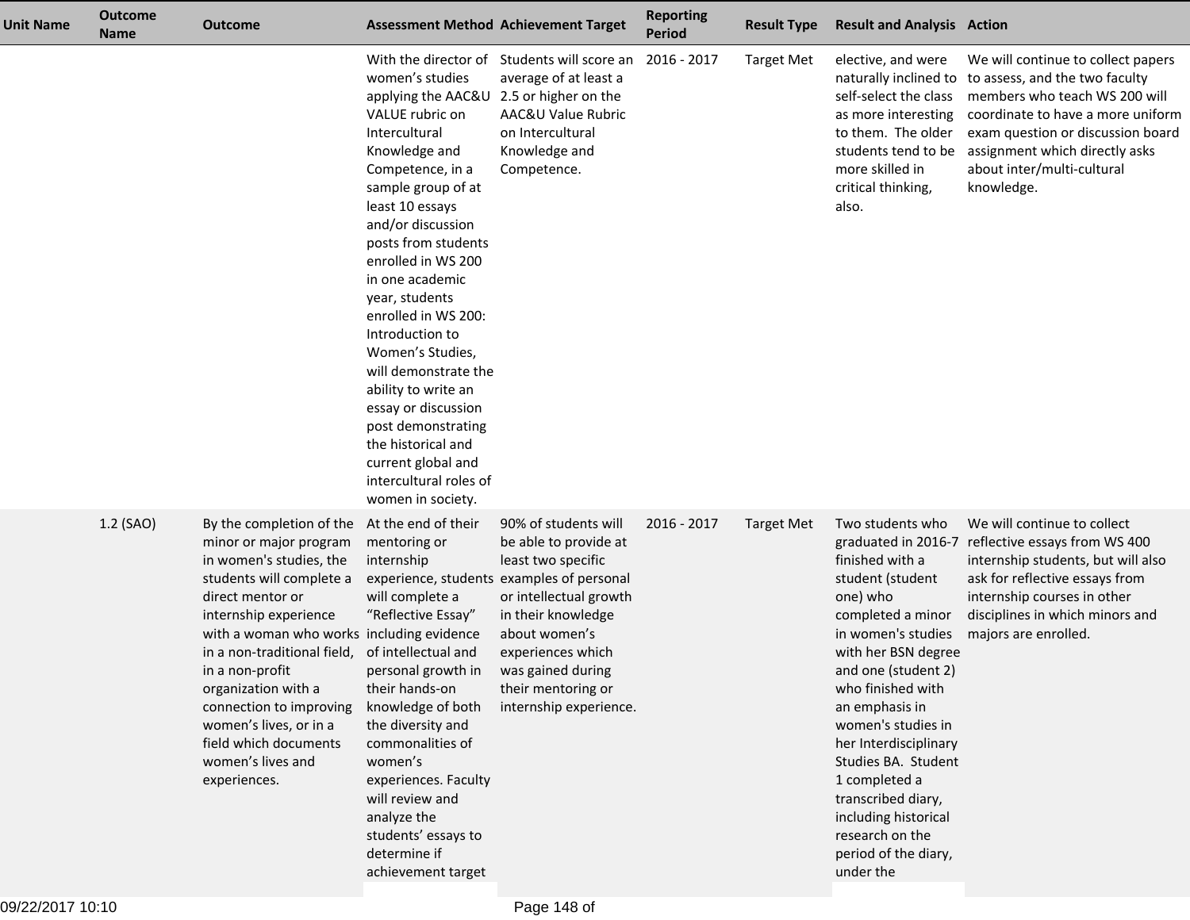| Unit Name | Outcome Name | Outcome | Assessment Method | Achievement Target | Reporting Period | Result Type | Result and Analysis | Action |
|---|---|---|---|---|---|---|---|---|
| | | | With the director of women's studies applying the AAC&U VALUE rubric on Intercultural Knowledge and Competence, in a sample group of at least 10 essays and/or discussion posts from students enrolled in WS 200 in one academic year, students enrolled in WS 200: Introduction to Women's Studies, will demonstrate the ability to write an essay or discussion post demonstrating the historical and current global and intercultural roles of women in society. | Students will score an average of at least a 2.5 or higher on the AAC&U Value Rubric on Intercultural Knowledge and Competence. | 2016 - 2017 | Target Met | elective, and were naturally inclined to self-select the class as more interesting to them. The older students tend to be more skilled in critical thinking, also. | We will continue to collect papers to assess, and the two faculty members who teach WS 200 will coordinate to have a more uniform exam question or discussion board assignment which directly asks about inter/multi-cultural knowledge. |
| | 1.2 (SAO) | By the completion of the minor or major program in women's studies, the students will complete a direct mentor or internship experience with a woman who works in a non-traditional field, in a non-profit organization with a connection to improving women's lives, or in a field which documents women's lives and experiences. | At the end of their mentoring or internship experience, students will complete a "Reflective Essay" including evidence of intellectual and personal growth in their hands-on knowledge of both the diversity and commonalities of women's experiences. Faculty will review and analyze the students' essays to determine if achievement target | 90% of students will be able to provide at least two specific examples of personal or intellectual growth in their knowledge about women's experiences which was gained during their mentoring or internship experience. | 2016 - 2017 | Target Met | Two students who graduated in 2016-7 finished with a student (student one) who completed a minor in women's studies with her BSN degree and one (student 2) who finished with an emphasis in women's studies in her Interdisciplinary Studies BA. Student 1 completed a transcribed diary, including historical research on the period of the diary, under the | We will continue to collect reflective essays from WS 400 internship students, but will also ask for reflective essays from internship courses in other disciplines in which minors and majors are enrolled. |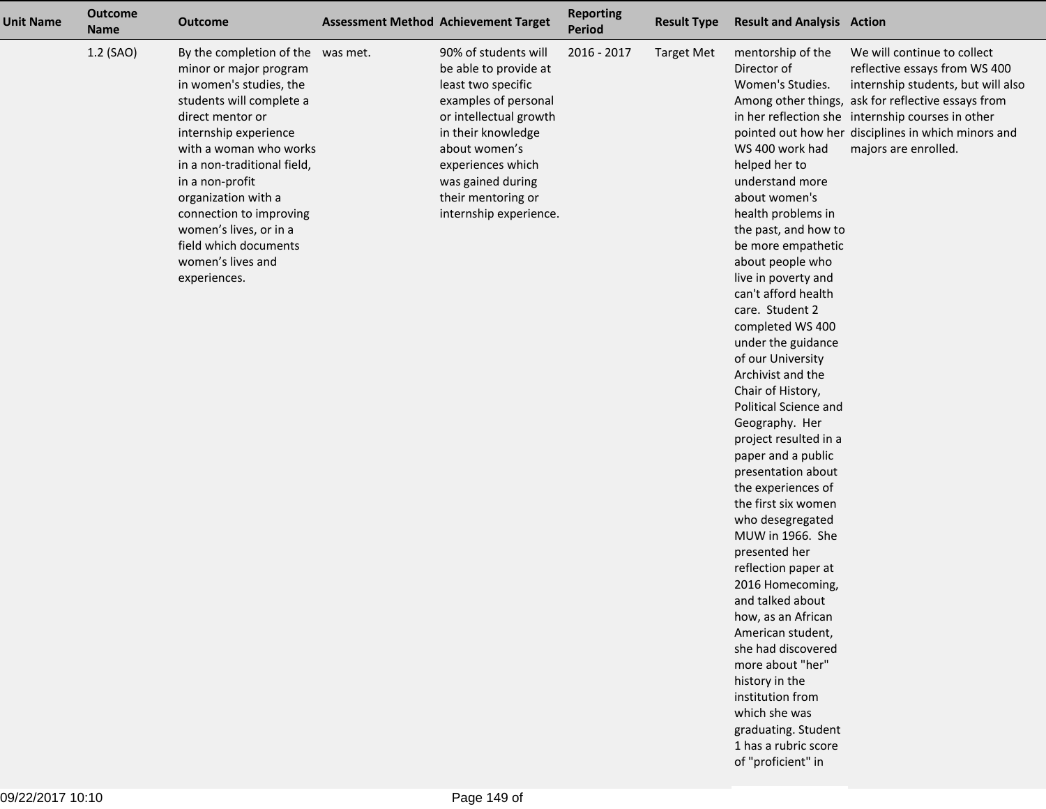| Unit Name | Outcome Name | Outcome | Assessment Method | Achievement Target | Reporting Period | Result Type | Result and Analysis | Action |
|---|---|---|---|---|---|---|---|---|
| | 1.2 (SAO) | By the completion of the minor or major program in women's studies, the students will complete a direct mentor or internship experience with a woman who works in a non-traditional field, in a non-profit organization with a connection to improving women's lives, or in a field which documents women's lives and experiences. | was met. | 90% of students will be able to provide at least two specific examples of personal or intellectual growth in their knowledge about women's experiences which was gained during their mentoring or internship experience. | 2016 - 2017 | Target Met | mentorship of the Director of Women's Studies. Among other things, in her reflection she pointed out how her WS 400 work had helped her to understand more about women's health problems in the past, and how to be more empathetic about people who live in poverty and can't afford health care. Student 2 completed WS 400 under the guidance of our University Archivist and the Chair of History, Political Science and Geography. Her project resulted in a paper and a public presentation about the experiences of the first six women who desegregated MUW in 1966. She presented her reflection paper at 2016 Homecoming, and talked about how, as an African American student, she had discovered more about "her" history in the institution from which she was graduating. Student 1 has a rubric score of "proficient" in | We will continue to collect reflective essays from WS 400 internship students, but will also ask for reflective essays from internship courses in other disciplines in which minors and majors are enrolled. |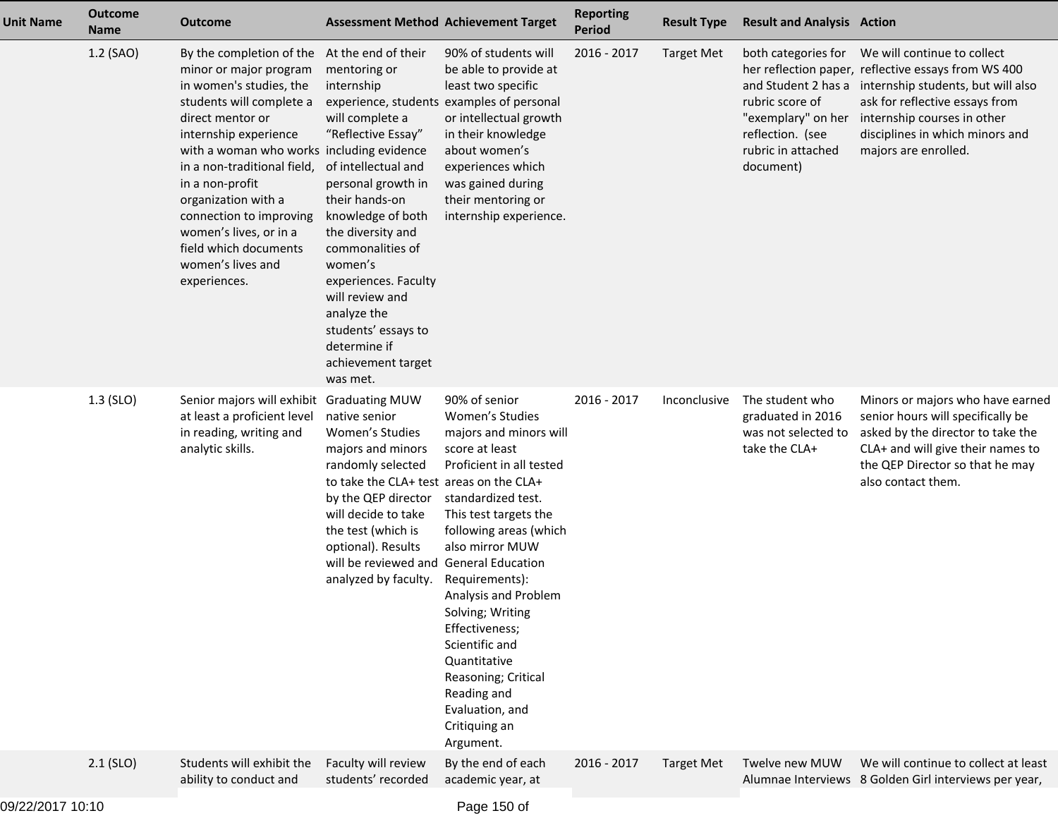| Unit Name | Outcome Name | Outcome | Assessment Method | Achievement Target | Reporting Period | Result Type | Result and Analysis | Action |
|---|---|---|---|---|---|---|---|---|
| | 1.2 (SAO) | By the completion of the minor or major program in women's studies, the students will complete a direct mentor or internship experience with a woman who works in a non-traditional field, in a non-profit organization with a connection to improving women's lives, or in a field which documents women's lives and experiences. | At the end of their mentoring or internship experience, students will complete a "Reflective Essay" including evidence of intellectual and personal growth in their hands-on knowledge of both the diversity and commonalities of women's experiences. Faculty will review and analyze the students' essays to determine if achievement target was met. | 90% of students will be able to provide at least two specific examples of personal or intellectual growth in their knowledge about women's experiences which was gained during their mentoring or internship experience. | 2016 - 2017 | Target Met | both categories for her reflection paper, and Student 2 has a rubric score of "exemplary" on her reflection. (see rubric in attached document) | We will continue to collect reflective essays from WS 400 internship students, but will also ask for reflective essays from internship courses in other disciplines in which minors and majors are enrolled. |
| | 1.3 (SLO) | Senior majors will exhibit at least a proficient level in reading, writing and analytic skills. | Graduating MUW native senior Women's Studies majors and minors randomly selected to take the CLA+ test by the QEP director will decide to take the test (which is optional). Results will be reviewed and analyzed by faculty. | 90% of senior Women's Studies majors and minors will score at least Proficient in all tested areas on the CLA+ standardized test. This test targets the following areas (which also mirror MUW General Education Requirements): Analysis and Problem Solving; Writing Effectiveness; Scientific and Quantitative Reasoning; Critical Reading and Evaluation, and Critiquing an Argument. | 2016 - 2017 | Inconclusive | The student who graduated in 2016 was not selected to take the CLA+ | Minors or majors who have earned senior hours will specifically be asked by the director to take the CLA+ and will give their names to the QEP Director so that he may also contact them. |
| | 2.1 (SLO) | Students will exhibit the ability to conduct and | Faculty will review students' recorded | By the end of each academic year, at | 2016 - 2017 | Target Met | Twelve new MUW Alumnae Interviews | We will continue to collect at least 8 Golden Girl interviews per year, |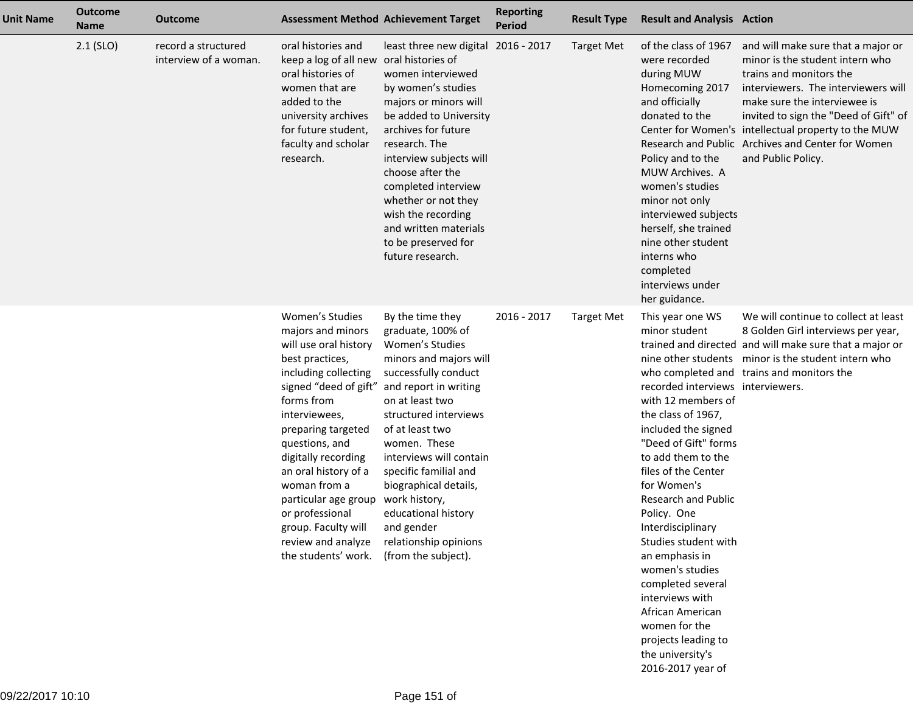| Unit Name | Outcome Name | Outcome | Assessment Method | Achievement Target | Reporting Period | Result Type | Result and Analysis | Action |
|---|---|---|---|---|---|---|---|---|
| | 2.1 (SLO) | record a structured interview of a woman. | oral histories and keep a log of all new oral histories of women that are added to the university archives for future student, faculty and scholar research. | least three new digital oral histories of women interviewed by women's studies majors or minors will be added to University archives for future research. The interview subjects will choose after the completed interview whether or not they wish the recording and written materials to be preserved for future research. | 2016 - 2017 | Target Met | of the class of 1967 were recorded during MUW Homecoming 2017 and officially donated to the Center for Women's Research and Public Policy and to the MUW Archives. A women's studies minor not only interviewed subjects herself, she trained nine other student interns who completed interviews under her guidance. | and will make sure that a major or minor is the student intern who trains and monitors the interviewers. The interviewers will make sure the interviewee is invited to sign the "Deed of Gift" of intellectual property to the MUW Archives and Center for Women and Public Policy. |
| | | | Women's Studies majors and minors will use oral history best practices, including collecting signed "deed of gift" forms from interviewees, preparing targeted questions, and digitally recording an oral history of a woman from a particular age group or professional group. Faculty will review and analyze the students' work. | By the time they graduate, 100% of Women's Studies minors and majors will successfully conduct and report in writing on at least two structured interviews of at least two women. These interviews will contain specific familial and biographical details, work history, educational history and gender relationship opinions (from the subject). | 2016 - 2017 | Target Met | This year one WS minor student trained and directed nine other students who completed and recorded interviews with 12 members of the class of 1967, included the signed "Deed of Gift" forms to add them to the files of the Center for Women's Research and Public Policy. One Interdisciplinary Studies student with an emphasis in women's studies completed several interviews with African American women for the projects leading to the university's 2016-2017 year of | We will continue to collect at least 8 Golden Girl interviews per year, and will make sure that a major or minor is the student intern who trains and monitors the interviewers. |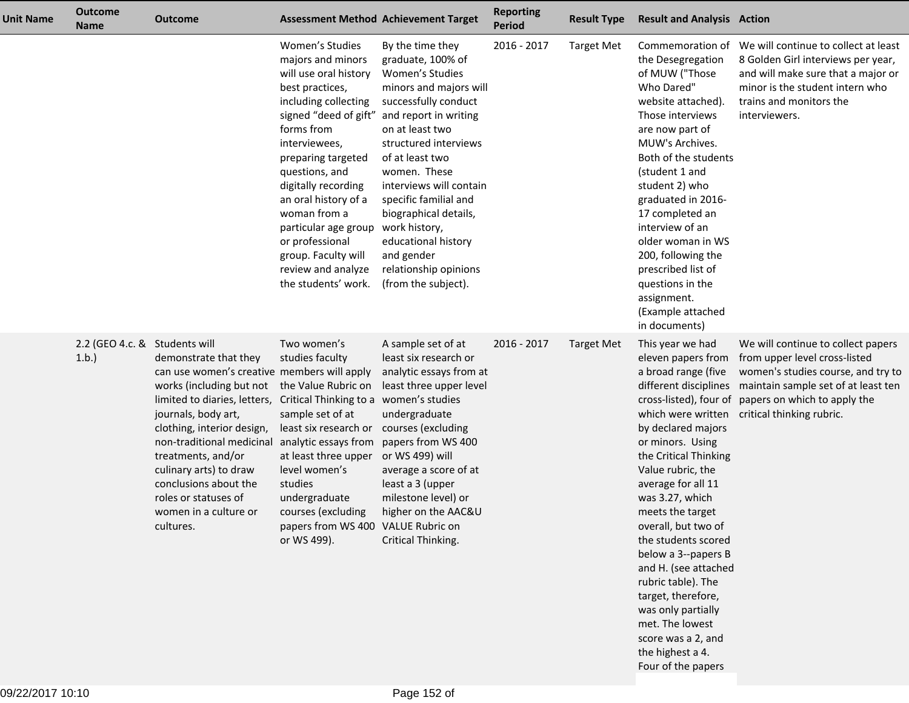| Unit Name | Outcome Name | Outcome | Assessment Method | Achievement Target | Reporting Period | Result Type | Result and Analysis | Action |
|---|---|---|---|---|---|---|---|---|
| | | | Women's Studies majors and minors will use oral history best practices, including collecting signed "deed of gift" forms from interviewees, preparing targeted questions, and digitally recording an oral history of a woman from a particular age group or professional group. Faculty will review and analyze the students' work. | By the time they graduate, 100% of Women's Studies minors and majors will successfully conduct and report in writing on at least two structured interviews of at least two women. These interviews will contain specific familial and biographical details, work history, educational history and gender relationship opinions (from the subject). | 2016 - 2017 | Target Met | Commemoration of the Desegregation of MUW ("Those Who Dared" website attached). Those interviews are now part of MUW's Archives. Both of the students (student 1 and student 2) who graduated in 2016-17 completed an interview of an older woman in WS 200, following the prescribed list of questions in the assignment. (Example attached in documents) | We will continue to collect at least 8 Golden Girl interviews per year, and will make sure that a major or minor is the student intern who trains and monitors the interviewers. |
| | 2.2 (GEO 4.c. & 1.b.) | Students will demonstrate that they can use women's creative works (including but not limited to diaries, letters, journals, body art, clothing, interior design, non-traditional medicinal treatments, and/or culinary arts) to draw conclusions about the roles or statuses of women in a culture or cultures. | Two women's studies faculty members will apply the Value Rubric on Critical Thinking to a sample set of at least six research or analytic essays from at least three upper level women's studies undergraduate courses (excluding papers from WS 400 or WS 499). | A sample set of at least six research or analytic essays from at least three upper level women's studies undergraduate courses (excluding papers from WS 400 or WS 499) will average a score of at least a 3 (upper milestone level) or higher on the AAC&U VALUE Rubric on Critical Thinking. | 2016 - 2017 | Target Met | This year we had eleven papers from a broad range (five different disciplines cross-listed), four of which were written by declared majors or minors. Using the Critical Thinking Value rubric, the average for all 11 was 3.27, which meets the target overall, but two of the students scored below a 3--papers B and H. (see attached rubric table). The target, therefore, was only partially met. The lowest score was a 2, and the highest a 4. Four of the papers | We will continue to collect papers from upper level cross-listed women's studies course, and try to maintain sample set of at least ten papers on which to apply the critical thinking rubric. |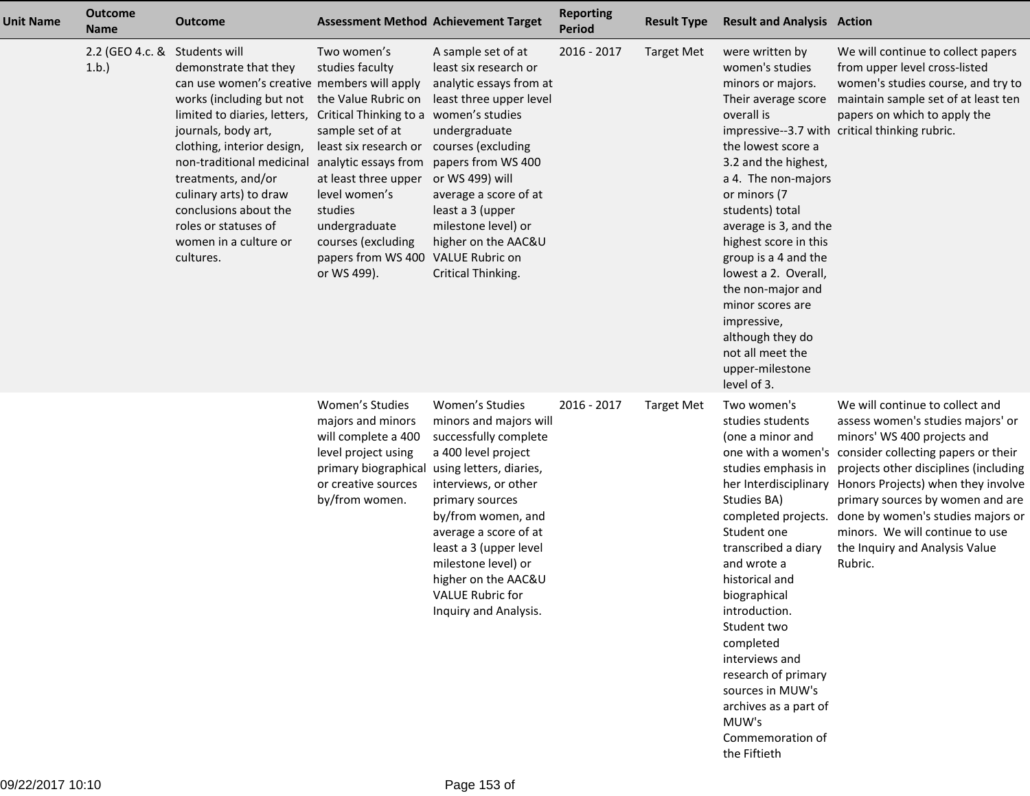| Unit Name | Outcome Name | Outcome | Assessment Method | Achievement Target | Reporting Period | Result Type | Result and Analysis | Action |
|---|---|---|---|---|---|---|---|---|
| | 2.2 (GEO 4.c. & 1.b.) | Students will demonstrate that they can use women's creative works (including but not limited to diaries, letters, journals, body art, clothing, interior design, non-traditional medicinal treatments, and/or culinary arts) to draw conclusions about the roles or statuses of women in a culture or cultures. | Two women's studies faculty members will apply the Value Rubric on Critical Thinking to a sample set of at least six research or analytic essays from at least three upper level women's studies undergraduate courses (excluding papers from WS 400 or WS 499). | A sample set of at least six research or analytic essays from at least three upper level women's studies undergraduate courses (excluding papers from WS 400 or WS 499) will average a score of at least a 3 (upper milestone level) or higher on the AAC&U VALUE Rubric on Critical Thinking. | 2016 - 2017 | Target Met | were written by women's studies minors or majors. Their average score overall is impressive--3.7 with the lowest score a 3.2 and the highest, a 4. The non-majors or minors (7 students) total average is 3, and the highest score in this group is a 4 and the lowest a 2. Overall, the non-major and minor scores are impressive, although they do not all meet the upper-milestone level of 3. | We will continue to collect papers from upper level cross-listed women's studies course, and try to maintain sample set of at least ten papers on which to apply the critical thinking rubric. |
| | | | Women's Studies majors and minors will complete a 400 level project using primary biographical or creative sources by/from women. | Women's Studies minors and majors will successfully complete a 400 level project using letters, diaries, interviews, or other primary sources by/from women, and average a score of at least a 3 (upper level milestone level) or higher on the AAC&U VALUE Rubric for Inquiry and Analysis. | 2016 - 2017 | Target Met | Two women's studies students (one a minor and one with a women's studies emphasis in her Interdisciplinary Studies BA) completed projects. Student one transcribed a diary and wrote a historical and biographical introduction. Student two completed interviews and research of primary sources in MUW's archives as a part of MUW's Commemoration of the Fiftieth | We will continue to collect and assess women's studies majors' or minors' WS 400 projects and consider collecting papers or their projects other disciplines (including Honors Projects) when they involve primary sources by women and are done by women's studies majors or minors. We will continue to use the Inquiry and Analysis Value Rubric. |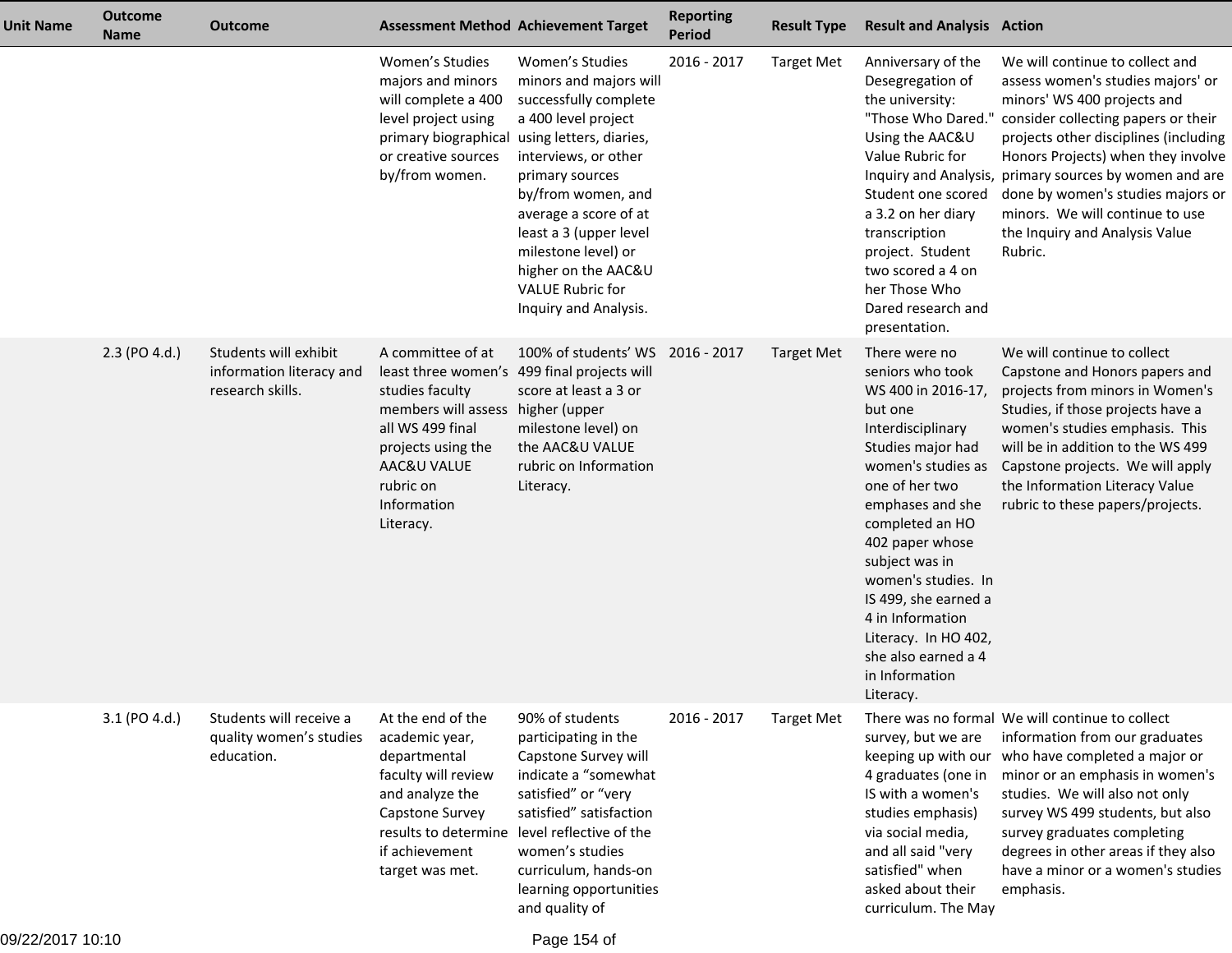| Unit Name | Outcome Name | Outcome | Assessment Method | Achievement Target | Reporting Period | Result Type | Result and Analysis | Action |
|---|---|---|---|---|---|---|---|---|
| | | | Women's Studies majors and minors will complete a 400 level project using primary biographical or creative sources by/from women. | Women's Studies minors and majors will successfully complete a 400 level project using letters, diaries, interviews, or other primary sources by/from women, and average a score of at least a 3 (upper level milestone level) or higher on the AAC&U VALUE Rubric for Inquiry and Analysis. | 2016 - 2017 | Target Met | Anniversary of the Desegregation of the university: "Those Who Dared." Using the AAC&U Value Rubric for Inquiry and Analysis, Student one scored a 3.2 on her diary transcription project. Student two scored a 4 on her Those Who Dared research and presentation. | We will continue to collect and assess women's studies majors' or minors' WS 400 projects and consider collecting papers or their projects other disciplines (including Honors Projects) when they involve primary sources by women and are done by women's studies majors or minors. We will continue to use the Inquiry and Analysis Value Rubric. |
| | 2.3 (PO 4.d.) | Students will exhibit information literacy and research skills. | A committee of at least three women's studies faculty members will assess all WS 499 final projects using the AAC&U VALUE rubric on Information Literacy. | 100% of students' WS 499 final projects will score at least a 3 or higher (upper milestone level) on the AAC&U VALUE rubric on Information Literacy. | 2016 - 2017 | Target Met | There were no seniors who took WS 400 in 2016-17, but one Interdisciplinary Studies major had women's studies as one of her two emphases and she completed an HO 402 paper whose subject was in women's studies. In IS 499, she earned a 4 in Information Literacy. In HO 402, she also earned a 4 in Information Literacy. | We will continue to collect Capstone and Honors papers and projects from minors in Women's Studies, if those projects have a women's studies emphasis. This will be in addition to the WS 499 Capstone projects. We will apply the Information Literacy Value rubric to these papers/projects. |
| | 3.1 (PO 4.d.) | Students will receive a quality women's studies education. | At the end of the academic year, departmental faculty will review and analyze the Capstone Survey results to determine if achievement target was met. | 90% of students participating in the Capstone Survey will indicate a "somewhat satisfied" or "very satisfied" satisfaction level reflective of the women's studies curriculum, hands-on learning opportunities and quality of | 2016 - 2017 | Target Met | There was no formal survey, but we are keeping up with our 4 graduates (one in IS with a women's studies emphasis) via social media, and all said "very satisfied" when asked about their curriculum. The May | We will continue to collect information from our graduates who have completed a major or minor or an emphasis in women's studies. We will also not only survey WS 499 students, but also survey graduates completing degrees in other areas if they also have a minor or a women's studies emphasis. |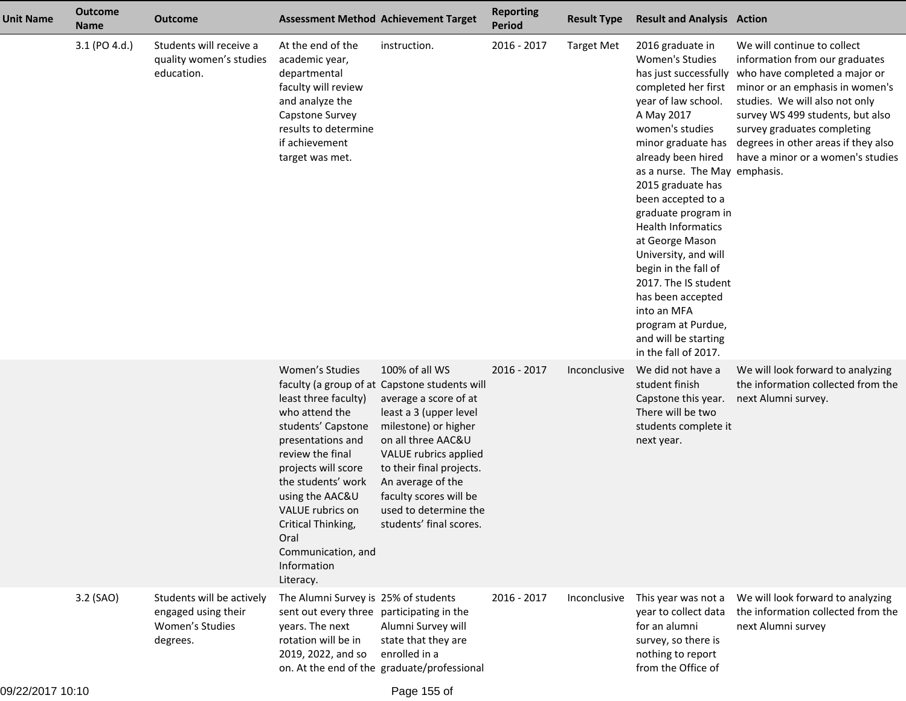| Unit Name | Outcome Name | Outcome | Assessment Method | Achievement Target | Reporting Period | Result Type | Result and Analysis | Action |
|---|---|---|---|---|---|---|---|---|
| | 3.1 (PO 4.d.) | Students will receive a quality women's studies education. | At the end of the academic year, departmental faculty will review and analyze the Capstone Survey results to determine if achievement target was met. | instruction. | 2016 - 2017 | Target Met | 2016 graduate in Women's Studies has just successfully completed her first year of law school. A May 2017 women's studies minor graduate has already been hired as a nurse. The May 2015 graduate has been accepted to a graduate program in Health Informatics at George Mason University, and will begin in the fall of 2017. The IS student has been accepted into an MFA program at Purdue, and will be starting in the fall of 2017. | We will continue to collect information from our graduates who have completed a major or minor or an emphasis in women's studies. We will also not only survey WS 499 students, but also survey graduates completing degrees in other areas if they also have a minor or a women's studies emphasis. |
| | | | Women's Studies faculty (a group of at least three faculty) who attend the students' Capstone presentations and review the final projects will score the students' work using the AAC&U VALUE rubrics on Critical Thinking, Oral Communication, and Information Literacy. | 100% of all WS Capstone students will average a score of at least a 3 (upper level milestone) or higher on all three AAC&U VALUE rubrics applied to their final projects. An average of the faculty scores will be used to determine the students' final scores. | 2016 - 2017 | Inconclusive | We did not have a student finish Capstone this year. There will be two students complete it next year. | We will look forward to analyzing the information collected from the next Alumni survey. |
| | 3.2 (SAO) | Students will be actively engaged using their Women's Studies degrees. | The Alumni Survey is sent out every three years. The next rotation will be in 2019, 2022, and so on. At the end of the | 25% of students participating in the Alumni Survey will state that they are enrolled in a graduate/professional | 2016 - 2017 | Inconclusive | This year was not a year to collect data for an alumni survey, so there is nothing to report from the Office of | We will look forward to analyzing the information collected from the next Alumni survey |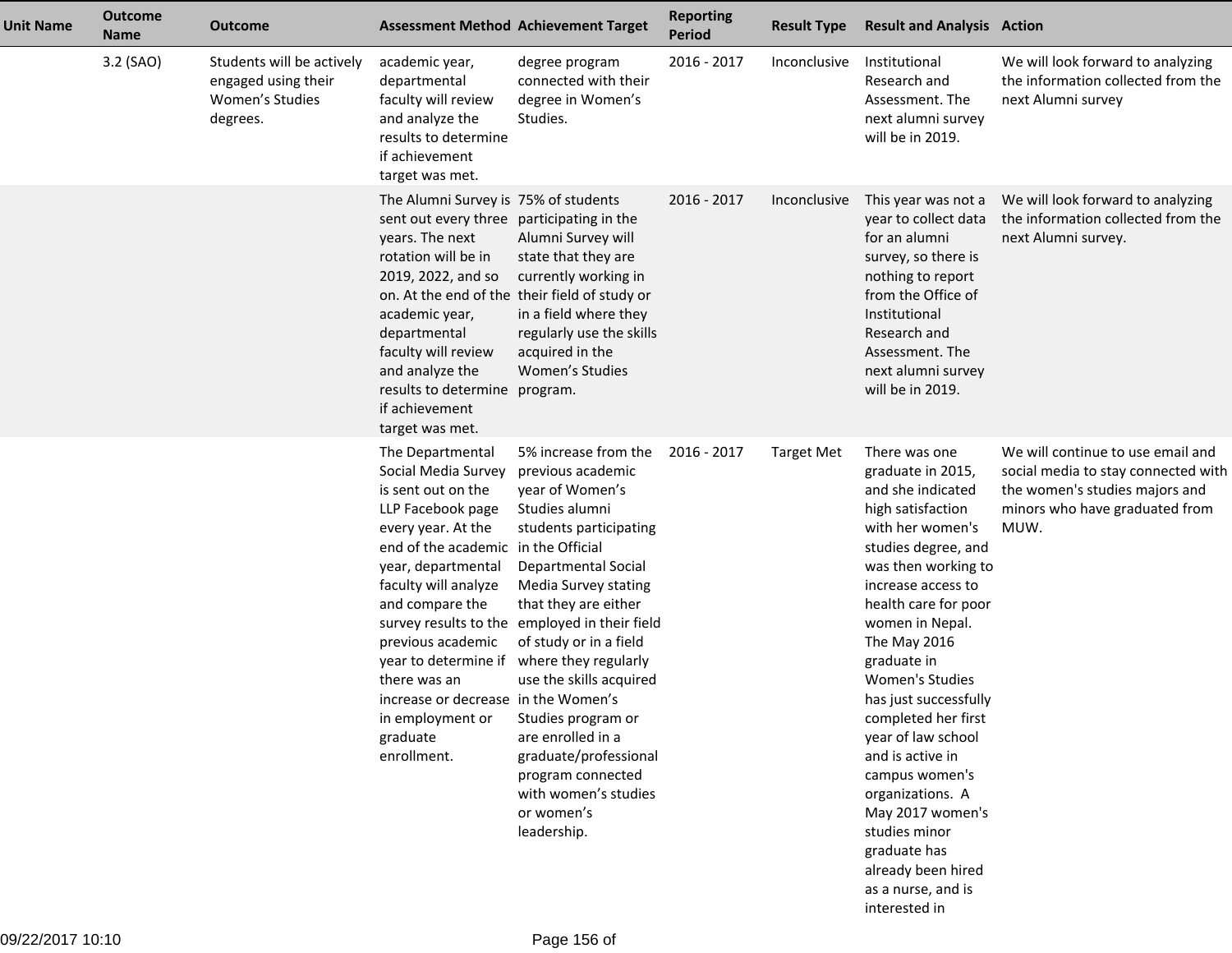| Unit Name | Outcome Name | Outcome | Assessment Method | Achievement Target | Reporting Period | Result Type | Result and Analysis | Action |
|---|---|---|---|---|---|---|---|---|
| | 3.2 (SAO) | Students will be actively engaged using their Women's Studies degrees. | academic year, departmental faculty will review and analyze the results to determine if achievement target was met. | degree program connected with their degree in Women's Studies. | 2016 - 2017 | Inconclusive | Institutional Research and Assessment. The next alumni survey will be in 2019. | We will look forward to analyzing the information collected from the next Alumni survey |
| | | | The Alumni Survey is sent out every three years. The next rotation will be in 2019, 2022, and so on. At the end of the academic year, departmental faculty will review and analyze the results to determine if achievement target was met. | 75% of students participating in the Alumni Survey will state that they are currently working in their field of study or in a field where they regularly use the skills acquired in the Women's Studies program. | 2016 - 2017 | Inconclusive | This year was not a year to collect data for an alumni survey, so there is nothing to report from the Office of Institutional Research and Assessment. The next alumni survey will be in 2019. | We will look forward to analyzing the information collected from the next Alumni survey. |
| | | | The Departmental Social Media Survey is sent out on the LLP Facebook page every year. At the end of the academic year, departmental faculty will analyze and compare the survey results to the previous academic year to determine if there was an increase or decrease in employment or graduate enrollment. | 5% increase from the previous academic year of Women's Studies alumni students participating in the Official Departmental Social Media Survey stating that they are either employed in their field of study or in a field where they regularly use the skills acquired in the Women's Studies program or are enrolled in a graduate/professional program connected with women's studies or women's leadership. | 2016 - 2017 | Target Met | There was one graduate in 2015, and she indicated high satisfaction with her women's studies degree, and was then working to increase access to health care for poor women in Nepal. The May 2016 graduate in Women's Studies has just successfully completed her first year of law school and is active in campus women's organizations. A May 2017 women's studies minor graduate has already been hired as a nurse, and is interested in | We will continue to use email and social media to stay connected with the women's studies majors and minors who have graduated from MUW. |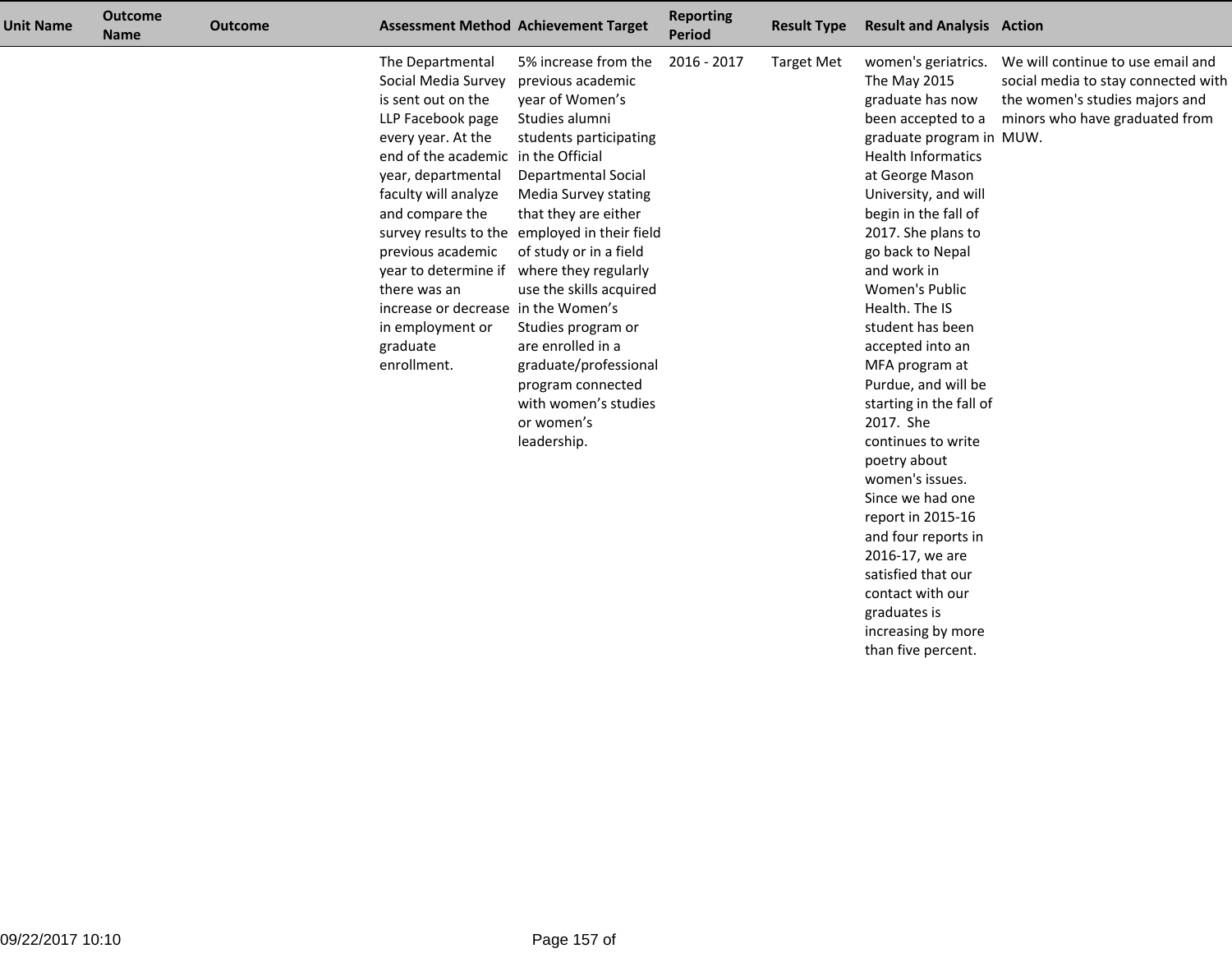| Unit Name | Outcome Name | Outcome | Assessment Method | Achievement Target | Reporting Period | Result Type | Result and Analysis | Action |
|---|---|---|---|---|---|---|---|---|
| | | | The Departmental Social Media Survey is sent out on the LLP Facebook page every year. At the end of the academic year, departmental faculty will analyze and compare the survey results to the previous academic year to determine if there was an increase or decrease in employment or graduate enrollment. | 5% increase from the previous academic year of Women's Studies alumni students participating in the Official Departmental Social Media Survey stating that they are either employed in their field of study or in a field where they regularly use the skills acquired in the Women's Studies program or are enrolled in a graduate/professional program connected with women's studies or women's leadership. | 2016 - 2017 | Target Met | women's geriatrics. The May 2015 graduate has now been accepted to a graduate program in Health Informatics at George Mason University, and will begin in the fall of 2017. She plans to go back to Nepal and work in Women's Public Health. The IS student has been accepted into an MFA program at Purdue, and will be starting in the fall of 2017. She continues to write poetry about women's issues. Since we had one report in 2015-16 and four reports in 2016-17, we are satisfied that our contact with our graduates is increasing by more than five percent. | We will continue to use email and social media to stay connected with the women's studies majors and minors who have graduated from MUW. |